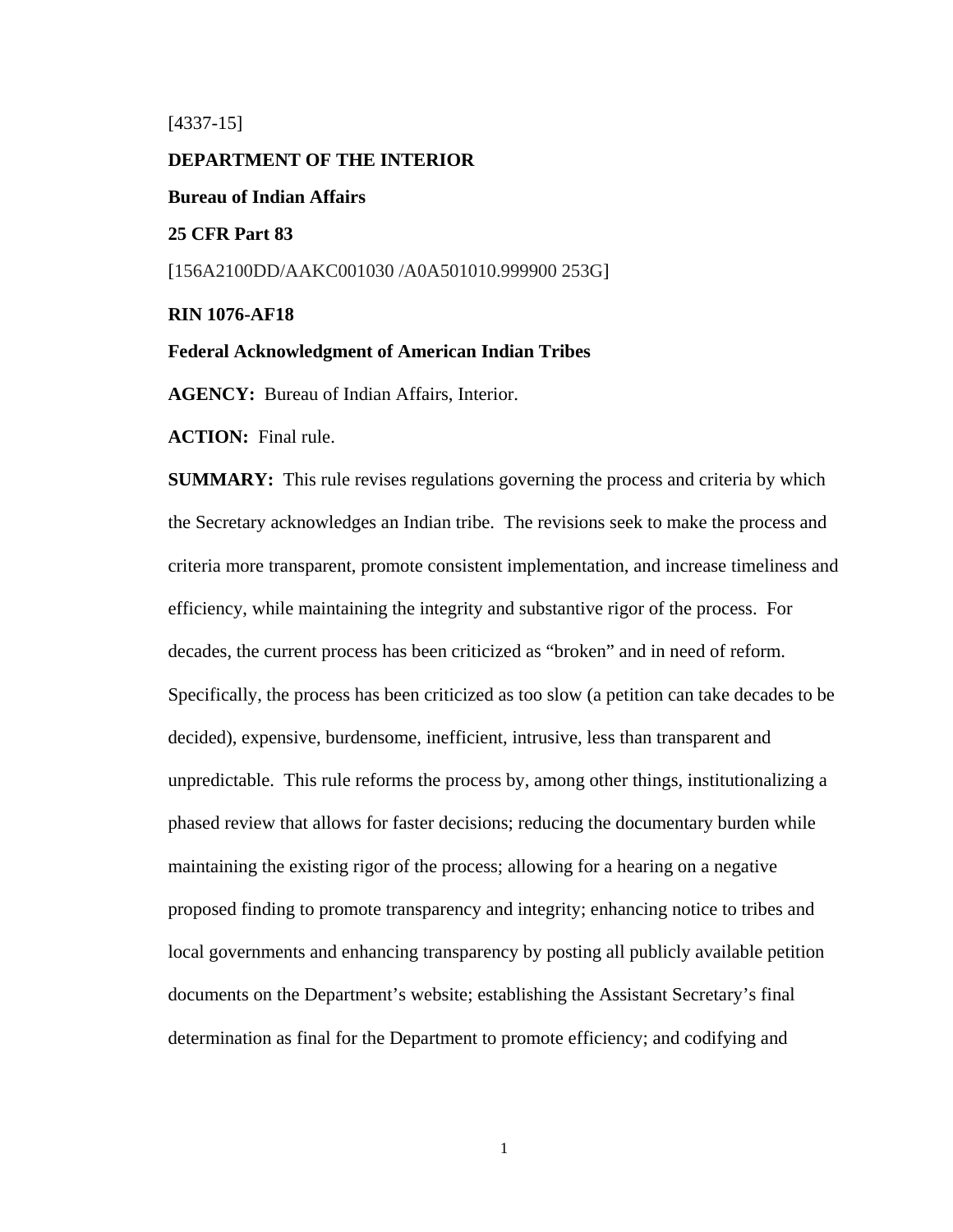[4337-15]

**DEPARTMENT OF THE INTERIOR**

**Bureau of Indian Affairs**

**25 CFR Part 83**

[156A2100DD/AAKC001030 /A0A501010.999900 253G]

**RIN 1076-AF18**

**Federal Acknowledgment of American Indian Tribes**

**AGENCY:** Bureau of Indian Affairs, Interior.

**ACTION:** Final rule.

**SUMMARY:** This rule revises regulations governing the process and criteria by which the Secretary acknowledges an Indian tribe. The revisions seek to make the process and criteria more transparent, promote consistent implementation, and increase timeliness and efficiency, while maintaining the integrity and substantive rigor of the process. For decades, the current process has been criticized as "broken" and in need of reform. Specifically, the process has been criticized as too slow (a petition can take decades to be decided), expensive, burdensome, inefficient, intrusive, less than transparent and unpredictable. This rule reforms the process by, among other things, institutionalizing a phased review that allows for faster decisions; reducing the documentary burden while maintaining the existing rigor of the process; allowing for a hearing on a negative proposed finding to promote transparency and integrity; enhancing notice to tribes and local governments and enhancing transparency by posting all publicly available petition documents on the Department's website; establishing the Assistant Secretary's final determination as final for the Department to promote efficiency; and codifying and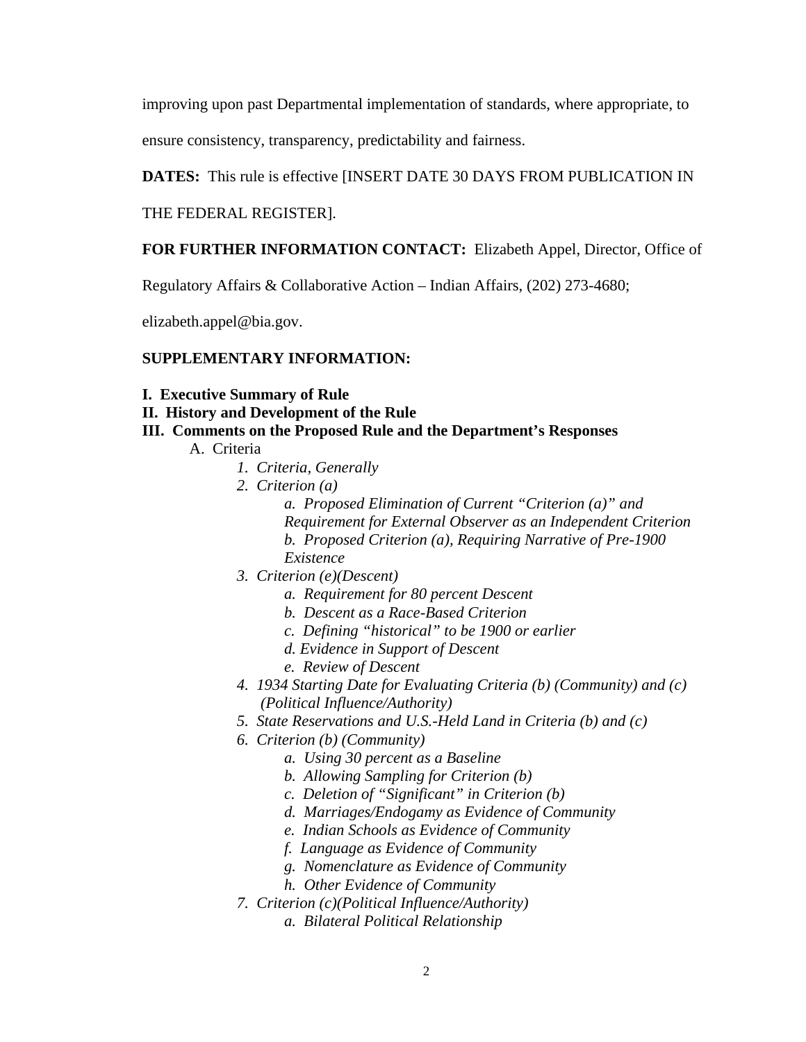improving upon past Departmental implementation of standards, where appropriate, to ensure consistency, transparency, predictability and fairness.

**DATES:** This rule is effective [INSERT DATE 30 DAYS FROM PUBLICATION IN THE FEDERAL REGISTER].

**FOR FURTHER INFORMATION CONTACT:** Elizabeth Appel, Director, Office of Regulatory Affairs & Collaborative Action – Indian Affairs, (202) 273-4680; elizabeth.appel@bia.gov.

**SUPPLEMENTARY INFORMATION:**

**I. Executive Summary of Rule**
**II. History and Development of the Rule**
**III. Comments on the Proposed Rule and the Department's Responses**

- A. Criteria
  - *1. Criteria, Generally*
  - *2. Criterion (a)*
    - *a. Proposed Elimination of Current "Criterion (a)" and Requirement for External Observer as an Independent Criterion*
    - *b. Proposed Criterion (a), Requiring Narrative of Pre-1900 Existence*
  - *3. Criterion (e)(Descent)*
    - *a. Requirement for 80 percent Descent*
    - *b. Descent as a Race-Based Criterion*
    - *c. Defining "historical" to be 1900 or earlier*
    - *d. Evidence in Support of Descent*
    - *e. Review of Descent*
  - *4. 1934 Starting Date for Evaluating Criteria (b) (Community) and (c) (Political Influence/Authority)*
  - *5. State Reservations and U.S.-Held Land in Criteria (b) and (c)*
  - *6. Criterion (b) (Community)*
    - *a. Using 30 percent as a Baseline*
    - *b. Allowing Sampling for Criterion (b)*
    - *c. Deletion of "Significant" in Criterion (b)*
    - *d. Marriages/Endogamy as Evidence of Community*
    - *e. Indian Schools as Evidence of Community*
    - *f. Language as Evidence of Community*
    - *g. Nomenclature as Evidence of Community*
    - *h. Other Evidence of Community*
  - *7. Criterion (c)(Political Influence/Authority)*
    - *a. Bilateral Political Relationship*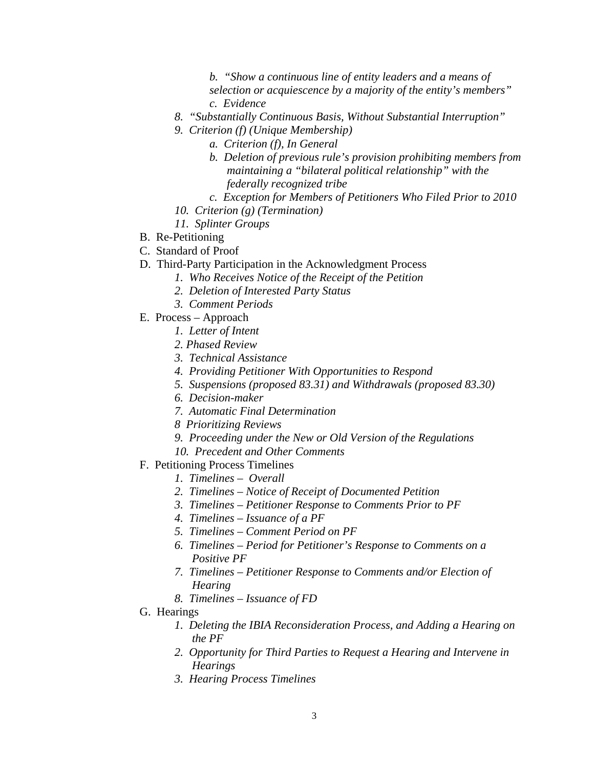b. *“Show a continuous line of entity leaders and a means of selection or acquiescence by a majority of the entity’s members”*
                c. *Evidence*
        8. *“Substantially Continuous Basis, Without Substantial Interruption”*
        9. *Criterion (f) (Unique Membership)*
                a. *Criterion (f), In General*
                b. *Deletion of previous rule’s provision prohibiting members from maintaining a “bilateral political relationship” with the federally recognized tribe*
                c. *Exception for Members of Petitioners Who Filed Prior to 2010*
        10. *Criterion (g) (Termination)*
        11. *Splinter Groups*

B. Re-Petitioning

C. Standard of Proof

D. Third-Party Participation in the Acknowledgment Process
        1. *Who Receives Notice of the Receipt of the Petition*
        2. *Deletion of Interested Party Status*
        3. *Comment Periods*

E. Process – Approach
        1. *Letter of Intent*
        2. *Phased Review*
        3. *Technical Assistance*
        4. *Providing Petitioner With Opportunities to Respond*
        5. *Suspensions (proposed 83.31) and Withdrawals (proposed 83.30)*
        6. *Decision-maker*
        7. *Automatic Final Determination*
        8 *Prioritizing Reviews*
        9. *Proceeding under the New or Old Version of the Regulations*
        10. *Precedent and Other Comments*

F. Petitioning Process Timelines
        1. *Timelines – Overall*
        2. *Timelines – Notice of Receipt of Documented Petition*
        3. *Timelines – Petitioner Response to Comments Prior to PF*
        4. *Timelines – Issuance of a PF*
        5. *Timelines – Comment Period on PF*
        6. *Timelines – Period for Petitioner’s Response to Comments on a Positive PF*
        7. *Timelines – Petitioner Response to Comments and/or Election of Hearing*
        8. *Timelines – Issuance of FD*

G. Hearings
        1. *Deleting the IBIA Reconsideration Process, and Adding a Hearing on the PF*
        2. *Opportunity for Third Parties to Request a Hearing and Intervene in Hearings*
        3. *Hearing Process Timelines*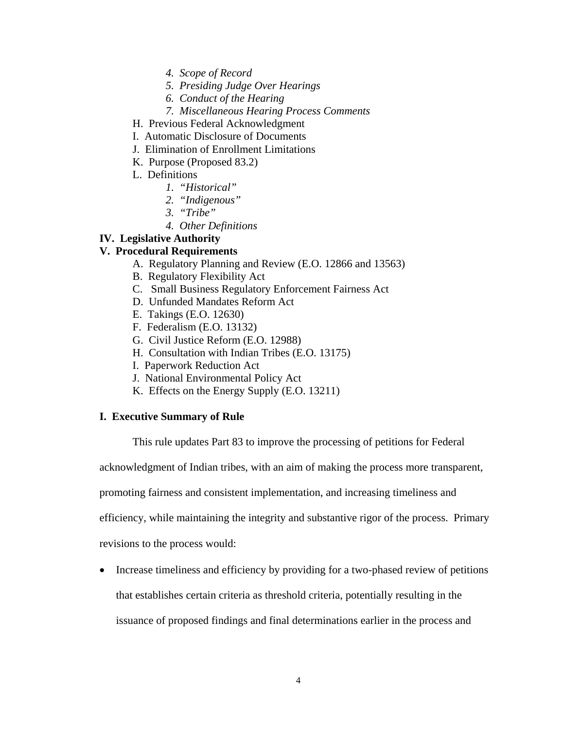- *4. Scope of Record*
- *5. Presiding Judge Over Hearings*
- *6. Conduct of the Hearing*
- *7. Miscellaneous Hearing Process Comments*

H. Previous Federal Acknowledgment

I. Automatic Disclosure of Documents

J. Elimination of Enrollment Limitations

K. Purpose (Proposed 83.2)

L. Definitions

- *1. "Historical"*
- *2. "Indigenous"*
- *3. "Tribe"*
- *4. Other Definitions*

**IV. Legislative Authority**

**V. Procedural Requirements**

A. Regulatory Planning and Review (E.O. 12866 and 13563)

B. Regulatory Flexibility Act

C. Small Business Regulatory Enforcement Fairness Act

D. Unfunded Mandates Reform Act

E. Takings (E.O. 12630)

F. Federalism (E.O. 13132)

G. Civil Justice Reform (E.O. 12988)

H. Consultation with Indian Tribes (E.O. 13175)

I. Paperwork Reduction Act

J. National Environmental Policy Act

K. Effects on the Energy Supply (E.O. 13211)

## I. Executive Summary of Rule

This rule updates Part 83 to improve the processing of petitions for Federal acknowledgment of Indian tribes, with an aim of making the process more transparent, promoting fairness and consistent implementation, and increasing timeliness and efficiency, while maintaining the integrity and substantive rigor of the process. Primary revisions to the process would:

- Increase timeliness and efficiency by providing for a two-phased review of petitions that establishes certain criteria as threshold criteria, potentially resulting in the issuance of proposed findings and final determinations earlier in the process and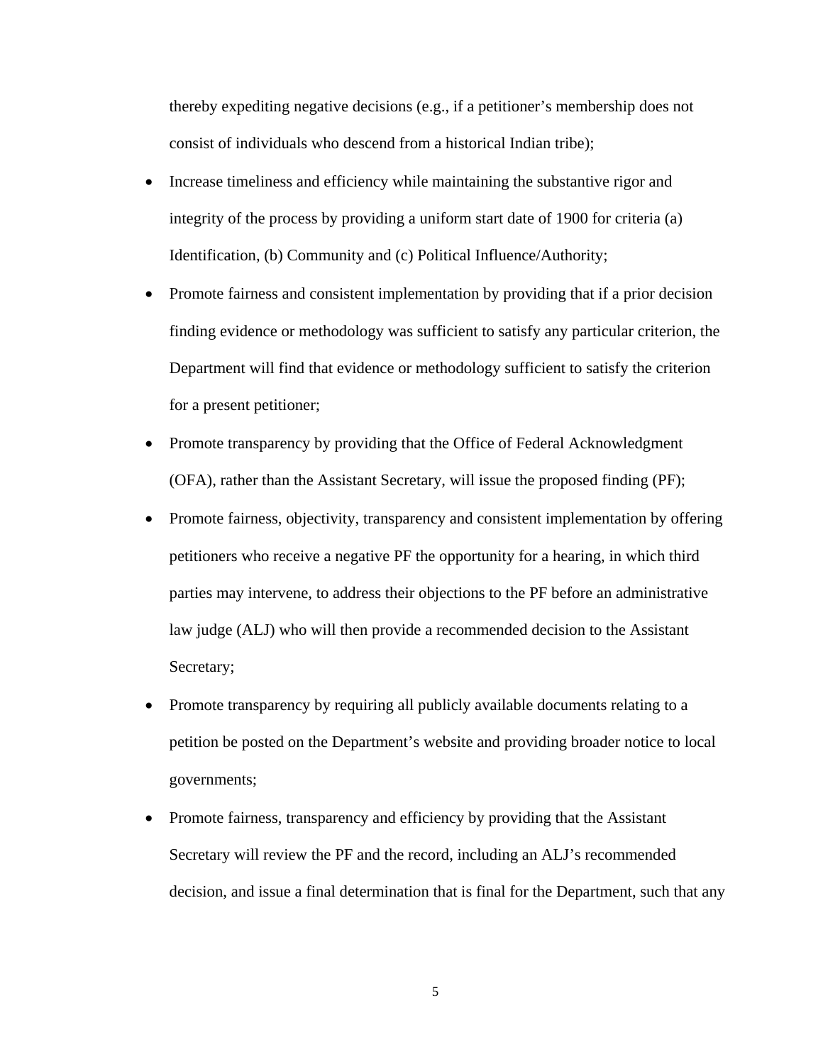thereby expediting negative decisions (e.g., if a petitioner's membership does not consist of individuals who descend from a historical Indian tribe);

- Increase timeliness and efficiency while maintaining the substantive rigor and integrity of the process by providing a uniform start date of 1900 for criteria (a) Identification, (b) Community and (c) Political Influence/Authority;
- Promote fairness and consistent implementation by providing that if a prior decision finding evidence or methodology was sufficient to satisfy any particular criterion, the Department will find that evidence or methodology sufficient to satisfy the criterion for a present petitioner;
- Promote transparency by providing that the Office of Federal Acknowledgment (OFA), rather than the Assistant Secretary, will issue the proposed finding (PF);
- Promote fairness, objectivity, transparency and consistent implementation by offering petitioners who receive a negative PF the opportunity for a hearing, in which third parties may intervene, to address their objections to the PF before an administrative law judge (ALJ) who will then provide a recommended decision to the Assistant Secretary;
- Promote transparency by requiring all publicly available documents relating to a petition be posted on the Department's website and providing broader notice to local governments;
- Promote fairness, transparency and efficiency by providing that the Assistant Secretary will review the PF and the record, including an ALJ's recommended decision, and issue a final determination that is final for the Department, such that any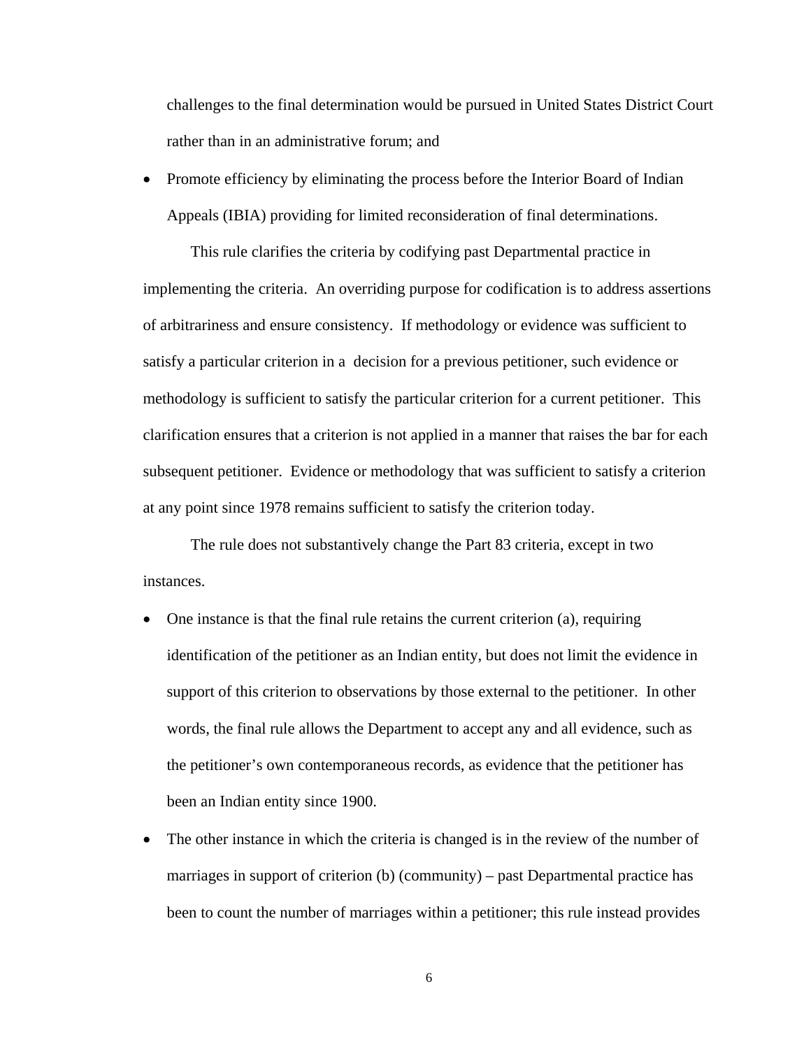challenges to the final determination would be pursued in United States District Court rather than in an administrative forum; and

- Promote efficiency by eliminating the process before the Interior Board of Indian Appeals (IBIA) providing for limited reconsideration of final determinations.

This rule clarifies the criteria by codifying past Departmental practice in implementing the criteria. An overriding purpose for codification is to address assertions of arbitrariness and ensure consistency. If methodology or evidence was sufficient to satisfy a particular criterion in a decision for a previous petitioner, such evidence or methodology is sufficient to satisfy the particular criterion for a current petitioner. This clarification ensures that a criterion is not applied in a manner that raises the bar for each subsequent petitioner. Evidence or methodology that was sufficient to satisfy a criterion at any point since 1978 remains sufficient to satisfy the criterion today.

The rule does not substantively change the Part 83 criteria, except in two instances.

- One instance is that the final rule retains the current criterion (a), requiring identification of the petitioner as an Indian entity, but does not limit the evidence in support of this criterion to observations by those external to the petitioner. In other words, the final rule allows the Department to accept any and all evidence, such as the petitioner's own contemporaneous records, as evidence that the petitioner has been an Indian entity since 1900.
- The other instance in which the criteria is changed is in the review of the number of marriages in support of criterion (b) (community) – past Departmental practice has been to count the number of marriages within a petitioner; this rule instead provides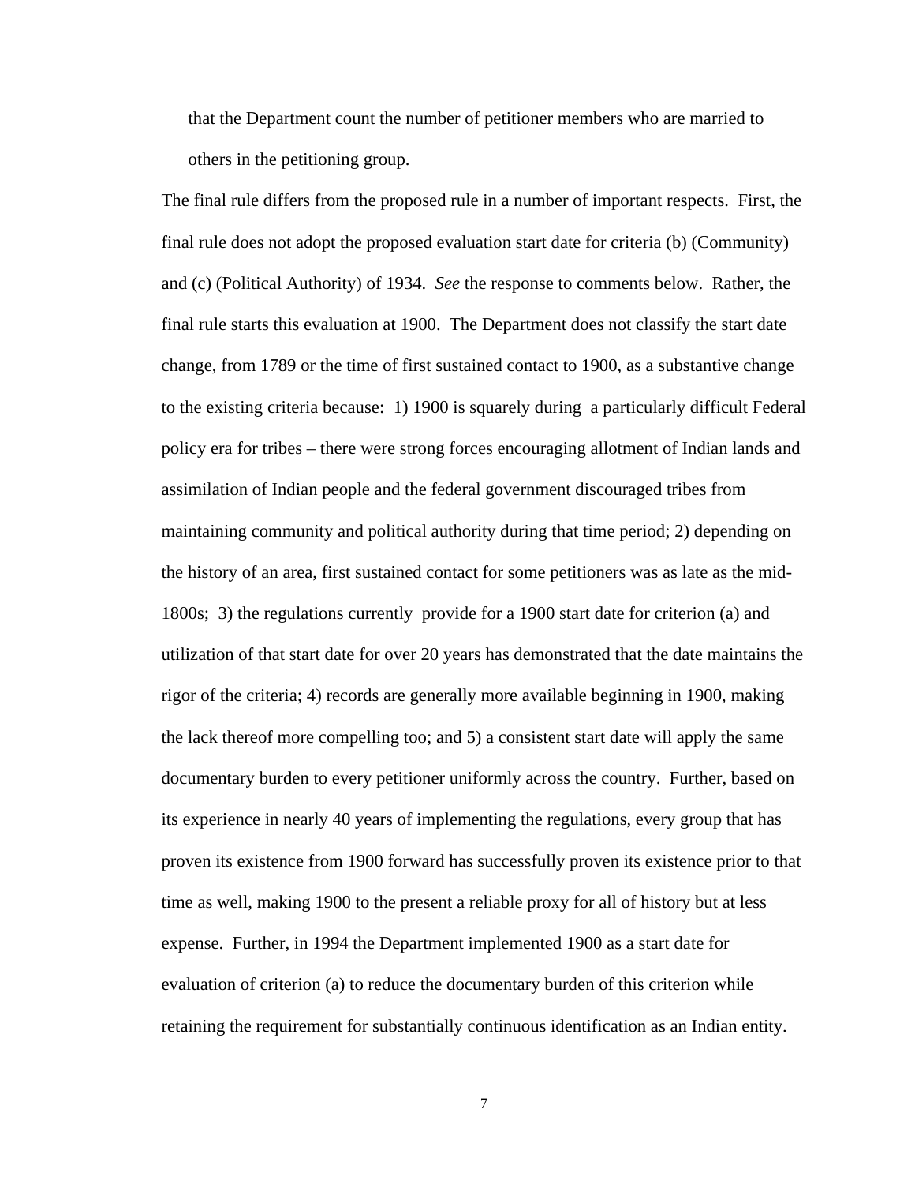that the Department count the number of petitioner members who are married to others in the petitioning group.

The final rule differs from the proposed rule in a number of important respects. First, the final rule does not adopt the proposed evaluation start date for criteria (b) (Community) and (c) (Political Authority) of 1934. *See* the response to comments below. Rather, the final rule starts this evaluation at 1900. The Department does not classify the start date change, from 1789 or the time of first sustained contact to 1900, as a substantive change to the existing criteria because: 1) 1900 is squarely during a particularly difficult Federal policy era for tribes – there were strong forces encouraging allotment of Indian lands and assimilation of Indian people and the federal government discouraged tribes from maintaining community and political authority during that time period; 2) depending on the history of an area, first sustained contact for some petitioners was as late as the mid-1800s; 3) the regulations currently provide for a 1900 start date for criterion (a) and utilization of that start date for over 20 years has demonstrated that the date maintains the rigor of the criteria; 4) records are generally more available beginning in 1900, making the lack thereof more compelling too; and 5) a consistent start date will apply the same documentary burden to every petitioner uniformly across the country. Further, based on its experience in nearly 40 years of implementing the regulations, every group that has proven its existence from 1900 forward has successfully proven its existence prior to that time as well, making 1900 to the present a reliable proxy for all of history but at less expense. Further, in 1994 the Department implemented 1900 as a start date for evaluation of criterion (a) to reduce the documentary burden of this criterion while retaining the requirement for substantially continuous identification as an Indian entity.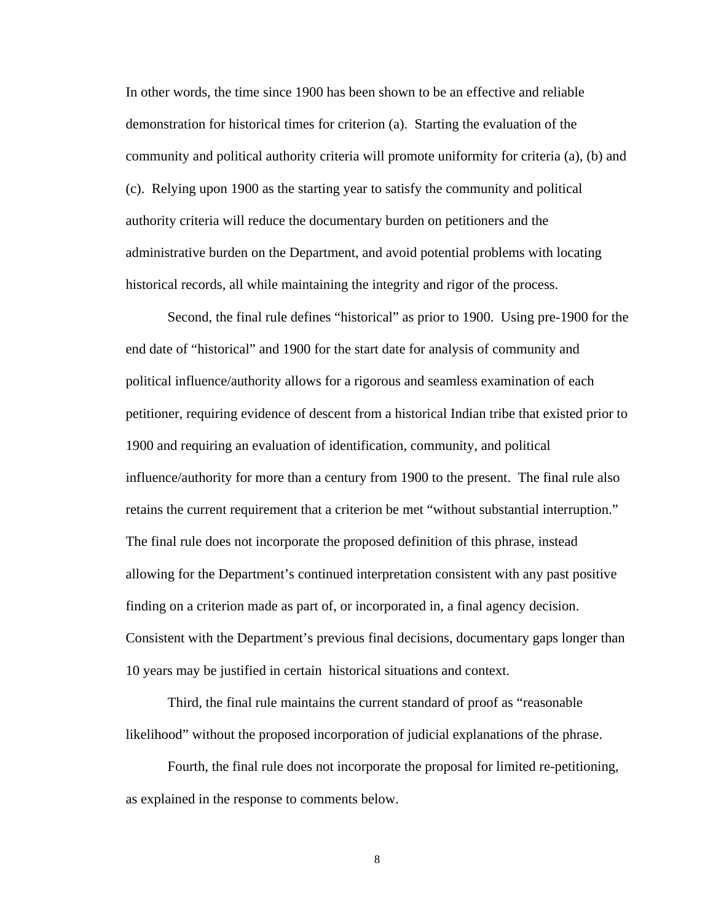In other words, the time since 1900 has been shown to be an effective and reliable demonstration for historical times for criterion (a). Starting the evaluation of the community and political authority criteria will promote uniformity for criteria (a), (b) and (c). Relying upon 1900 as the starting year to satisfy the community and political authority criteria will reduce the documentary burden on petitioners and the administrative burden on the Department, and avoid potential problems with locating historical records, all while maintaining the integrity and rigor of the process.

Second, the final rule defines "historical" as prior to 1900. Using pre-1900 for the end date of "historical" and 1900 for the start date for analysis of community and political influence/authority allows for a rigorous and seamless examination of each petitioner, requiring evidence of descent from a historical Indian tribe that existed prior to 1900 and requiring an evaluation of identification, community, and political influence/authority for more than a century from 1900 to the present. The final rule also retains the current requirement that a criterion be met "without substantial interruption." The final rule does not incorporate the proposed definition of this phrase, instead allowing for the Department's continued interpretation consistent with any past positive finding on a criterion made as part of, or incorporated in, a final agency decision. Consistent with the Department's previous final decisions, documentary gaps longer than 10 years may be justified in certain historical situations and context.

Third, the final rule maintains the current standard of proof as "reasonable likelihood" without the proposed incorporation of judicial explanations of the phrase.

Fourth, the final rule does not incorporate the proposal for limited re-petitioning, as explained in the response to comments below.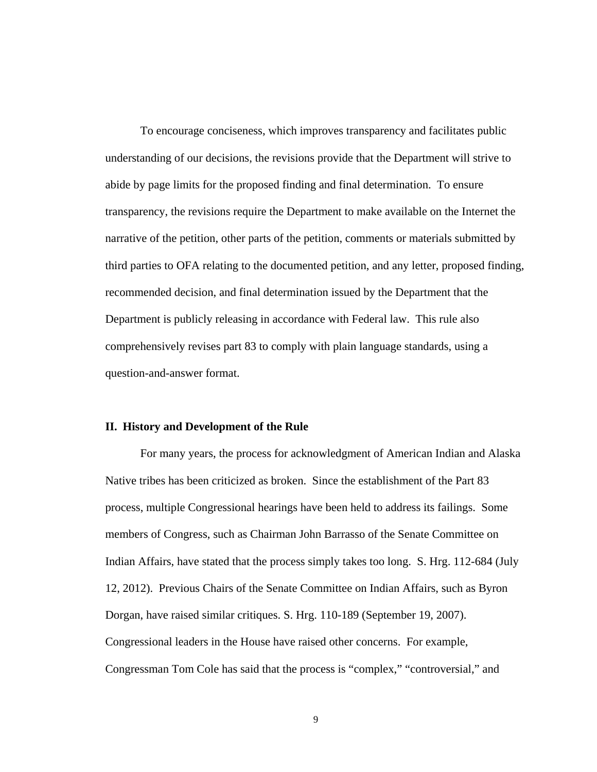To encourage conciseness, which improves transparency and facilitates public understanding of our decisions, the revisions provide that the Department will strive to abide by page limits for the proposed finding and final determination. To ensure transparency, the revisions require the Department to make available on the Internet the narrative of the petition, other parts of the petition, comments or materials submitted by third parties to OFA relating to the documented petition, and any letter, proposed finding, recommended decision, and final determination issued by the Department that the Department is publicly releasing in accordance with Federal law. This rule also comprehensively revises part 83 to comply with plain language standards, using a question-and-answer format.

## II. History and Development of the Rule

For many years, the process for acknowledgment of American Indian and Alaska Native tribes has been criticized as broken. Since the establishment of the Part 83 process, multiple Congressional hearings have been held to address its failings. Some members of Congress, such as Chairman John Barrasso of the Senate Committee on Indian Affairs, have stated that the process simply takes too long. S. Hrg. 112-684 (July 12, 2012). Previous Chairs of the Senate Committee on Indian Affairs, such as Byron Dorgan, have raised similar critiques. S. Hrg. 110-189 (September 19, 2007). Congressional leaders in the House have raised other concerns. For example, Congressman Tom Cole has said that the process is "complex," "controversial," and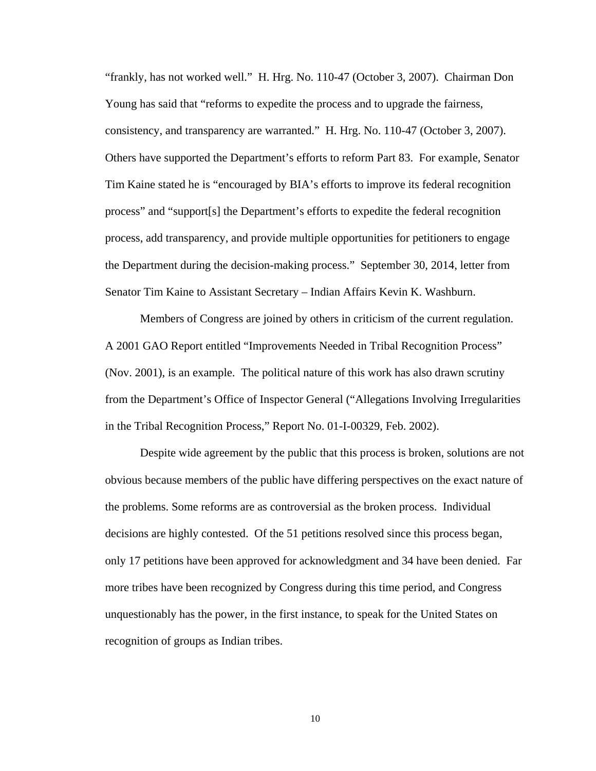"frankly, has not worked well." H. Hrg. No. 110-47 (October 3, 2007). Chairman Don Young has said that "reforms to expedite the process and to upgrade the fairness, consistency, and transparency are warranted." H. Hrg. No. 110-47 (October 3, 2007). Others have supported the Department's efforts to reform Part 83. For example, Senator Tim Kaine stated he is "encouraged by BIA's efforts to improve its federal recognition process" and "support[s] the Department's efforts to expedite the federal recognition process, add transparency, and provide multiple opportunities for petitioners to engage the Department during the decision-making process." September 30, 2014, letter from Senator Tim Kaine to Assistant Secretary – Indian Affairs Kevin K. Washburn.

Members of Congress are joined by others in criticism of the current regulation. A 2001 GAO Report entitled "Improvements Needed in Tribal Recognition Process" (Nov. 2001), is an example. The political nature of this work has also drawn scrutiny from the Department's Office of Inspector General ("Allegations Involving Irregularities in the Tribal Recognition Process," Report No. 01-I-00329, Feb. 2002).

Despite wide agreement by the public that this process is broken, solutions are not obvious because members of the public have differing perspectives on the exact nature of the problems. Some reforms are as controversial as the broken process. Individual decisions are highly contested. Of the 51 petitions resolved since this process began, only 17 petitions have been approved for acknowledgment and 34 have been denied. Far more tribes have been recognized by Congress during this time period, and Congress unquestionably has the power, in the first instance, to speak for the United States on recognition of groups as Indian tribes.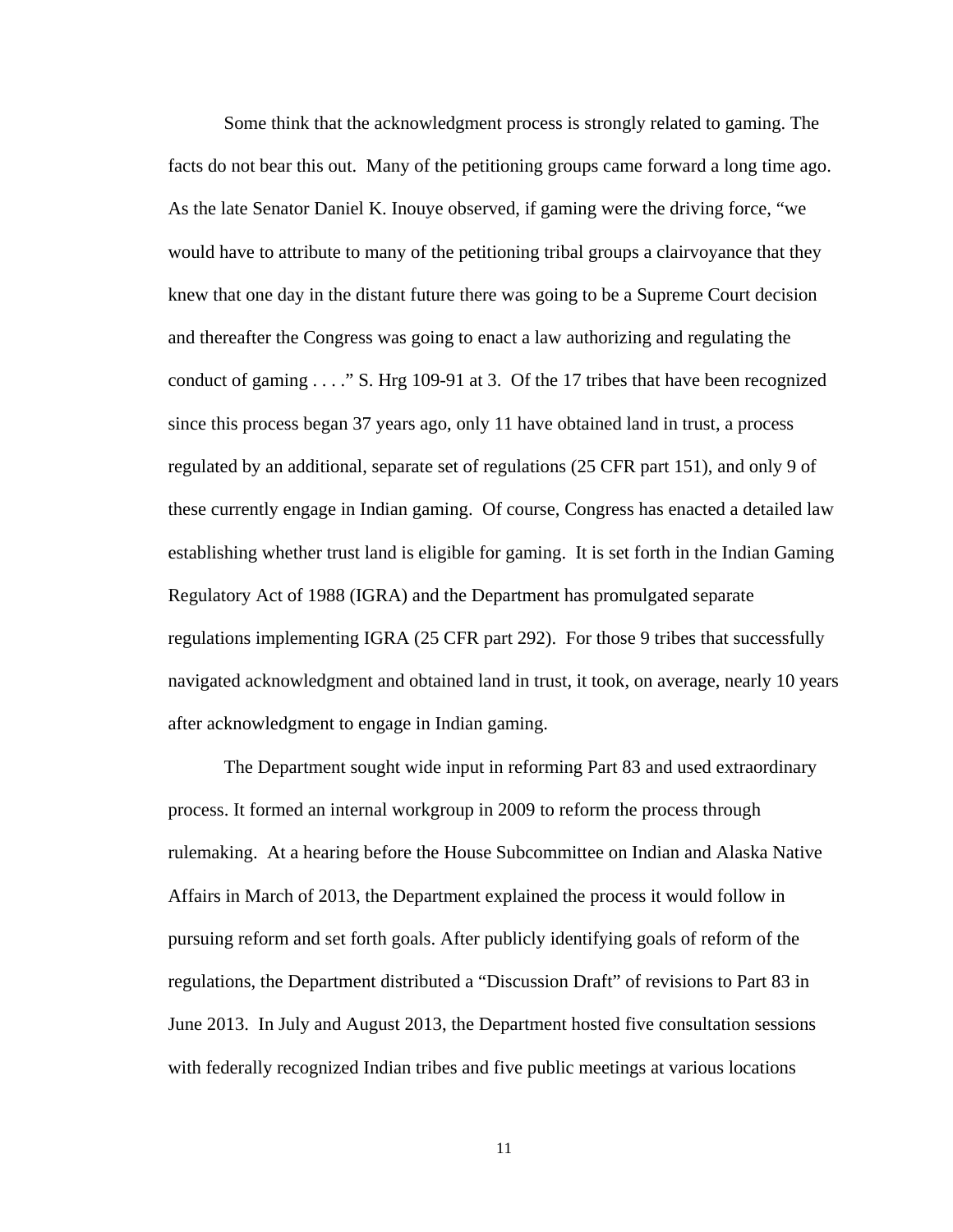Some think that the acknowledgment process is strongly related to gaming. The facts do not bear this out. Many of the petitioning groups came forward a long time ago. As the late Senator Daniel K. Inouye observed, if gaming were the driving force, "we would have to attribute to many of the petitioning tribal groups a clairvoyance that they knew that one day in the distant future there was going to be a Supreme Court decision and thereafter the Congress was going to enact a law authorizing and regulating the conduct of gaming . . . ." S. Hrg 109-91 at 3. Of the 17 tribes that have been recognized since this process began 37 years ago, only 11 have obtained land in trust, a process regulated by an additional, separate set of regulations (25 CFR part 151), and only 9 of these currently engage in Indian gaming. Of course, Congress has enacted a detailed law establishing whether trust land is eligible for gaming. It is set forth in the Indian Gaming Regulatory Act of 1988 (IGRA) and the Department has promulgated separate regulations implementing IGRA (25 CFR part 292). For those 9 tribes that successfully navigated acknowledgment and obtained land in trust, it took, on average, nearly 10 years after acknowledgment to engage in Indian gaming.

The Department sought wide input in reforming Part 83 and used extraordinary process. It formed an internal workgroup in 2009 to reform the process through rulemaking. At a hearing before the House Subcommittee on Indian and Alaska Native Affairs in March of 2013, the Department explained the process it would follow in pursuing reform and set forth goals. After publicly identifying goals of reform of the regulations, the Department distributed a "Discussion Draft" of revisions to Part 83 in June 2013. In July and August 2013, the Department hosted five consultation sessions with federally recognized Indian tribes and five public meetings at various locations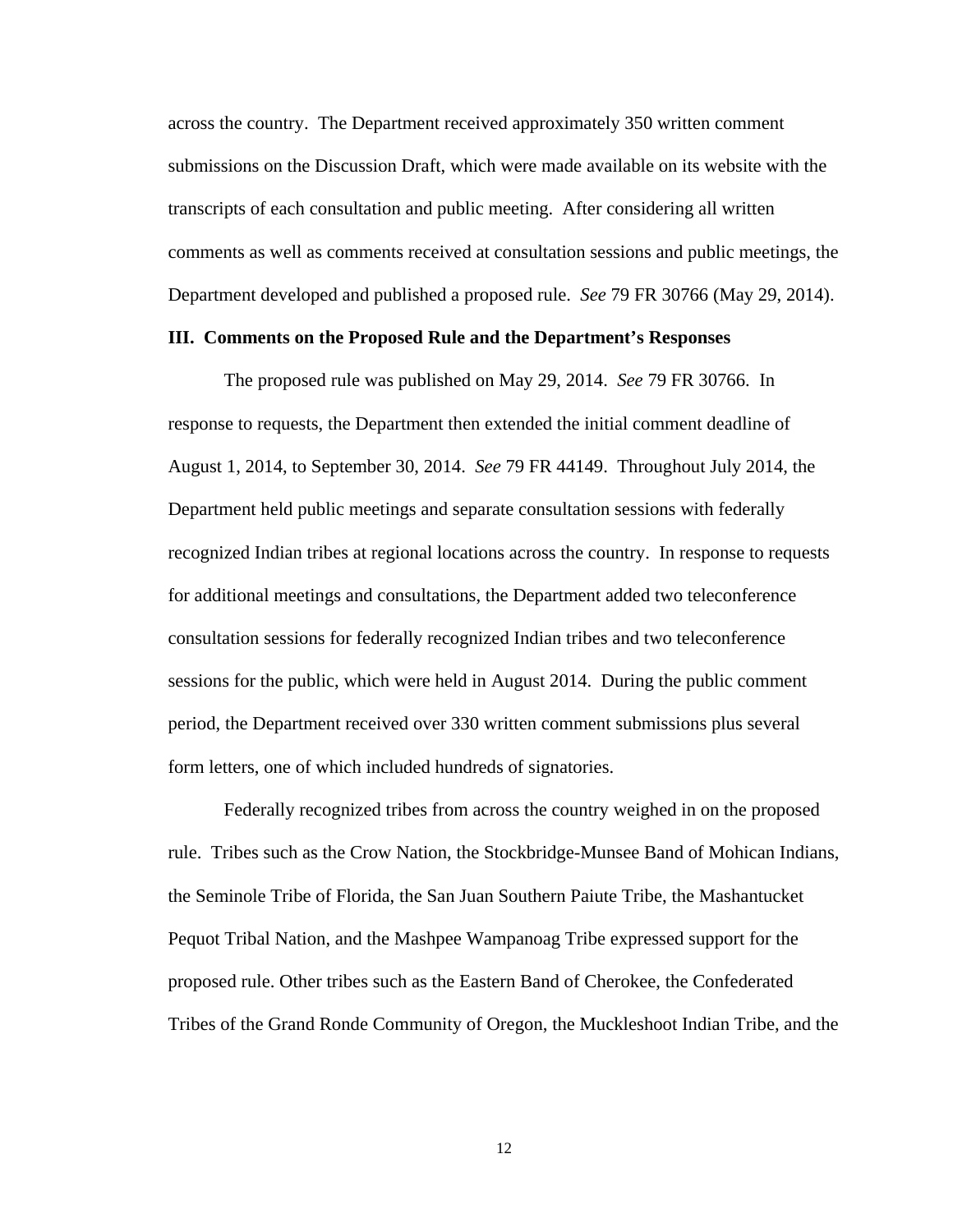across the country. The Department received approximately 350 written comment submissions on the Discussion Draft, which were made available on its website with the transcripts of each consultation and public meeting. After considering all written comments as well as comments received at consultation sessions and public meetings, the Department developed and published a proposed rule. *See* 79 FR 30766 (May 29, 2014).

## III. Comments on the Proposed Rule and the Department's Responses

The proposed rule was published on May 29, 2014. *See* 79 FR 30766. In response to requests, the Department then extended the initial comment deadline of August 1, 2014, to September 30, 2014. *See* 79 FR 44149. Throughout July 2014, the Department held public meetings and separate consultation sessions with federally recognized Indian tribes at regional locations across the country. In response to requests for additional meetings and consultations, the Department added two teleconference consultation sessions for federally recognized Indian tribes and two teleconference sessions for the public, which were held in August 2014. During the public comment period, the Department received over 330 written comment submissions plus several form letters, one of which included hundreds of signatories.

Federally recognized tribes from across the country weighed in on the proposed rule. Tribes such as the Crow Nation, the Stockbridge-Munsee Band of Mohican Indians, the Seminole Tribe of Florida, the San Juan Southern Paiute Tribe, the Mashantucket Pequot Tribal Nation, and the Mashpee Wampanoag Tribe expressed support for the proposed rule. Other tribes such as the Eastern Band of Cherokee, the Confederated Tribes of the Grand Ronde Community of Oregon, the Muckleshoot Indian Tribe, and the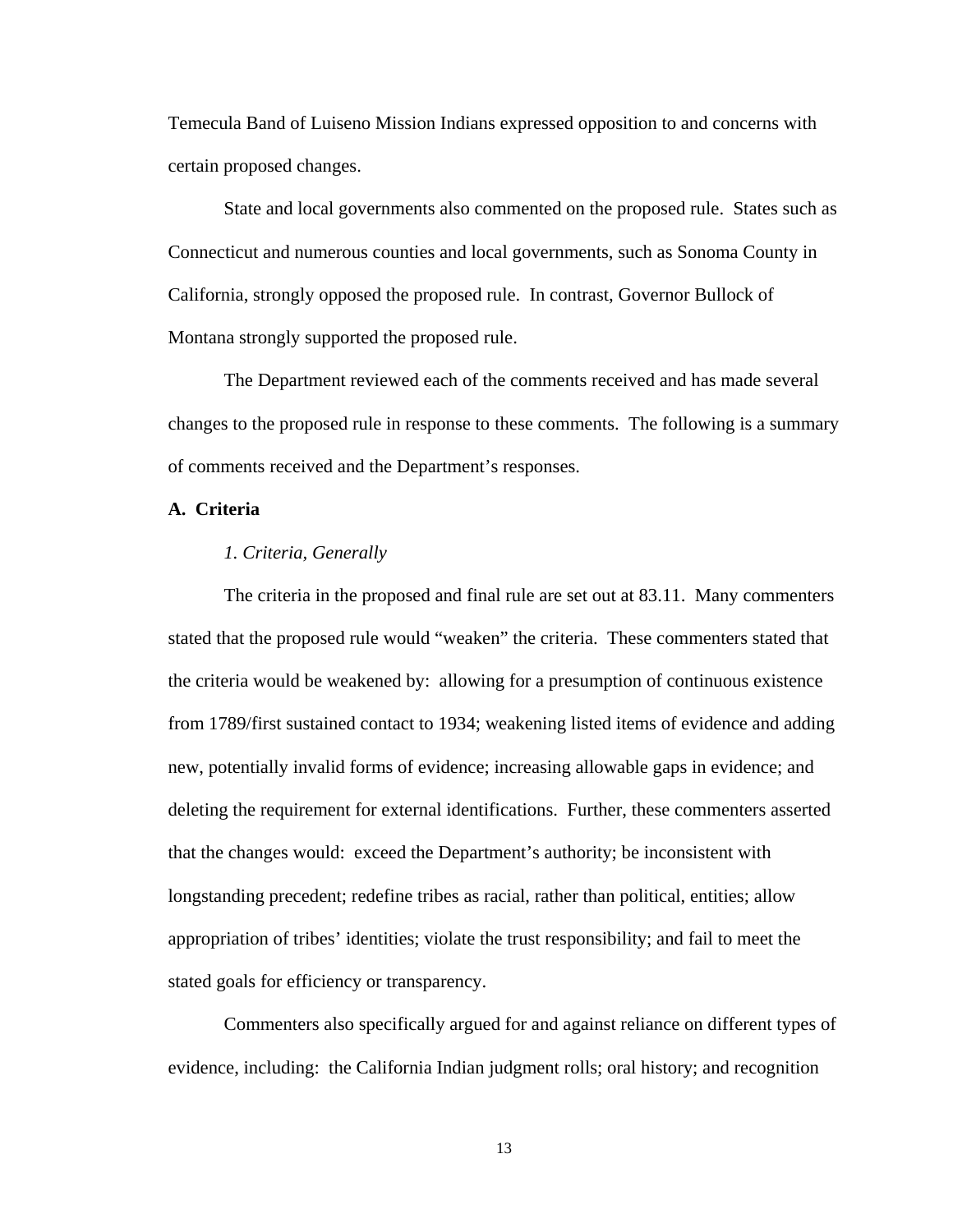Temecula Band of Luiseno Mission Indians expressed opposition to and concerns with certain proposed changes.

State and local governments also commented on the proposed rule. States such as Connecticut and numerous counties and local governments, such as Sonoma County in California, strongly opposed the proposed rule. In contrast, Governor Bullock of Montana strongly supported the proposed rule.

The Department reviewed each of the comments received and has made several changes to the proposed rule in response to these comments. The following is a summary of comments received and the Department's responses.

**A. Criteria**

*1. Criteria, Generally*

The criteria in the proposed and final rule are set out at 83.11. Many commenters stated that the proposed rule would "weaken" the criteria. These commenters stated that the criteria would be weakened by: allowing for a presumption of continuous existence from 1789/first sustained contact to 1934; weakening listed items of evidence and adding new, potentially invalid forms of evidence; increasing allowable gaps in evidence; and deleting the requirement for external identifications. Further, these commenters asserted that the changes would: exceed the Department's authority; be inconsistent with longstanding precedent; redefine tribes as racial, rather than political, entities; allow appropriation of tribes' identities; violate the trust responsibility; and fail to meet the stated goals for efficiency or transparency.

Commenters also specifically argued for and against reliance on different types of evidence, including: the California Indian judgment rolls; oral history; and recognition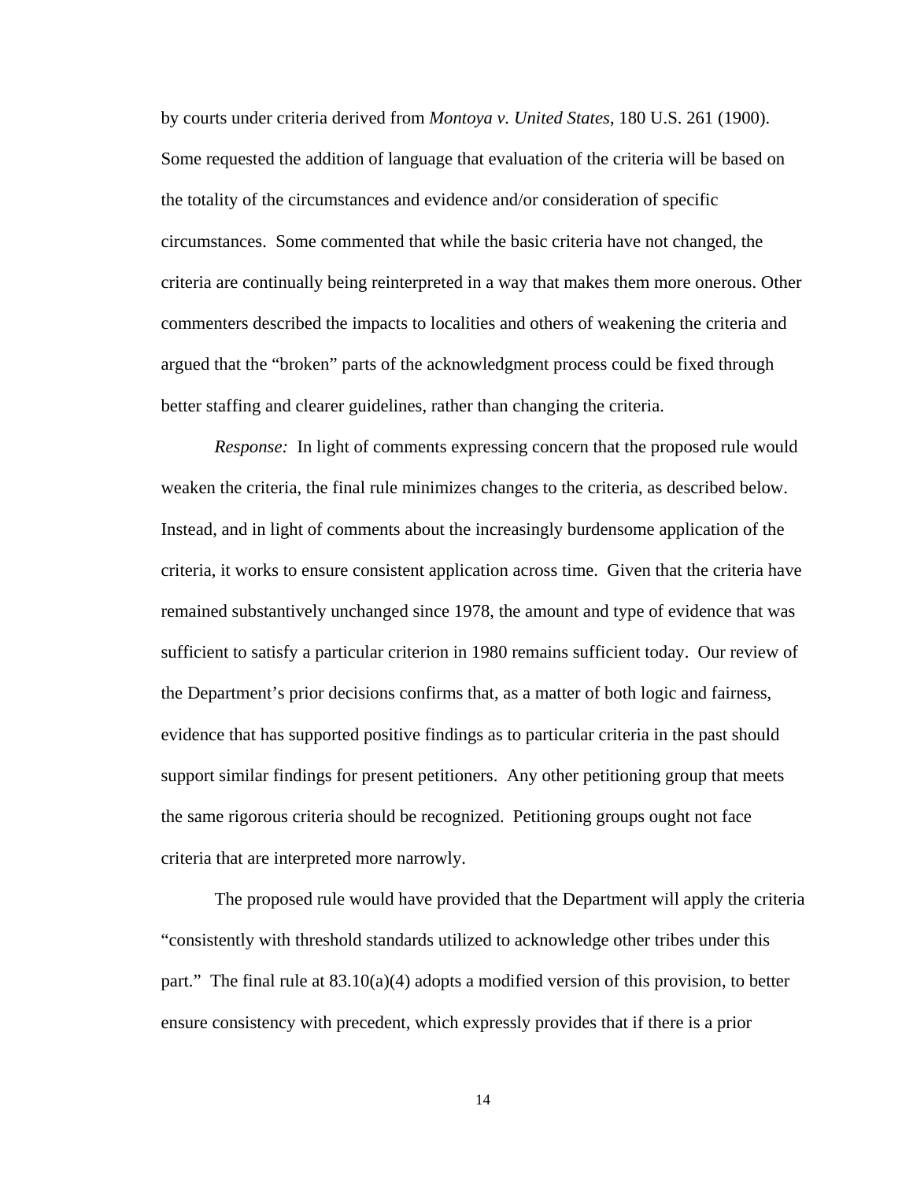by courts under criteria derived from *Montoya v. United States*, 180 U.S. 261 (1900). Some requested the addition of language that evaluation of the criteria will be based on the totality of the circumstances and evidence and/or consideration of specific circumstances. Some commented that while the basic criteria have not changed, the criteria are continually being reinterpreted in a way that makes them more onerous. Other commenters described the impacts to localities and others of weakening the criteria and argued that the "broken" parts of the acknowledgment process could be fixed through better staffing and clearer guidelines, rather than changing the criteria.

*Response:* In light of comments expressing concern that the proposed rule would weaken the criteria, the final rule minimizes changes to the criteria, as described below. Instead, and in light of comments about the increasingly burdensome application of the criteria, it works to ensure consistent application across time. Given that the criteria have remained substantively unchanged since 1978, the amount and type of evidence that was sufficient to satisfy a particular criterion in 1980 remains sufficient today. Our review of the Department's prior decisions confirms that, as a matter of both logic and fairness, evidence that has supported positive findings as to particular criteria in the past should support similar findings for present petitioners. Any other petitioning group that meets the same rigorous criteria should be recognized. Petitioning groups ought not face criteria that are interpreted more narrowly.

The proposed rule would have provided that the Department will apply the criteria "consistently with threshold standards utilized to acknowledge other tribes under this part." The final rule at 83.10(a)(4) adopts a modified version of this provision, to better ensure consistency with precedent, which expressly provides that if there is a prior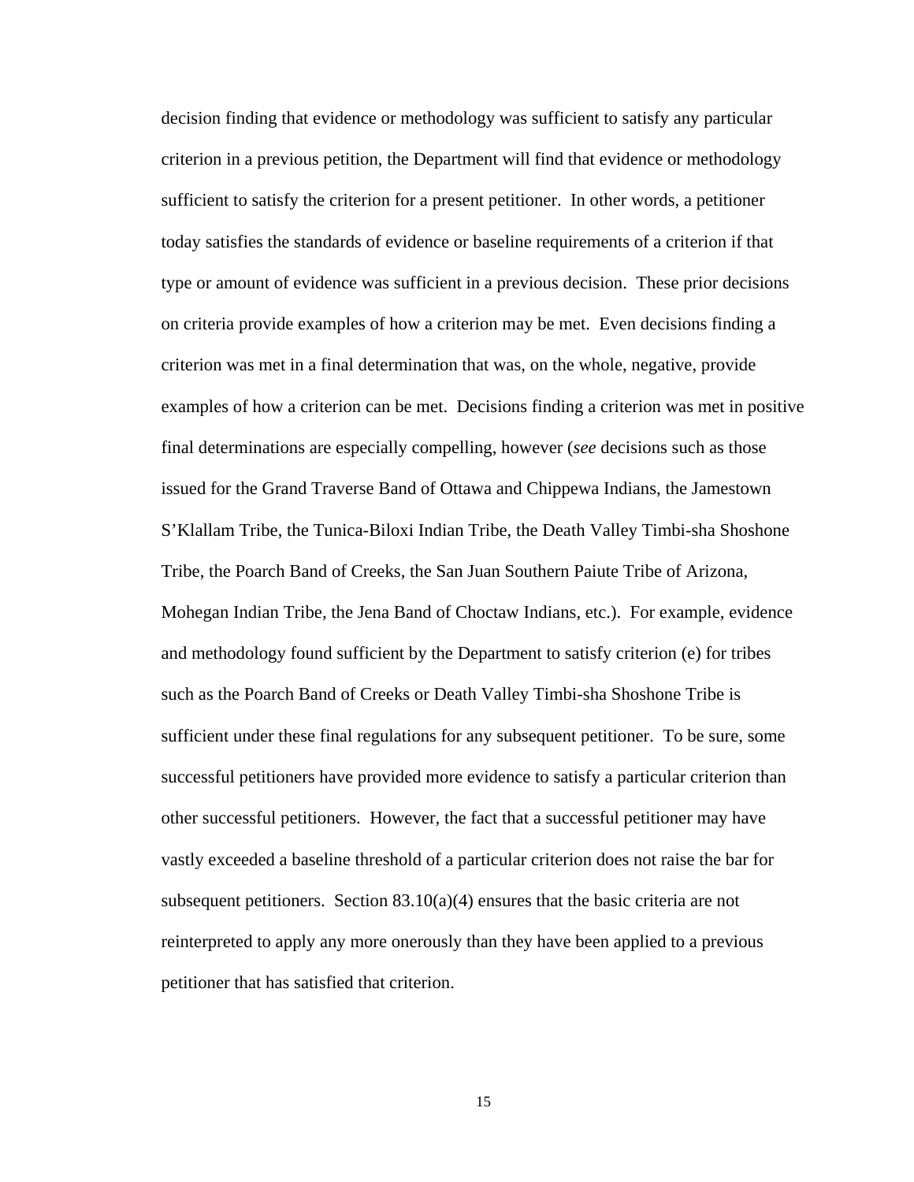decision finding that evidence or methodology was sufficient to satisfy any particular criterion in a previous petition, the Department will find that evidence or methodology sufficient to satisfy the criterion for a present petitioner. In other words, a petitioner today satisfies the standards of evidence or baseline requirements of a criterion if that type or amount of evidence was sufficient in a previous decision. These prior decisions on criteria provide examples of how a criterion may be met. Even decisions finding a criterion was met in a final determination that was, on the whole, negative, provide examples of how a criterion can be met. Decisions finding a criterion was met in positive final determinations are especially compelling, however (*see* decisions such as those issued for the Grand Traverse Band of Ottawa and Chippewa Indians, the Jamestown S'Klallam Tribe, the Tunica-Biloxi Indian Tribe, the Death Valley Timbi-sha Shoshone Tribe, the Poarch Band of Creeks, the San Juan Southern Paiute Tribe of Arizona, Mohegan Indian Tribe, the Jena Band of Choctaw Indians, etc.). For example, evidence and methodology found sufficient by the Department to satisfy criterion (e) for tribes such as the Poarch Band of Creeks or Death Valley Timbi-sha Shoshone Tribe is sufficient under these final regulations for any subsequent petitioner. To be sure, some successful petitioners have provided more evidence to satisfy a particular criterion than other successful petitioners. However, the fact that a successful petitioner may have vastly exceeded a baseline threshold of a particular criterion does not raise the bar for subsequent petitioners. Section 83.10(a)(4) ensures that the basic criteria are not reinterpreted to apply any more onerously than they have been applied to a previous petitioner that has satisfied that criterion.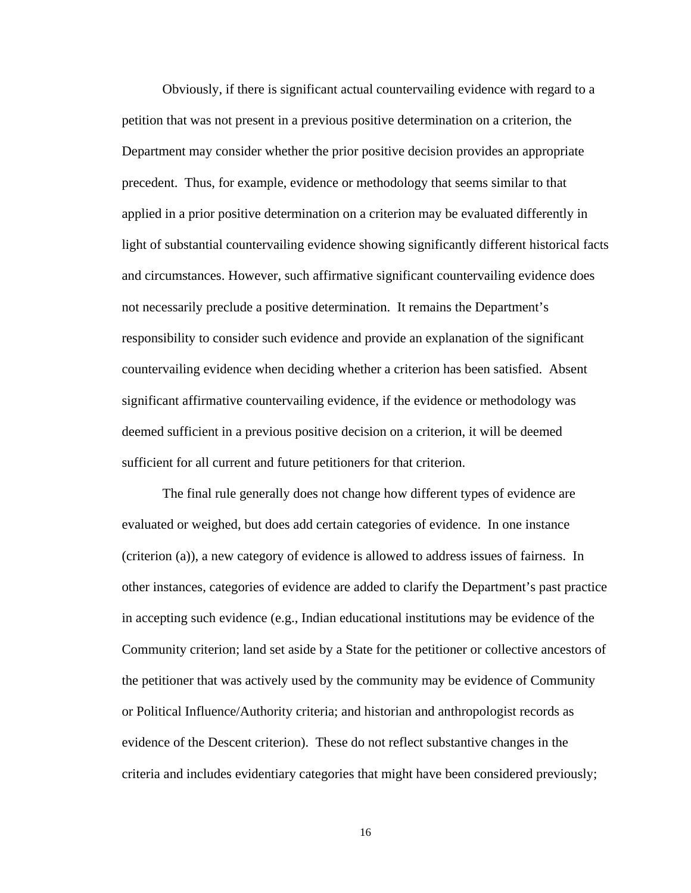Obviously, if there is significant actual countervailing evidence with regard to a petition that was not present in a previous positive determination on a criterion, the Department may consider whether the prior positive decision provides an appropriate precedent. Thus, for example, evidence or methodology that seems similar to that applied in a prior positive determination on a criterion may be evaluated differently in light of substantial countervailing evidence showing significantly different historical facts and circumstances. However, such affirmative significant countervailing evidence does not necessarily preclude a positive determination. It remains the Department's responsibility to consider such evidence and provide an explanation of the significant countervailing evidence when deciding whether a criterion has been satisfied. Absent significant affirmative countervailing evidence, if the evidence or methodology was deemed sufficient in a previous positive decision on a criterion, it will be deemed sufficient for all current and future petitioners for that criterion.

The final rule generally does not change how different types of evidence are evaluated or weighed, but does add certain categories of evidence. In one instance (criterion (a)), a new category of evidence is allowed to address issues of fairness. In other instances, categories of evidence are added to clarify the Department's past practice in accepting such evidence (e.g., Indian educational institutions may be evidence of the Community criterion; land set aside by a State for the petitioner or collective ancestors of the petitioner that was actively used by the community may be evidence of Community or Political Influence/Authority criteria; and historian and anthropologist records as evidence of the Descent criterion). These do not reflect substantive changes in the criteria and includes evidentiary categories that might have been considered previously;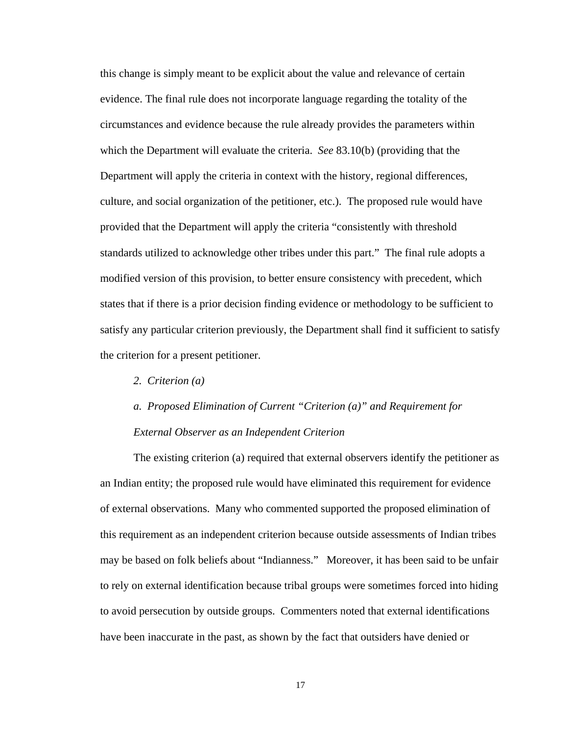this change is simply meant to be explicit about the value and relevance of certain evidence. The final rule does not incorporate language regarding the totality of the circumstances and evidence because the rule already provides the parameters within which the Department will evaluate the criteria. *See* 83.10(b) (providing that the Department will apply the criteria in context with the history, regional differences, culture, and social organization of the petitioner, etc.). The proposed rule would have provided that the Department will apply the criteria "consistently with threshold standards utilized to acknowledge other tribes under this part." The final rule adopts a modified version of this provision, to better ensure consistency with precedent, which states that if there is a prior decision finding evidence or methodology to be sufficient to satisfy any particular criterion previously, the Department shall find it sufficient to satisfy the criterion for a present petitioner.

*2. Criterion (a)*

*a. Proposed Elimination of Current "Criterion (a)" and Requirement for External Observer as an Independent Criterion*

The existing criterion (a) required that external observers identify the petitioner as an Indian entity; the proposed rule would have eliminated this requirement for evidence of external observations. Many who commented supported the proposed elimination of this requirement as an independent criterion because outside assessments of Indian tribes may be based on folk beliefs about "Indianness." Moreover, it has been said to be unfair to rely on external identification because tribal groups were sometimes forced into hiding to avoid persecution by outside groups. Commenters noted that external identifications have been inaccurate in the past, as shown by the fact that outsiders have denied or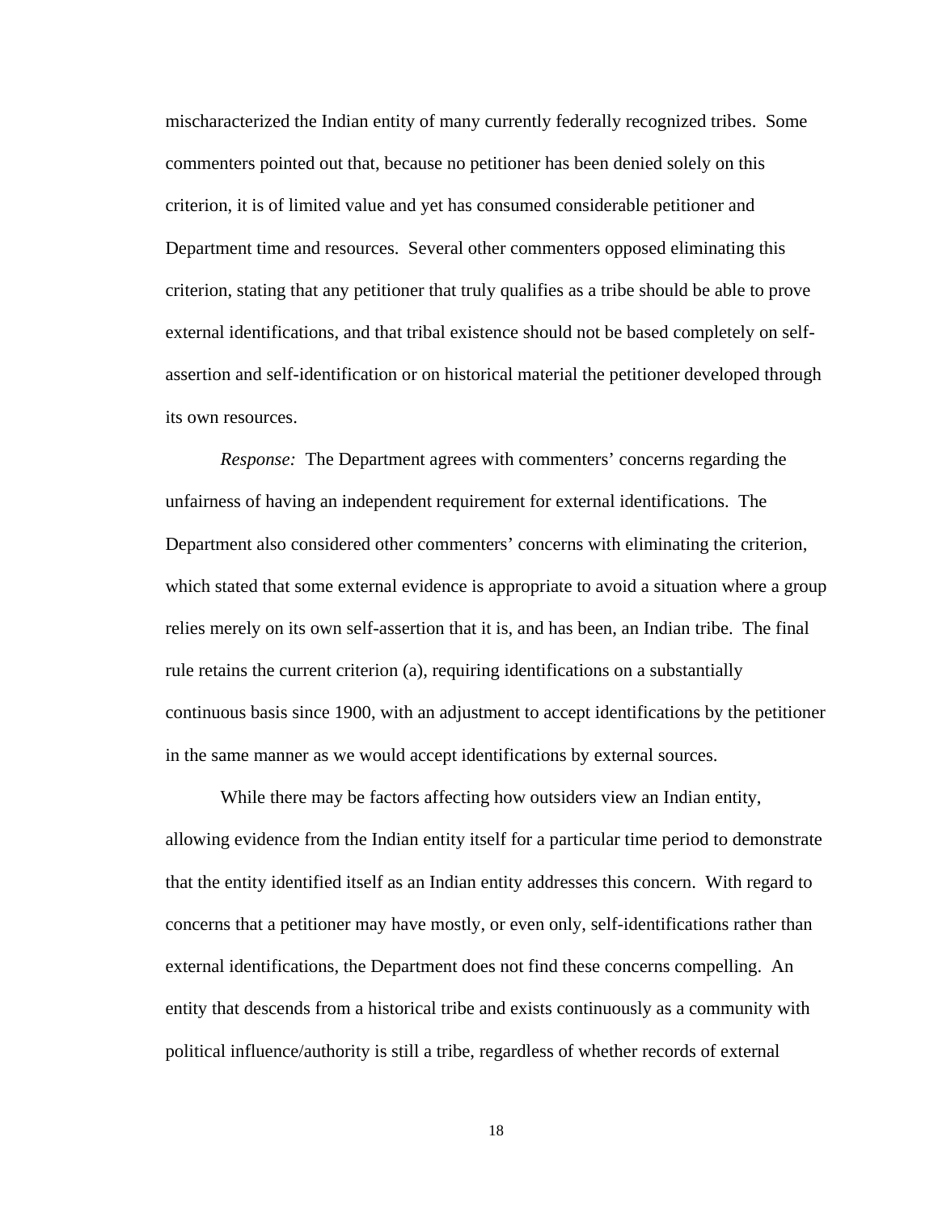mischaracterized the Indian entity of many currently federally recognized tribes. Some commenters pointed out that, because no petitioner has been denied solely on this criterion, it is of limited value and yet has consumed considerable petitioner and Department time and resources. Several other commenters opposed eliminating this criterion, stating that any petitioner that truly qualifies as a tribe should be able to prove external identifications, and that tribal existence should not be based completely on self-assertion and self-identification or on historical material the petitioner developed through its own resources.

*Response:* The Department agrees with commenters' concerns regarding the unfairness of having an independent requirement for external identifications. The Department also considered other commenters' concerns with eliminating the criterion, which stated that some external evidence is appropriate to avoid a situation where a group relies merely on its own self-assertion that it is, and has been, an Indian tribe. The final rule retains the current criterion (a), requiring identifications on a substantially continuous basis since 1900, with an adjustment to accept identifications by the petitioner in the same manner as we would accept identifications by external sources.

While there may be factors affecting how outsiders view an Indian entity, allowing evidence from the Indian entity itself for a particular time period to demonstrate that the entity identified itself as an Indian entity addresses this concern. With regard to concerns that a petitioner may have mostly, or even only, self-identifications rather than external identifications, the Department does not find these concerns compelling. An entity that descends from a historical tribe and exists continuously as a community with political influence/authority is still a tribe, regardless of whether records of external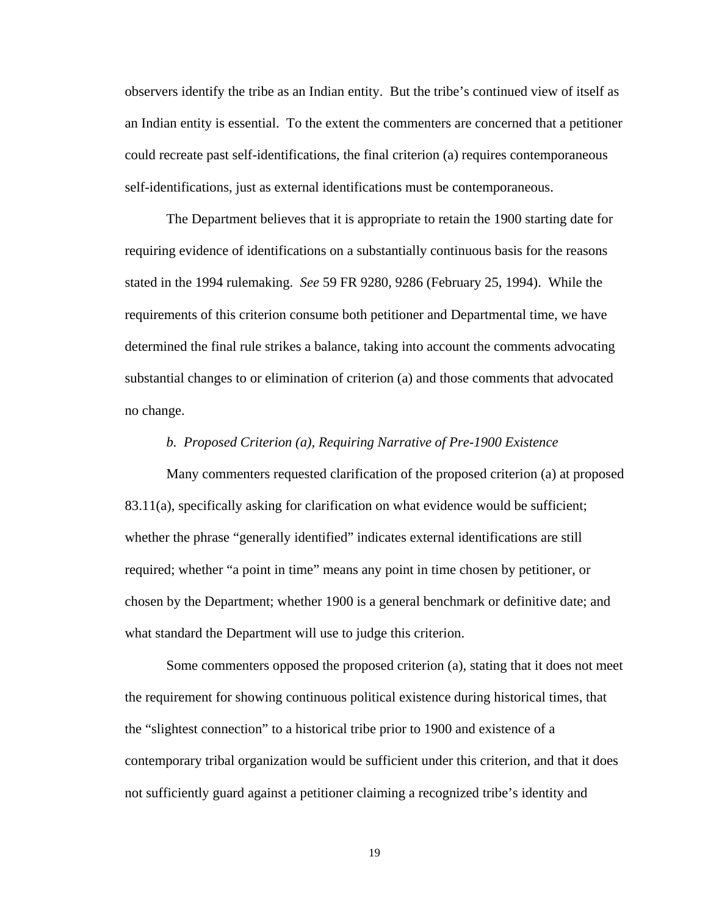observers identify the tribe as an Indian entity. But the tribe's continued view of itself as an Indian entity is essential. To the extent the commenters are concerned that a petitioner could recreate past self-identifications, the final criterion (a) requires contemporaneous self-identifications, just as external identifications must be contemporaneous.

The Department believes that it is appropriate to retain the 1900 starting date for requiring evidence of identifications on a substantially continuous basis for the reasons stated in the 1994 rulemaking. *See* 59 FR 9280, 9286 (February 25, 1994). While the requirements of this criterion consume both petitioner and Departmental time, we have determined the final rule strikes a balance, taking into account the comments advocating substantial changes to or elimination of criterion (a) and those comments that advocated no change.

*b. Proposed Criterion (a), Requiring Narrative of Pre-1900 Existence*

Many commenters requested clarification of the proposed criterion (a) at proposed 83.11(a), specifically asking for clarification on what evidence would be sufficient; whether the phrase "generally identified" indicates external identifications are still required; whether "a point in time" means any point in time chosen by petitioner, or chosen by the Department; whether 1900 is a general benchmark or definitive date; and what standard the Department will use to judge this criterion.

Some commenters opposed the proposed criterion (a), stating that it does not meet the requirement for showing continuous political existence during historical times, that the "slightest connection" to a historical tribe prior to 1900 and existence of a contemporary tribal organization would be sufficient under this criterion, and that it does not sufficiently guard against a petitioner claiming a recognized tribe's identity and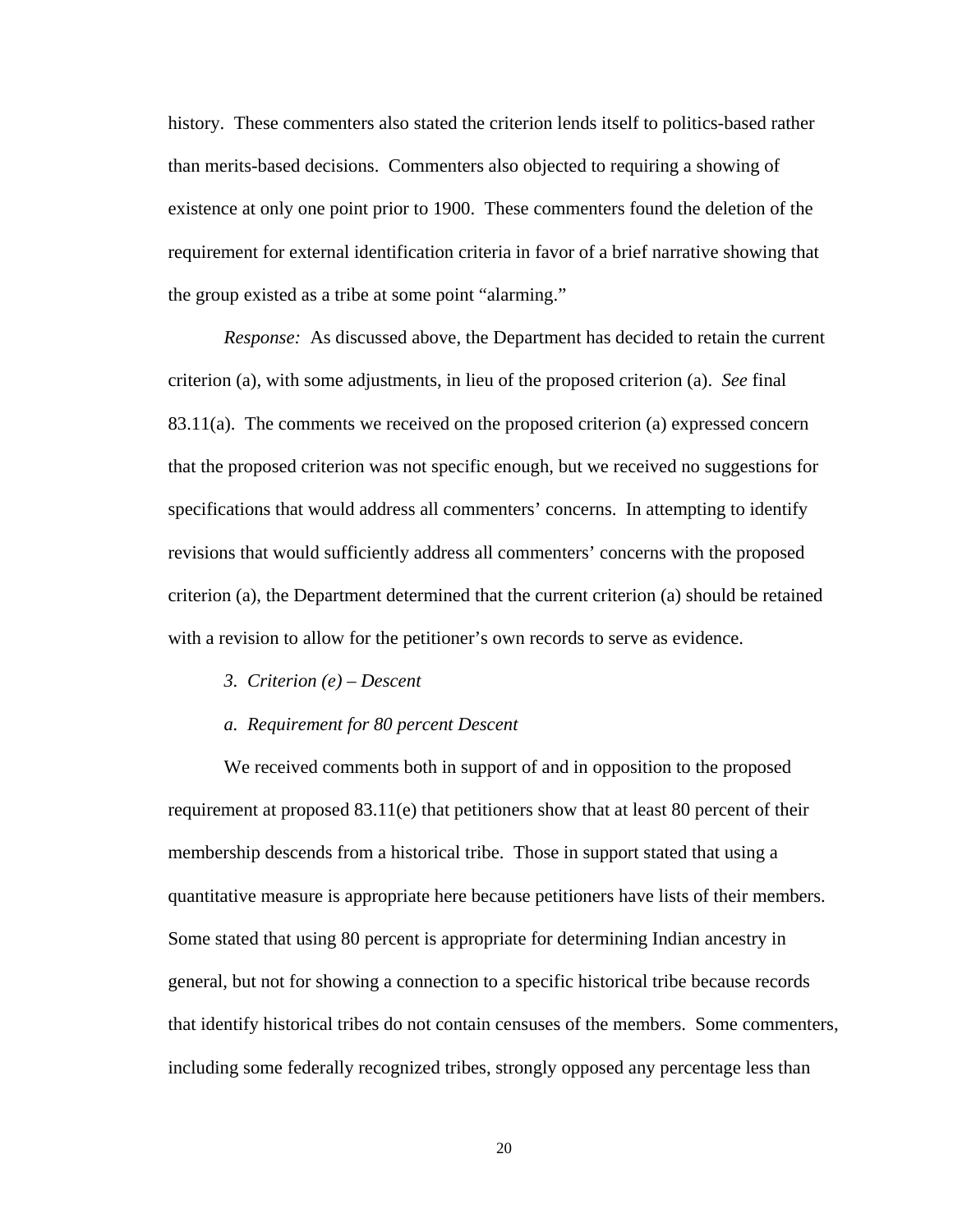history. These commenters also stated the criterion lends itself to politics-based rather than merits-based decisions. Commenters also objected to requiring a showing of existence at only one point prior to 1900. These commenters found the deletion of the requirement for external identification criteria in favor of a brief narrative showing that the group existed as a tribe at some point "alarming."

*Response:* As discussed above, the Department has decided to retain the current criterion (a), with some adjustments, in lieu of the proposed criterion (a). *See* final 83.11(a). The comments we received on the proposed criterion (a) expressed concern that the proposed criterion was not specific enough, but we received no suggestions for specifications that would address all commenters' concerns. In attempting to identify revisions that would sufficiently address all commenters' concerns with the proposed criterion (a), the Department determined that the current criterion (a) should be retained with a revision to allow for the petitioner's own records to serve as evidence.

*3. Criterion (e) – Descent*

*a. Requirement for 80 percent Descent*

We received comments both in support of and in opposition to the proposed requirement at proposed 83.11(e) that petitioners show that at least 80 percent of their membership descends from a historical tribe. Those in support stated that using a quantitative measure is appropriate here because petitioners have lists of their members. Some stated that using 80 percent is appropriate for determining Indian ancestry in general, but not for showing a connection to a specific historical tribe because records that identify historical tribes do not contain censuses of the members. Some commenters, including some federally recognized tribes, strongly opposed any percentage less than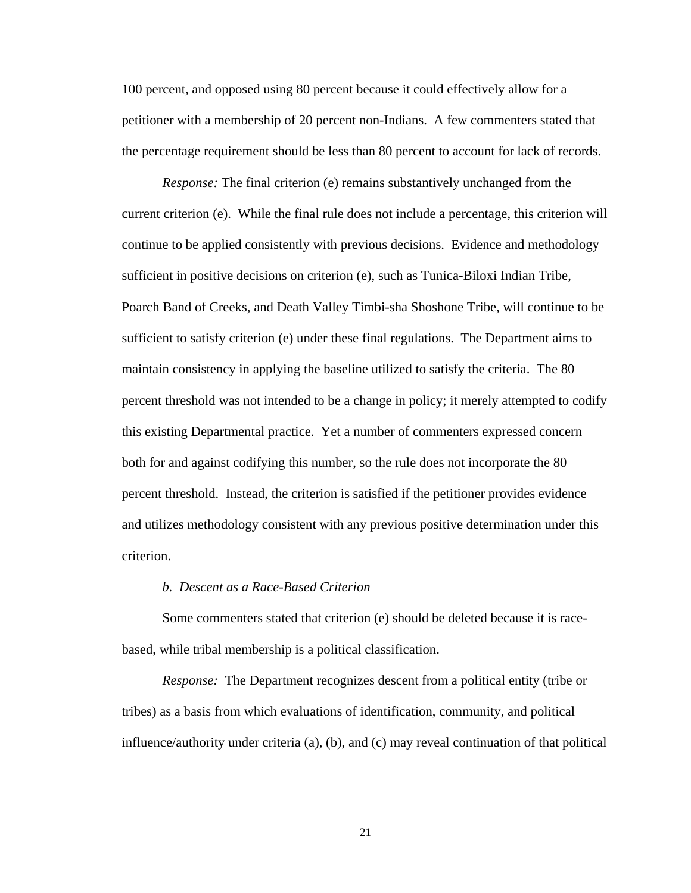100 percent, and opposed using 80 percent because it could effectively allow for a petitioner with a membership of 20 percent non-Indians. A few commenters stated that the percentage requirement should be less than 80 percent to account for lack of records.

*Response:* The final criterion (e) remains substantively unchanged from the current criterion (e). While the final rule does not include a percentage, this criterion will continue to be applied consistently with previous decisions. Evidence and methodology sufficient in positive decisions on criterion (e), such as Tunica-Biloxi Indian Tribe, Poarch Band of Creeks, and Death Valley Timbi-sha Shoshone Tribe, will continue to be sufficient to satisfy criterion (e) under these final regulations. The Department aims to maintain consistency in applying the baseline utilized to satisfy the criteria. The 80 percent threshold was not intended to be a change in policy; it merely attempted to codify this existing Departmental practice. Yet a number of commenters expressed concern both for and against codifying this number, so the rule does not incorporate the 80 percent threshold. Instead, the criterion is satisfied if the petitioner provides evidence and utilizes methodology consistent with any previous positive determination under this criterion.

*b. Descent as a Race-Based Criterion*

Some commenters stated that criterion (e) should be deleted because it is race-based, while tribal membership is a political classification.

*Response:* The Department recognizes descent from a political entity (tribe or tribes) as a basis from which evaluations of identification, community, and political influence/authority under criteria (a), (b), and (c) may reveal continuation of that political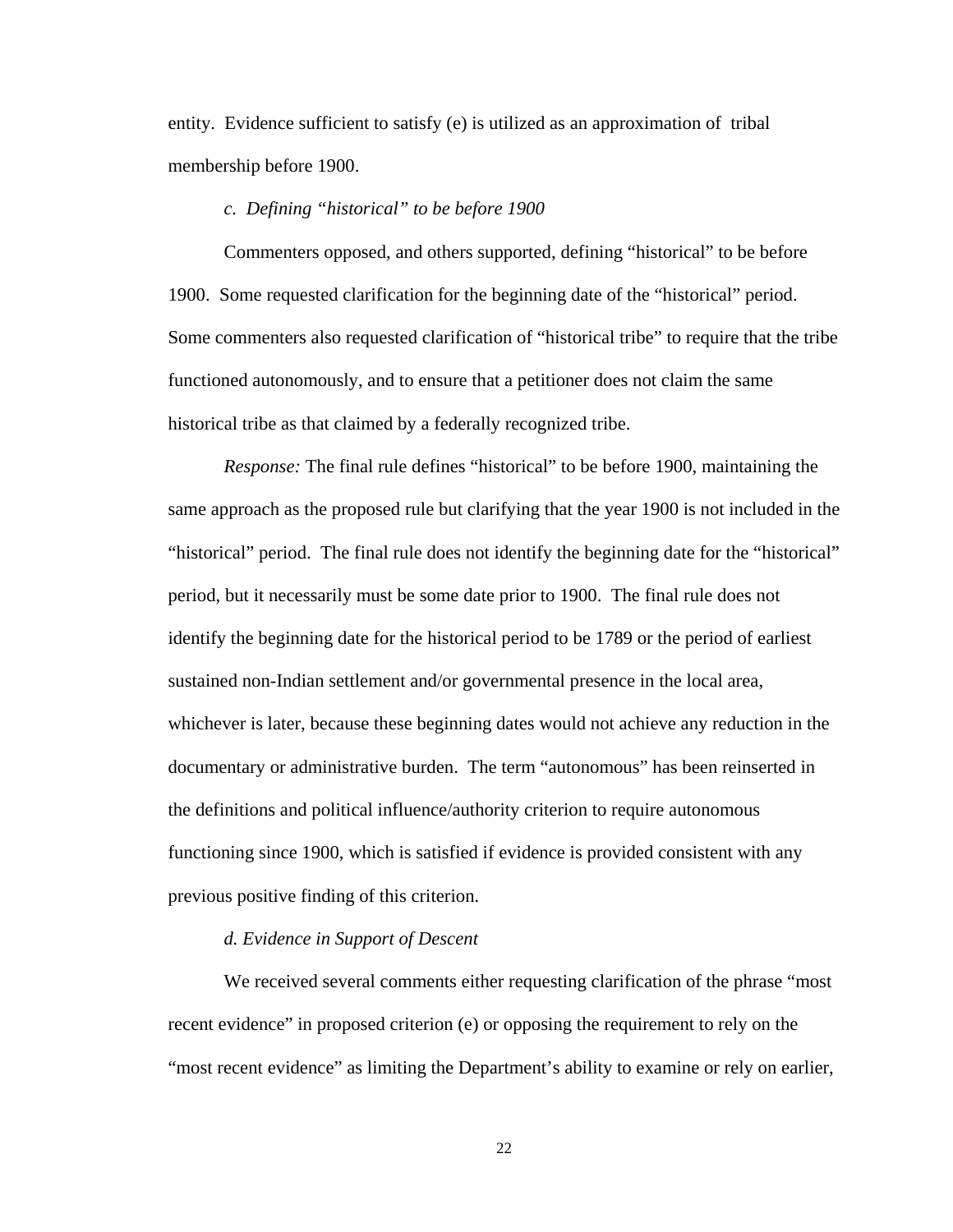entity. Evidence sufficient to satisfy (e) is utilized as an approximation of tribal membership before 1900.

*c. Defining "historical" to be before 1900*

Commenters opposed, and others supported, defining "historical" to be before 1900. Some requested clarification for the beginning date of the "historical" period. Some commenters also requested clarification of "historical tribe" to require that the tribe functioned autonomously, and to ensure that a petitioner does not claim the same historical tribe as that claimed by a federally recognized tribe.

*Response:* The final rule defines "historical" to be before 1900, maintaining the same approach as the proposed rule but clarifying that the year 1900 is not included in the "historical" period. The final rule does not identify the beginning date for the "historical" period, but it necessarily must be some date prior to 1900. The final rule does not identify the beginning date for the historical period to be 1789 or the period of earliest sustained non-Indian settlement and/or governmental presence in the local area, whichever is later, because these beginning dates would not achieve any reduction in the documentary or administrative burden. The term "autonomous" has been reinserted in the definitions and political influence/authority criterion to require autonomous functioning since 1900, which is satisfied if evidence is provided consistent with any previous positive finding of this criterion.

*d. Evidence in Support of Descent*

We received several comments either requesting clarification of the phrase "most recent evidence" in proposed criterion (e) or opposing the requirement to rely on the "most recent evidence" as limiting the Department's ability to examine or rely on earlier,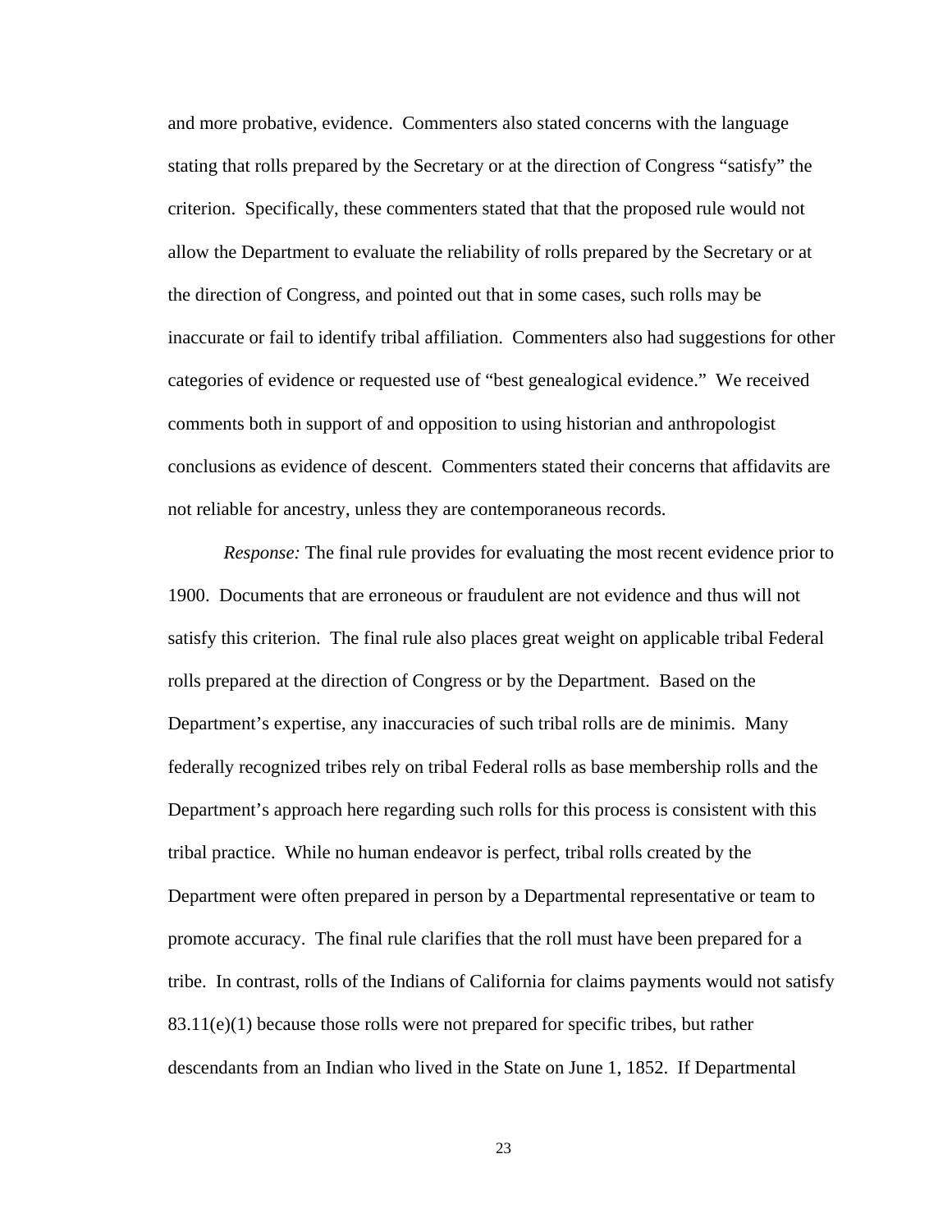and more probative, evidence. Commenters also stated concerns with the language stating that rolls prepared by the Secretary or at the direction of Congress "satisfy" the criterion. Specifically, these commenters stated that that the proposed rule would not allow the Department to evaluate the reliability of rolls prepared by the Secretary or at the direction of Congress, and pointed out that in some cases, such rolls may be inaccurate or fail to identify tribal affiliation. Commenters also had suggestions for other categories of evidence or requested use of "best genealogical evidence." We received comments both in support of and opposition to using historian and anthropologist conclusions as evidence of descent. Commenters stated their concerns that affidavits are not reliable for ancestry, unless they are contemporaneous records.

*Response:* The final rule provides for evaluating the most recent evidence prior to 1900. Documents that are erroneous or fraudulent are not evidence and thus will not satisfy this criterion. The final rule also places great weight on applicable tribal Federal rolls prepared at the direction of Congress or by the Department. Based on the Department's expertise, any inaccuracies of such tribal rolls are de minimis. Many federally recognized tribes rely on tribal Federal rolls as base membership rolls and the Department's approach here regarding such rolls for this process is consistent with this tribal practice. While no human endeavor is perfect, tribal rolls created by the Department were often prepared in person by a Departmental representative or team to promote accuracy. The final rule clarifies that the roll must have been prepared for a tribe. In contrast, rolls of the Indians of California for claims payments would not satisfy 83.11(e)(1) because those rolls were not prepared for specific tribes, but rather descendants from an Indian who lived in the State on June 1, 1852. If Departmental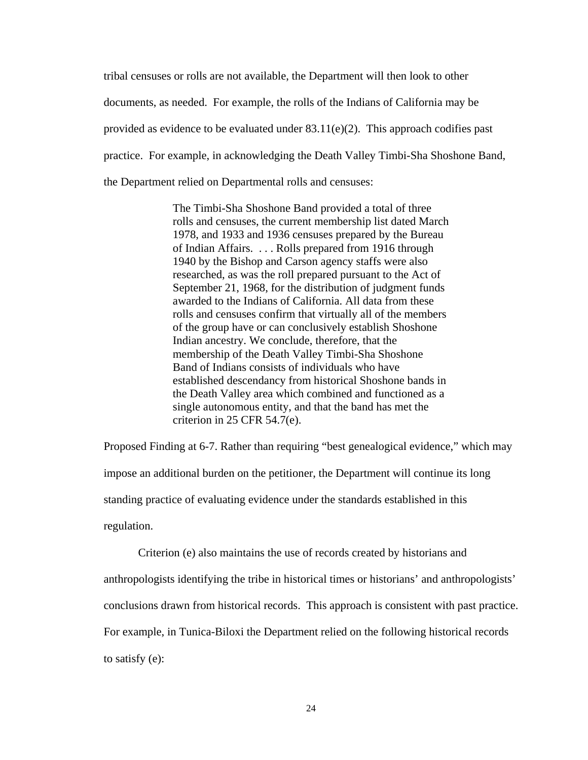tribal censuses or rolls are not available, the Department will then look to other documents, as needed. For example, the rolls of the Indians of California may be provided as evidence to be evaluated under 83.11(e)(2). This approach codifies past practice. For example, in acknowledging the Death Valley Timbi-Sha Shoshone Band, the Department relied on Departmental rolls and censuses:

> The Timbi-Sha Shoshone Band provided a total of three rolls and censuses, the current membership list dated March 1978, and 1933 and 1936 censuses prepared by the Bureau of Indian Affairs. . . . Rolls prepared from 1916 through 1940 by the Bishop and Carson agency staffs were also researched, as was the roll prepared pursuant to the Act of September 21, 1968, for the distribution of judgment funds awarded to the Indians of California. All data from these rolls and censuses confirm that virtually all of the members of the group have or can conclusively establish Shoshone Indian ancestry. We conclude, therefore, that the membership of the Death Valley Timbi-Sha Shoshone Band of Indians consists of individuals who have established descendancy from historical Shoshone bands in the Death Valley area which combined and functioned as a single autonomous entity, and that the band has met the criterion in 25 CFR 54.7(e).

Proposed Finding at 6-7. Rather than requiring "best genealogical evidence," which may impose an additional burden on the petitioner, the Department will continue its long standing practice of evaluating evidence under the standards established in this regulation.

Criterion (e) also maintains the use of records created by historians and anthropologists identifying the tribe in historical times or historians' and anthropologists' conclusions drawn from historical records. This approach is consistent with past practice. For example, in Tunica-Biloxi the Department relied on the following historical records to satisfy (e):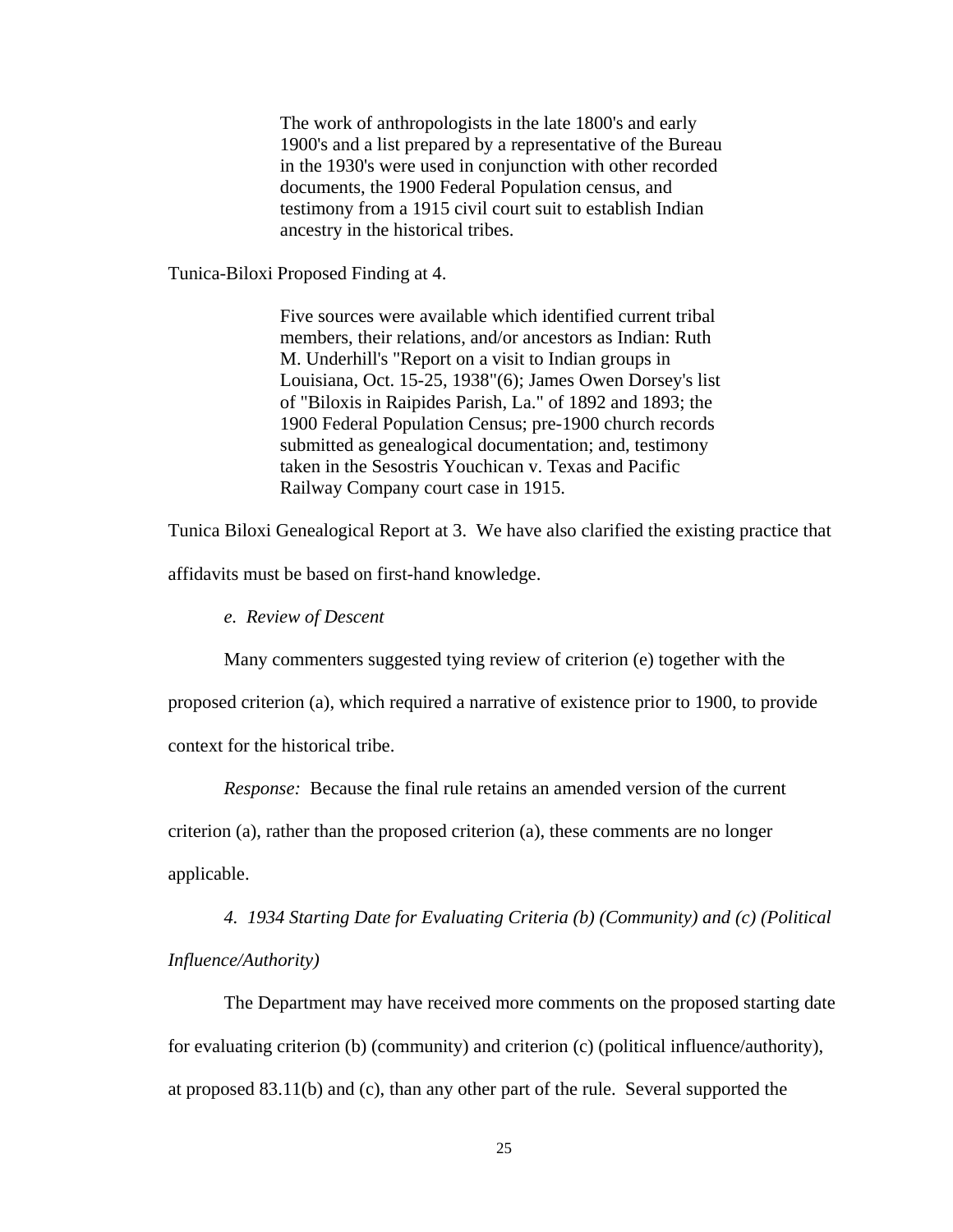> The work of anthropologists in the late 1800's and early 1900's and a list prepared by a representative of the Bureau in the 1930's were used in conjunction with other recorded documents, the 1900 Federal Population census, and testimony from a 1915 civil court suit to establish Indian ancestry in the historical tribes.

Tunica-Biloxi Proposed Finding at 4.

> Five sources were available which identified current tribal members, their relations, and/or ancestors as Indian: Ruth M. Underhill's "Report on a visit to Indian groups in Louisiana, Oct. 15-25, 1938"(6); James Owen Dorsey's list of "Biloxis in Raipides Parish, La." of 1892 and 1893; the 1900 Federal Population Census; pre-1900 church records submitted as genealogical documentation; and, testimony taken in the Sesostris Youchican v. Texas and Pacific Railway Company court case in 1915.

Tunica Biloxi Genealogical Report at 3. We have also clarified the existing practice that affidavits must be based on first-hand knowledge.

*e. Review of Descent*

Many commenters suggested tying review of criterion (e) together with the proposed criterion (a), which required a narrative of existence prior to 1900, to provide context for the historical tribe.

*Response:* Because the final rule retains an amended version of the current criterion (a), rather than the proposed criterion (a), these comments are no longer applicable.

*4. 1934 Starting Date for Evaluating Criteria (b) (Community) and (c) (Political Influence/Authority)*

The Department may have received more comments on the proposed starting date for evaluating criterion (b) (community) and criterion (c) (political influence/authority), at proposed 83.11(b) and (c), than any other part of the rule. Several supported the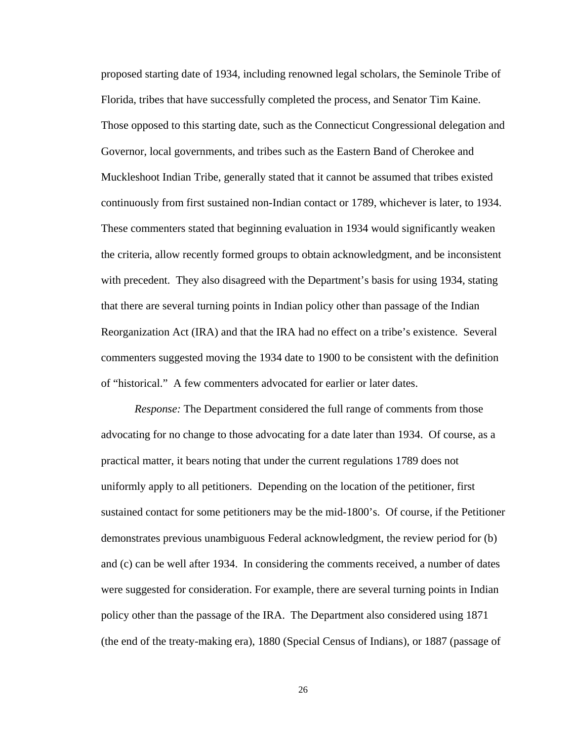proposed starting date of 1934, including renowned legal scholars, the Seminole Tribe of Florida, tribes that have successfully completed the process, and Senator Tim Kaine. Those opposed to this starting date, such as the Connecticut Congressional delegation and Governor, local governments, and tribes such as the Eastern Band of Cherokee and Muckleshoot Indian Tribe, generally stated that it cannot be assumed that tribes existed continuously from first sustained non-Indian contact or 1789, whichever is later, to 1934. These commenters stated that beginning evaluation in 1934 would significantly weaken the criteria, allow recently formed groups to obtain acknowledgment, and be inconsistent with precedent. They also disagreed with the Department's basis for using 1934, stating that there are several turning points in Indian policy other than passage of the Indian Reorganization Act (IRA) and that the IRA had no effect on a tribe's existence. Several commenters suggested moving the 1934 date to 1900 to be consistent with the definition of "historical." A few commenters advocated for earlier or later dates.

*Response:* The Department considered the full range of comments from those advocating for no change to those advocating for a date later than 1934. Of course, as a practical matter, it bears noting that under the current regulations 1789 does not uniformly apply to all petitioners. Depending on the location of the petitioner, first sustained contact for some petitioners may be the mid-1800's. Of course, if the Petitioner demonstrates previous unambiguous Federal acknowledgment, the review period for (b) and (c) can be well after 1934. In considering the comments received, a number of dates were suggested for consideration. For example, there are several turning points in Indian policy other than the passage of the IRA. The Department also considered using 1871 (the end of the treaty-making era), 1880 (Special Census of Indians), or 1887 (passage of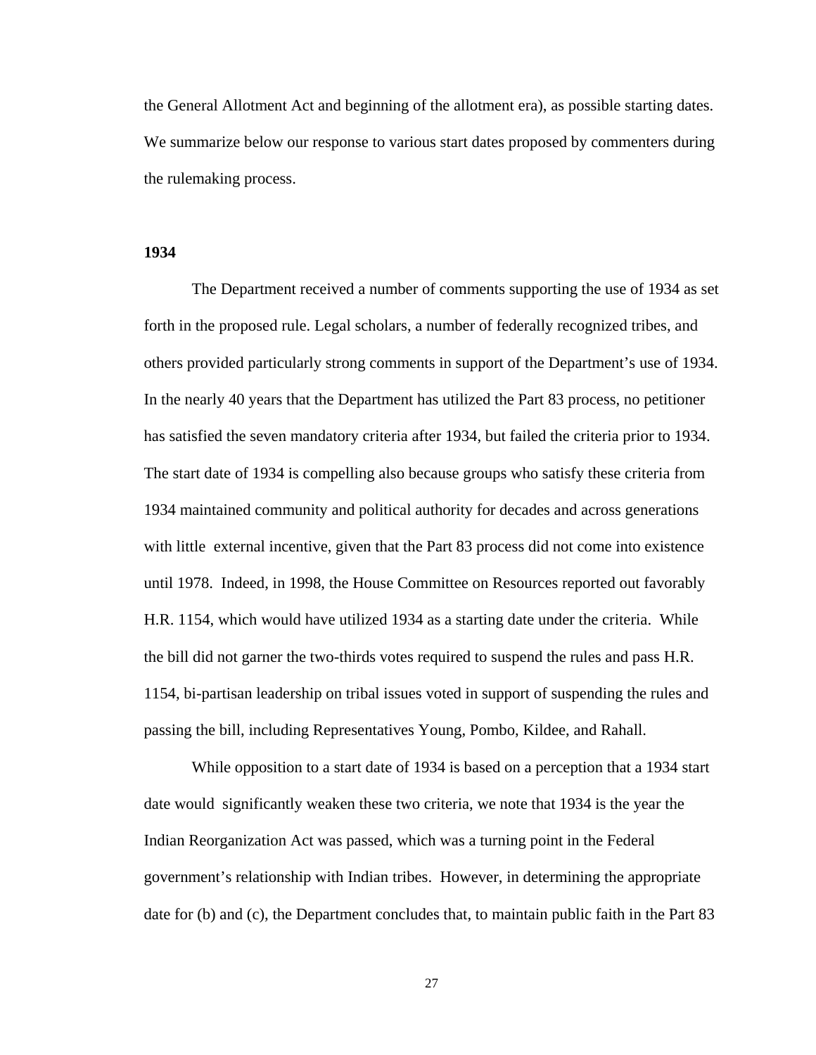the General Allotment Act and beginning of the allotment era), as possible starting dates. We summarize below our response to various start dates proposed by commenters during the rulemaking process.

**1934**

The Department received a number of comments supporting the use of 1934 as set forth in the proposed rule. Legal scholars, a number of federally recognized tribes, and others provided particularly strong comments in support of the Department's use of 1934. In the nearly 40 years that the Department has utilized the Part 83 process, no petitioner has satisfied the seven mandatory criteria after 1934, but failed the criteria prior to 1934. The start date of 1934 is compelling also because groups who satisfy these criteria from 1934 maintained community and political authority for decades and across generations with little external incentive, given that the Part 83 process did not come into existence until 1978. Indeed, in 1998, the House Committee on Resources reported out favorably H.R. 1154, which would have utilized 1934 as a starting date under the criteria. While the bill did not garner the two-thirds votes required to suspend the rules and pass H.R. 1154, bi-partisan leadership on tribal issues voted in support of suspending the rules and passing the bill, including Representatives Young, Pombo, Kildee, and Rahall.

While opposition to a start date of 1934 is based on a perception that a 1934 start date would significantly weaken these two criteria, we note that 1934 is the year the Indian Reorganization Act was passed, which was a turning point in the Federal government's relationship with Indian tribes. However, in determining the appropriate date for (b) and (c), the Department concludes that, to maintain public faith in the Part 83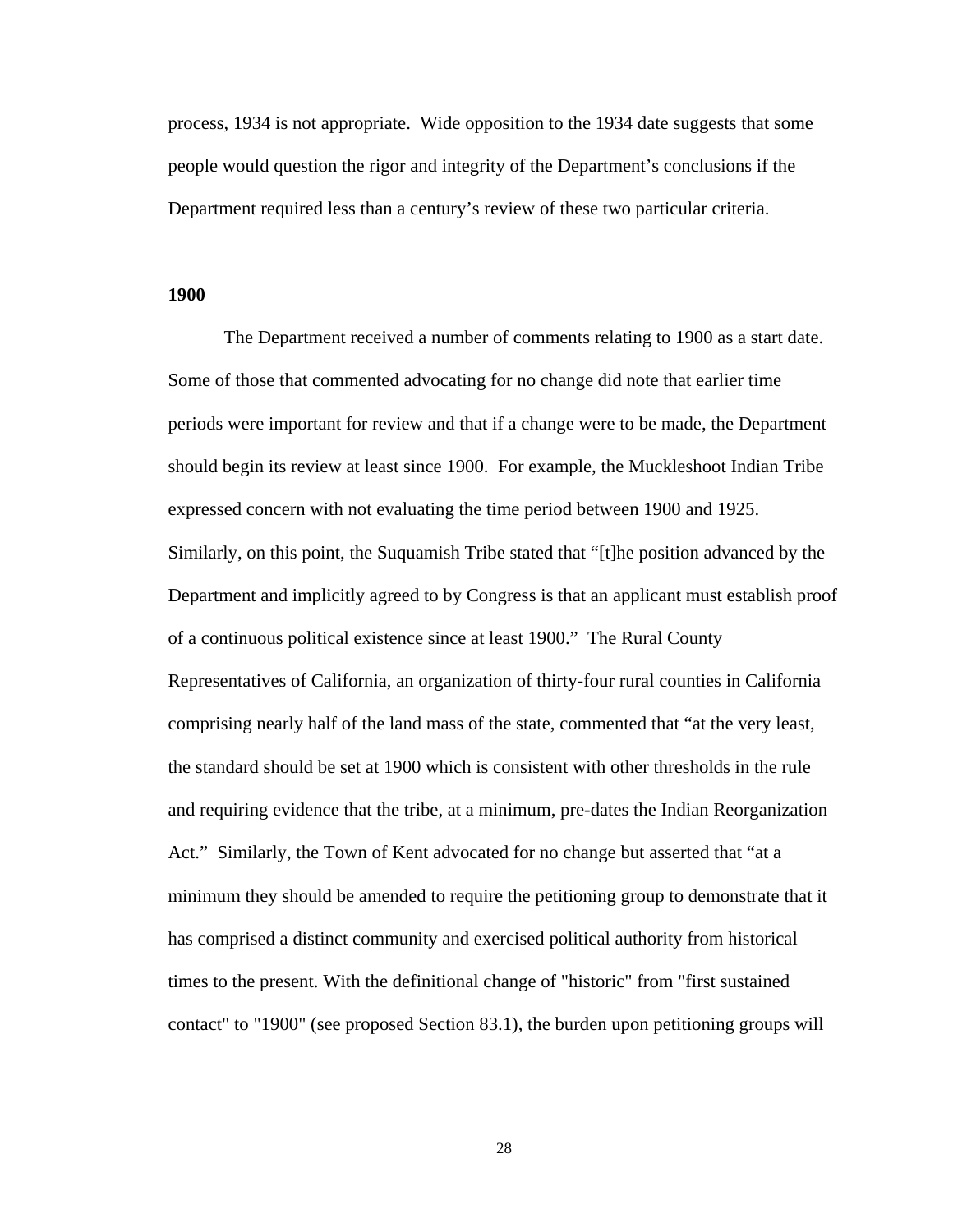process, 1934 is not appropriate. Wide opposition to the 1934 date suggests that some people would question the rigor and integrity of the Department's conclusions if the Department required less than a century's review of these two particular criteria.

**1900**

The Department received a number of comments relating to 1900 as a start date. Some of those that commented advocating for no change did note that earlier time periods were important for review and that if a change were to be made, the Department should begin its review at least since 1900. For example, the Muckleshoot Indian Tribe expressed concern with not evaluating the time period between 1900 and 1925. Similarly, on this point, the Suquamish Tribe stated that "[t]he position advanced by the Department and implicitly agreed to by Congress is that an applicant must establish proof of a continuous political existence since at least 1900." The Rural County Representatives of California, an organization of thirty-four rural counties in California comprising nearly half of the land mass of the state, commented that "at the very least, the standard should be set at 1900 which is consistent with other thresholds in the rule and requiring evidence that the tribe, at a minimum, pre-dates the Indian Reorganization Act." Similarly, the Town of Kent advocated for no change but asserted that "at a minimum they should be amended to require the petitioning group to demonstrate that it has comprised a distinct community and exercised political authority from historical times to the present. With the definitional change of "historic" from "first sustained contact" to "1900" (see proposed Section 83.1), the burden upon petitioning groups will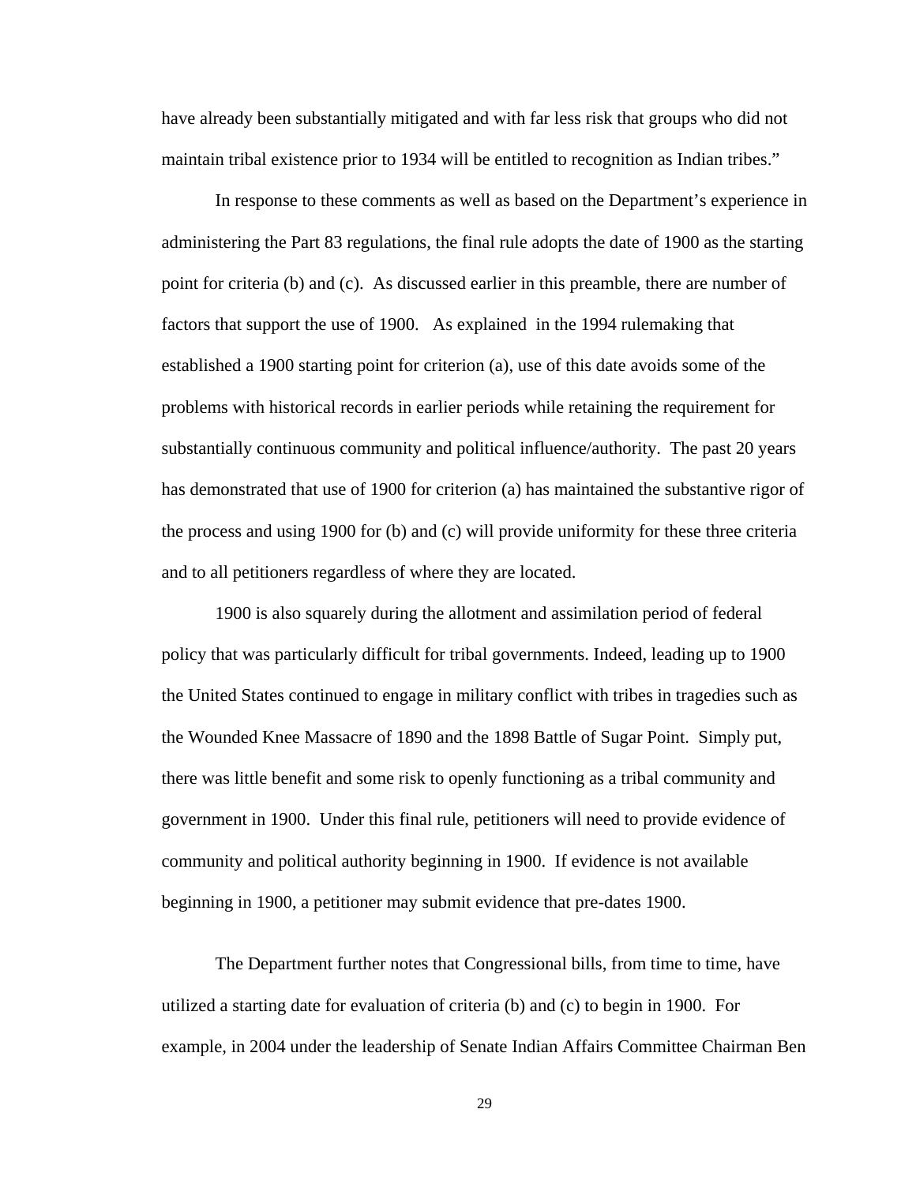have already been substantially mitigated and with far less risk that groups who did not maintain tribal existence prior to 1934 will be entitled to recognition as Indian tribes."

In response to these comments as well as based on the Department's experience in administering the Part 83 regulations, the final rule adopts the date of 1900 as the starting point for criteria (b) and (c). As discussed earlier in this preamble, there are number of factors that support the use of 1900. As explained in the 1994 rulemaking that established a 1900 starting point for criterion (a), use of this date avoids some of the problems with historical records in earlier periods while retaining the requirement for substantially continuous community and political influence/authority. The past 20 years has demonstrated that use of 1900 for criterion (a) has maintained the substantive rigor of the process and using 1900 for (b) and (c) will provide uniformity for these three criteria and to all petitioners regardless of where they are located.

1900 is also squarely during the allotment and assimilation period of federal policy that was particularly difficult for tribal governments. Indeed, leading up to 1900 the United States continued to engage in military conflict with tribes in tragedies such as the Wounded Knee Massacre of 1890 and the 1898 Battle of Sugar Point. Simply put, there was little benefit and some risk to openly functioning as a tribal community and government in 1900. Under this final rule, petitioners will need to provide evidence of community and political authority beginning in 1900. If evidence is not available beginning in 1900, a petitioner may submit evidence that pre-dates 1900.

The Department further notes that Congressional bills, from time to time, have utilized a starting date for evaluation of criteria (b) and (c) to begin in 1900. For example, in 2004 under the leadership of Senate Indian Affairs Committee Chairman Ben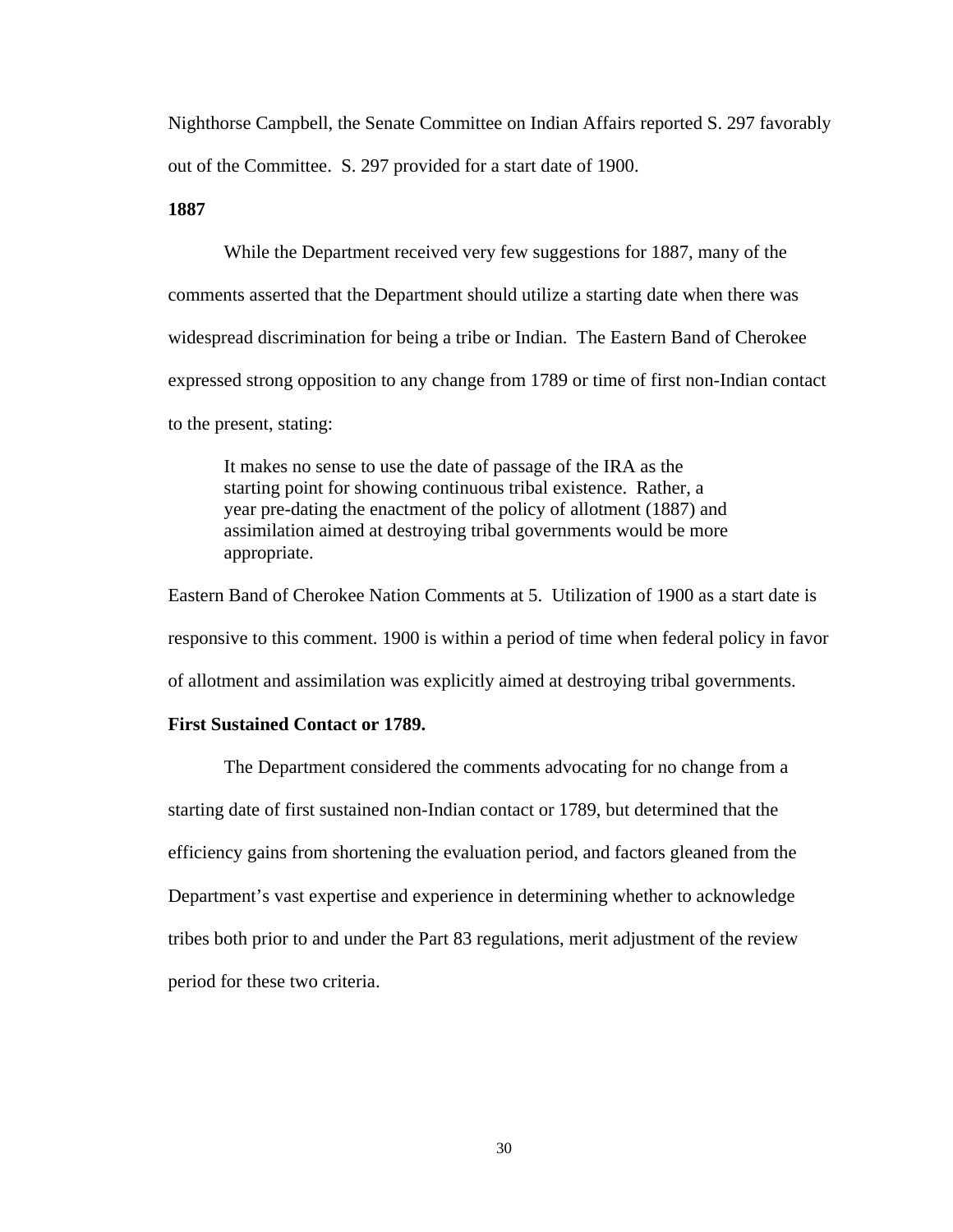Nighthorse Campbell, the Senate Committee on Indian Affairs reported S. 297 favorably out of the Committee. S. 297 provided for a start date of 1900.

**1887**

While the Department received very few suggestions for 1887, many of the comments asserted that the Department should utilize a starting date when there was widespread discrimination for being a tribe or Indian. The Eastern Band of Cherokee expressed strong opposition to any change from 1789 or time of first non-Indian contact to the present, stating:

> It makes no sense to use the date of passage of the IRA as the starting point for showing continuous tribal existence. Rather, a year pre-dating the enactment of the policy of allotment (1887) and assimilation aimed at destroying tribal governments would be more appropriate.

Eastern Band of Cherokee Nation Comments at 5. Utilization of 1900 as a start date is responsive to this comment. 1900 is within a period of time when federal policy in favor of allotment and assimilation was explicitly aimed at destroying tribal governments.

**First Sustained Contact or 1789.**

The Department considered the comments advocating for no change from a starting date of first sustained non-Indian contact or 1789, but determined that the efficiency gains from shortening the evaluation period, and factors gleaned from the Department's vast expertise and experience in determining whether to acknowledge tribes both prior to and under the Part 83 regulations, merit adjustment of the review period for these two criteria.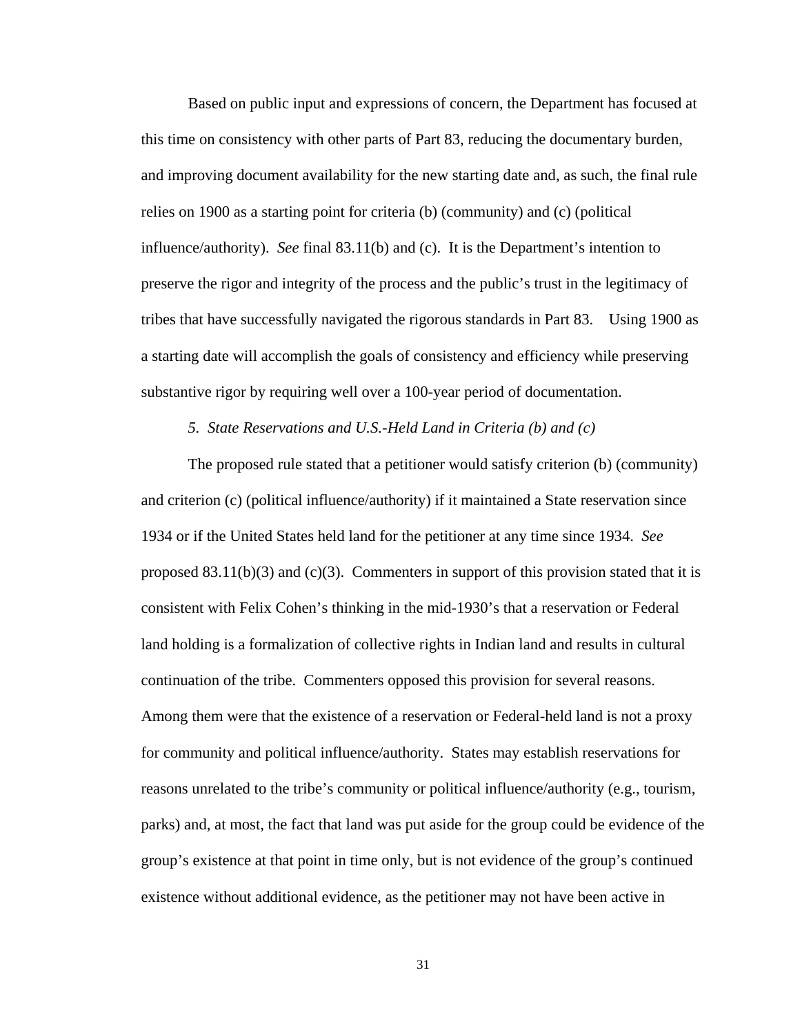Based on public input and expressions of concern, the Department has focused at this time on consistency with other parts of Part 83, reducing the documentary burden, and improving document availability for the new starting date and, as such, the final rule relies on 1900 as a starting point for criteria (b) (community) and (c) (political influence/authority). *See* final 83.11(b) and (c). It is the Department's intention to preserve the rigor and integrity of the process and the public's trust in the legitimacy of tribes that have successfully navigated the rigorous standards in Part 83. Using 1900 as a starting date will accomplish the goals of consistency and efficiency while preserving substantive rigor by requiring well over a 100-year period of documentation.

*5. State Reservations and U.S.-Held Land in Criteria (b) and (c)*

The proposed rule stated that a petitioner would satisfy criterion (b) (community) and criterion (c) (political influence/authority) if it maintained a State reservation since 1934 or if the United States held land for the petitioner at any time since 1934. *See* proposed 83.11(b)(3) and (c)(3). Commenters in support of this provision stated that it is consistent with Felix Cohen's thinking in the mid-1930's that a reservation or Federal land holding is a formalization of collective rights in Indian land and results in cultural continuation of the tribe. Commenters opposed this provision for several reasons. Among them were that the existence of a reservation or Federal-held land is not a proxy for community and political influence/authority. States may establish reservations for reasons unrelated to the tribe's community or political influence/authority (e.g., tourism, parks) and, at most, the fact that land was put aside for the group could be evidence of the group's existence at that point in time only, but is not evidence of the group's continued existence without additional evidence, as the petitioner may not have been active in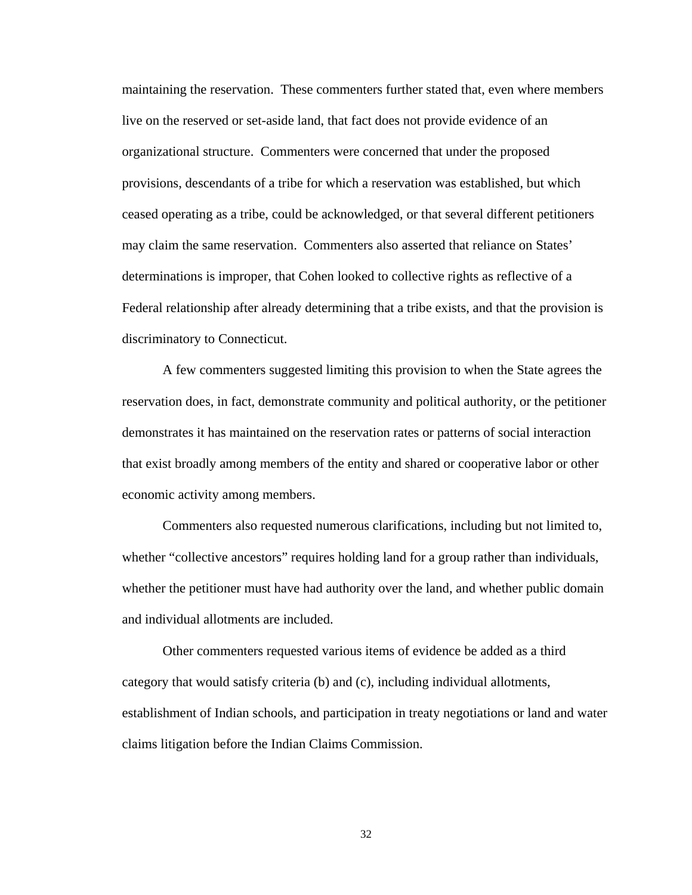maintaining the reservation. These commenters further stated that, even where members live on the reserved or set-aside land, that fact does not provide evidence of an organizational structure. Commenters were concerned that under the proposed provisions, descendants of a tribe for which a reservation was established, but which ceased operating as a tribe, could be acknowledged, or that several different petitioners may claim the same reservation. Commenters also asserted that reliance on States' determinations is improper, that Cohen looked to collective rights as reflective of a Federal relationship after already determining that a tribe exists, and that the provision is discriminatory to Connecticut.

A few commenters suggested limiting this provision to when the State agrees the reservation does, in fact, demonstrate community and political authority, or the petitioner demonstrates it has maintained on the reservation rates or patterns of social interaction that exist broadly among members of the entity and shared or cooperative labor or other economic activity among members.

Commenters also requested numerous clarifications, including but not limited to, whether "collective ancestors" requires holding land for a group rather than individuals, whether the petitioner must have had authority over the land, and whether public domain and individual allotments are included.

Other commenters requested various items of evidence be added as a third category that would satisfy criteria (b) and (c), including individual allotments, establishment of Indian schools, and participation in treaty negotiations or land and water claims litigation before the Indian Claims Commission.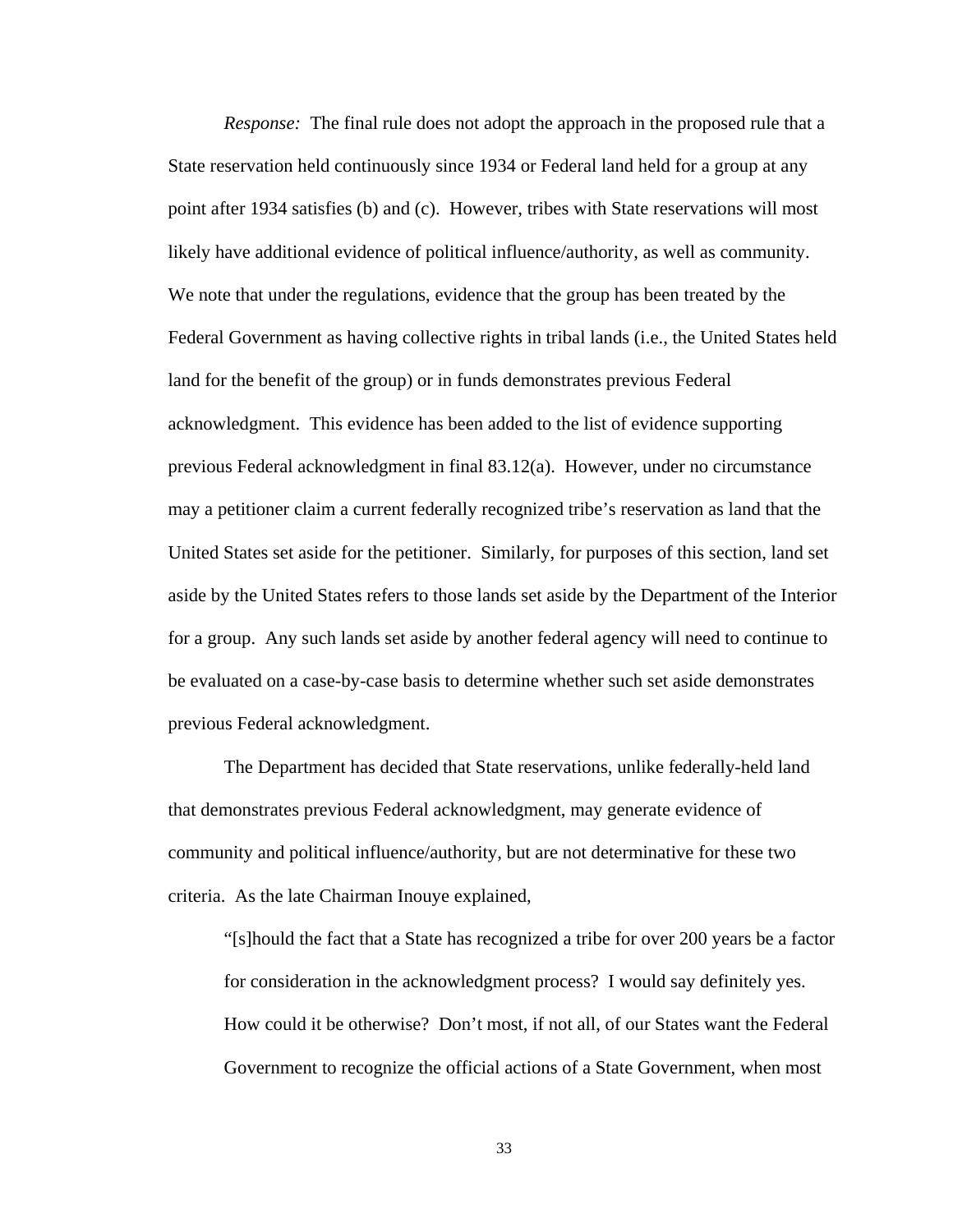*Response:* The final rule does not adopt the approach in the proposed rule that a State reservation held continuously since 1934 or Federal land held for a group at any point after 1934 satisfies (b) and (c). However, tribes with State reservations will most likely have additional evidence of political influence/authority, as well as community. We note that under the regulations, evidence that the group has been treated by the Federal Government as having collective rights in tribal lands (i.e., the United States held land for the benefit of the group) or in funds demonstrates previous Federal acknowledgment. This evidence has been added to the list of evidence supporting previous Federal acknowledgment in final 83.12(a). However, under no circumstance may a petitioner claim a current federally recognized tribe's reservation as land that the United States set aside for the petitioner. Similarly, for purposes of this section, land set aside by the United States refers to those lands set aside by the Department of the Interior for a group. Any such lands set aside by another federal agency will need to continue to be evaluated on a case-by-case basis to determine whether such set aside demonstrates previous Federal acknowledgment.

The Department has decided that State reservations, unlike federally-held land that demonstrates previous Federal acknowledgment, may generate evidence of community and political influence/authority, but are not determinative for these two criteria. As the late Chairman Inouye explained,

> "[s]hould the fact that a State has recognized a tribe for over 200 years be a factor for consideration in the acknowledgment process? I would say definitely yes. How could it be otherwise? Don't most, if not all, of our States want the Federal Government to recognize the official actions of a State Government, when most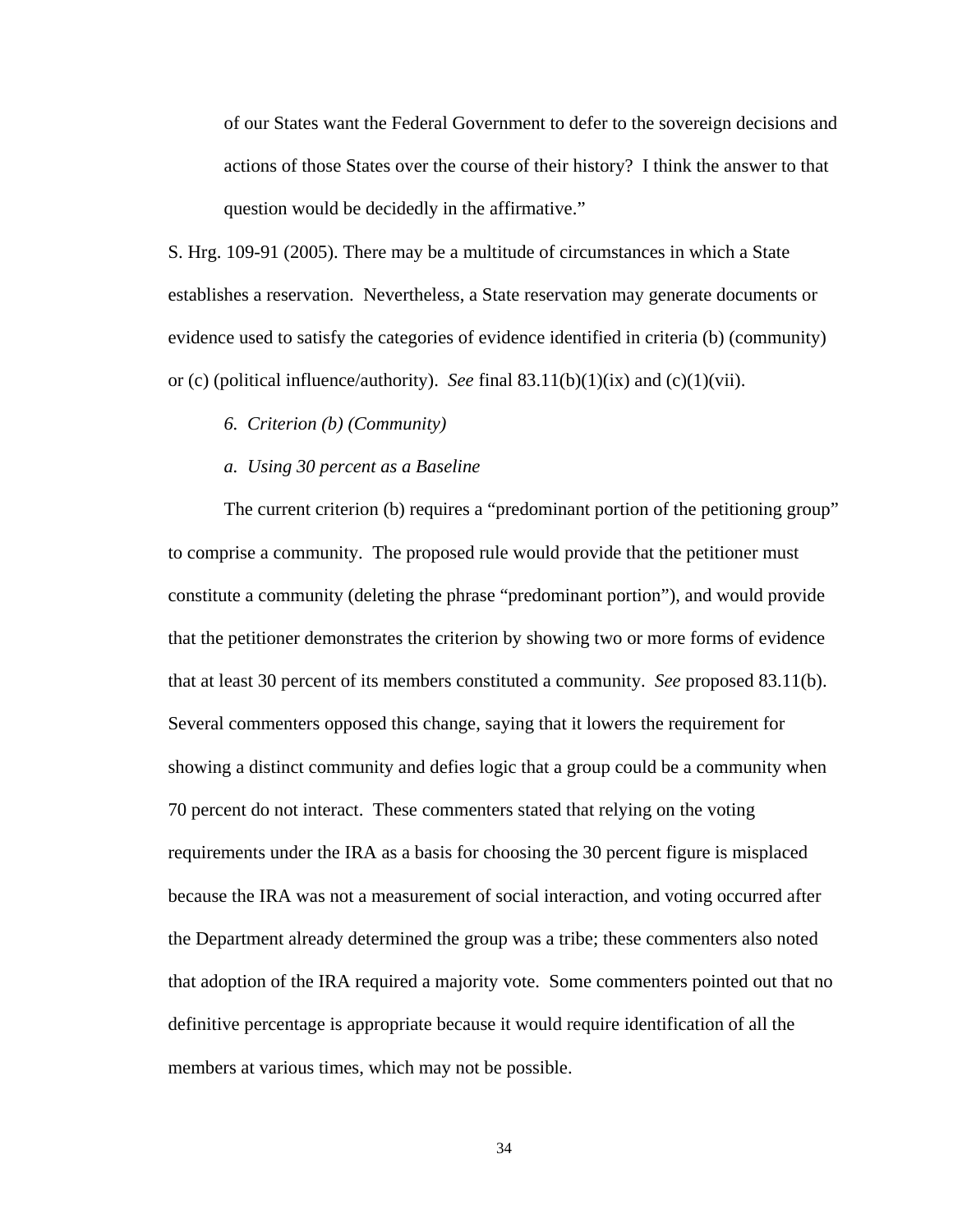of our States want the Federal Government to defer to the sovereign decisions and actions of those States over the course of their history? I think the answer to that question would be decidedly in the affirmative."

S. Hrg. 109-91 (2005). There may be a multitude of circumstances in which a State establishes a reservation. Nevertheless, a State reservation may generate documents or evidence used to satisfy the categories of evidence identified in criteria (b) (community) or (c) (political influence/authority). *See* final 83.11(b)(1)(ix) and (c)(1)(vii).

*6. Criterion (b) (Community)*

*a. Using 30 percent as a Baseline*

The current criterion (b) requires a "predominant portion of the petitioning group" to comprise a community. The proposed rule would provide that the petitioner must constitute a community (deleting the phrase "predominant portion"), and would provide that the petitioner demonstrates the criterion by showing two or more forms of evidence that at least 30 percent of its members constituted a community. *See* proposed 83.11(b). Several commenters opposed this change, saying that it lowers the requirement for showing a distinct community and defies logic that a group could be a community when 70 percent do not interact. These commenters stated that relying on the voting requirements under the IRA as a basis for choosing the 30 percent figure is misplaced because the IRA was not a measurement of social interaction, and voting occurred after the Department already determined the group was a tribe; these commenters also noted that adoption of the IRA required a majority vote. Some commenters pointed out that no definitive percentage is appropriate because it would require identification of all the members at various times, which may not be possible.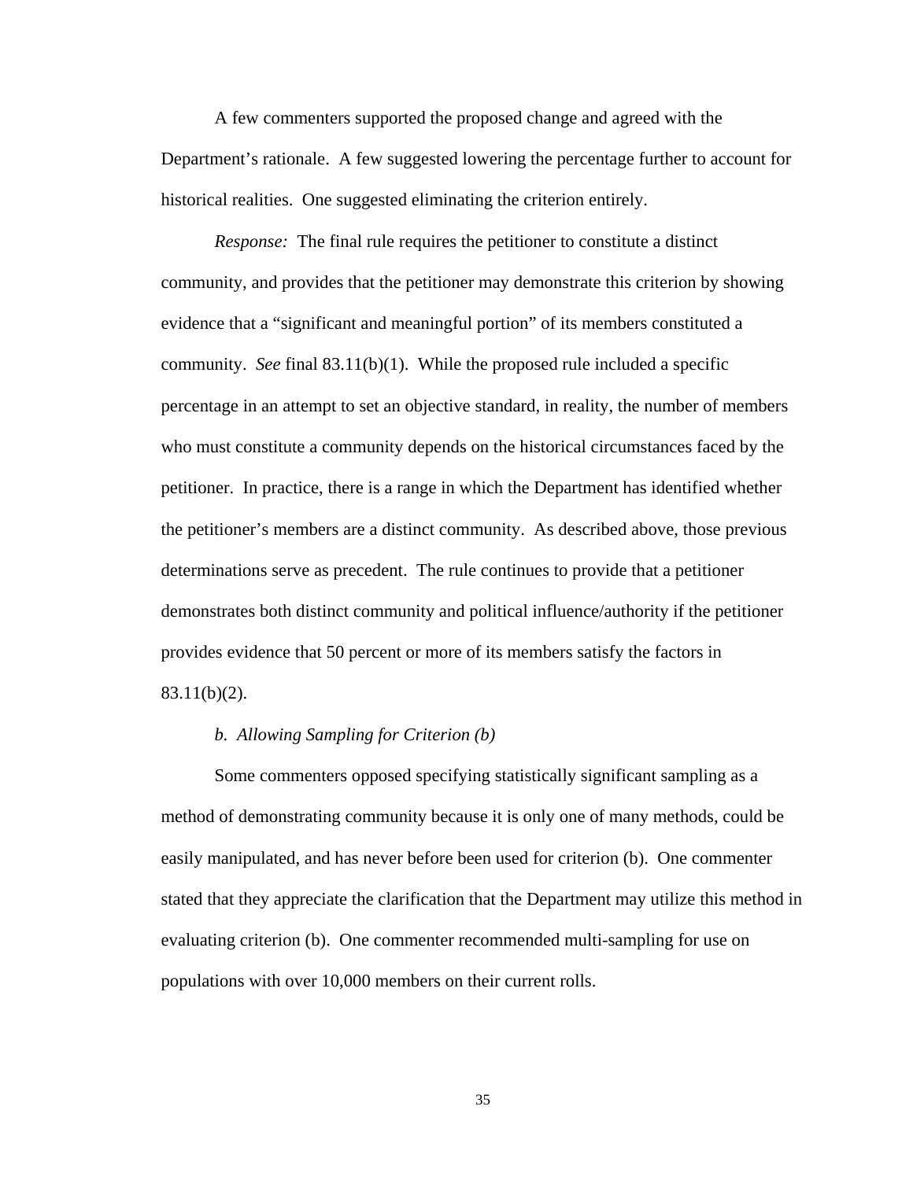A few commenters supported the proposed change and agreed with the Department's rationale. A few suggested lowering the percentage further to account for historical realities. One suggested eliminating the criterion entirely.

*Response:* The final rule requires the petitioner to constitute a distinct community, and provides that the petitioner may demonstrate this criterion by showing evidence that a "significant and meaningful portion" of its members constituted a community. *See* final 83.11(b)(1). While the proposed rule included a specific percentage in an attempt to set an objective standard, in reality, the number of members who must constitute a community depends on the historical circumstances faced by the petitioner. In practice, there is a range in which the Department has identified whether the petitioner's members are a distinct community. As described above, those previous determinations serve as precedent. The rule continues to provide that a petitioner demonstrates both distinct community and political influence/authority if the petitioner provides evidence that 50 percent or more of its members satisfy the factors in 83.11(b)(2).

*b. Allowing Sampling for Criterion (b)*

Some commenters opposed specifying statistically significant sampling as a method of demonstrating community because it is only one of many methods, could be easily manipulated, and has never before been used for criterion (b). One commenter stated that they appreciate the clarification that the Department may utilize this method in evaluating criterion (b). One commenter recommended multi-sampling for use on populations with over 10,000 members on their current rolls.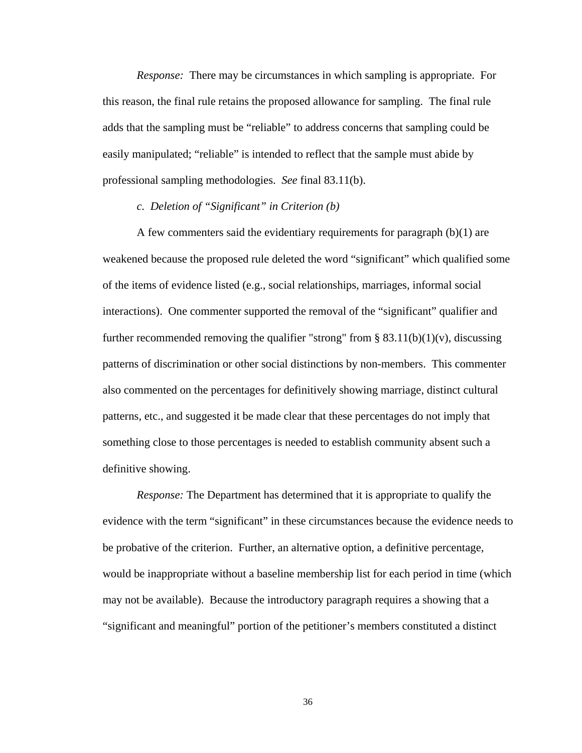*Response:* There may be circumstances in which sampling is appropriate. For this reason, the final rule retains the proposed allowance for sampling. The final rule adds that the sampling must be “reliable” to address concerns that sampling could be easily manipulated; “reliable” is intended to reflect that the sample must abide by professional sampling methodologies. *See* final 83.11(b).

*c. Deletion of “Significant” in Criterion (b)*

A few commenters said the evidentiary requirements for paragraph (b)(1) are weakened because the proposed rule deleted the word “significant” which qualified some of the items of evidence listed (e.g., social relationships, marriages, informal social interactions). One commenter supported the removal of the “significant” qualifier and further recommended removing the qualifier "strong" from § 83.11(b)(1)(v), discussing patterns of discrimination or other social distinctions by non-members. This commenter also commented on the percentages for definitively showing marriage, distinct cultural patterns, etc., and suggested it be made clear that these percentages do not imply that something close to those percentages is needed to establish community absent such a definitive showing.

*Response:* The Department has determined that it is appropriate to qualify the evidence with the term “significant” in these circumstances because the evidence needs to be probative of the criterion. Further, an alternative option, a definitive percentage, would be inappropriate without a baseline membership list for each period in time (which may not be available). Because the introductory paragraph requires a showing that a “significant and meaningful” portion of the petitioner’s members constituted a distinct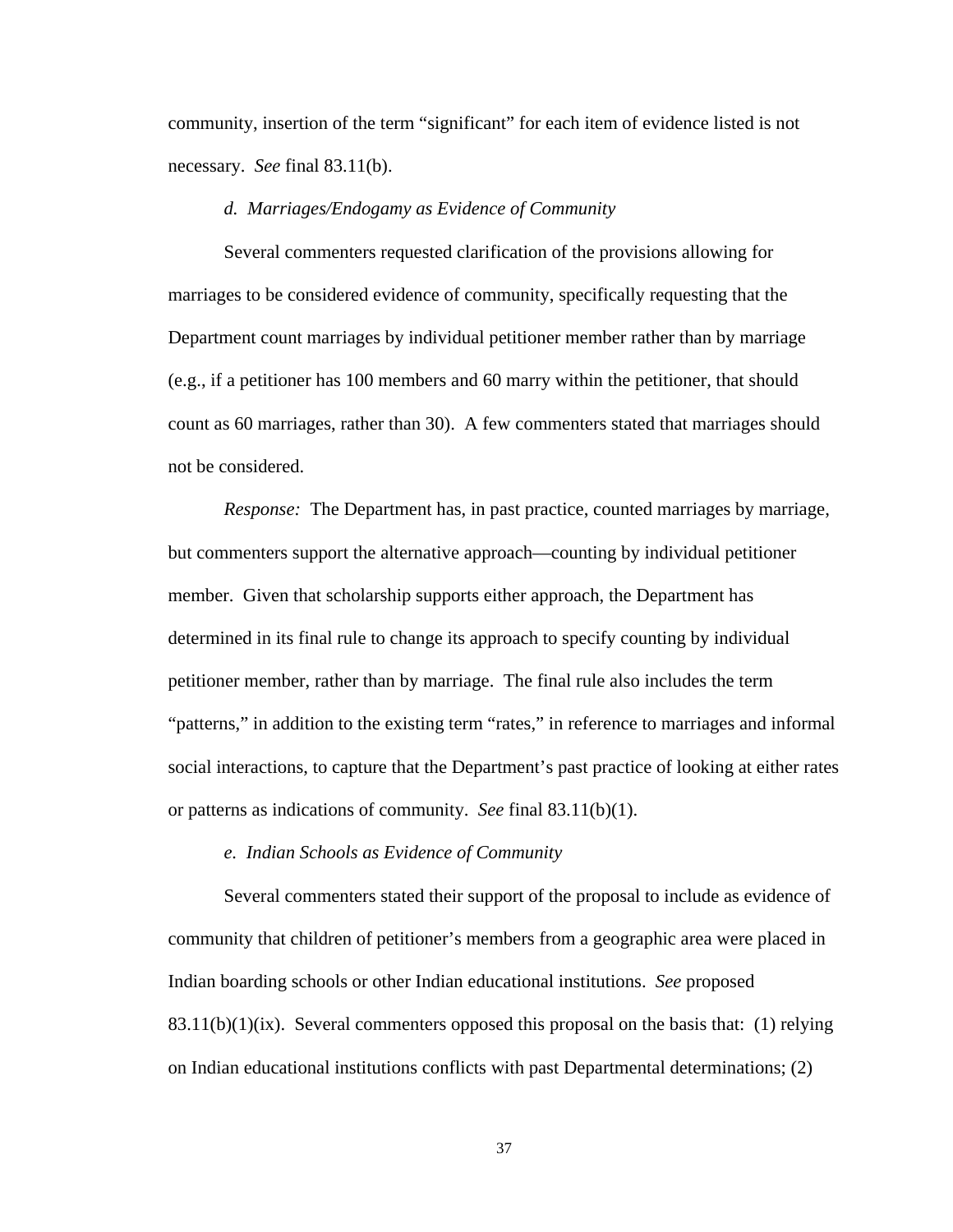community, insertion of the term "significant" for each item of evidence listed is not necessary. *See* final 83.11(b).

*d. Marriages/Endogamy as Evidence of Community*

Several commenters requested clarification of the provisions allowing for marriages to be considered evidence of community, specifically requesting that the Department count marriages by individual petitioner member rather than by marriage (e.g., if a petitioner has 100 members and 60 marry within the petitioner, that should count as 60 marriages, rather than 30). A few commenters stated that marriages should not be considered.

*Response:* The Department has, in past practice, counted marriages by marriage, but commenters support the alternative approach—counting by individual petitioner member. Given that scholarship supports either approach, the Department has determined in its final rule to change its approach to specify counting by individual petitioner member, rather than by marriage. The final rule also includes the term "patterns," in addition to the existing term "rates," in reference to marriages and informal social interactions, to capture that the Department's past practice of looking at either rates or patterns as indications of community. *See* final 83.11(b)(1).

*e. Indian Schools as Evidence of Community*

Several commenters stated their support of the proposal to include as evidence of community that children of petitioner's members from a geographic area were placed in Indian boarding schools or other Indian educational institutions. *See* proposed 83.11(b)(1)(ix). Several commenters opposed this proposal on the basis that: (1) relying on Indian educational institutions conflicts with past Departmental determinations; (2)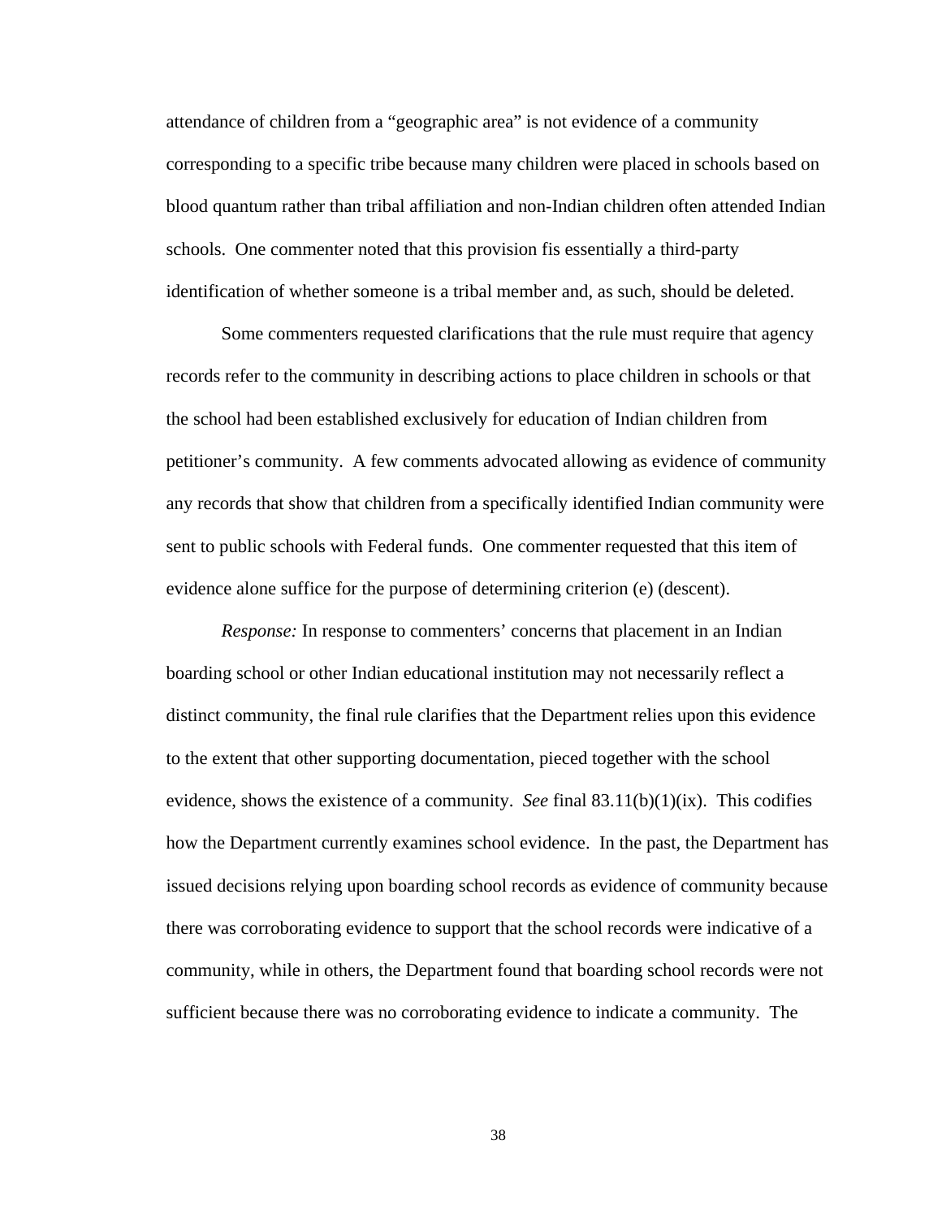attendance of children from a “geographic area” is not evidence of a community corresponding to a specific tribe because many children were placed in schools based on blood quantum rather than tribal affiliation and non-Indian children often attended Indian schools. One commenter noted that this provision fis essentially a third-party identification of whether someone is a tribal member and, as such, should be deleted.

Some commenters requested clarifications that the rule must require that agency records refer to the community in describing actions to place children in schools or that the school had been established exclusively for education of Indian children from petitioner’s community. A few comments advocated allowing as evidence of community any records that show that children from a specifically identified Indian community were sent to public schools with Federal funds. One commenter requested that this item of evidence alone suffice for the purpose of determining criterion (e) (descent).

*Response:* In response to commenters’ concerns that placement in an Indian boarding school or other Indian educational institution may not necessarily reflect a distinct community, the final rule clarifies that the Department relies upon this evidence to the extent that other supporting documentation, pieced together with the school evidence, shows the existence of a community. *See* final 83.11(b)(1)(ix). This codifies how the Department currently examines school evidence. In the past, the Department has issued decisions relying upon boarding school records as evidence of community because there was corroborating evidence to support that the school records were indicative of a community, while in others, the Department found that boarding school records were not sufficient because there was no corroborating evidence to indicate a community. The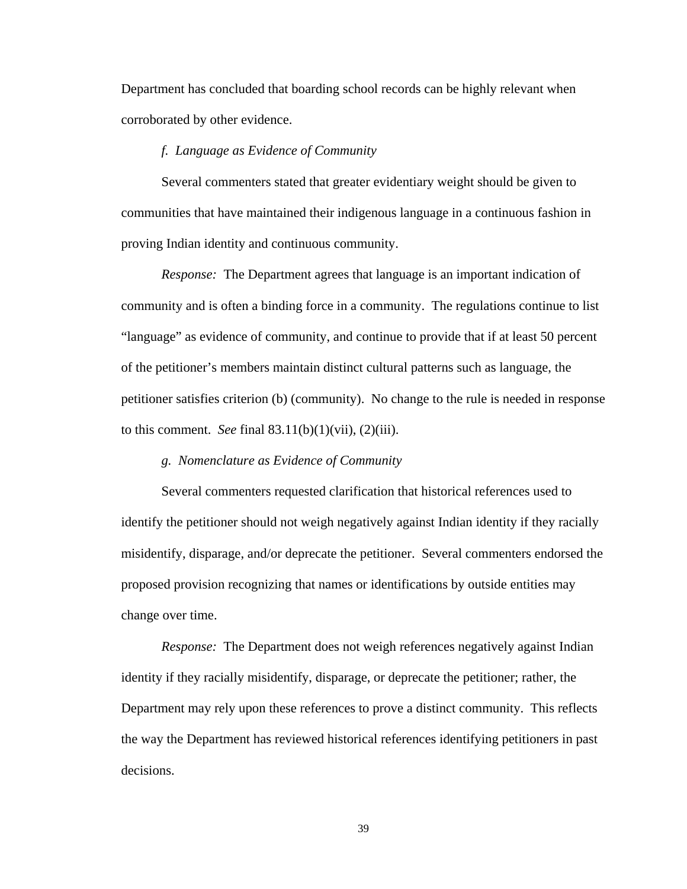Department has concluded that boarding school records can be highly relevant when corroborated by other evidence.

*f. Language as Evidence of Community*

Several commenters stated that greater evidentiary weight should be given to communities that have maintained their indigenous language in a continuous fashion in proving Indian identity and continuous community.

*Response:* The Department agrees that language is an important indication of community and is often a binding force in a community. The regulations continue to list "language" as evidence of community, and continue to provide that if at least 50 percent of the petitioner's members maintain distinct cultural patterns such as language, the petitioner satisfies criterion (b) (community). No change to the rule is needed in response to this comment. *See* final 83.11(b)(1)(vii), (2)(iii).

*g. Nomenclature as Evidence of Community*

Several commenters requested clarification that historical references used to identify the petitioner should not weigh negatively against Indian identity if they racially misidentify, disparage, and/or deprecate the petitioner. Several commenters endorsed the proposed provision recognizing that names or identifications by outside entities may change over time.

*Response:* The Department does not weigh references negatively against Indian identity if they racially misidentify, disparage, or deprecate the petitioner; rather, the Department may rely upon these references to prove a distinct community. This reflects the way the Department has reviewed historical references identifying petitioners in past decisions.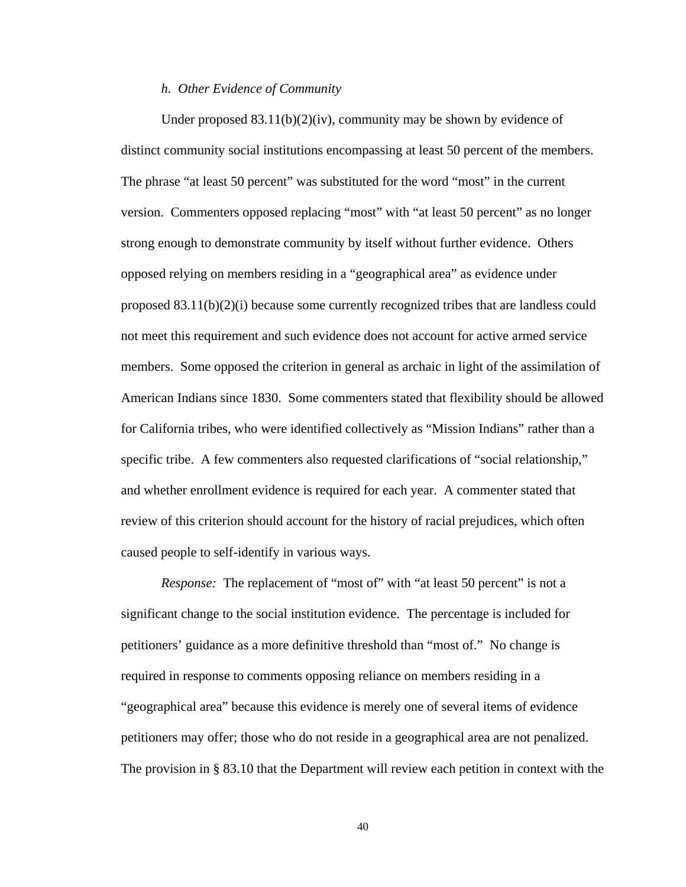*h. Other Evidence of Community*

Under proposed 83.11(b)(2)(iv), community may be shown by evidence of distinct community social institutions encompassing at least 50 percent of the members. The phrase "at least 50 percent" was substituted for the word "most" in the current version. Commenters opposed replacing "most" with "at least 50 percent" as no longer strong enough to demonstrate community by itself without further evidence. Others opposed relying on members residing in a "geographical area" as evidence under proposed 83.11(b)(2)(i) because some currently recognized tribes that are landless could not meet this requirement and such evidence does not account for active armed service members. Some opposed the criterion in general as archaic in light of the assimilation of American Indians since 1830. Some commenters stated that flexibility should be allowed for California tribes, who were identified collectively as "Mission Indians" rather than a specific tribe. A few commenters also requested clarifications of "social relationship," and whether enrollment evidence is required for each year. A commenter stated that review of this criterion should account for the history of racial prejudices, which often caused people to self-identify in various ways.

*Response:* The replacement of "most of" with "at least 50 percent" is not a significant change to the social institution evidence. The percentage is included for petitioners' guidance as a more definitive threshold than "most of." No change is required in response to comments opposing reliance on members residing in a "geographical area" because this evidence is merely one of several items of evidence petitioners may offer; those who do not reside in a geographical area are not penalized. The provision in § 83.10 that the Department will review each petition in context with the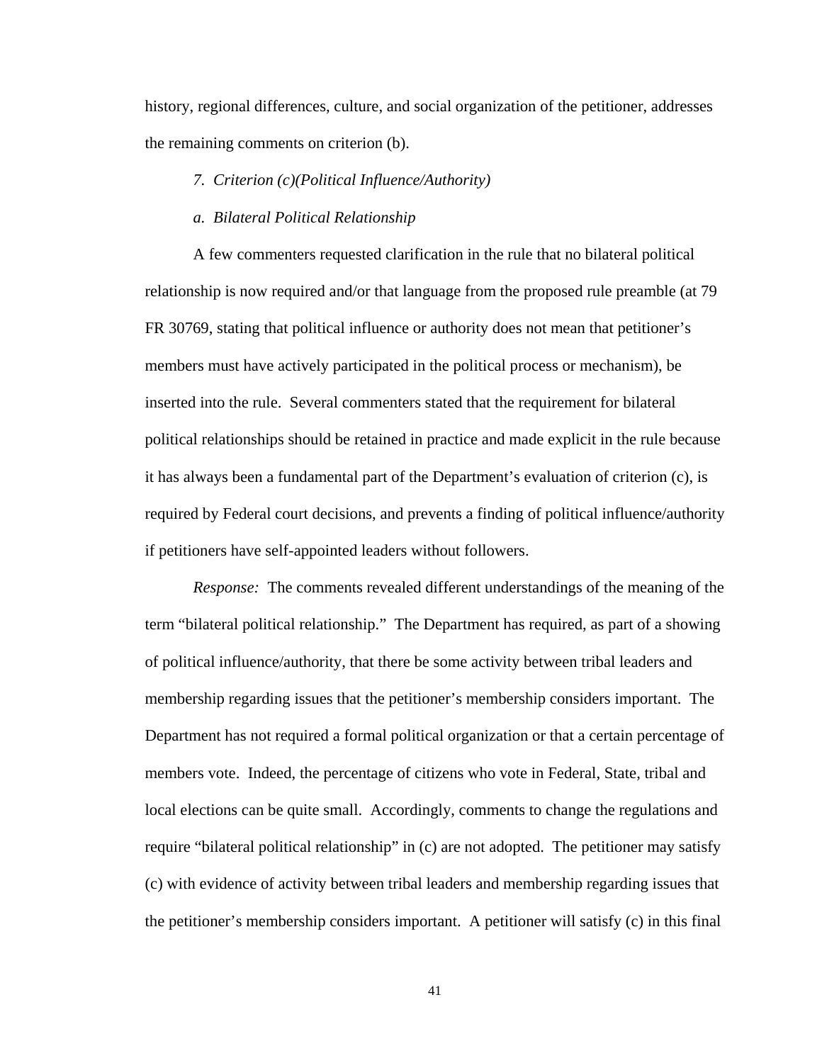history, regional differences, culture, and social organization of the petitioner, addresses the remaining comments on criterion (b).

*7. Criterion (c)(Political Influence/Authority)*

*a. Bilateral Political Relationship*

A few commenters requested clarification in the rule that no bilateral political relationship is now required and/or that language from the proposed rule preamble (at 79 FR 30769, stating that political influence or authority does not mean that petitioner's members must have actively participated in the political process or mechanism), be inserted into the rule. Several commenters stated that the requirement for bilateral political relationships should be retained in practice and made explicit in the rule because it has always been a fundamental part of the Department's evaluation of criterion (c), is required by Federal court decisions, and prevents a finding of political influence/authority if petitioners have self-appointed leaders without followers.

*Response:* The comments revealed different understandings of the meaning of the term "bilateral political relationship." The Department has required, as part of a showing of political influence/authority, that there be some activity between tribal leaders and membership regarding issues that the petitioner's membership considers important. The Department has not required a formal political organization or that a certain percentage of members vote. Indeed, the percentage of citizens who vote in Federal, State, tribal and local elections can be quite small. Accordingly, comments to change the regulations and require "bilateral political relationship" in (c) are not adopted. The petitioner may satisfy (c) with evidence of activity between tribal leaders and membership regarding issues that the petitioner's membership considers important. A petitioner will satisfy (c) in this final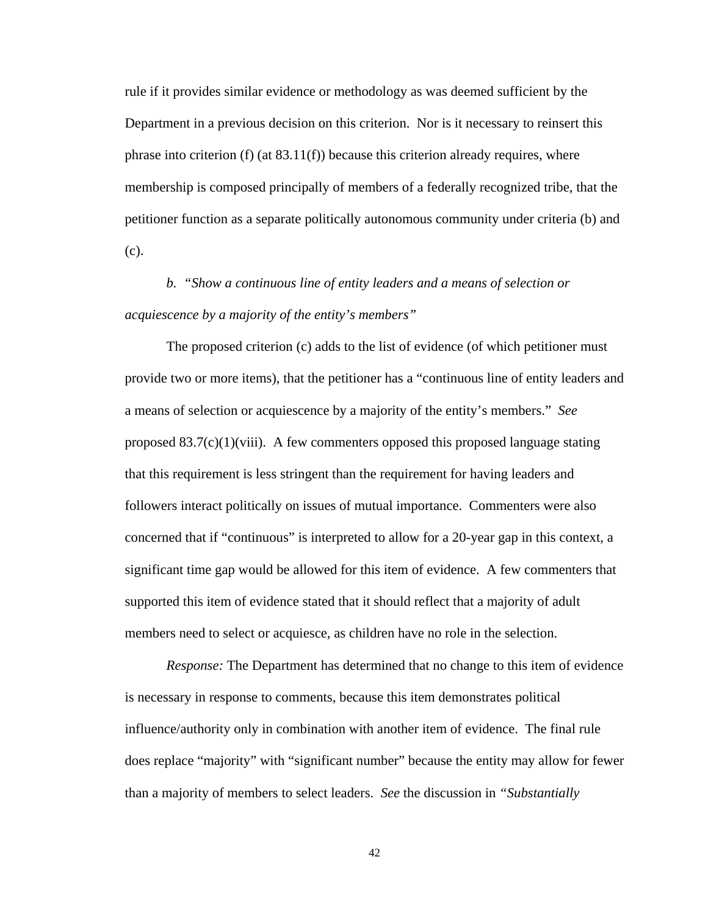rule if it provides similar evidence or methodology as was deemed sufficient by the Department in a previous decision on this criterion. Nor is it necessary to reinsert this phrase into criterion (f) (at 83.11(f)) because this criterion already requires, where membership is composed principally of members of a federally recognized tribe, that the petitioner function as a separate politically autonomous community under criteria (b) and (c).

*b. "Show a continuous line of entity leaders and a means of selection or acquiescence by a majority of the entity's members"*

The proposed criterion (c) adds to the list of evidence (of which petitioner must provide two or more items), that the petitioner has a "continuous line of entity leaders and a means of selection or acquiescence by a majority of the entity's members." *See* proposed 83.7(c)(1)(viii). A few commenters opposed this proposed language stating that this requirement is less stringent than the requirement for having leaders and followers interact politically on issues of mutual importance. Commenters were also concerned that if "continuous" is interpreted to allow for a 20-year gap in this context, a significant time gap would be allowed for this item of evidence. A few commenters that supported this item of evidence stated that it should reflect that a majority of adult members need to select or acquiesce, as children have no role in the selection.

*Response:* The Department has determined that no change to this item of evidence is necessary in response to comments, because this item demonstrates political influence/authority only in combination with another item of evidence. The final rule does replace "majority" with "significant number" because the entity may allow for fewer than a majority of members to select leaders. *See* the discussion in *"Substantially*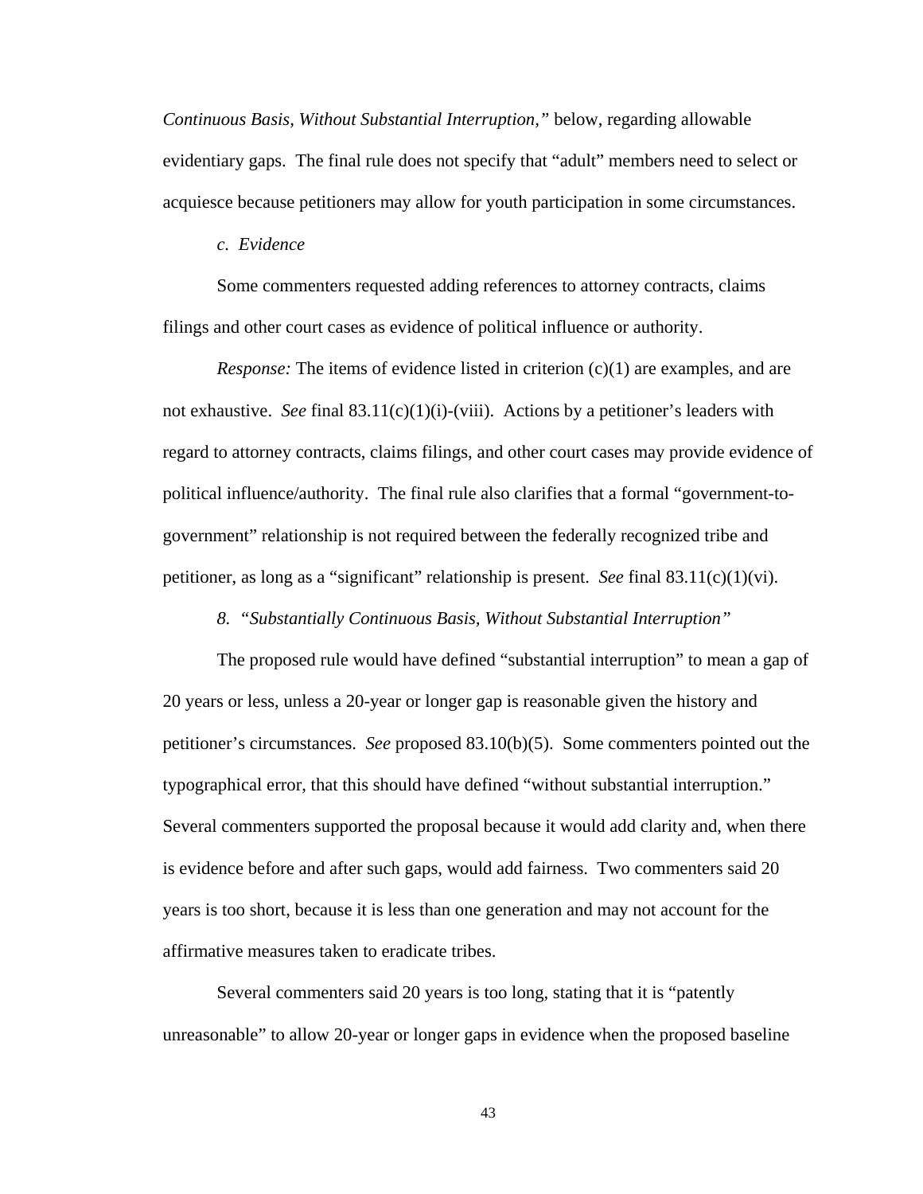*Continuous Basis, Without Substantial Interruption,"* below, regarding allowable evidentiary gaps. The final rule does not specify that "adult" members need to select or acquiesce because petitioners may allow for youth participation in some circumstances.

*c. Evidence*

Some commenters requested adding references to attorney contracts, claims filings and other court cases as evidence of political influence or authority.

*Response:* The items of evidence listed in criterion (c)(1) are examples, and are not exhaustive. *See* final 83.11(c)(1)(i)-(viii). Actions by a petitioner's leaders with regard to attorney contracts, claims filings, and other court cases may provide evidence of political influence/authority. The final rule also clarifies that a formal "government-to-government" relationship is not required between the federally recognized tribe and petitioner, as long as a "significant" relationship is present. *See* final 83.11(c)(1)(vi).

*8. "Substantially Continuous Basis, Without Substantial Interruption"*

The proposed rule would have defined "substantial interruption" to mean a gap of 20 years or less, unless a 20-year or longer gap is reasonable given the history and petitioner's circumstances. *See* proposed 83.10(b)(5). Some commenters pointed out the typographical error, that this should have defined "without substantial interruption." Several commenters supported the proposal because it would add clarity and, when there is evidence before and after such gaps, would add fairness. Two commenters said 20 years is too short, because it is less than one generation and may not account for the affirmative measures taken to eradicate tribes.

Several commenters said 20 years is too long, stating that it is "patently unreasonable" to allow 20-year or longer gaps in evidence when the proposed baseline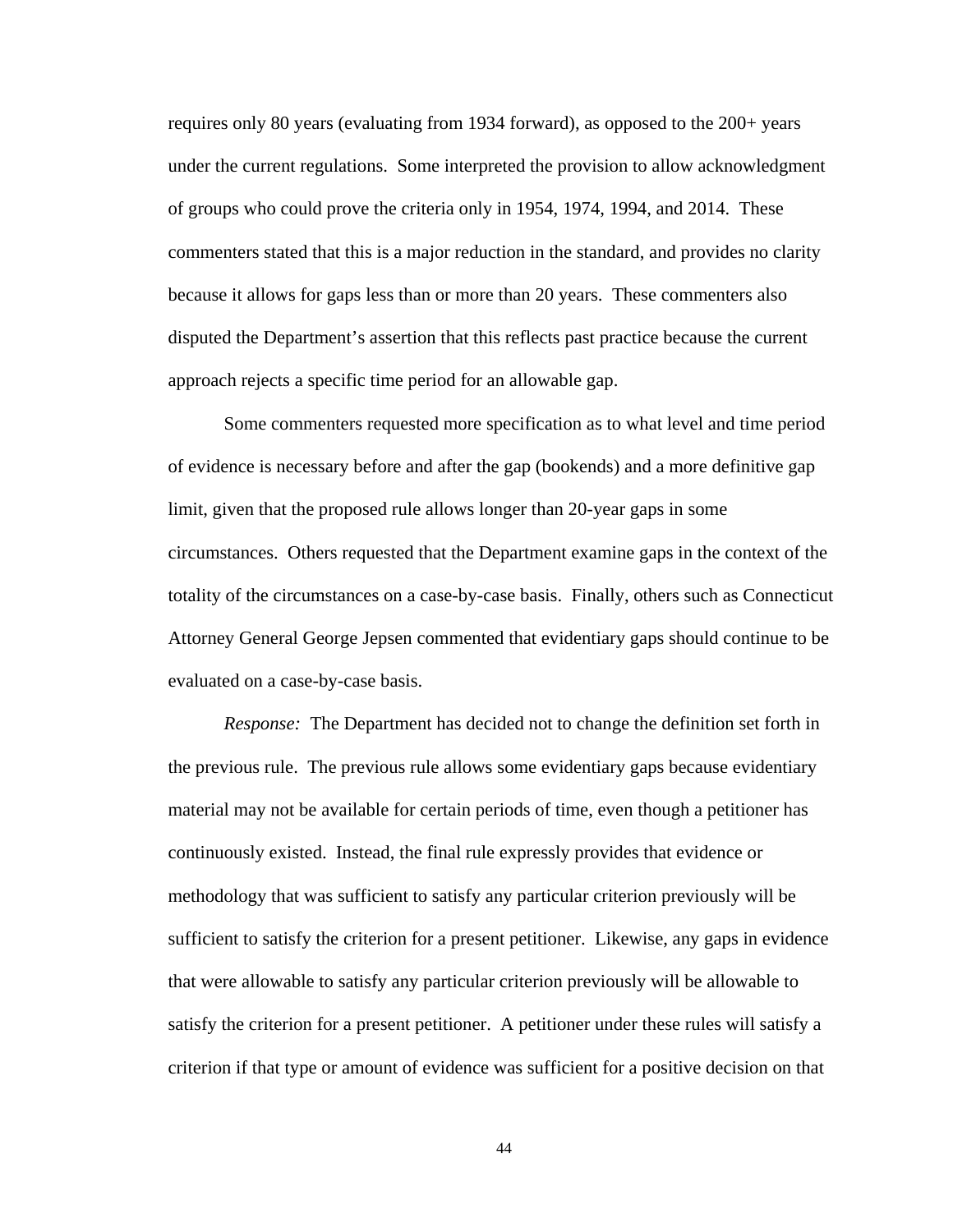requires only 80 years (evaluating from 1934 forward), as opposed to the 200+ years under the current regulations. Some interpreted the provision to allow acknowledgment of groups who could prove the criteria only in 1954, 1974, 1994, and 2014. These commenters stated that this is a major reduction in the standard, and provides no clarity because it allows for gaps less than or more than 20 years. These commenters also disputed the Department's assertion that this reflects past practice because the current approach rejects a specific time period for an allowable gap.

Some commenters requested more specification as to what level and time period of evidence is necessary before and after the gap (bookends) and a more definitive gap limit, given that the proposed rule allows longer than 20-year gaps in some circumstances. Others requested that the Department examine gaps in the context of the totality of the circumstances on a case-by-case basis. Finally, others such as Connecticut Attorney General George Jepsen commented that evidentiary gaps should continue to be evaluated on a case-by-case basis.

*Response:* The Department has decided not to change the definition set forth in the previous rule. The previous rule allows some evidentiary gaps because evidentiary material may not be available for certain periods of time, even though a petitioner has continuously existed. Instead, the final rule expressly provides that evidence or methodology that was sufficient to satisfy any particular criterion previously will be sufficient to satisfy the criterion for a present petitioner. Likewise, any gaps in evidence that were allowable to satisfy any particular criterion previously will be allowable to satisfy the criterion for a present petitioner. A petitioner under these rules will satisfy a criterion if that type or amount of evidence was sufficient for a positive decision on that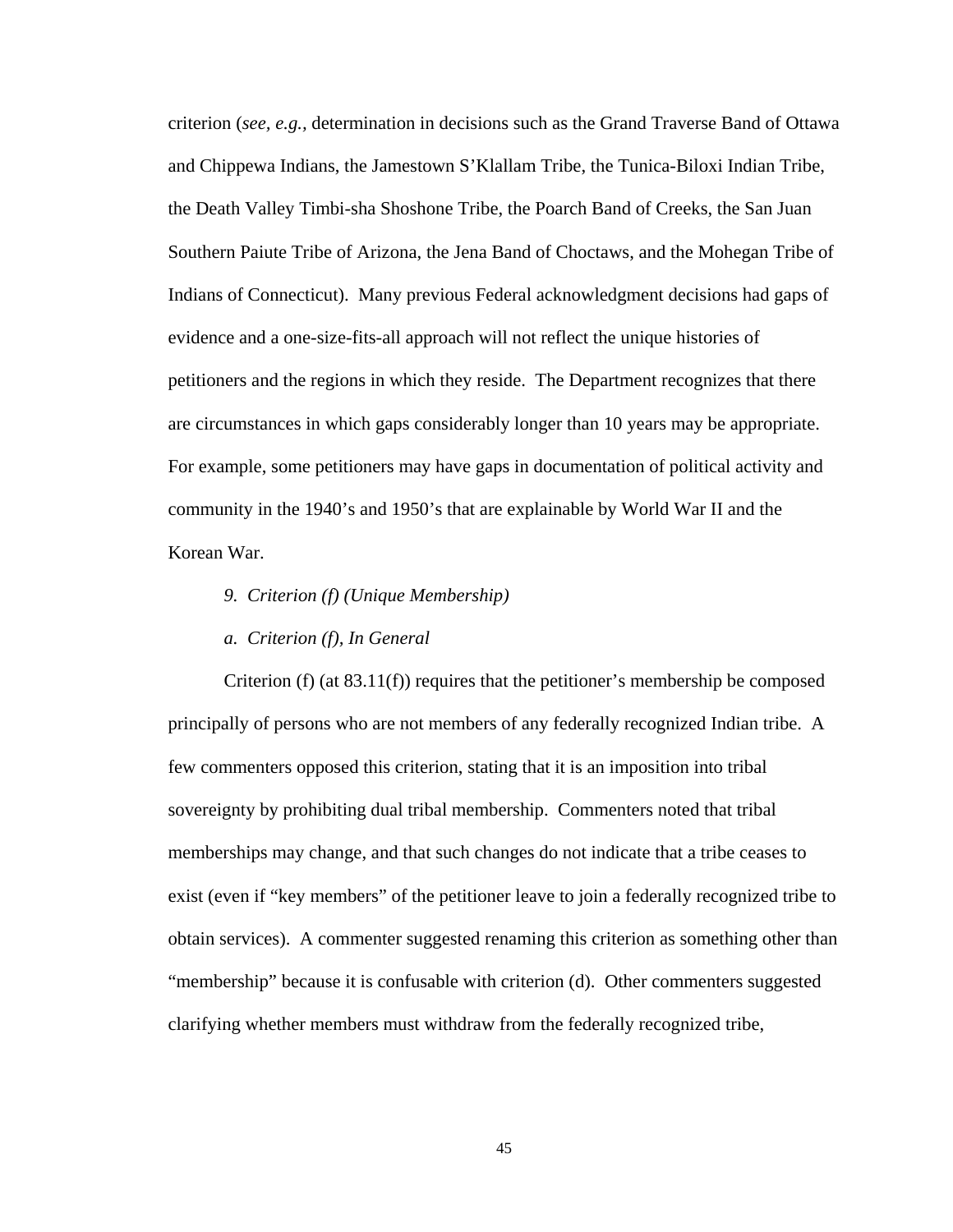criterion (*see, e.g.,* determination in decisions such as the Grand Traverse Band of Ottawa and Chippewa Indians, the Jamestown S'Klallam Tribe, the Tunica-Biloxi Indian Tribe, the Death Valley Timbi-sha Shoshone Tribe, the Poarch Band of Creeks, the San Juan Southern Paiute Tribe of Arizona, the Jena Band of Choctaws, and the Mohegan Tribe of Indians of Connecticut). Many previous Federal acknowledgment decisions had gaps of evidence and a one-size-fits-all approach will not reflect the unique histories of petitioners and the regions in which they reside. The Department recognizes that there are circumstances in which gaps considerably longer than 10 years may be appropriate. For example, some petitioners may have gaps in documentation of political activity and community in the 1940's and 1950's that are explainable by World War II and the Korean War.

*9. Criterion (f) (Unique Membership)*

*a. Criterion (f), In General*

Criterion (f) (at 83.11(f)) requires that the petitioner's membership be composed principally of persons who are not members of any federally recognized Indian tribe. A few commenters opposed this criterion, stating that it is an imposition into tribal sovereignty by prohibiting dual tribal membership. Commenters noted that tribal memberships may change, and that such changes do not indicate that a tribe ceases to exist (even if "key members" of the petitioner leave to join a federally recognized tribe to obtain services). A commenter suggested renaming this criterion as something other than "membership" because it is confusable with criterion (d). Other commenters suggested clarifying whether members must withdraw from the federally recognized tribe,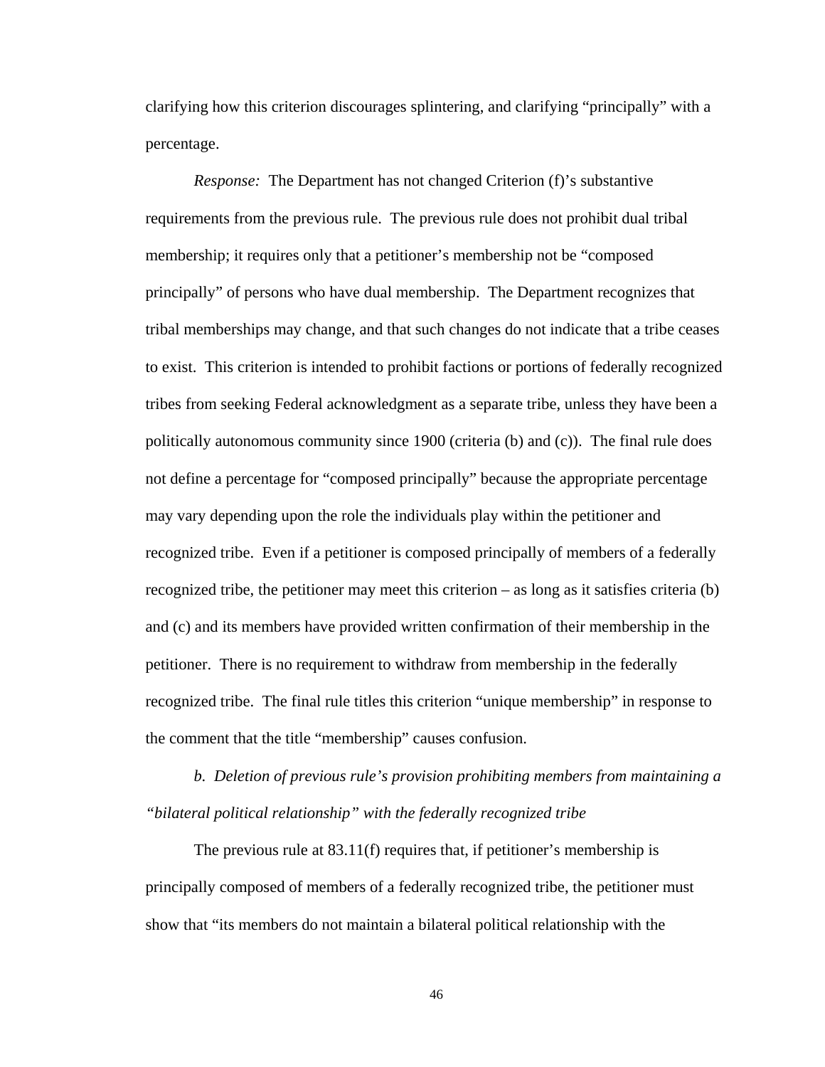clarifying how this criterion discourages splintering, and clarifying "principally" with a percentage.

*Response:* The Department has not changed Criterion (f)'s substantive requirements from the previous rule. The previous rule does not prohibit dual tribal membership; it requires only that a petitioner's membership not be "composed principally" of persons who have dual membership. The Department recognizes that tribal memberships may change, and that such changes do not indicate that a tribe ceases to exist. This criterion is intended to prohibit factions or portions of federally recognized tribes from seeking Federal acknowledgment as a separate tribe, unless they have been a politically autonomous community since 1900 (criteria (b) and (c)). The final rule does not define a percentage for "composed principally" because the appropriate percentage may vary depending upon the role the individuals play within the petitioner and recognized tribe. Even if a petitioner is composed principally of members of a federally recognized tribe, the petitioner may meet this criterion – as long as it satisfies criteria (b) and (c) and its members have provided written confirmation of their membership in the petitioner. There is no requirement to withdraw from membership in the federally recognized tribe. The final rule titles this criterion "unique membership" in response to the comment that the title "membership" causes confusion.

*b. Deletion of previous rule's provision prohibiting members from maintaining a "bilateral political relationship" with the federally recognized tribe*

The previous rule at 83.11(f) requires that, if petitioner's membership is principally composed of members of a federally recognized tribe, the petitioner must show that "its members do not maintain a bilateral political relationship with the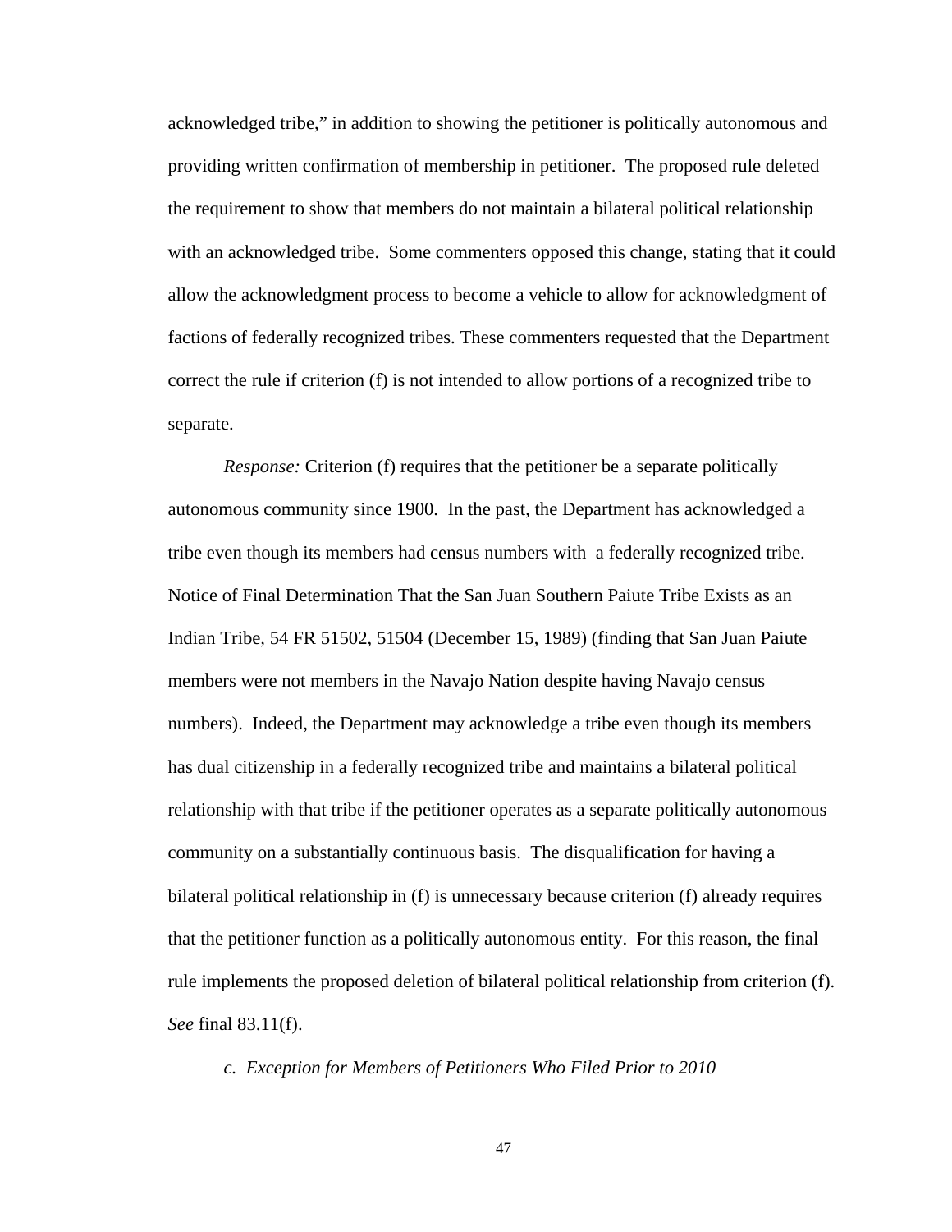acknowledged tribe," in addition to showing the petitioner is politically autonomous and providing written confirmation of membership in petitioner. The proposed rule deleted the requirement to show that members do not maintain a bilateral political relationship with an acknowledged tribe. Some commenters opposed this change, stating that it could allow the acknowledgment process to become a vehicle to allow for acknowledgment of factions of federally recognized tribes. These commenters requested that the Department correct the rule if criterion (f) is not intended to allow portions of a recognized tribe to separate.

*Response:* Criterion (f) requires that the petitioner be a separate politically autonomous community since 1900. In the past, the Department has acknowledged a tribe even though its members had census numbers with a federally recognized tribe. Notice of Final Determination That the San Juan Southern Paiute Tribe Exists as an Indian Tribe, 54 FR 51502, 51504 (December 15, 1989) (finding that San Juan Paiute members were not members in the Navajo Nation despite having Navajo census numbers). Indeed, the Department may acknowledge a tribe even though its members has dual citizenship in a federally recognized tribe and maintains a bilateral political relationship with that tribe if the petitioner operates as a separate politically autonomous community on a substantially continuous basis. The disqualification for having a bilateral political relationship in (f) is unnecessary because criterion (f) already requires that the petitioner function as a politically autonomous entity. For this reason, the final rule implements the proposed deletion of bilateral political relationship from criterion (f). *See* final 83.11(f).

*c. Exception for Members of Petitioners Who Filed Prior to 2010*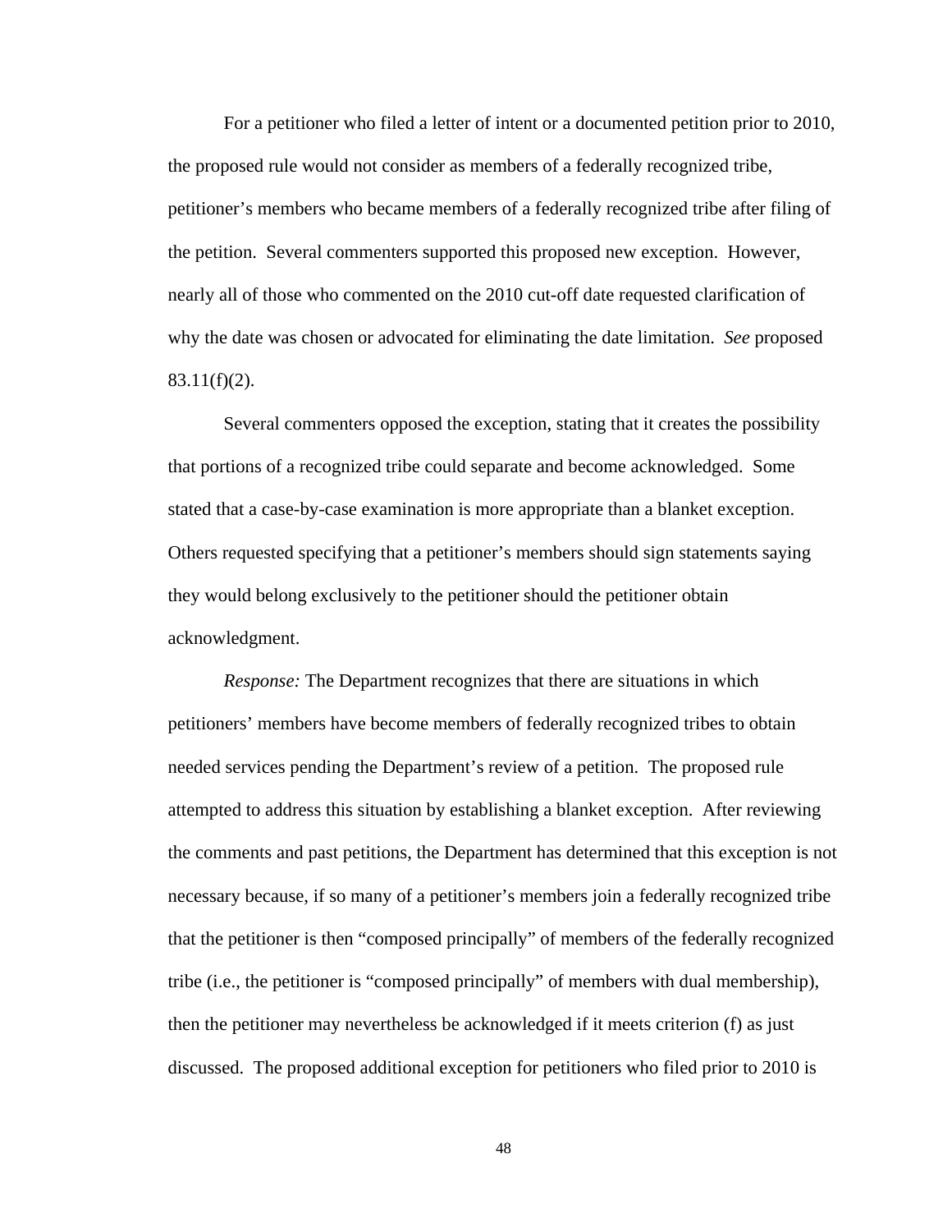For a petitioner who filed a letter of intent or a documented petition prior to 2010, the proposed rule would not consider as members of a federally recognized tribe, petitioner's members who became members of a federally recognized tribe after filing of the petition. Several commenters supported this proposed new exception. However, nearly all of those who commented on the 2010 cut-off date requested clarification of why the date was chosen or advocated for eliminating the date limitation. *See* proposed 83.11(f)(2).

Several commenters opposed the exception, stating that it creates the possibility that portions of a recognized tribe could separate and become acknowledged. Some stated that a case-by-case examination is more appropriate than a blanket exception. Others requested specifying that a petitioner's members should sign statements saying they would belong exclusively to the petitioner should the petitioner obtain acknowledgment.

*Response:* The Department recognizes that there are situations in which petitioners' members have become members of federally recognized tribes to obtain needed services pending the Department's review of a petition. The proposed rule attempted to address this situation by establishing a blanket exception. After reviewing the comments and past petitions, the Department has determined that this exception is not necessary because, if so many of a petitioner's members join a federally recognized tribe that the petitioner is then "composed principally" of members of the federally recognized tribe (i.e., the petitioner is "composed principally" of members with dual membership), then the petitioner may nevertheless be acknowledged if it meets criterion (f) as just discussed. The proposed additional exception for petitioners who filed prior to 2010 is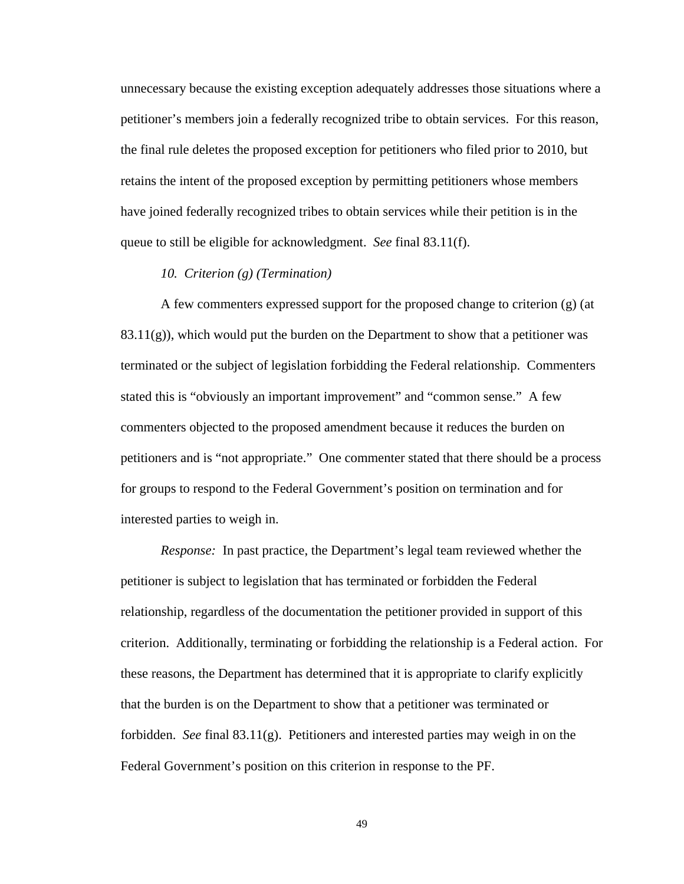unnecessary because the existing exception adequately addresses those situations where a petitioner's members join a federally recognized tribe to obtain services. For this reason, the final rule deletes the proposed exception for petitioners who filed prior to 2010, but retains the intent of the proposed exception by permitting petitioners whose members have joined federally recognized tribes to obtain services while their petition is in the queue to still be eligible for acknowledgment. *See* final 83.11(f).

*10. Criterion (g) (Termination)*

A few commenters expressed support for the proposed change to criterion (g) (at 83.11(g)), which would put the burden on the Department to show that a petitioner was terminated or the subject of legislation forbidding the Federal relationship. Commenters stated this is "obviously an important improvement" and "common sense." A few commenters objected to the proposed amendment because it reduces the burden on petitioners and is "not appropriate." One commenter stated that there should be a process for groups to respond to the Federal Government's position on termination and for interested parties to weigh in.

*Response:* In past practice, the Department's legal team reviewed whether the petitioner is subject to legislation that has terminated or forbidden the Federal relationship, regardless of the documentation the petitioner provided in support of this criterion. Additionally, terminating or forbidding the relationship is a Federal action. For these reasons, the Department has determined that it is appropriate to clarify explicitly that the burden is on the Department to show that a petitioner was terminated or forbidden. *See* final 83.11(g). Petitioners and interested parties may weigh in on the Federal Government's position on this criterion in response to the PF.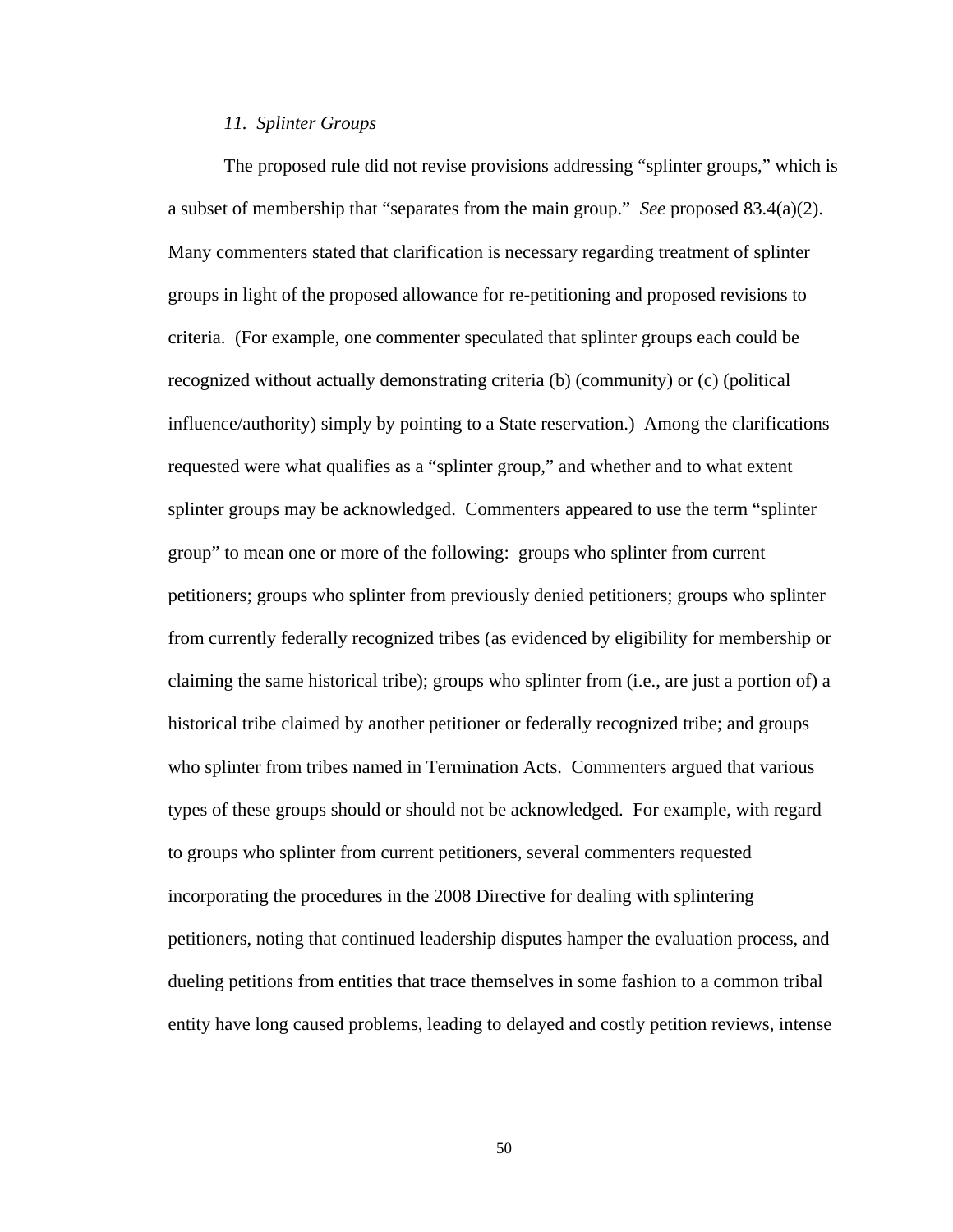### *11. Splinter Groups*

The proposed rule did not revise provisions addressing "splinter groups," which is a subset of membership that "separates from the main group." *See* proposed 83.4(a)(2). Many commenters stated that clarification is necessary regarding treatment of splinter groups in light of the proposed allowance for re-petitioning and proposed revisions to criteria. (For example, one commenter speculated that splinter groups each could be recognized without actually demonstrating criteria (b) (community) or (c) (political influence/authority) simply by pointing to a State reservation.) Among the clarifications requested were what qualifies as a "splinter group," and whether and to what extent splinter groups may be acknowledged. Commenters appeared to use the term "splinter group" to mean one or more of the following: groups who splinter from current petitioners; groups who splinter from previously denied petitioners; groups who splinter from currently federally recognized tribes (as evidenced by eligibility for membership or claiming the same historical tribe); groups who splinter from (i.e., are just a portion of) a historical tribe claimed by another petitioner or federally recognized tribe; and groups who splinter from tribes named in Termination Acts. Commenters argued that various types of these groups should or should not be acknowledged. For example, with regard to groups who splinter from current petitioners, several commenters requested incorporating the procedures in the 2008 Directive for dealing with splintering petitioners, noting that continued leadership disputes hamper the evaluation process, and dueling petitions from entities that trace themselves in some fashion to a common tribal entity have long caused problems, leading to delayed and costly petition reviews, intense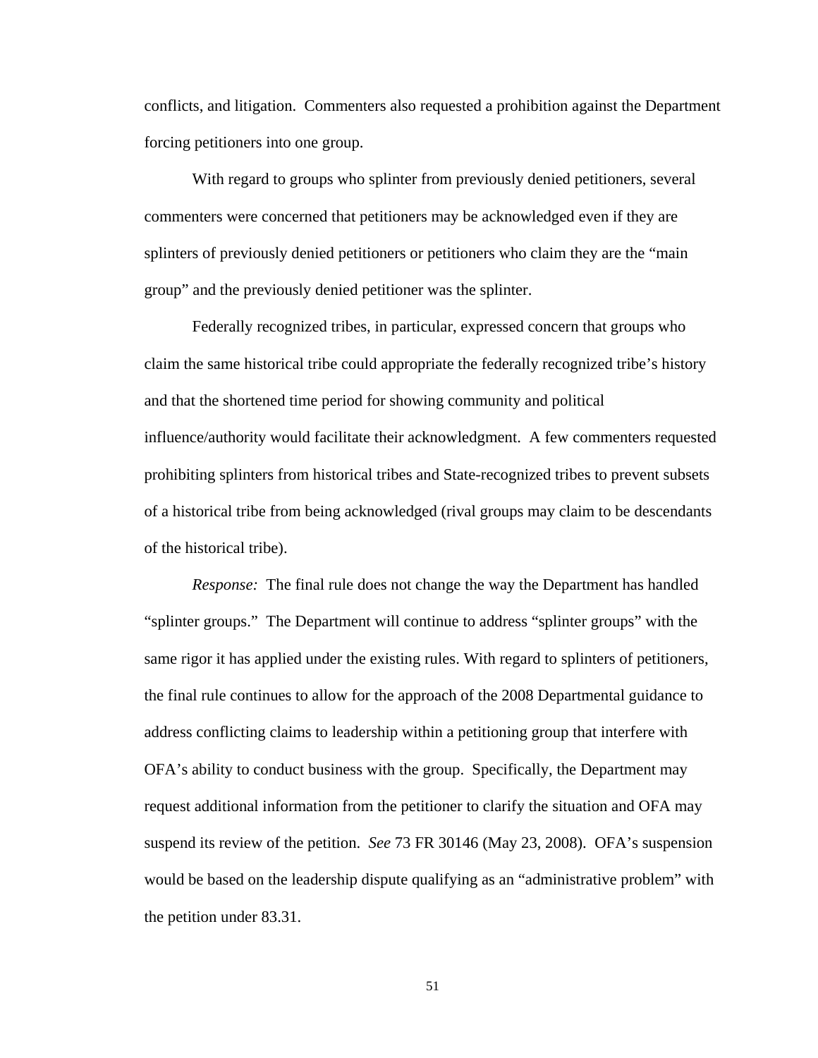conflicts, and litigation. Commenters also requested a prohibition against the Department forcing petitioners into one group.

With regard to groups who splinter from previously denied petitioners, several commenters were concerned that petitioners may be acknowledged even if they are splinters of previously denied petitioners or petitioners who claim they are the "main group" and the previously denied petitioner was the splinter.

Federally recognized tribes, in particular, expressed concern that groups who claim the same historical tribe could appropriate the federally recognized tribe's history and that the shortened time period for showing community and political influence/authority would facilitate their acknowledgment. A few commenters requested prohibiting splinters from historical tribes and State-recognized tribes to prevent subsets of a historical tribe from being acknowledged (rival groups may claim to be descendants of the historical tribe).

*Response:* The final rule does not change the way the Department has handled "splinter groups." The Department will continue to address "splinter groups" with the same rigor it has applied under the existing rules. With regard to splinters of petitioners, the final rule continues to allow for the approach of the 2008 Departmental guidance to address conflicting claims to leadership within a petitioning group that interfere with OFA's ability to conduct business with the group. Specifically, the Department may request additional information from the petitioner to clarify the situation and OFA may suspend its review of the petition. *See* 73 FR 30146 (May 23, 2008). OFA's suspension would be based on the leadership dispute qualifying as an "administrative problem" with the petition under 83.31.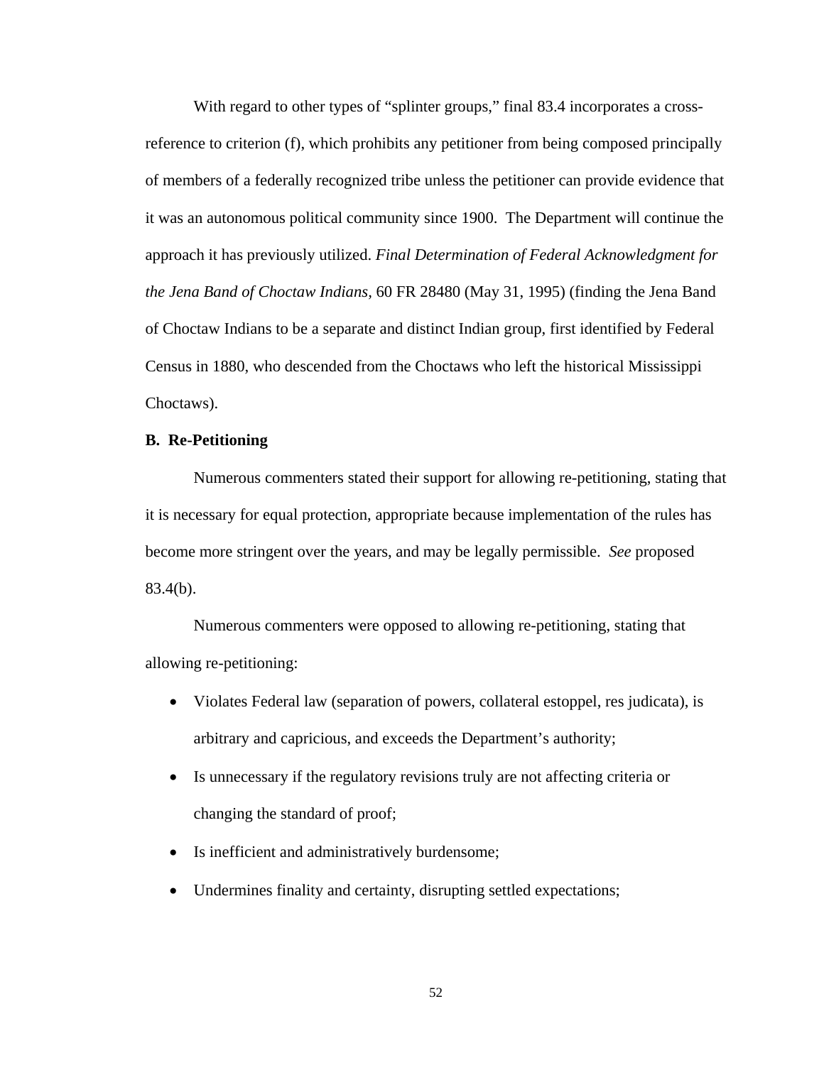With regard to other types of "splinter groups," final 83.4 incorporates a cross-reference to criterion (f), which prohibits any petitioner from being composed principally of members of a federally recognized tribe unless the petitioner can provide evidence that it was an autonomous political community since 1900. The Department will continue the approach it has previously utilized. *Final Determination of Federal Acknowledgment for the Jena Band of Choctaw Indians*, 60 FR 28480 (May 31, 1995) (finding the Jena Band of Choctaw Indians to be a separate and distinct Indian group, first identified by Federal Census in 1880, who descended from the Choctaws who left the historical Mississippi Choctaws).

**B. Re-Petitioning**

Numerous commenters stated their support for allowing re-petitioning, stating that it is necessary for equal protection, appropriate because implementation of the rules has become more stringent over the years, and may be legally permissible. *See* proposed 83.4(b).

Numerous commenters were opposed to allowing re-petitioning, stating that allowing re-petitioning:

- Violates Federal law (separation of powers, collateral estoppel, res judicata), is arbitrary and capricious, and exceeds the Department's authority;
- Is unnecessary if the regulatory revisions truly are not affecting criteria or changing the standard of proof;
- Is inefficient and administratively burdensome;
- Undermines finality and certainty, disrupting settled expectations;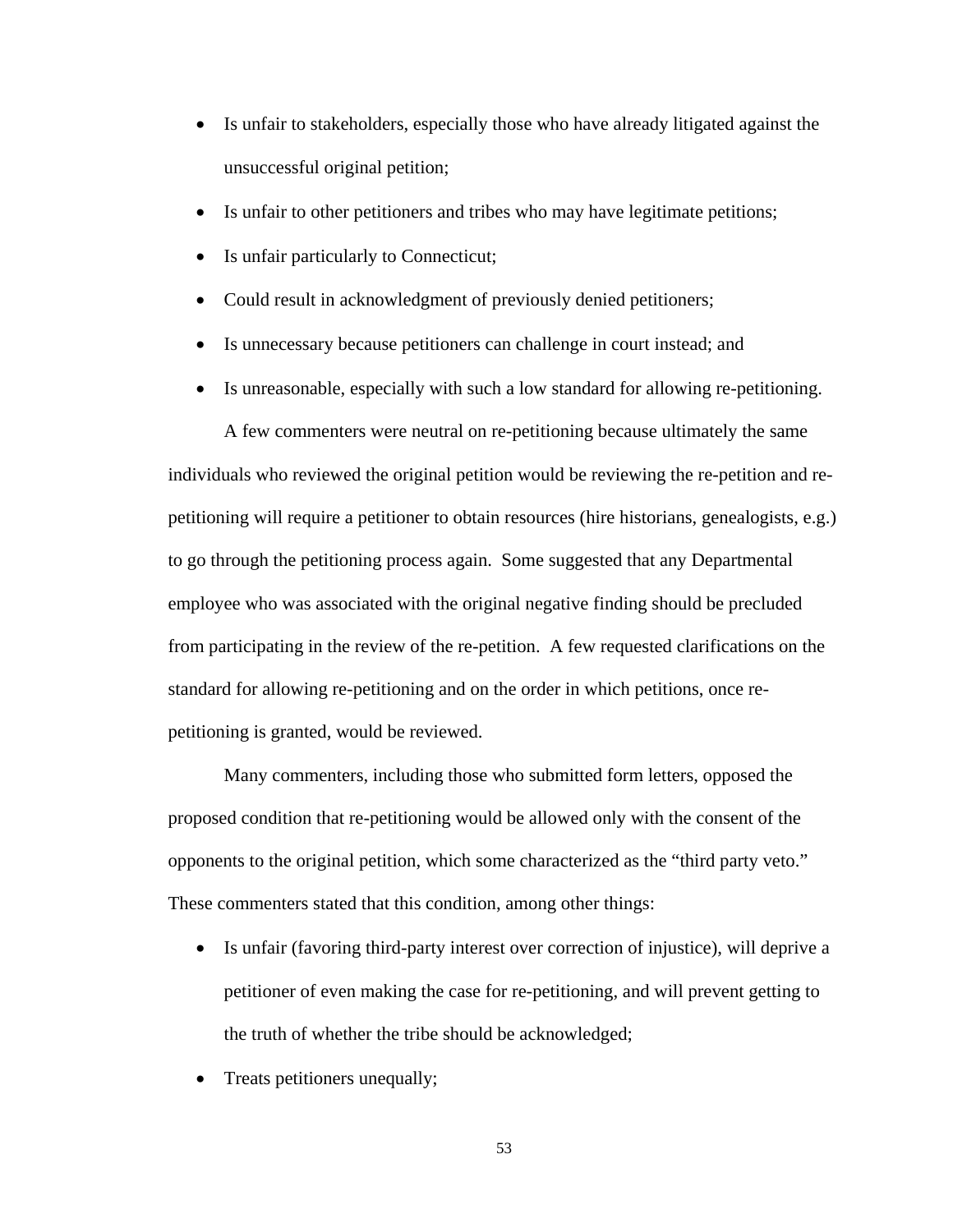- Is unfair to stakeholders, especially those who have already litigated against the unsuccessful original petition;
- Is unfair to other petitioners and tribes who may have legitimate petitions;
- Is unfair particularly to Connecticut;
- Could result in acknowledgment of previously denied petitioners;
- Is unnecessary because petitioners can challenge in court instead; and
- Is unreasonable, especially with such a low standard for allowing re-petitioning.

A few commenters were neutral on re-petitioning because ultimately the same individuals who reviewed the original petition would be reviewing the re-petition and re-petitioning will require a petitioner to obtain resources (hire historians, genealogists, e.g.) to go through the petitioning process again. Some suggested that any Departmental employee who was associated with the original negative finding should be precluded from participating in the review of the re-petition. A few requested clarifications on the standard for allowing re-petitioning and on the order in which petitions, once re-petitioning is granted, would be reviewed.

Many commenters, including those who submitted form letters, opposed the proposed condition that re-petitioning would be allowed only with the consent of the opponents to the original petition, which some characterized as the "third party veto." These commenters stated that this condition, among other things:

- Is unfair (favoring third-party interest over correction of injustice), will deprive a petitioner of even making the case for re-petitioning, and will prevent getting to the truth of whether the tribe should be acknowledged;
- Treats petitioners unequally;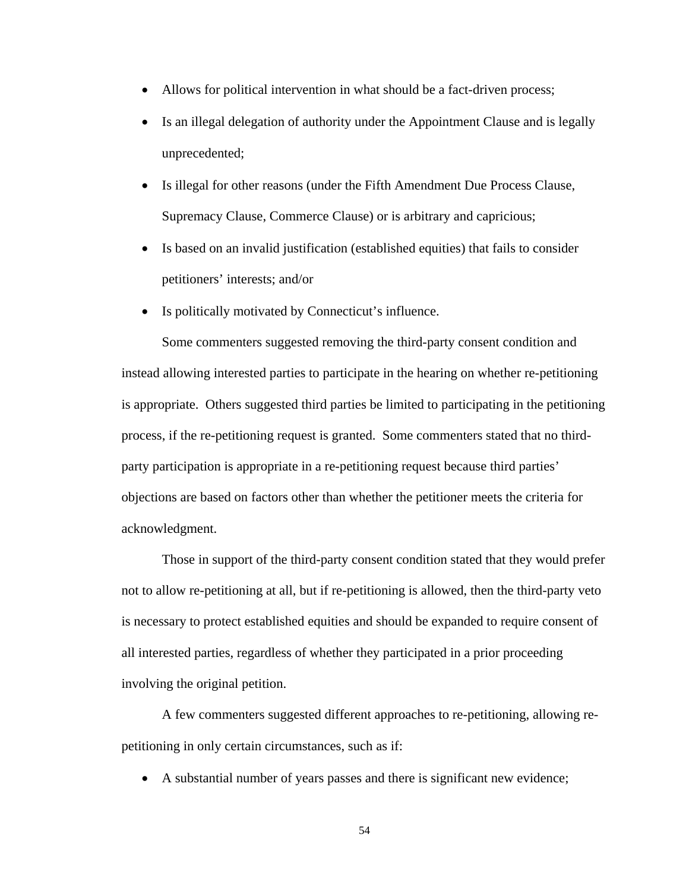- Allows for political intervention in what should be a fact-driven process;
- Is an illegal delegation of authority under the Appointment Clause and is legally unprecedented;
- Is illegal for other reasons (under the Fifth Amendment Due Process Clause, Supremacy Clause, Commerce Clause) or is arbitrary and capricious;
- Is based on an invalid justification (established equities) that fails to consider petitioners' interests; and/or
- Is politically motivated by Connecticut's influence.

Some commenters suggested removing the third-party consent condition and instead allowing interested parties to participate in the hearing on whether re-petitioning is appropriate. Others suggested third parties be limited to participating in the petitioning process, if the re-petitioning request is granted. Some commenters stated that no third-party participation is appropriate in a re-petitioning request because third parties' objections are based on factors other than whether the petitioner meets the criteria for acknowledgment.

Those in support of the third-party consent condition stated that they would prefer not to allow re-petitioning at all, but if re-petitioning is allowed, then the third-party veto is necessary to protect established equities and should be expanded to require consent of all interested parties, regardless of whether they participated in a prior proceeding involving the original petition.

A few commenters suggested different approaches to re-petitioning, allowing re-petitioning in only certain circumstances, such as if:

- A substantial number of years passes and there is significant new evidence;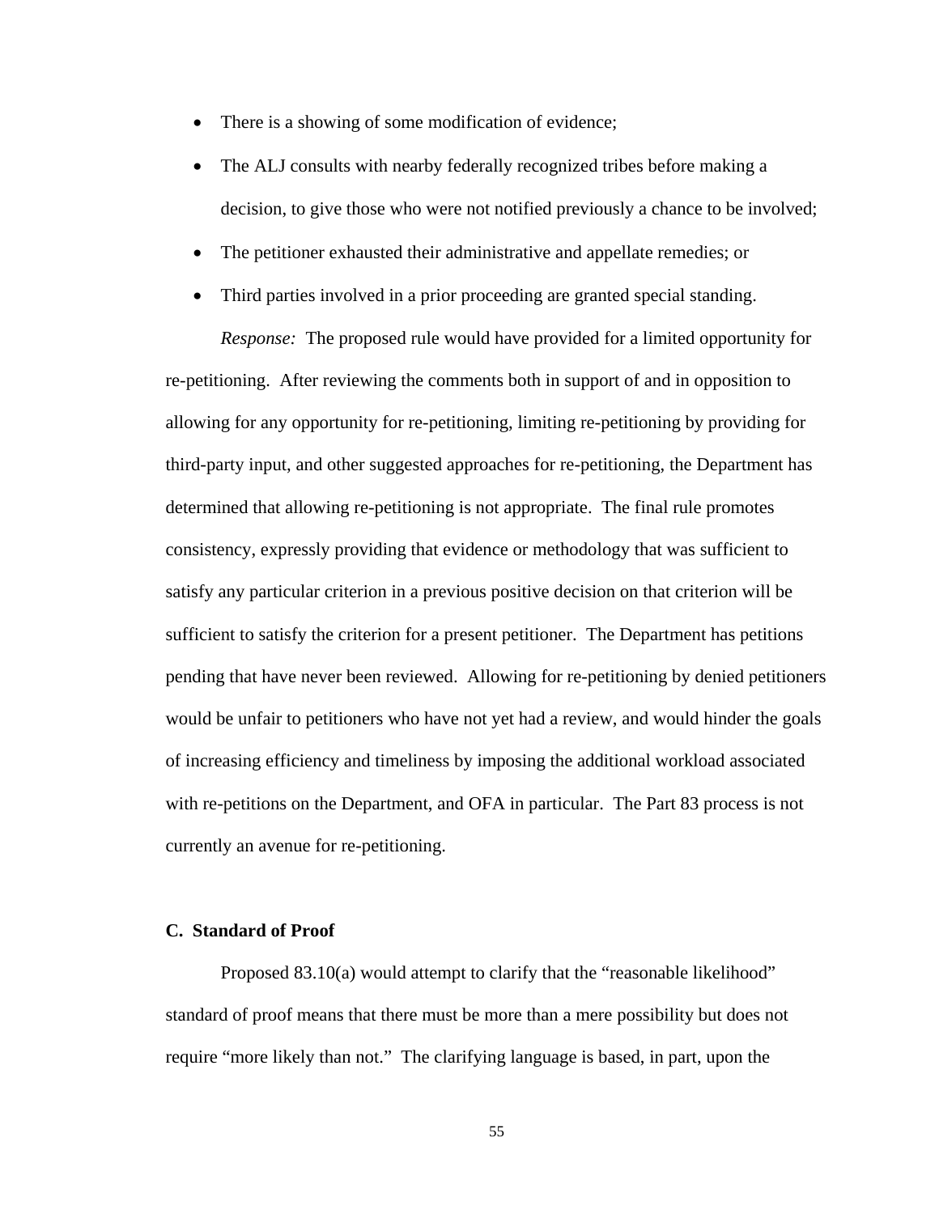- There is a showing of some modification of evidence;
- The ALJ consults with nearby federally recognized tribes before making a decision, to give those who were not notified previously a chance to be involved;
- The petitioner exhausted their administrative and appellate remedies; or
- Third parties involved in a prior proceeding are granted special standing.

*Response:* The proposed rule would have provided for a limited opportunity for re-petitioning. After reviewing the comments both in support of and in opposition to allowing for any opportunity for re-petitioning, limiting re-petitioning by providing for third-party input, and other suggested approaches for re-petitioning, the Department has determined that allowing re-petitioning is not appropriate. The final rule promotes consistency, expressly providing that evidence or methodology that was sufficient to satisfy any particular criterion in a previous positive decision on that criterion will be sufficient to satisfy the criterion for a present petitioner. The Department has petitions pending that have never been reviewed. Allowing for re-petitioning by denied petitioners would be unfair to petitioners who have not yet had a review, and would hinder the goals of increasing efficiency and timeliness by imposing the additional workload associated with re-petitions on the Department, and OFA in particular. The Part 83 process is not currently an avenue for re-petitioning.

**C. Standard of Proof**

Proposed 83.10(a) would attempt to clarify that the "reasonable likelihood" standard of proof means that there must be more than a mere possibility but does not require "more likely than not." The clarifying language is based, in part, upon the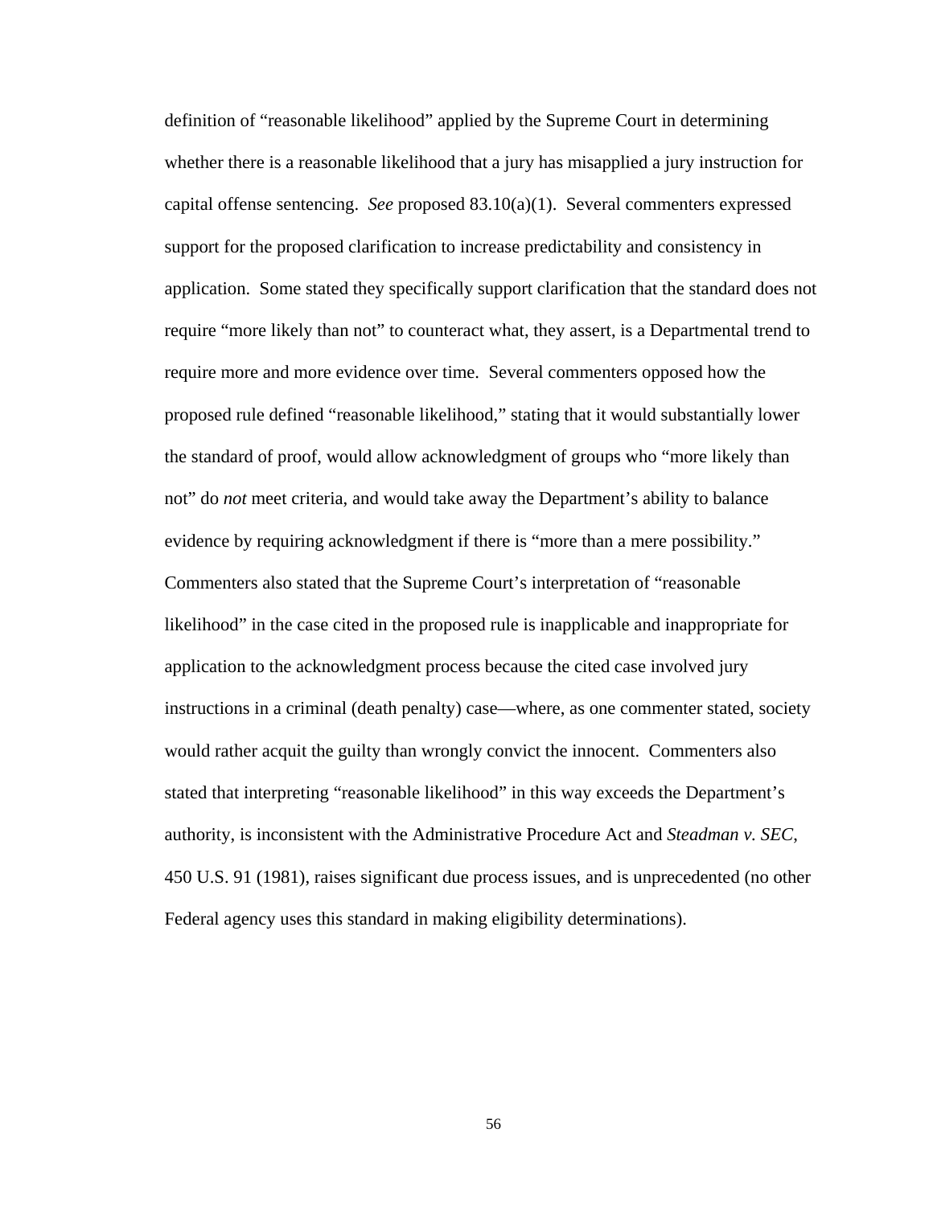definition of "reasonable likelihood" applied by the Supreme Court in determining whether there is a reasonable likelihood that a jury has misapplied a jury instruction for capital offense sentencing. *See* proposed 83.10(a)(1). Several commenters expressed support for the proposed clarification to increase predictability and consistency in application. Some stated they specifically support clarification that the standard does not require "more likely than not" to counteract what, they assert, is a Departmental trend to require more and more evidence over time. Several commenters opposed how the proposed rule defined "reasonable likelihood," stating that it would substantially lower the standard of proof, would allow acknowledgment of groups who "more likely than not" do *not* meet criteria, and would take away the Department's ability to balance evidence by requiring acknowledgment if there is "more than a mere possibility." Commenters also stated that the Supreme Court's interpretation of "reasonable likelihood" in the case cited in the proposed rule is inapplicable and inappropriate for application to the acknowledgment process because the cited case involved jury instructions in a criminal (death penalty) case—where, as one commenter stated, society would rather acquit the guilty than wrongly convict the innocent. Commenters also stated that interpreting "reasonable likelihood" in this way exceeds the Department's authority, is inconsistent with the Administrative Procedure Act and *Steadman v. SEC*, 450 U.S. 91 (1981), raises significant due process issues, and is unprecedented (no other Federal agency uses this standard in making eligibility determinations).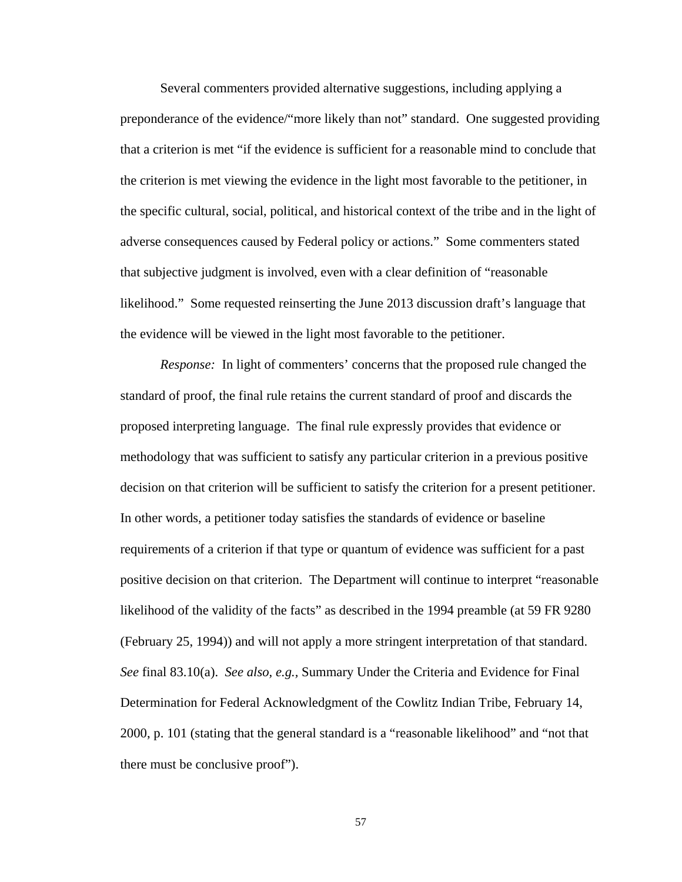Several commenters provided alternative suggestions, including applying a preponderance of the evidence/“more likely than not” standard. One suggested providing that a criterion is met “if the evidence is sufficient for a reasonable mind to conclude that the criterion is met viewing the evidence in the light most favorable to the petitioner, in the specific cultural, social, political, and historical context of the tribe and in the light of adverse consequences caused by Federal policy or actions.” Some commenters stated that subjective judgment is involved, even with a clear definition of “reasonable likelihood.” Some requested reinserting the June 2013 discussion draft’s language that the evidence will be viewed in the light most favorable to the petitioner.

*Response:* In light of commenters’ concerns that the proposed rule changed the standard of proof, the final rule retains the current standard of proof and discards the proposed interpreting language. The final rule expressly provides that evidence or methodology that was sufficient to satisfy any particular criterion in a previous positive decision on that criterion will be sufficient to satisfy the criterion for a present petitioner. In other words, a petitioner today satisfies the standards of evidence or baseline requirements of a criterion if that type or quantum of evidence was sufficient for a past positive decision on that criterion. The Department will continue to interpret “reasonable likelihood of the validity of the facts” as described in the 1994 preamble (at 59 FR 9280 (February 25, 1994)) and will not apply a more stringent interpretation of that standard. *See* final 83.10(a). *See also, e.g.,* Summary Under the Criteria and Evidence for Final Determination for Federal Acknowledgment of the Cowlitz Indian Tribe, February 14, 2000, p. 101 (stating that the general standard is a “reasonable likelihood” and “not that there must be conclusive proof”).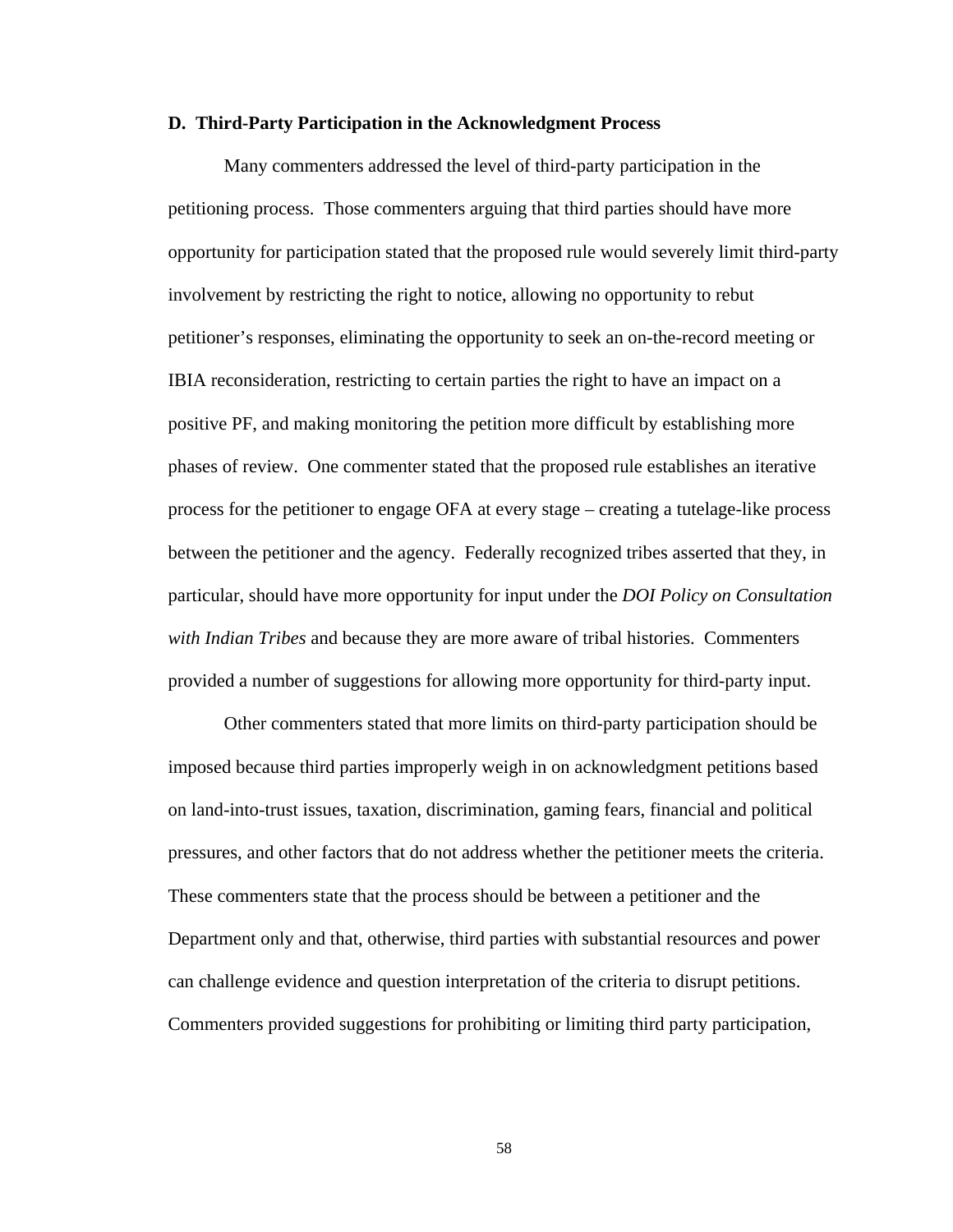**D. Third-Party Participation in the Acknowledgment Process**

Many commenters addressed the level of third-party participation in the petitioning process. Those commenters arguing that third parties should have more opportunity for participation stated that the proposed rule would severely limit third-party involvement by restricting the right to notice, allowing no opportunity to rebut petitioner's responses, eliminating the opportunity to seek an on-the-record meeting or IBIA reconsideration, restricting to certain parties the right to have an impact on a positive PF, and making monitoring the petition more difficult by establishing more phases of review. One commenter stated that the proposed rule establishes an iterative process for the petitioner to engage OFA at every stage – creating a tutelage-like process between the petitioner and the agency. Federally recognized tribes asserted that they, in particular, should have more opportunity for input under the *DOI Policy on Consultation with Indian Tribes* and because they are more aware of tribal histories. Commenters provided a number of suggestions for allowing more opportunity for third-party input.

Other commenters stated that more limits on third-party participation should be imposed because third parties improperly weigh in on acknowledgment petitions based on land-into-trust issues, taxation, discrimination, gaming fears, financial and political pressures, and other factors that do not address whether the petitioner meets the criteria. These commenters state that the process should be between a petitioner and the Department only and that, otherwise, third parties with substantial resources and power can challenge evidence and question interpretation of the criteria to disrupt petitions. Commenters provided suggestions for prohibiting or limiting third party participation,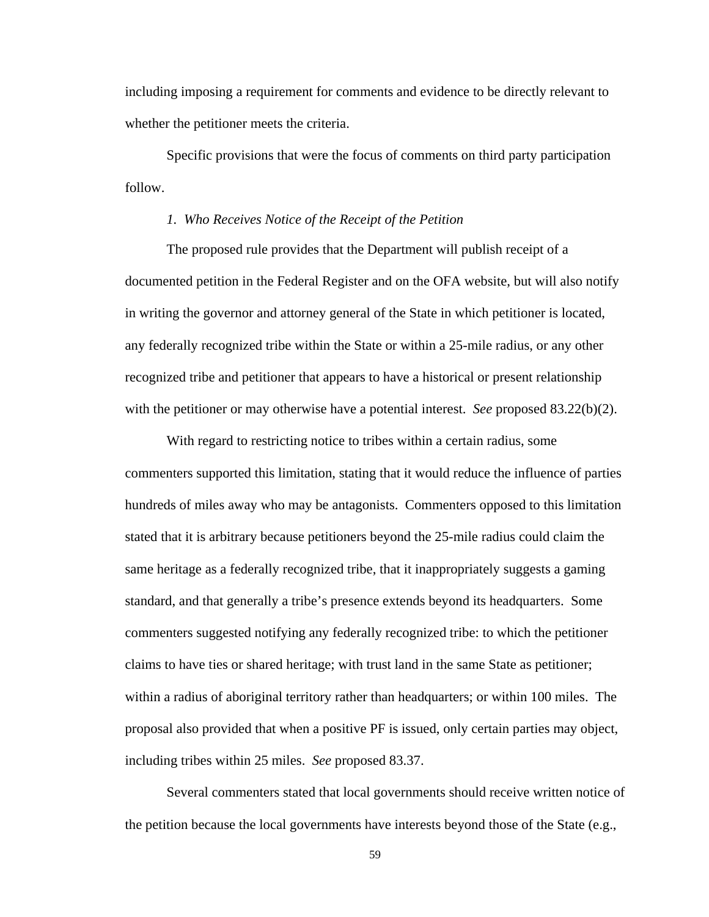including imposing a requirement for comments and evidence to be directly relevant to whether the petitioner meets the criteria.

Specific provisions that were the focus of comments on third party participation follow.

*1. Who Receives Notice of the Receipt of the Petition*

The proposed rule provides that the Department will publish receipt of a documented petition in the Federal Register and on the OFA website, but will also notify in writing the governor and attorney general of the State in which petitioner is located, any federally recognized tribe within the State or within a 25-mile radius, or any other recognized tribe and petitioner that appears to have a historical or present relationship with the petitioner or may otherwise have a potential interest. *See* proposed 83.22(b)(2).

With regard to restricting notice to tribes within a certain radius, some commenters supported this limitation, stating that it would reduce the influence of parties hundreds of miles away who may be antagonists. Commenters opposed to this limitation stated that it is arbitrary because petitioners beyond the 25-mile radius could claim the same heritage as a federally recognized tribe, that it inappropriately suggests a gaming standard, and that generally a tribe's presence extends beyond its headquarters. Some commenters suggested notifying any federally recognized tribe: to which the petitioner claims to have ties or shared heritage; with trust land in the same State as petitioner; within a radius of aboriginal territory rather than headquarters; or within 100 miles. The proposal also provided that when a positive PF is issued, only certain parties may object, including tribes within 25 miles. *See* proposed 83.37.

Several commenters stated that local governments should receive written notice of the petition because the local governments have interests beyond those of the State (e.g.,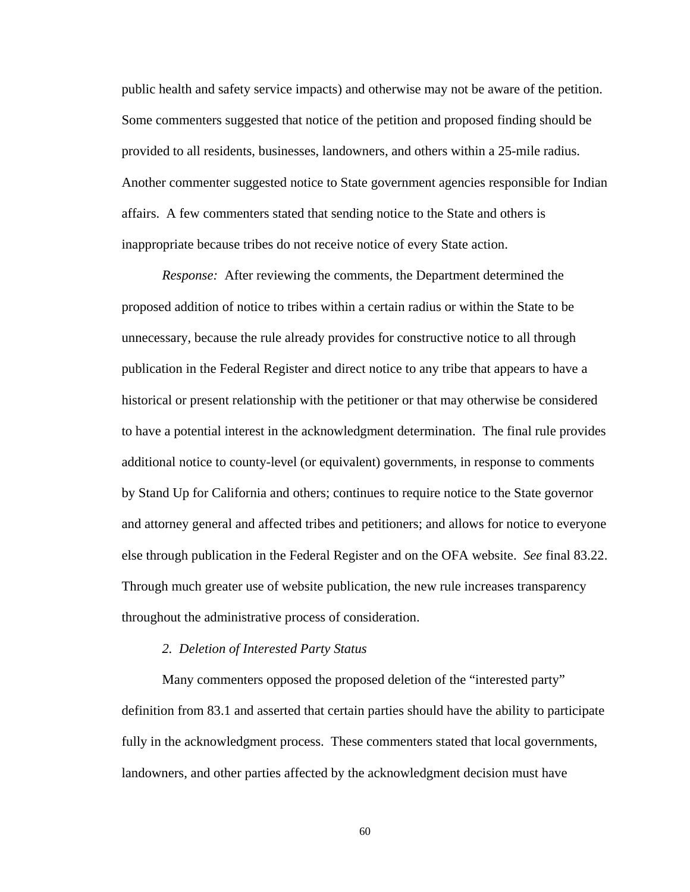public health and safety service impacts) and otherwise may not be aware of the petition. Some commenters suggested that notice of the petition and proposed finding should be provided to all residents, businesses, landowners, and others within a 25-mile radius. Another commenter suggested notice to State government agencies responsible for Indian affairs. A few commenters stated that sending notice to the State and others is inappropriate because tribes do not receive notice of every State action.

*Response:* After reviewing the comments, the Department determined the proposed addition of notice to tribes within a certain radius or within the State to be unnecessary, because the rule already provides for constructive notice to all through publication in the Federal Register and direct notice to any tribe that appears to have a historical or present relationship with the petitioner or that may otherwise be considered to have a potential interest in the acknowledgment determination. The final rule provides additional notice to county-level (or equivalent) governments, in response to comments by Stand Up for California and others; continues to require notice to the State governor and attorney general and affected tribes and petitioners; and allows for notice to everyone else through publication in the Federal Register and on the OFA website. *See* final 83.22. Through much greater use of website publication, the new rule increases transparency throughout the administrative process of consideration.

*2. Deletion of Interested Party Status*

Many commenters opposed the proposed deletion of the "interested party" definition from 83.1 and asserted that certain parties should have the ability to participate fully in the acknowledgment process. These commenters stated that local governments, landowners, and other parties affected by the acknowledgment decision must have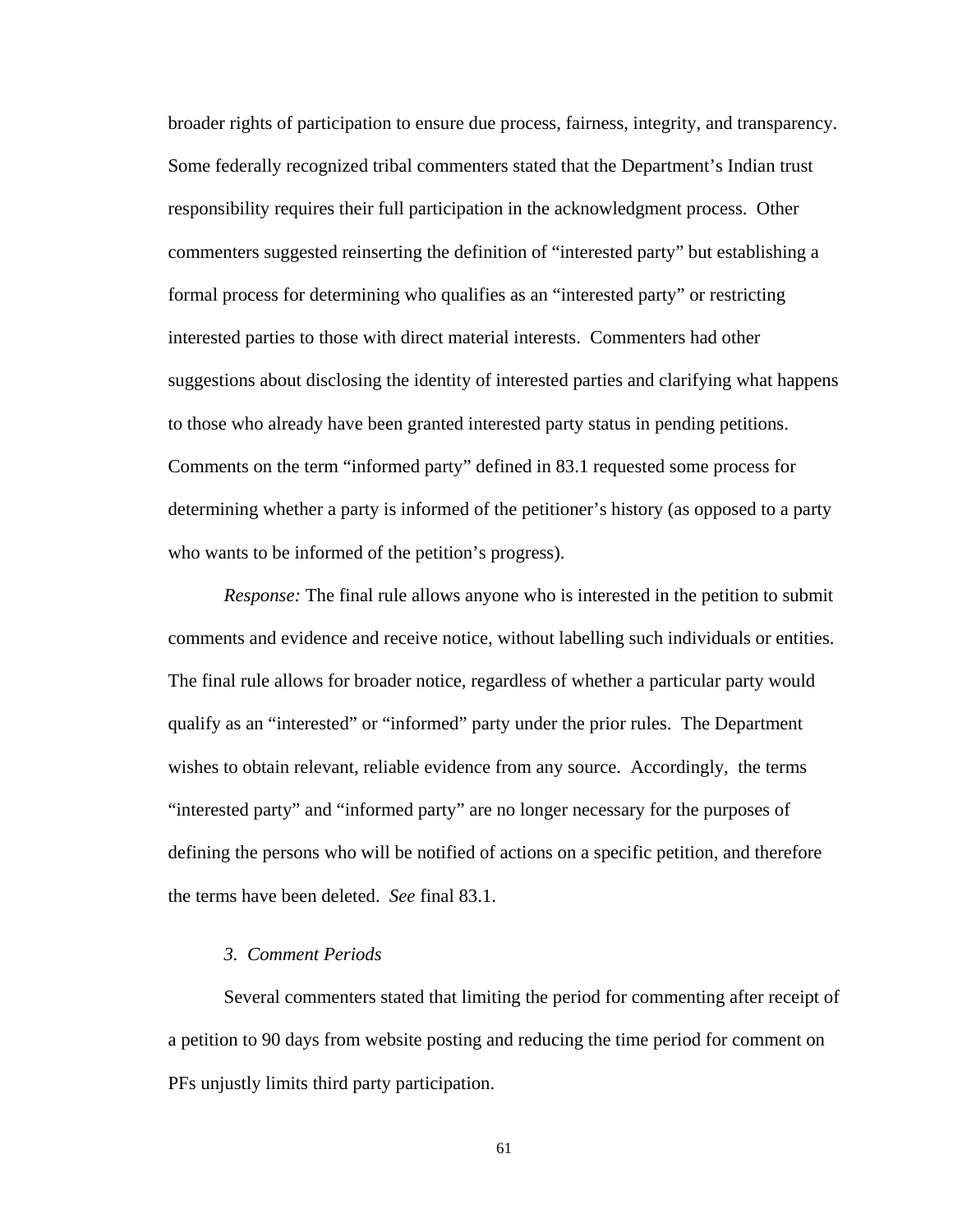broader rights of participation to ensure due process, fairness, integrity, and transparency. Some federally recognized tribal commenters stated that the Department's Indian trust responsibility requires their full participation in the acknowledgment process. Other commenters suggested reinserting the definition of "interested party" but establishing a formal process for determining who qualifies as an "interested party" or restricting interested parties to those with direct material interests. Commenters had other suggestions about disclosing the identity of interested parties and clarifying what happens to those who already have been granted interested party status in pending petitions. Comments on the term "informed party" defined in 83.1 requested some process for determining whether a party is informed of the petitioner's history (as opposed to a party who wants to be informed of the petition's progress).

*Response:* The final rule allows anyone who is interested in the petition to submit comments and evidence and receive notice, without labelling such individuals or entities. The final rule allows for broader notice, regardless of whether a particular party would qualify as an "interested" or "informed" party under the prior rules. The Department wishes to obtain relevant, reliable evidence from any source. Accordingly, the terms "interested party" and "informed party" are no longer necessary for the purposes of defining the persons who will be notified of actions on a specific petition, and therefore the terms have been deleted. *See* final 83.1.

*3. Comment Periods*

Several commenters stated that limiting the period for commenting after receipt of a petition to 90 days from website posting and reducing the time period for comment on PFs unjustly limits third party participation.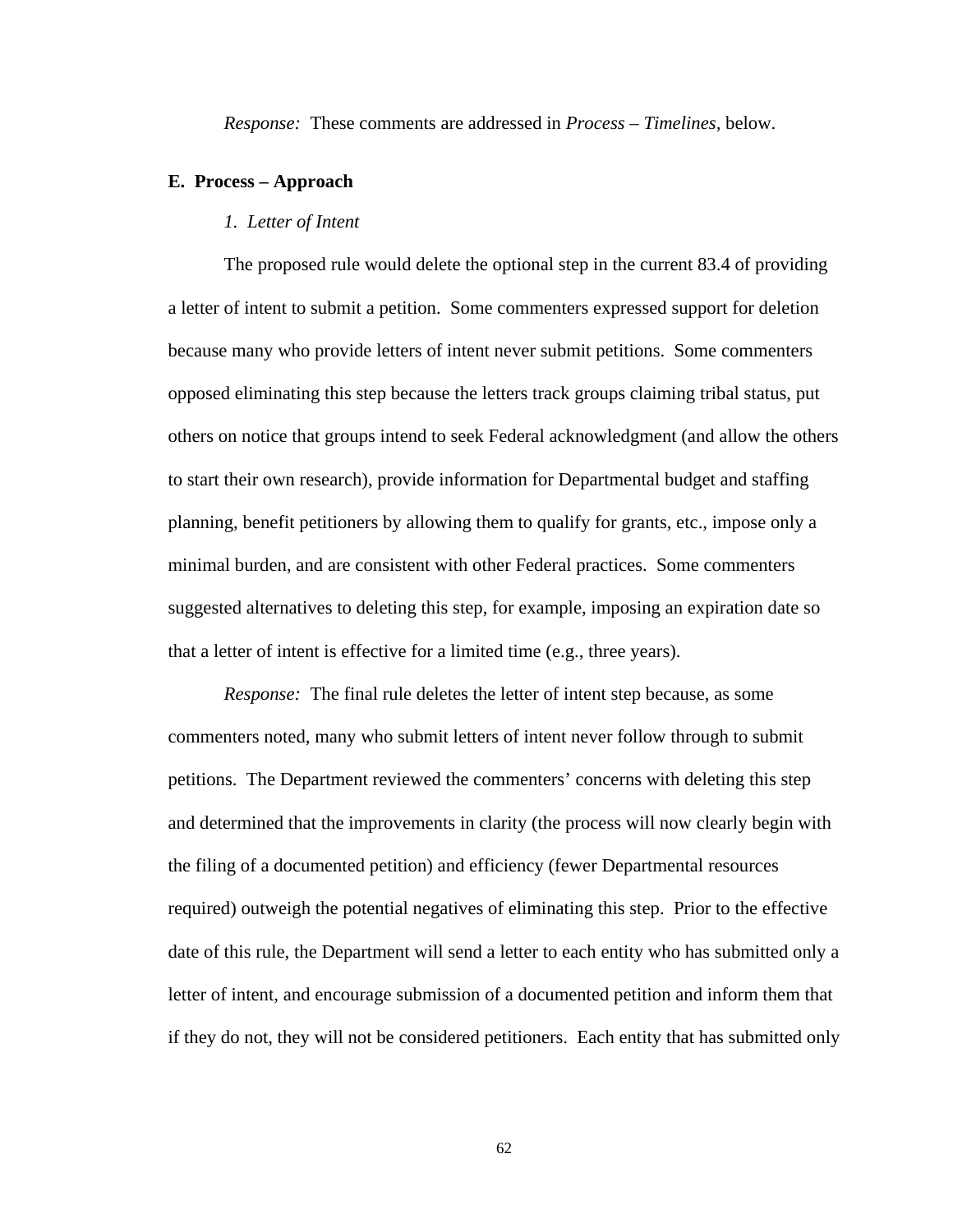*Response:* These comments are addressed in *Process – Timelines*, below.

## E. Process – Approach

### *1. Letter of Intent*

The proposed rule would delete the optional step in the current 83.4 of providing a letter of intent to submit a petition. Some commenters expressed support for deletion because many who provide letters of intent never submit petitions. Some commenters opposed eliminating this step because the letters track groups claiming tribal status, put others on notice that groups intend to seek Federal acknowledgment (and allow the others to start their own research), provide information for Departmental budget and staffing planning, benefit petitioners by allowing them to qualify for grants, etc., impose only a minimal burden, and are consistent with other Federal practices. Some commenters suggested alternatives to deleting this step, for example, imposing an expiration date so that a letter of intent is effective for a limited time (e.g., three years).

*Response:* The final rule deletes the letter of intent step because, as some commenters noted, many who submit letters of intent never follow through to submit petitions. The Department reviewed the commenters' concerns with deleting this step and determined that the improvements in clarity (the process will now clearly begin with the filing of a documented petition) and efficiency (fewer Departmental resources required) outweigh the potential negatives of eliminating this step. Prior to the effective date of this rule, the Department will send a letter to each entity who has submitted only a letter of intent, and encourage submission of a documented petition and inform them that if they do not, they will not be considered petitioners. Each entity that has submitted only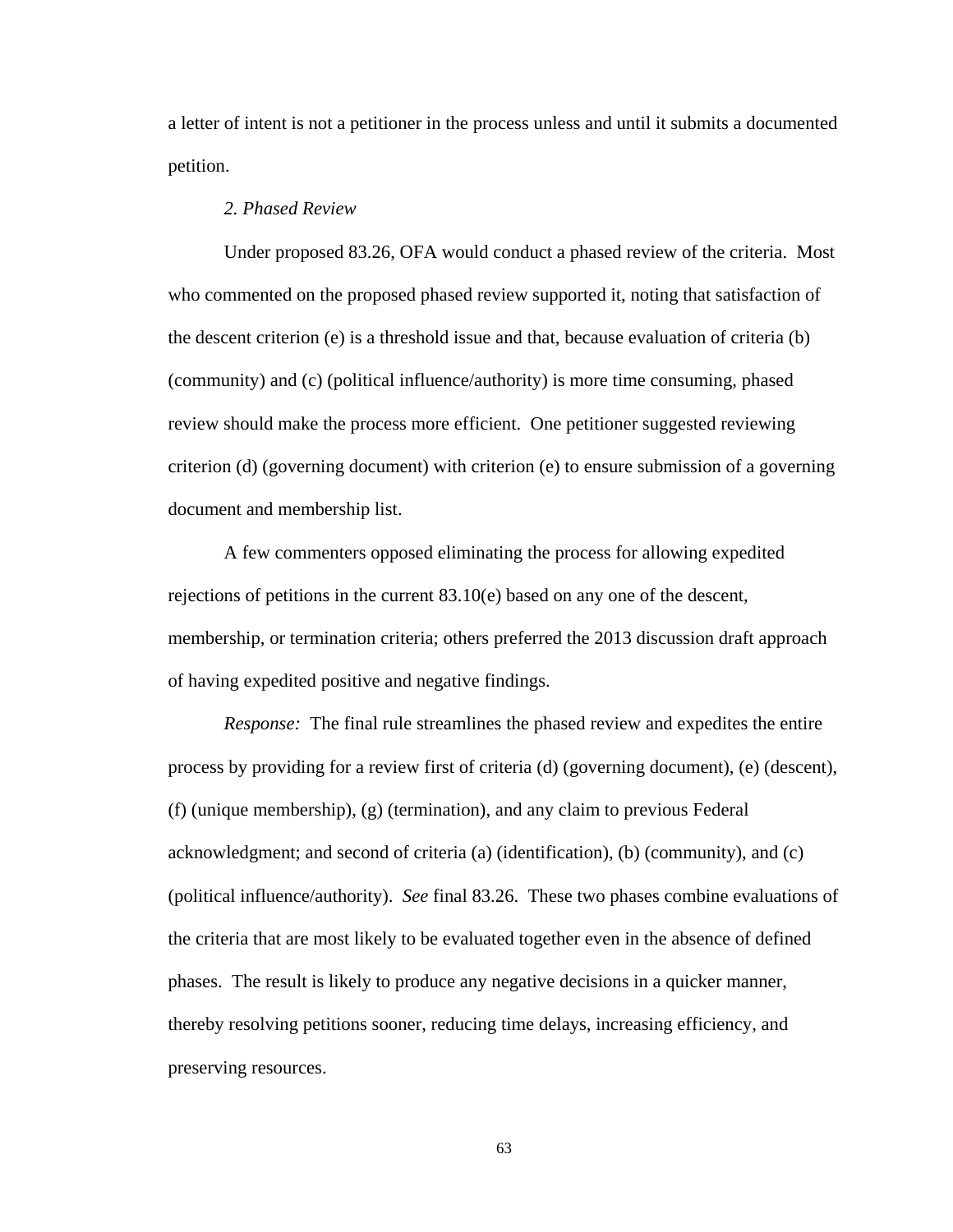a letter of intent is not a petitioner in the process unless and until it submits a documented petition.

*2. Phased Review*

Under proposed 83.26, OFA would conduct a phased review of the criteria. Most who commented on the proposed phased review supported it, noting that satisfaction of the descent criterion (e) is a threshold issue and that, because evaluation of criteria (b) (community) and (c) (political influence/authority) is more time consuming, phased review should make the process more efficient. One petitioner suggested reviewing criterion (d) (governing document) with criterion (e) to ensure submission of a governing document and membership list.

A few commenters opposed eliminating the process for allowing expedited rejections of petitions in the current 83.10(e) based on any one of the descent, membership, or termination criteria; others preferred the 2013 discussion draft approach of having expedited positive and negative findings.

*Response:* The final rule streamlines the phased review and expedites the entire process by providing for a review first of criteria (d) (governing document), (e) (descent), (f) (unique membership), (g) (termination), and any claim to previous Federal acknowledgment; and second of criteria (a) (identification), (b) (community), and (c) (political influence/authority). *See* final 83.26. These two phases combine evaluations of the criteria that are most likely to be evaluated together even in the absence of defined phases. The result is likely to produce any negative decisions in a quicker manner, thereby resolving petitions sooner, reducing time delays, increasing efficiency, and preserving resources.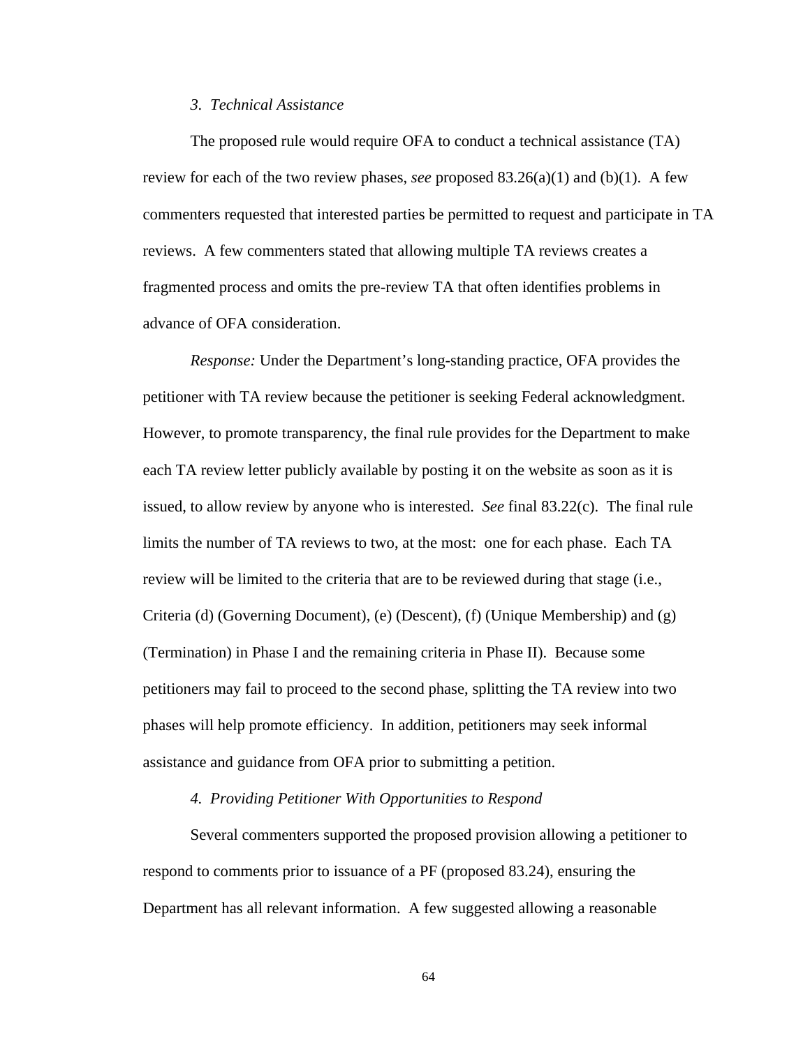*3. Technical Assistance*

The proposed rule would require OFA to conduct a technical assistance (TA) review for each of the two review phases, *see* proposed 83.26(a)(1) and (b)(1). A few commenters requested that interested parties be permitted to request and participate in TA reviews. A few commenters stated that allowing multiple TA reviews creates a fragmented process and omits the pre-review TA that often identifies problems in advance of OFA consideration.

*Response:* Under the Department's long-standing practice, OFA provides the petitioner with TA review because the petitioner is seeking Federal acknowledgment. However, to promote transparency, the final rule provides for the Department to make each TA review letter publicly available by posting it on the website as soon as it is issued, to allow review by anyone who is interested. *See* final 83.22(c). The final rule limits the number of TA reviews to two, at the most: one for each phase. Each TA review will be limited to the criteria that are to be reviewed during that stage (i.e., Criteria (d) (Governing Document), (e) (Descent), (f) (Unique Membership) and (g) (Termination) in Phase I and the remaining criteria in Phase II). Because some petitioners may fail to proceed to the second phase, splitting the TA review into two phases will help promote efficiency. In addition, petitioners may seek informal assistance and guidance from OFA prior to submitting a petition.

*4. Providing Petitioner With Opportunities to Respond*

Several commenters supported the proposed provision allowing a petitioner to respond to comments prior to issuance of a PF (proposed 83.24), ensuring the Department has all relevant information. A few suggested allowing a reasonable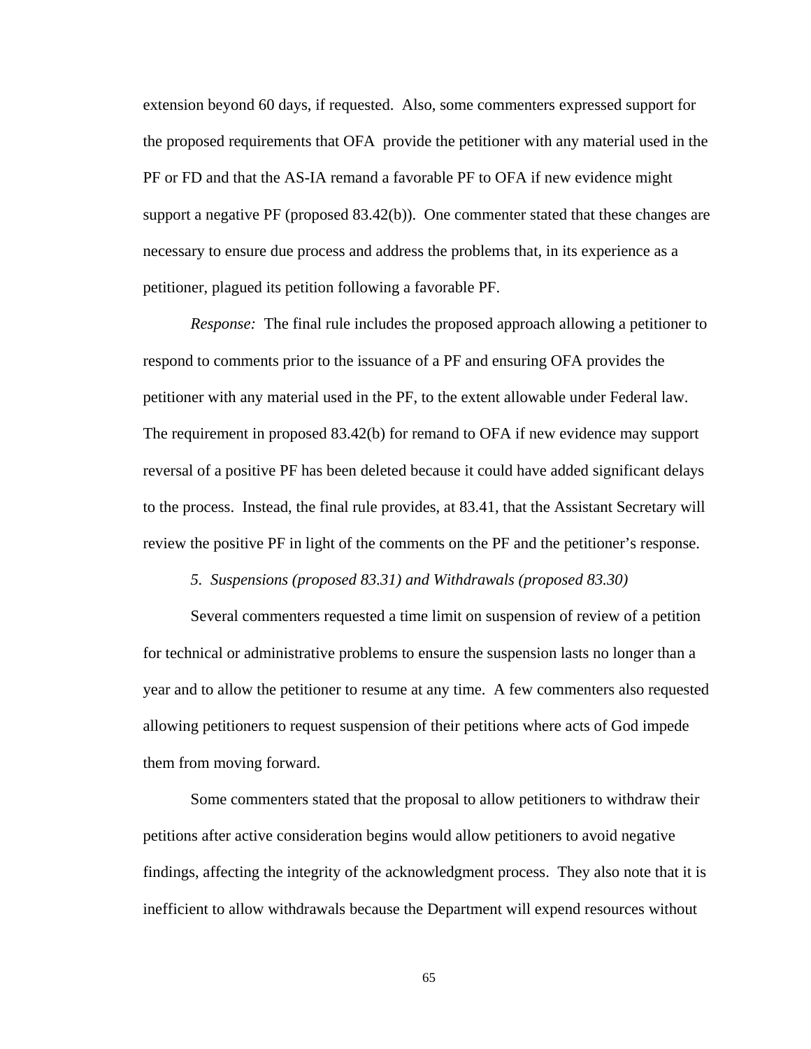extension beyond 60 days, if requested. Also, some commenters expressed support for the proposed requirements that OFA provide the petitioner with any material used in the PF or FD and that the AS-IA remand a favorable PF to OFA if new evidence might support a negative PF (proposed 83.42(b)). One commenter stated that these changes are necessary to ensure due process and address the problems that, in its experience as a petitioner, plagued its petition following a favorable PF.

*Response:* The final rule includes the proposed approach allowing a petitioner to respond to comments prior to the issuance of a PF and ensuring OFA provides the petitioner with any material used in the PF, to the extent allowable under Federal law. The requirement in proposed 83.42(b) for remand to OFA if new evidence may support reversal of a positive PF has been deleted because it could have added significant delays to the process. Instead, the final rule provides, at 83.41, that the Assistant Secretary will review the positive PF in light of the comments on the PF and the petitioner's response.

*5. Suspensions (proposed 83.31) and Withdrawals (proposed 83.30)*

Several commenters requested a time limit on suspension of review of a petition for technical or administrative problems to ensure the suspension lasts no longer than a year and to allow the petitioner to resume at any time. A few commenters also requested allowing petitioners to request suspension of their petitions where acts of God impede them from moving forward.

Some commenters stated that the proposal to allow petitioners to withdraw their petitions after active consideration begins would allow petitioners to avoid negative findings, affecting the integrity of the acknowledgment process. They also note that it is inefficient to allow withdrawals because the Department will expend resources without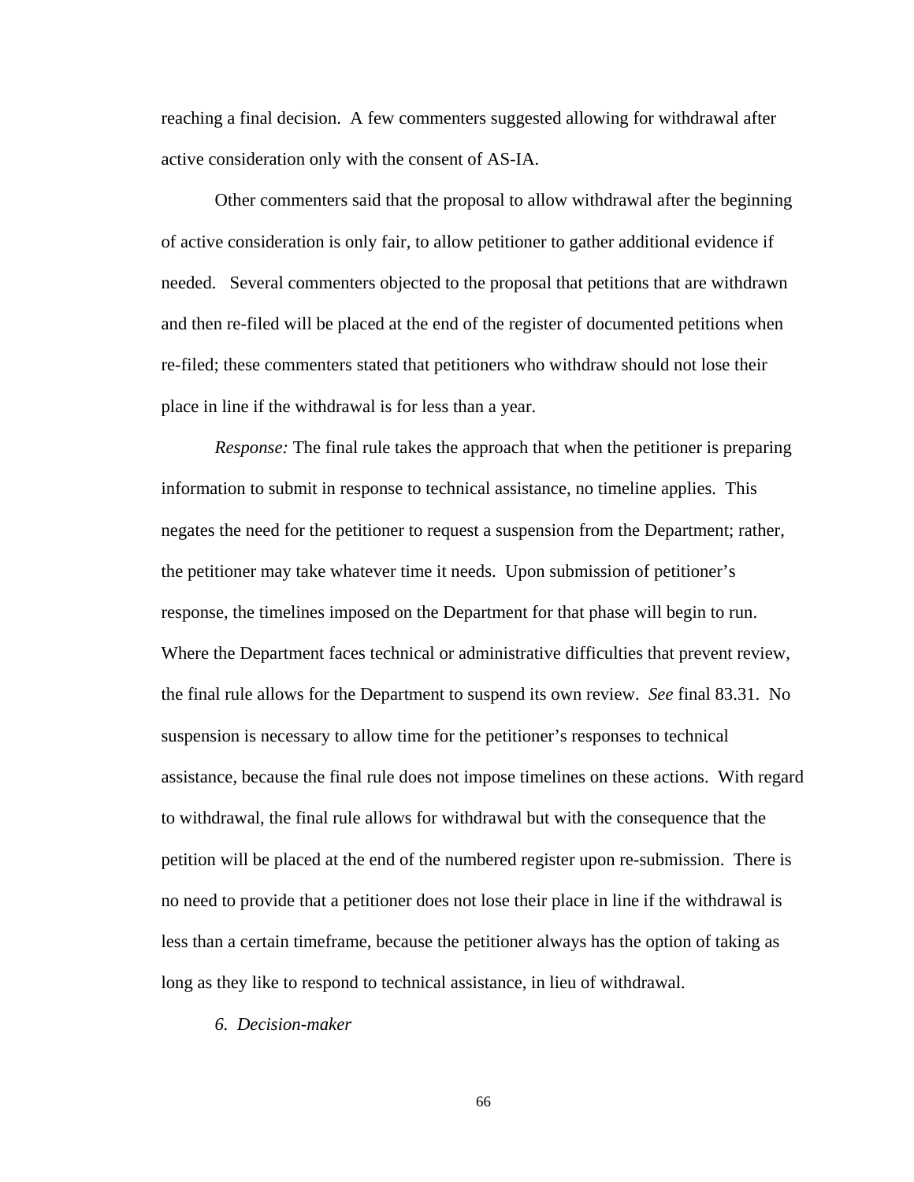reaching a final decision. A few commenters suggested allowing for withdrawal after active consideration only with the consent of AS-IA.

Other commenters said that the proposal to allow withdrawal after the beginning of active consideration is only fair, to allow petitioner to gather additional evidence if needed. Several commenters objected to the proposal that petitions that are withdrawn and then re-filed will be placed at the end of the register of documented petitions when re-filed; these commenters stated that petitioners who withdraw should not lose their place in line if the withdrawal is for less than a year.

*Response:* The final rule takes the approach that when the petitioner is preparing information to submit in response to technical assistance, no timeline applies. This negates the need for the petitioner to request a suspension from the Department; rather, the petitioner may take whatever time it needs. Upon submission of petitioner's response, the timelines imposed on the Department for that phase will begin to run. Where the Department faces technical or administrative difficulties that prevent review, the final rule allows for the Department to suspend its own review. *See* final 83.31. No suspension is necessary to allow time for the petitioner's responses to technical assistance, because the final rule does not impose timelines on these actions. With regard to withdrawal, the final rule allows for withdrawal but with the consequence that the petition will be placed at the end of the numbered register upon re-submission. There is no need to provide that a petitioner does not lose their place in line if the withdrawal is less than a certain timeframe, because the petitioner always has the option of taking as long as they like to respond to technical assistance, in lieu of withdrawal.

*6. Decision-maker*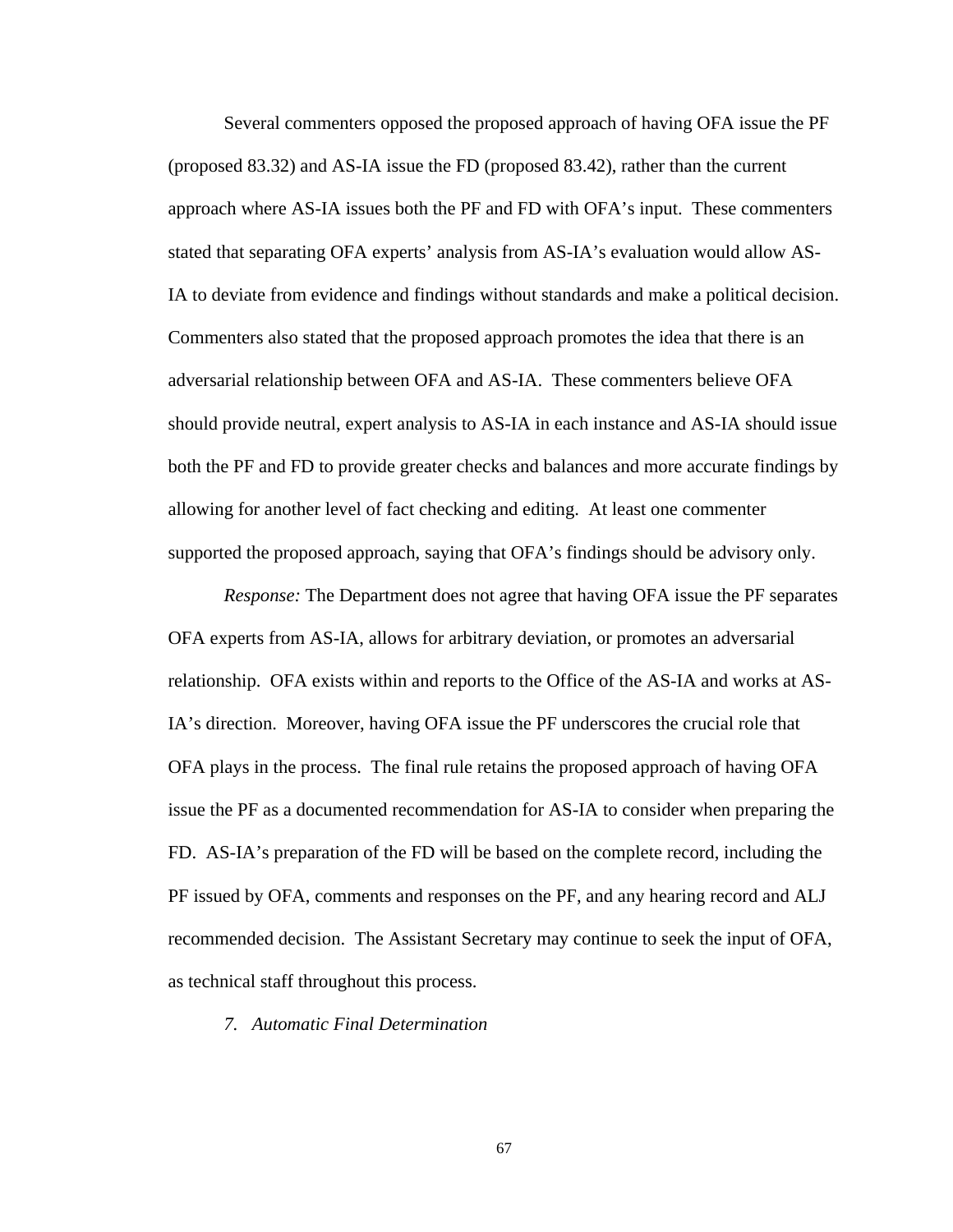Several commenters opposed the proposed approach of having OFA issue the PF (proposed 83.32) and AS-IA issue the FD (proposed 83.42), rather than the current approach where AS-IA issues both the PF and FD with OFA's input. These commenters stated that separating OFA experts' analysis from AS-IA's evaluation would allow AS-IA to deviate from evidence and findings without standards and make a political decision. Commenters also stated that the proposed approach promotes the idea that there is an adversarial relationship between OFA and AS-IA. These commenters believe OFA should provide neutral, expert analysis to AS-IA in each instance and AS-IA should issue both the PF and FD to provide greater checks and balances and more accurate findings by allowing for another level of fact checking and editing. At least one commenter supported the proposed approach, saying that OFA's findings should be advisory only.

*Response:* The Department does not agree that having OFA issue the PF separates OFA experts from AS-IA, allows for arbitrary deviation, or promotes an adversarial relationship. OFA exists within and reports to the Office of the AS-IA and works at AS-IA's direction. Moreover, having OFA issue the PF underscores the crucial role that OFA plays in the process. The final rule retains the proposed approach of having OFA issue the PF as a documented recommendation for AS-IA to consider when preparing the FD. AS-IA's preparation of the FD will be based on the complete record, including the PF issued by OFA, comments and responses on the PF, and any hearing record and ALJ recommended decision. The Assistant Secretary may continue to seek the input of OFA, as technical staff throughout this process.

*7. Automatic Final Determination*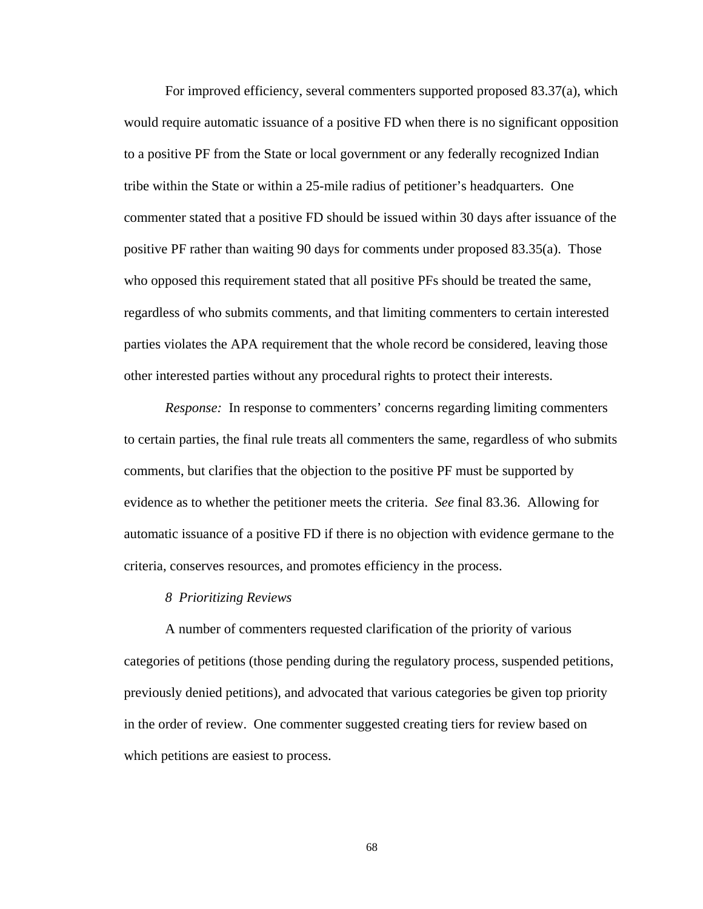For improved efficiency, several commenters supported proposed 83.37(a), which would require automatic issuance of a positive FD when there is no significant opposition to a positive PF from the State or local government or any federally recognized Indian tribe within the State or within a 25-mile radius of petitioner's headquarters. One commenter stated that a positive FD should be issued within 30 days after issuance of the positive PF rather than waiting 90 days for comments under proposed 83.35(a). Those who opposed this requirement stated that all positive PFs should be treated the same, regardless of who submits comments, and that limiting commenters to certain interested parties violates the APA requirement that the whole record be considered, leaving those other interested parties without any procedural rights to protect their interests.

*Response:* In response to commenters' concerns regarding limiting commenters to certain parties, the final rule treats all commenters the same, regardless of who submits comments, but clarifies that the objection to the positive PF must be supported by evidence as to whether the petitioner meets the criteria. *See* final 83.36. Allowing for automatic issuance of a positive FD if there is no objection with evidence germane to the criteria, conserves resources, and promotes efficiency in the process.

*8 Prioritizing Reviews*

A number of commenters requested clarification of the priority of various categories of petitions (those pending during the regulatory process, suspended petitions, previously denied petitions), and advocated that various categories be given top priority in the order of review. One commenter suggested creating tiers for review based on which petitions are easiest to process.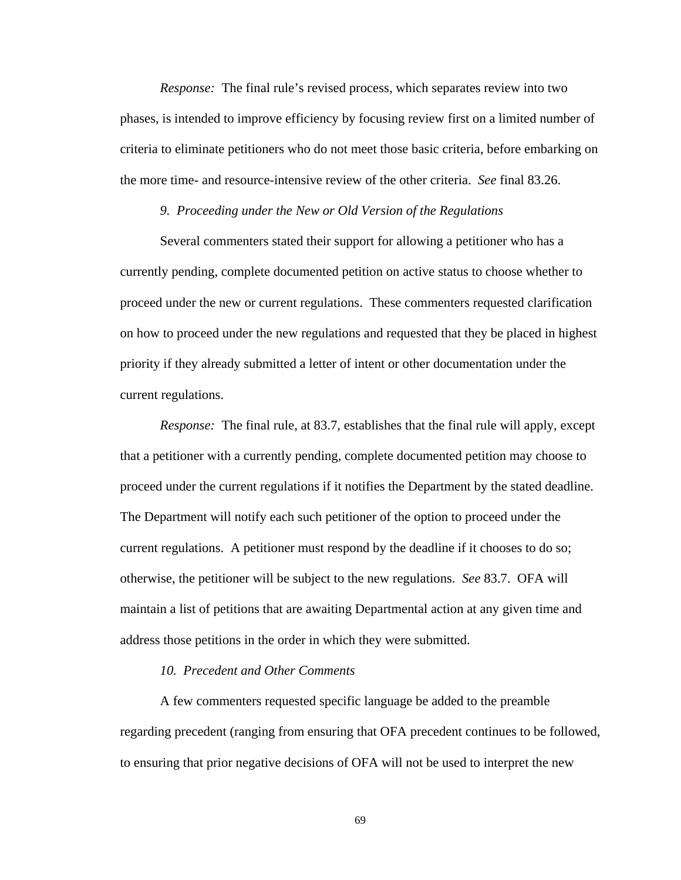*Response:* The final rule's revised process, which separates review into two phases, is intended to improve efficiency by focusing review first on a limited number of criteria to eliminate petitioners who do not meet those basic criteria, before embarking on the more time- and resource-intensive review of the other criteria. *See* final 83.26.

*9. Proceeding under the New or Old Version of the Regulations*

Several commenters stated their support for allowing a petitioner who has a currently pending, complete documented petition on active status to choose whether to proceed under the new or current regulations. These commenters requested clarification on how to proceed under the new regulations and requested that they be placed in highest priority if they already submitted a letter of intent or other documentation under the current regulations.

*Response:* The final rule, at 83.7, establishes that the final rule will apply, except that a petitioner with a currently pending, complete documented petition may choose to proceed under the current regulations if it notifies the Department by the stated deadline. The Department will notify each such petitioner of the option to proceed under the current regulations. A petitioner must respond by the deadline if it chooses to do so; otherwise, the petitioner will be subject to the new regulations. *See* 83.7. OFA will maintain a list of petitions that are awaiting Departmental action at any given time and address those petitions in the order in which they were submitted.

*10. Precedent and Other Comments*

A few commenters requested specific language be added to the preamble regarding precedent (ranging from ensuring that OFA precedent continues to be followed, to ensuring that prior negative decisions of OFA will not be used to interpret the new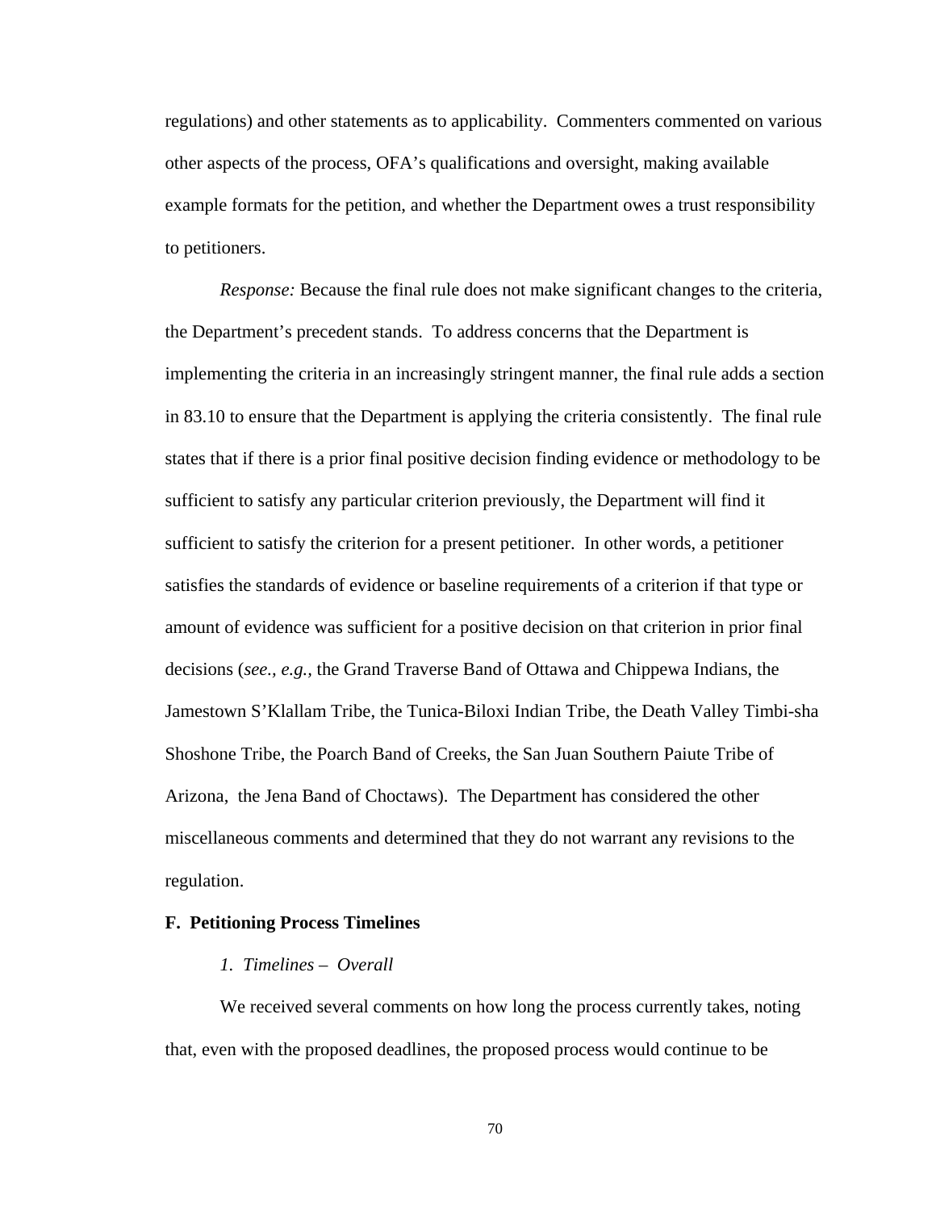regulations) and other statements as to applicability. Commenters commented on various other aspects of the process, OFA's qualifications and oversight, making available example formats for the petition, and whether the Department owes a trust responsibility to petitioners.

*Response:* Because the final rule does not make significant changes to the criteria, the Department's precedent stands. To address concerns that the Department is implementing the criteria in an increasingly stringent manner, the final rule adds a section in 83.10 to ensure that the Department is applying the criteria consistently. The final rule states that if there is a prior final positive decision finding evidence or methodology to be sufficient to satisfy any particular criterion previously, the Department will find it sufficient to satisfy the criterion for a present petitioner. In other words, a petitioner satisfies the standards of evidence or baseline requirements of a criterion if that type or amount of evidence was sufficient for a positive decision on that criterion in prior final decisions (*see., e.g.,* the Grand Traverse Band of Ottawa and Chippewa Indians, the Jamestown S'Klallam Tribe, the Tunica-Biloxi Indian Tribe, the Death Valley Timbi-sha Shoshone Tribe, the Poarch Band of Creeks, the San Juan Southern Paiute Tribe of Arizona, the Jena Band of Choctaws). The Department has considered the other miscellaneous comments and determined that they do not warrant any revisions to the regulation.

**F. Petitioning Process Timelines**

*1. Timelines – Overall*

We received several comments on how long the process currently takes, noting that, even with the proposed deadlines, the proposed process would continue to be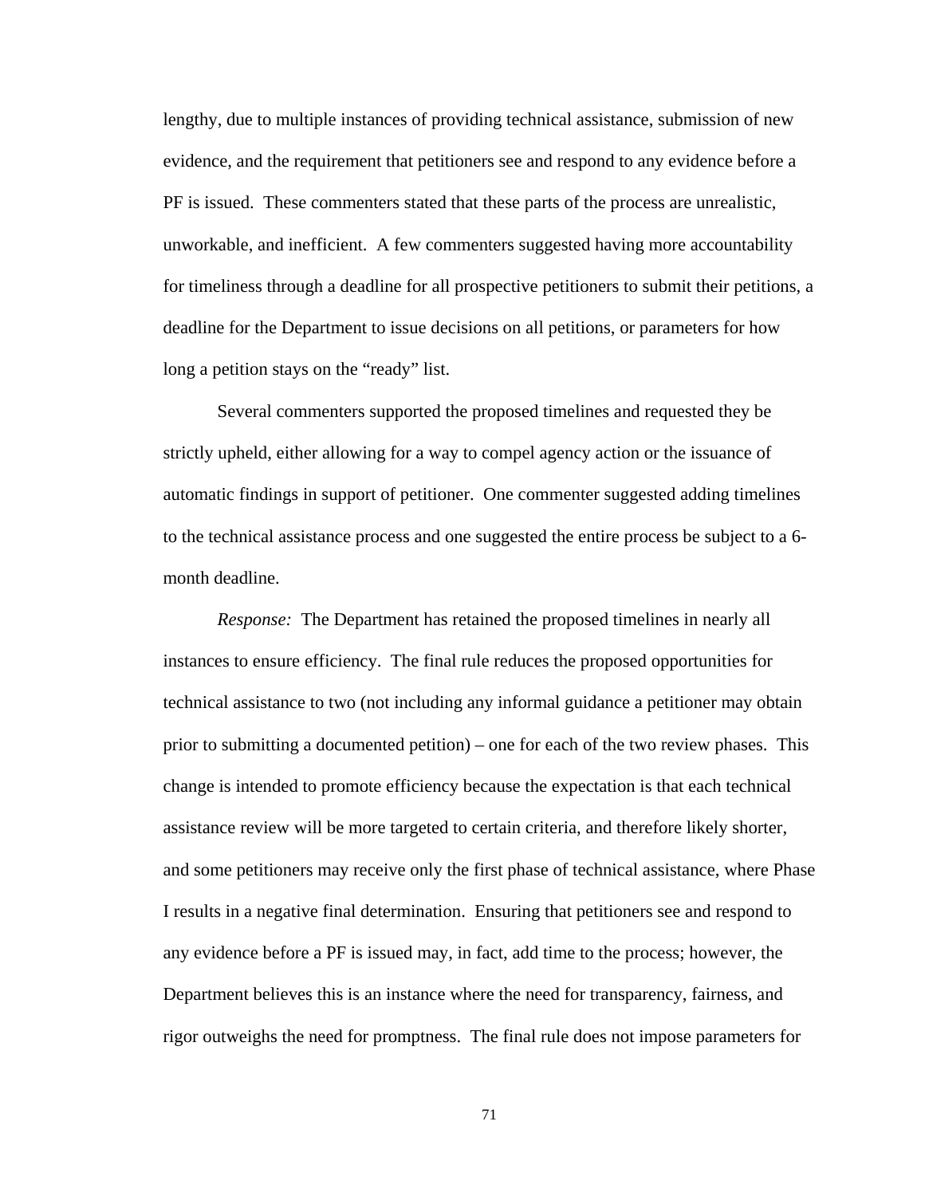lengthy, due to multiple instances of providing technical assistance, submission of new evidence, and the requirement that petitioners see and respond to any evidence before a PF is issued. These commenters stated that these parts of the process are unrealistic, unworkable, and inefficient. A few commenters suggested having more accountability for timeliness through a deadline for all prospective petitioners to submit their petitions, a deadline for the Department to issue decisions on all petitions, or parameters for how long a petition stays on the "ready" list.

Several commenters supported the proposed timelines and requested they be strictly upheld, either allowing for a way to compel agency action or the issuance of automatic findings in support of petitioner. One commenter suggested adding timelines to the technical assistance process and one suggested the entire process be subject to a 6-month deadline.

*Response:* The Department has retained the proposed timelines in nearly all instances to ensure efficiency. The final rule reduces the proposed opportunities for technical assistance to two (not including any informal guidance a petitioner may obtain prior to submitting a documented petition) – one for each of the two review phases. This change is intended to promote efficiency because the expectation is that each technical assistance review will be more targeted to certain criteria, and therefore likely shorter, and some petitioners may receive only the first phase of technical assistance, where Phase I results in a negative final determination. Ensuring that petitioners see and respond to any evidence before a PF is issued may, in fact, add time to the process; however, the Department believes this is an instance where the need for transparency, fairness, and rigor outweighs the need for promptness. The final rule does not impose parameters for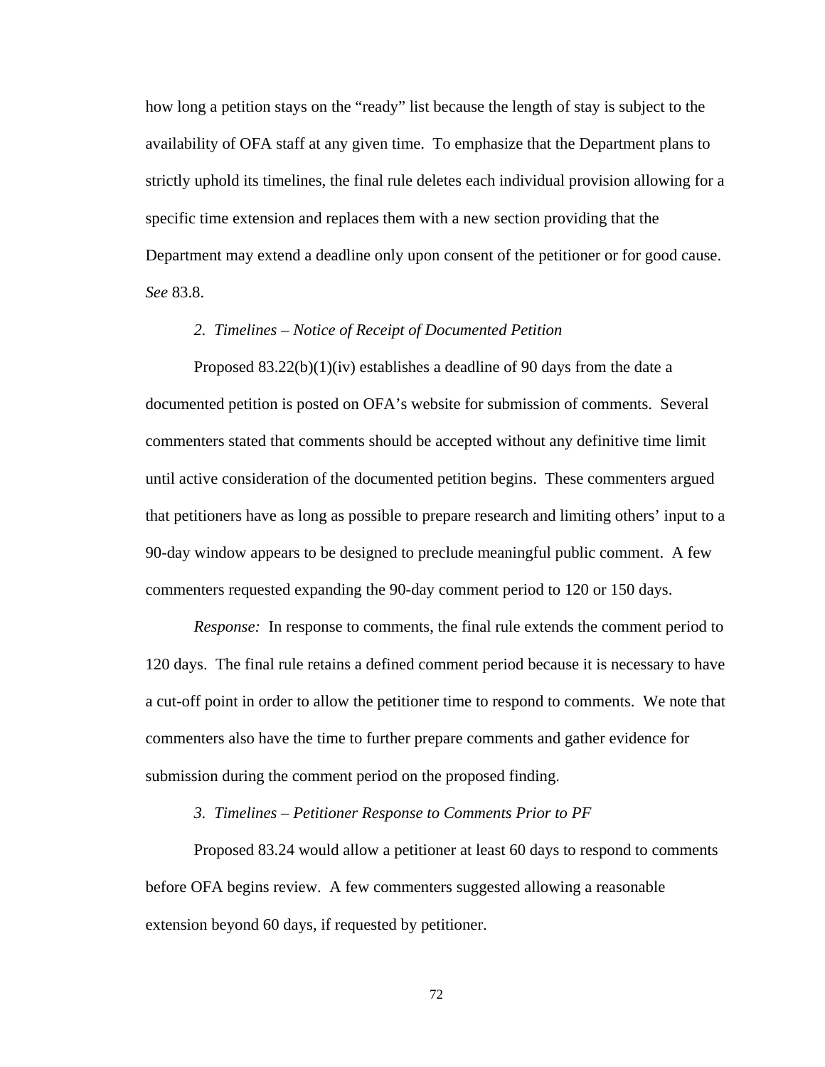how long a petition stays on the "ready" list because the length of stay is subject to the availability of OFA staff at any given time. To emphasize that the Department plans to strictly uphold its timelines, the final rule deletes each individual provision allowing for a specific time extension and replaces them with a new section providing that the Department may extend a deadline only upon consent of the petitioner or for good cause. *See* 83.8.

*2. Timelines – Notice of Receipt of Documented Petition*

Proposed 83.22(b)(1)(iv) establishes a deadline of 90 days from the date a documented petition is posted on OFA's website for submission of comments. Several commenters stated that comments should be accepted without any definitive time limit until active consideration of the documented petition begins. These commenters argued that petitioners have as long as possible to prepare research and limiting others' input to a 90-day window appears to be designed to preclude meaningful public comment. A few commenters requested expanding the 90-day comment period to 120 or 150 days.

*Response:* In response to comments, the final rule extends the comment period to 120 days. The final rule retains a defined comment period because it is necessary to have a cut-off point in order to allow the petitioner time to respond to comments. We note that commenters also have the time to further prepare comments and gather evidence for submission during the comment period on the proposed finding.

*3. Timelines – Petitioner Response to Comments Prior to PF*

Proposed 83.24 would allow a petitioner at least 60 days to respond to comments before OFA begins review. A few commenters suggested allowing a reasonable extension beyond 60 days, if requested by petitioner.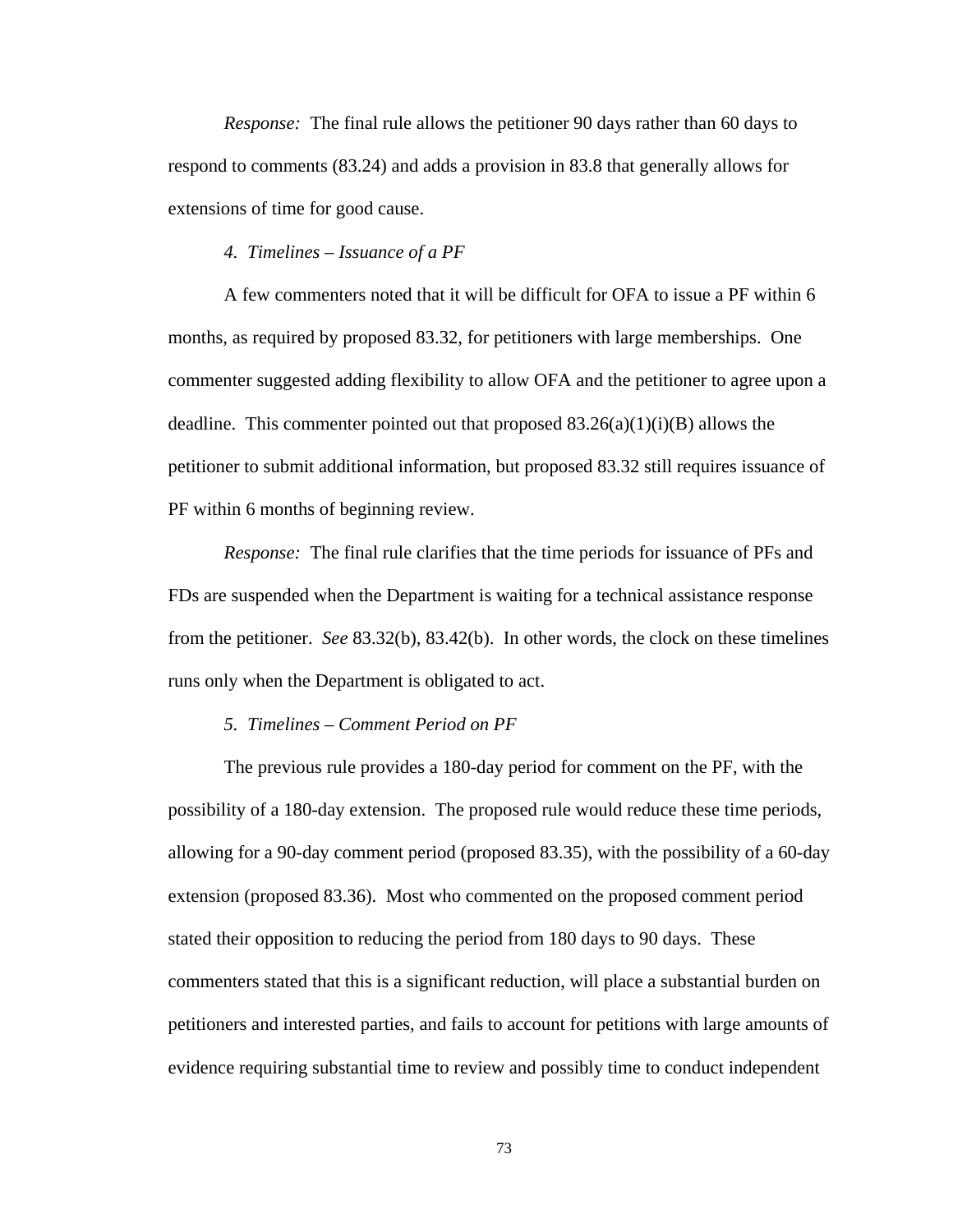*Response:* The final rule allows the petitioner 90 days rather than 60 days to respond to comments (83.24) and adds a provision in 83.8 that generally allows for extensions of time for good cause.

*4. Timelines – Issuance of a PF*

A few commenters noted that it will be difficult for OFA to issue a PF within 6 months, as required by proposed 83.32, for petitioners with large memberships. One commenter suggested adding flexibility to allow OFA and the petitioner to agree upon a deadline. This commenter pointed out that proposed 83.26(a)(1)(i)(B) allows the petitioner to submit additional information, but proposed 83.32 still requires issuance of PF within 6 months of beginning review.

*Response:* The final rule clarifies that the time periods for issuance of PFs and FDs are suspended when the Department is waiting for a technical assistance response from the petitioner. *See* 83.32(b), 83.42(b). In other words, the clock on these timelines runs only when the Department is obligated to act.

*5. Timelines – Comment Period on PF*

The previous rule provides a 180-day period for comment on the PF, with the possibility of a 180-day extension. The proposed rule would reduce these time periods, allowing for a 90-day comment period (proposed 83.35), with the possibility of a 60-day extension (proposed 83.36). Most who commented on the proposed comment period stated their opposition to reducing the period from 180 days to 90 days. These commenters stated that this is a significant reduction, will place a substantial burden on petitioners and interested parties, and fails to account for petitions with large amounts of evidence requiring substantial time to review and possibly time to conduct independent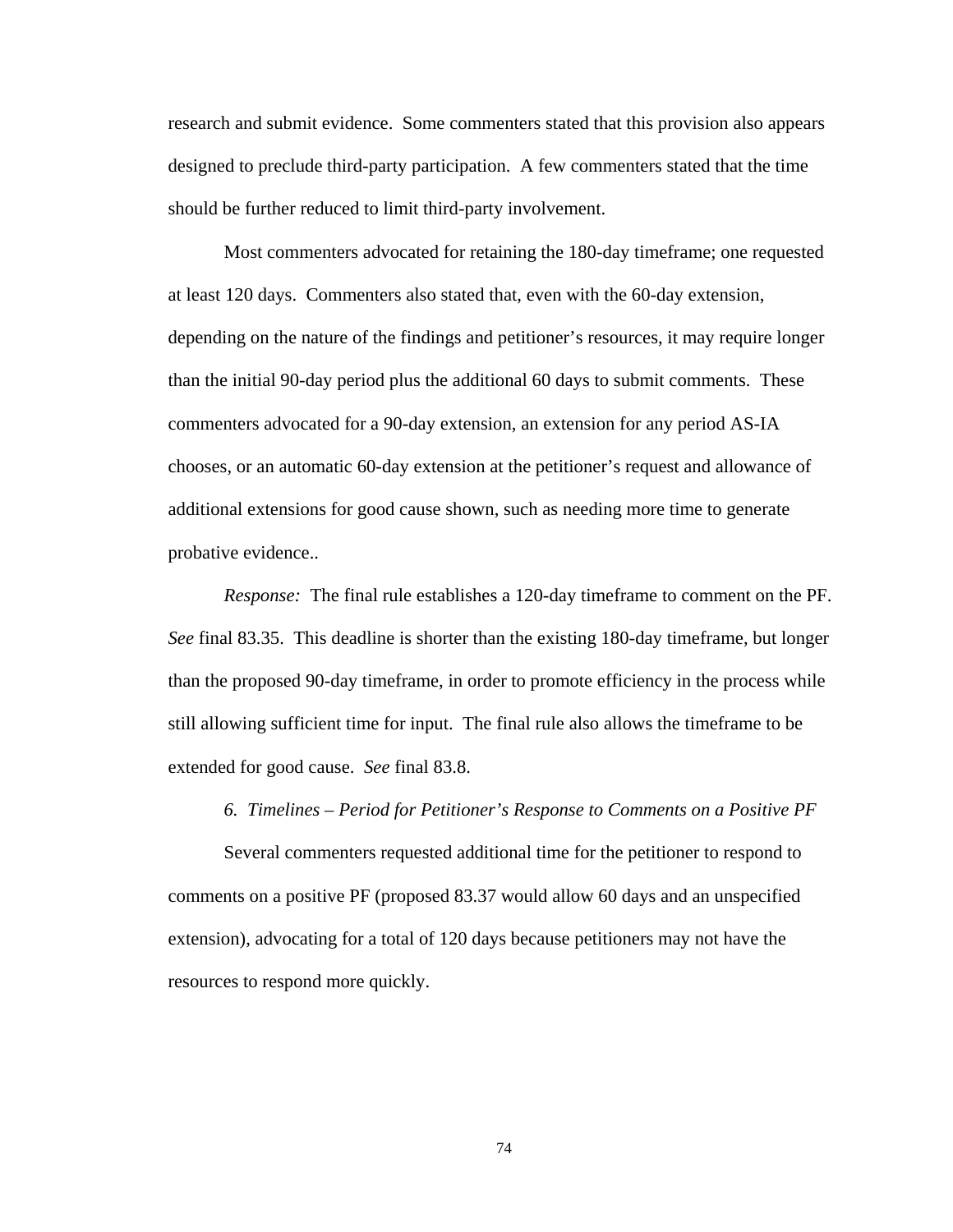research and submit evidence. Some commenters stated that this provision also appears designed to preclude third-party participation. A few commenters stated that the time should be further reduced to limit third-party involvement.

Most commenters advocated for retaining the 180-day timeframe; one requested at least 120 days. Commenters also stated that, even with the 60-day extension, depending on the nature of the findings and petitioner's resources, it may require longer than the initial 90-day period plus the additional 60 days to submit comments. These commenters advocated for a 90-day extension, an extension for any period AS-IA chooses, or an automatic 60-day extension at the petitioner's request and allowance of additional extensions for good cause shown, such as needing more time to generate probative evidence..

*Response:* The final rule establishes a 120-day timeframe to comment on the PF. *See* final 83.35. This deadline is shorter than the existing 180-day timeframe, but longer than the proposed 90-day timeframe, in order to promote efficiency in the process while still allowing sufficient time for input. The final rule also allows the timeframe to be extended for good cause. *See* final 83.8.

*6. Timelines – Period for Petitioner's Response to Comments on a Positive PF*

Several commenters requested additional time for the petitioner to respond to comments on a positive PF (proposed 83.37 would allow 60 days and an unspecified extension), advocating for a total of 120 days because petitioners may not have the resources to respond more quickly.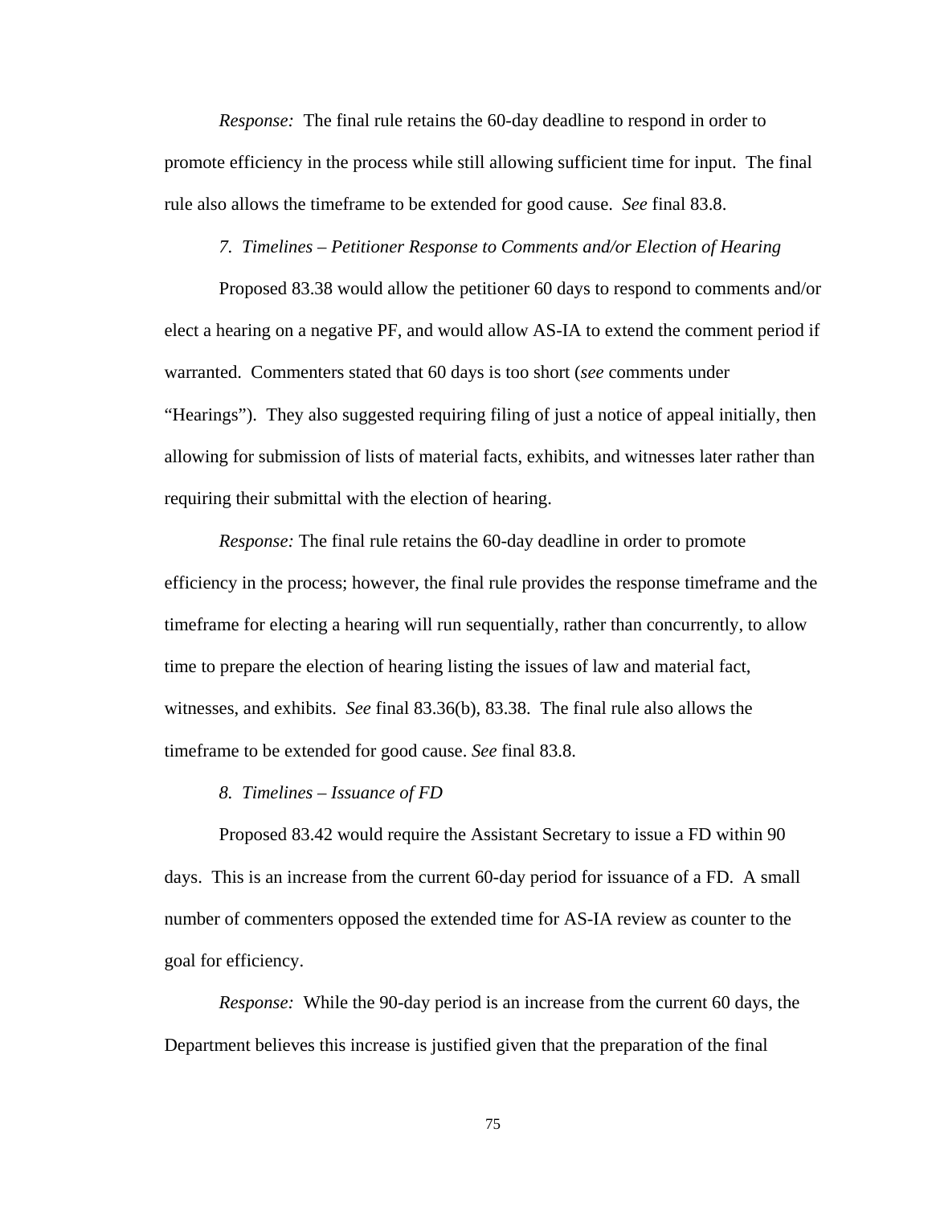*Response:* The final rule retains the 60-day deadline to respond in order to promote efficiency in the process while still allowing sufficient time for input. The final rule also allows the timeframe to be extended for good cause. *See* final 83.8.

*7. Timelines – Petitioner Response to Comments and/or Election of Hearing*

Proposed 83.38 would allow the petitioner 60 days to respond to comments and/or elect a hearing on a negative PF, and would allow AS-IA to extend the comment period if warranted. Commenters stated that 60 days is too short (*see* comments under "Hearings"). They also suggested requiring filing of just a notice of appeal initially, then allowing for submission of lists of material facts, exhibits, and witnesses later rather than requiring their submittal with the election of hearing.

*Response:* The final rule retains the 60-day deadline in order to promote efficiency in the process; however, the final rule provides the response timeframe and the timeframe for electing a hearing will run sequentially, rather than concurrently, to allow time to prepare the election of hearing listing the issues of law and material fact, witnesses, and exhibits. *See* final 83.36(b), 83.38. The final rule also allows the timeframe to be extended for good cause. *See* final 83.8.

*8. Timelines – Issuance of FD*

Proposed 83.42 would require the Assistant Secretary to issue a FD within 90 days. This is an increase from the current 60-day period for issuance of a FD. A small number of commenters opposed the extended time for AS-IA review as counter to the goal for efficiency.

*Response:* While the 90-day period is an increase from the current 60 days, the Department believes this increase is justified given that the preparation of the final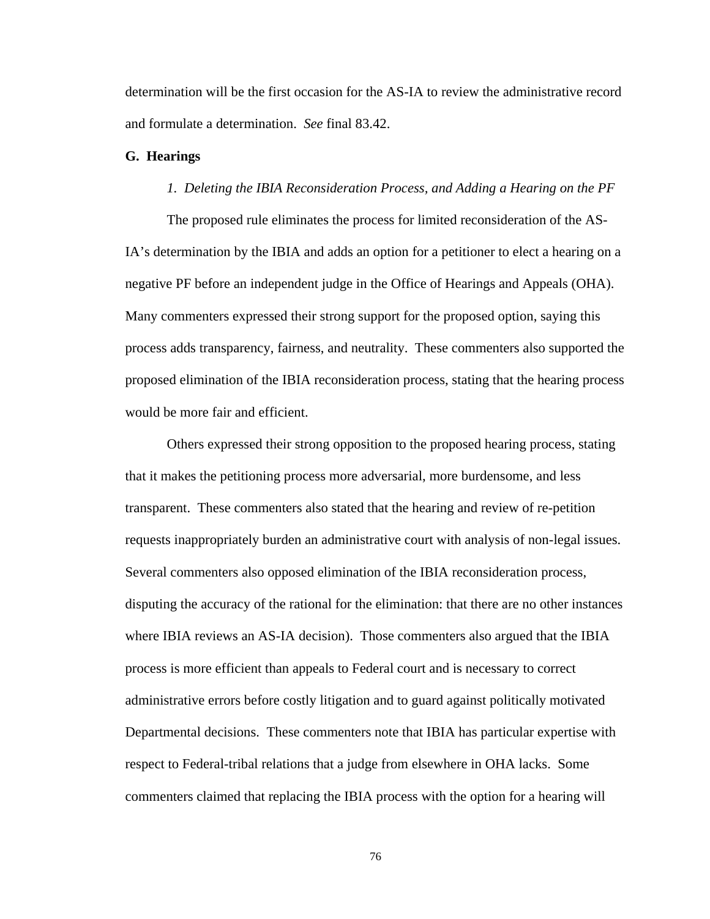determination will be the first occasion for the AS-IA to review the administrative record and formulate a determination. *See* final 83.42.

**G. Hearings**

*1. Deleting the IBIA Reconsideration Process, and Adding a Hearing on the PF*

The proposed rule eliminates the process for limited reconsideration of the AS-IA's determination by the IBIA and adds an option for a petitioner to elect a hearing on a negative PF before an independent judge in the Office of Hearings and Appeals (OHA). Many commenters expressed their strong support for the proposed option, saying this process adds transparency, fairness, and neutrality. These commenters also supported the proposed elimination of the IBIA reconsideration process, stating that the hearing process would be more fair and efficient.

Others expressed their strong opposition to the proposed hearing process, stating that it makes the petitioning process more adversarial, more burdensome, and less transparent. These commenters also stated that the hearing and review of re-petition requests inappropriately burden an administrative court with analysis of non-legal issues. Several commenters also opposed elimination of the IBIA reconsideration process, disputing the accuracy of the rational for the elimination: that there are no other instances where IBIA reviews an AS-IA decision). Those commenters also argued that the IBIA process is more efficient than appeals to Federal court and is necessary to correct administrative errors before costly litigation and to guard against politically motivated Departmental decisions. These commenters note that IBIA has particular expertise with respect to Federal-tribal relations that a judge from elsewhere in OHA lacks. Some commenters claimed that replacing the IBIA process with the option for a hearing will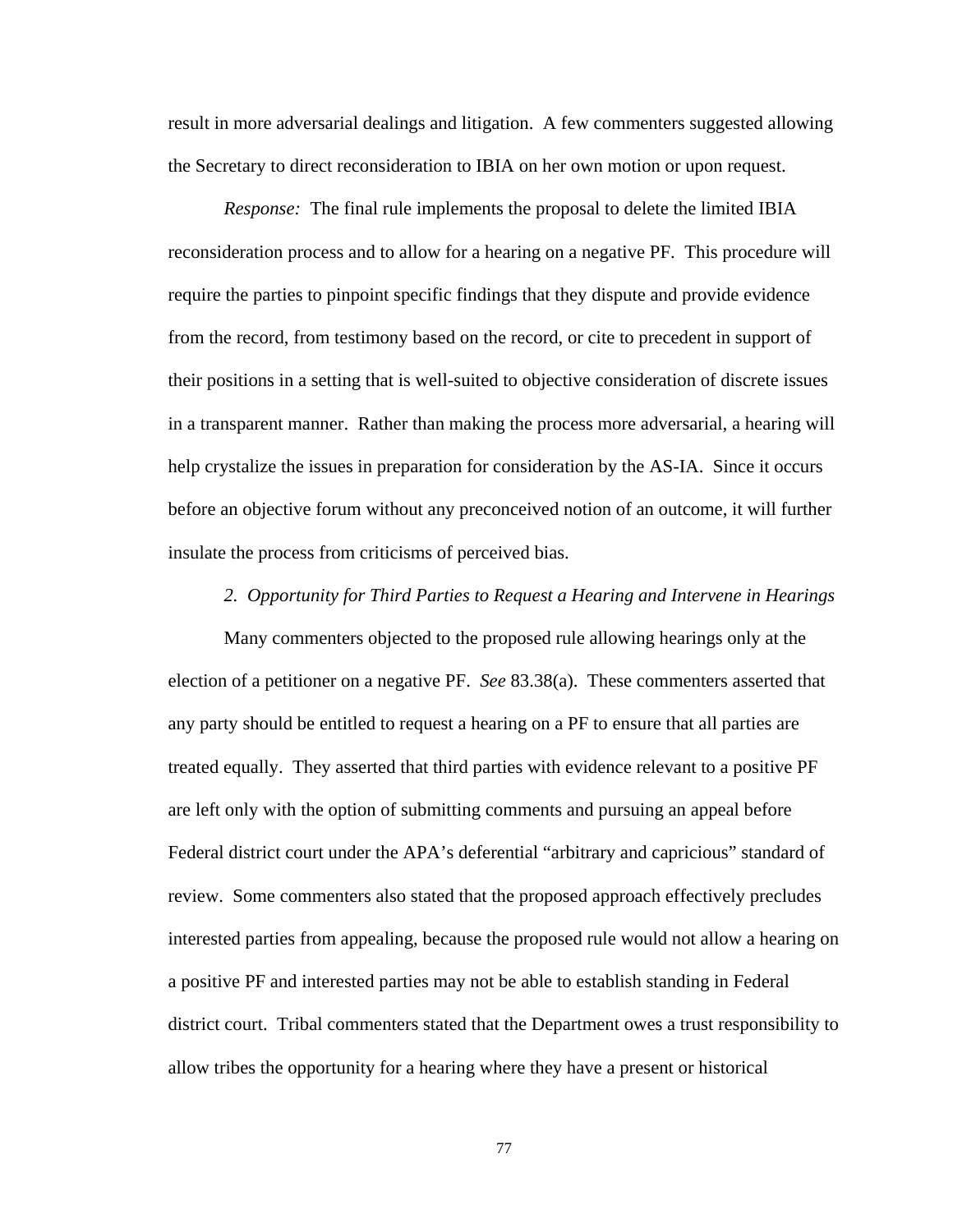result in more adversarial dealings and litigation. A few commenters suggested allowing the Secretary to direct reconsideration to IBIA on her own motion or upon request.

*Response:* The final rule implements the proposal to delete the limited IBIA reconsideration process and to allow for a hearing on a negative PF. This procedure will require the parties to pinpoint specific findings that they dispute and provide evidence from the record, from testimony based on the record, or cite to precedent in support of their positions in a setting that is well-suited to objective consideration of discrete issues in a transparent manner. Rather than making the process more adversarial, a hearing will help crystalize the issues in preparation for consideration by the AS-IA. Since it occurs before an objective forum without any preconceived notion of an outcome, it will further insulate the process from criticisms of perceived bias.

*2. Opportunity for Third Parties to Request a Hearing and Intervene in Hearings*

Many commenters objected to the proposed rule allowing hearings only at the election of a petitioner on a negative PF. *See* 83.38(a). These commenters asserted that any party should be entitled to request a hearing on a PF to ensure that all parties are treated equally. They asserted that third parties with evidence relevant to a positive PF are left only with the option of submitting comments and pursuing an appeal before Federal district court under the APA's deferential "arbitrary and capricious" standard of review. Some commenters also stated that the proposed approach effectively precludes interested parties from appealing, because the proposed rule would not allow a hearing on a positive PF and interested parties may not be able to establish standing in Federal district court. Tribal commenters stated that the Department owes a trust responsibility to allow tribes the opportunity for a hearing where they have a present or historical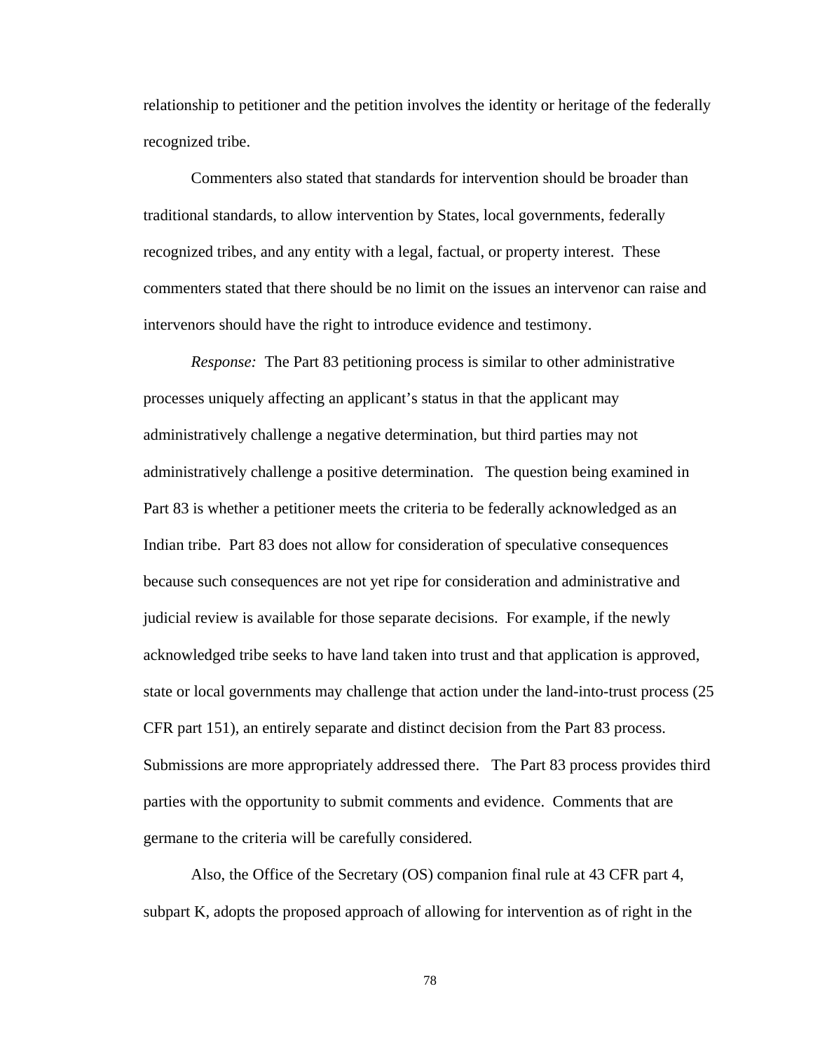relationship to petitioner and the petition involves the identity or heritage of the federally recognized tribe.

Commenters also stated that standards for intervention should be broader than traditional standards, to allow intervention by States, local governments, federally recognized tribes, and any entity with a legal, factual, or property interest. These commenters stated that there should be no limit on the issues an intervenor can raise and intervenors should have the right to introduce evidence and testimony.

*Response:* The Part 83 petitioning process is similar to other administrative processes uniquely affecting an applicant's status in that the applicant may administratively challenge a negative determination, but third parties may not administratively challenge a positive determination. The question being examined in Part 83 is whether a petitioner meets the criteria to be federally acknowledged as an Indian tribe. Part 83 does not allow for consideration of speculative consequences because such consequences are not yet ripe for consideration and administrative and judicial review is available for those separate decisions. For example, if the newly acknowledged tribe seeks to have land taken into trust and that application is approved, state or local governments may challenge that action under the land-into-trust process (25 CFR part 151), an entirely separate and distinct decision from the Part 83 process. Submissions are more appropriately addressed there. The Part 83 process provides third parties with the opportunity to submit comments and evidence. Comments that are germane to the criteria will be carefully considered.

Also, the Office of the Secretary (OS) companion final rule at 43 CFR part 4, subpart K, adopts the proposed approach of allowing for intervention as of right in the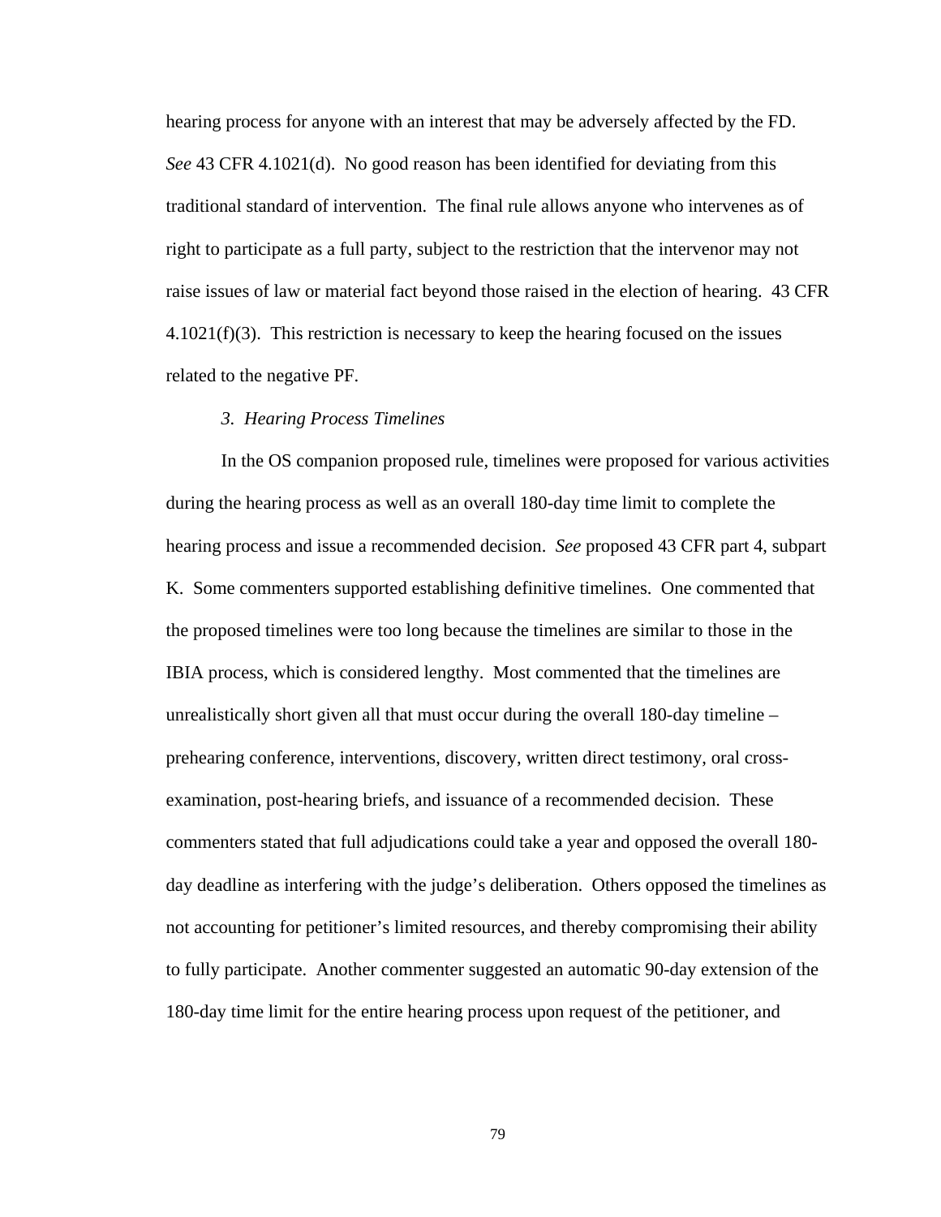hearing process for anyone with an interest that may be adversely affected by the FD. *See* 43 CFR 4.1021(d). No good reason has been identified for deviating from this traditional standard of intervention. The final rule allows anyone who intervenes as of right to participate as a full party, subject to the restriction that the intervenor may not raise issues of law or material fact beyond those raised in the election of hearing. 43 CFR 4.1021(f)(3). This restriction is necessary to keep the hearing focused on the issues related to the negative PF.

*3. Hearing Process Timelines*

In the OS companion proposed rule, timelines were proposed for various activities during the hearing process as well as an overall 180-day time limit to complete the hearing process and issue a recommended decision. *See* proposed 43 CFR part 4, subpart K. Some commenters supported establishing definitive timelines. One commented that the proposed timelines were too long because the timelines are similar to those in the IBIA process, which is considered lengthy. Most commented that the timelines are unrealistically short given all that must occur during the overall 180-day timeline – prehearing conference, interventions, discovery, written direct testimony, oral cross-examination, post-hearing briefs, and issuance of a recommended decision. These commenters stated that full adjudications could take a year and opposed the overall 180-day deadline as interfering with the judge's deliberation. Others opposed the timelines as not accounting for petitioner's limited resources, and thereby compromising their ability to fully participate. Another commenter suggested an automatic 90-day extension of the 180-day time limit for the entire hearing process upon request of the petitioner, and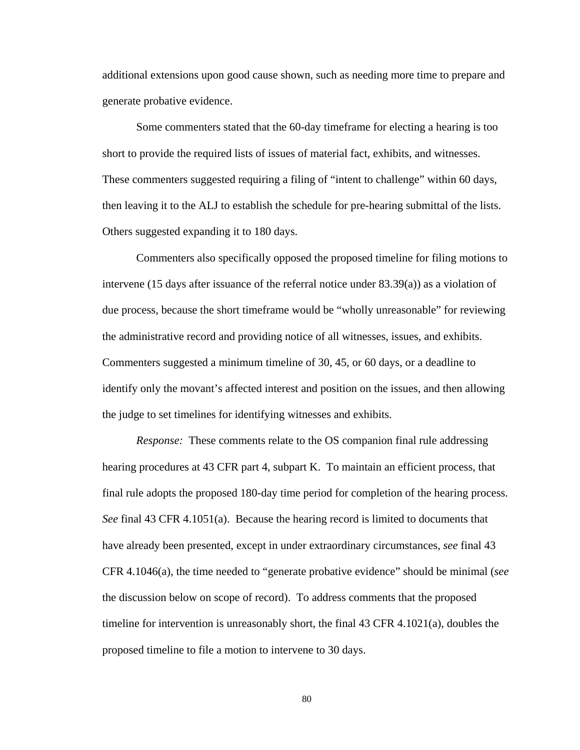additional extensions upon good cause shown, such as needing more time to prepare and generate probative evidence.

Some commenters stated that the 60-day timeframe for electing a hearing is too short to provide the required lists of issues of material fact, exhibits, and witnesses. These commenters suggested requiring a filing of "intent to challenge" within 60 days, then leaving it to the ALJ to establish the schedule for pre-hearing submittal of the lists. Others suggested expanding it to 180 days.

Commenters also specifically opposed the proposed timeline for filing motions to intervene (15 days after issuance of the referral notice under 83.39(a)) as a violation of due process, because the short timeframe would be "wholly unreasonable" for reviewing the administrative record and providing notice of all witnesses, issues, and exhibits. Commenters suggested a minimum timeline of 30, 45, or 60 days, or a deadline to identify only the movant's affected interest and position on the issues, and then allowing the judge to set timelines for identifying witnesses and exhibits.

*Response:* These comments relate to the OS companion final rule addressing hearing procedures at 43 CFR part 4, subpart K. To maintain an efficient process, that final rule adopts the proposed 180-day time period for completion of the hearing process. *See* final 43 CFR 4.1051(a). Because the hearing record is limited to documents that have already been presented, except in under extraordinary circumstances, *see* final 43 CFR 4.1046(a), the time needed to "generate probative evidence" should be minimal (*see* the discussion below on scope of record). To address comments that the proposed timeline for intervention is unreasonably short, the final 43 CFR 4.1021(a), doubles the proposed timeline to file a motion to intervene to 30 days.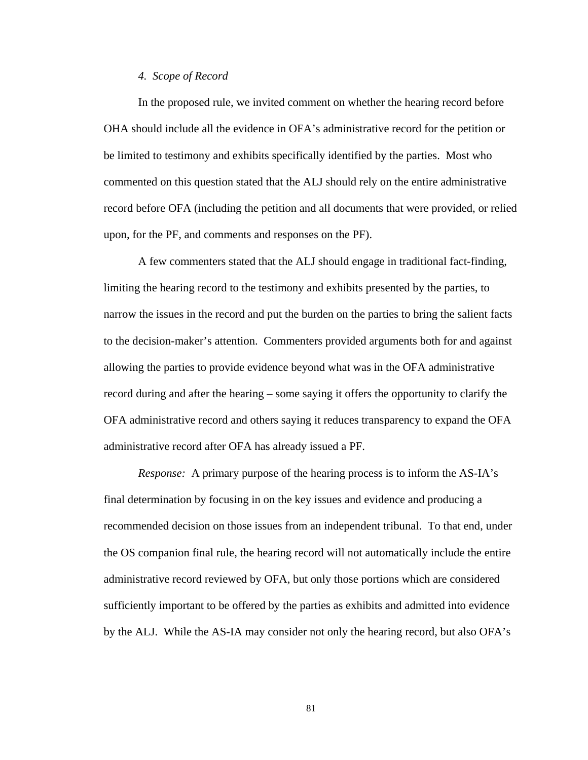*4. Scope of Record*

In the proposed rule, we invited comment on whether the hearing record before OHA should include all the evidence in OFA's administrative record for the petition or be limited to testimony and exhibits specifically identified by the parties. Most who commented on this question stated that the ALJ should rely on the entire administrative record before OFA (including the petition and all documents that were provided, or relied upon, for the PF, and comments and responses on the PF).

A few commenters stated that the ALJ should engage in traditional fact-finding, limiting the hearing record to the testimony and exhibits presented by the parties, to narrow the issues in the record and put the burden on the parties to bring the salient facts to the decision-maker's attention. Commenters provided arguments both for and against allowing the parties to provide evidence beyond what was in the OFA administrative record during and after the hearing – some saying it offers the opportunity to clarify the OFA administrative record and others saying it reduces transparency to expand the OFA administrative record after OFA has already issued a PF.

*Response:* A primary purpose of the hearing process is to inform the AS-IA's final determination by focusing in on the key issues and evidence and producing a recommended decision on those issues from an independent tribunal. To that end, under the OS companion final rule, the hearing record will not automatically include the entire administrative record reviewed by OFA, but only those portions which are considered sufficiently important to be offered by the parties as exhibits and admitted into evidence by the ALJ. While the AS-IA may consider not only the hearing record, but also OFA's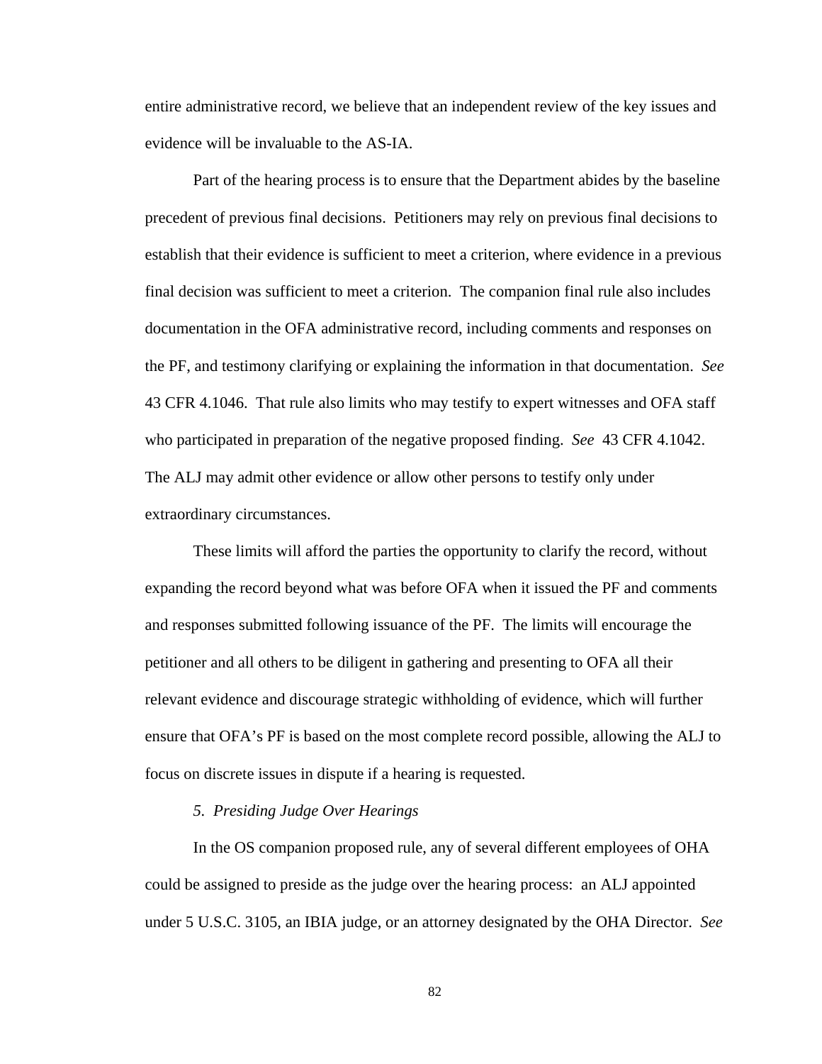entire administrative record, we believe that an independent review of the key issues and evidence will be invaluable to the AS-IA.

Part of the hearing process is to ensure that the Department abides by the baseline precedent of previous final decisions. Petitioners may rely on previous final decisions to establish that their evidence is sufficient to meet a criterion, where evidence in a previous final decision was sufficient to meet a criterion. The companion final rule also includes documentation in the OFA administrative record, including comments and responses on the PF, and testimony clarifying or explaining the information in that documentation. *See* 43 CFR 4.1046. That rule also limits who may testify to expert witnesses and OFA staff who participated in preparation of the negative proposed finding. *See* 43 CFR 4.1042. The ALJ may admit other evidence or allow other persons to testify only under extraordinary circumstances.

These limits will afford the parties the opportunity to clarify the record, without expanding the record beyond what was before OFA when it issued the PF and comments and responses submitted following issuance of the PF. The limits will encourage the petitioner and all others to be diligent in gathering and presenting to OFA all their relevant evidence and discourage strategic withholding of evidence, which will further ensure that OFA's PF is based on the most complete record possible, allowing the ALJ to focus on discrete issues in dispute if a hearing is requested.

*5. Presiding Judge Over Hearings*

In the OS companion proposed rule, any of several different employees of OHA could be assigned to preside as the judge over the hearing process: an ALJ appointed under 5 U.S.C. 3105, an IBIA judge, or an attorney designated by the OHA Director. *See*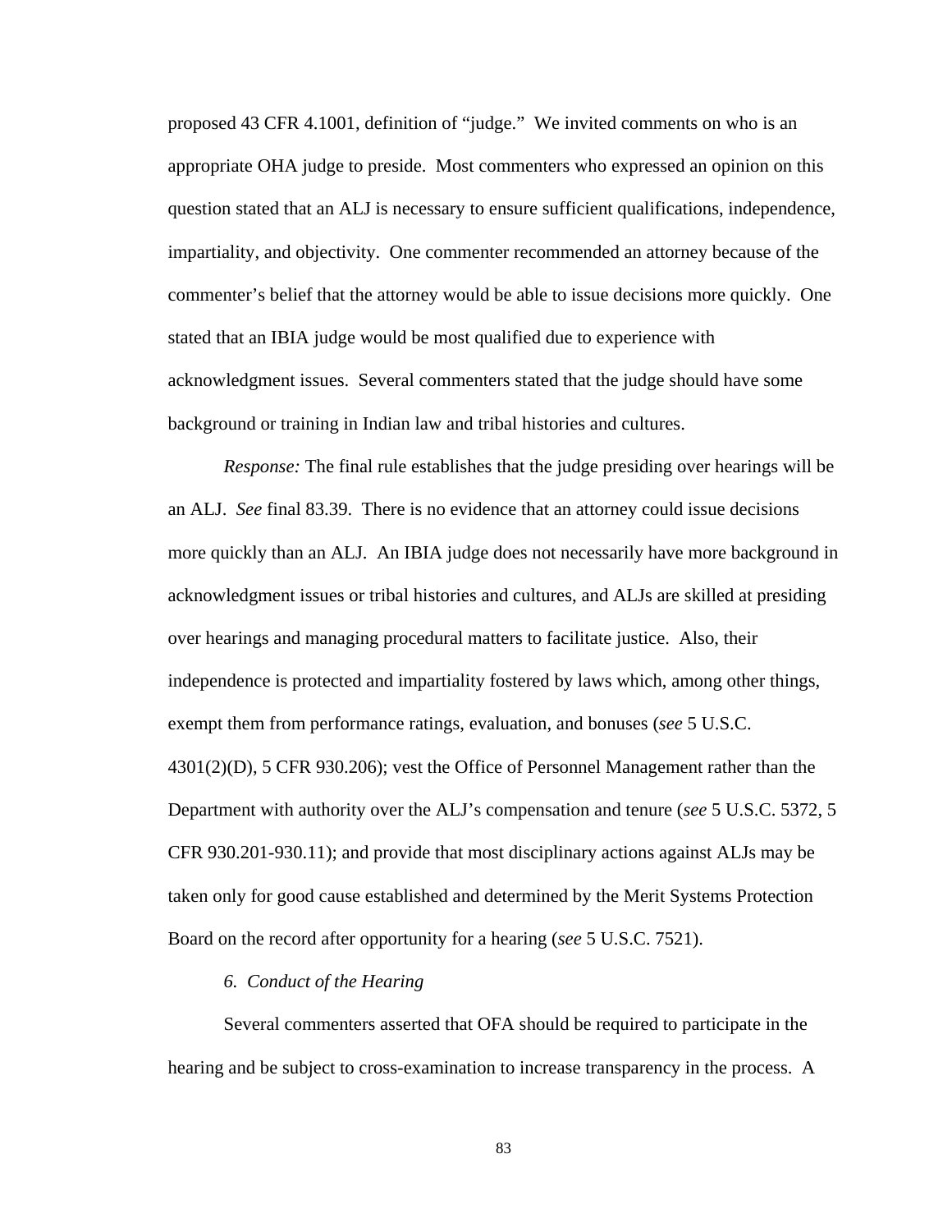proposed 43 CFR 4.1001, definition of "judge." We invited comments on who is an appropriate OHA judge to preside. Most commenters who expressed an opinion on this question stated that an ALJ is necessary to ensure sufficient qualifications, independence, impartiality, and objectivity. One commenter recommended an attorney because of the commenter's belief that the attorney would be able to issue decisions more quickly. One stated that an IBIA judge would be most qualified due to experience with acknowledgment issues. Several commenters stated that the judge should have some background or training in Indian law and tribal histories and cultures.

*Response:* The final rule establishes that the judge presiding over hearings will be an ALJ. *See* final 83.39. There is no evidence that an attorney could issue decisions more quickly than an ALJ. An IBIA judge does not necessarily have more background in acknowledgment issues or tribal histories and cultures, and ALJs are skilled at presiding over hearings and managing procedural matters to facilitate justice. Also, their independence is protected and impartiality fostered by laws which, among other things, exempt them from performance ratings, evaluation, and bonuses (*see* 5 U.S.C. 4301(2)(D), 5 CFR 930.206); vest the Office of Personnel Management rather than the Department with authority over the ALJ's compensation and tenure (*see* 5 U.S.C. 5372, 5 CFR 930.201-930.11); and provide that most disciplinary actions against ALJs may be taken only for good cause established and determined by the Merit Systems Protection Board on the record after opportunity for a hearing (*see* 5 U.S.C. 7521).

*6. Conduct of the Hearing*

Several commenters asserted that OFA should be required to participate in the hearing and be subject to cross-examination to increase transparency in the process. A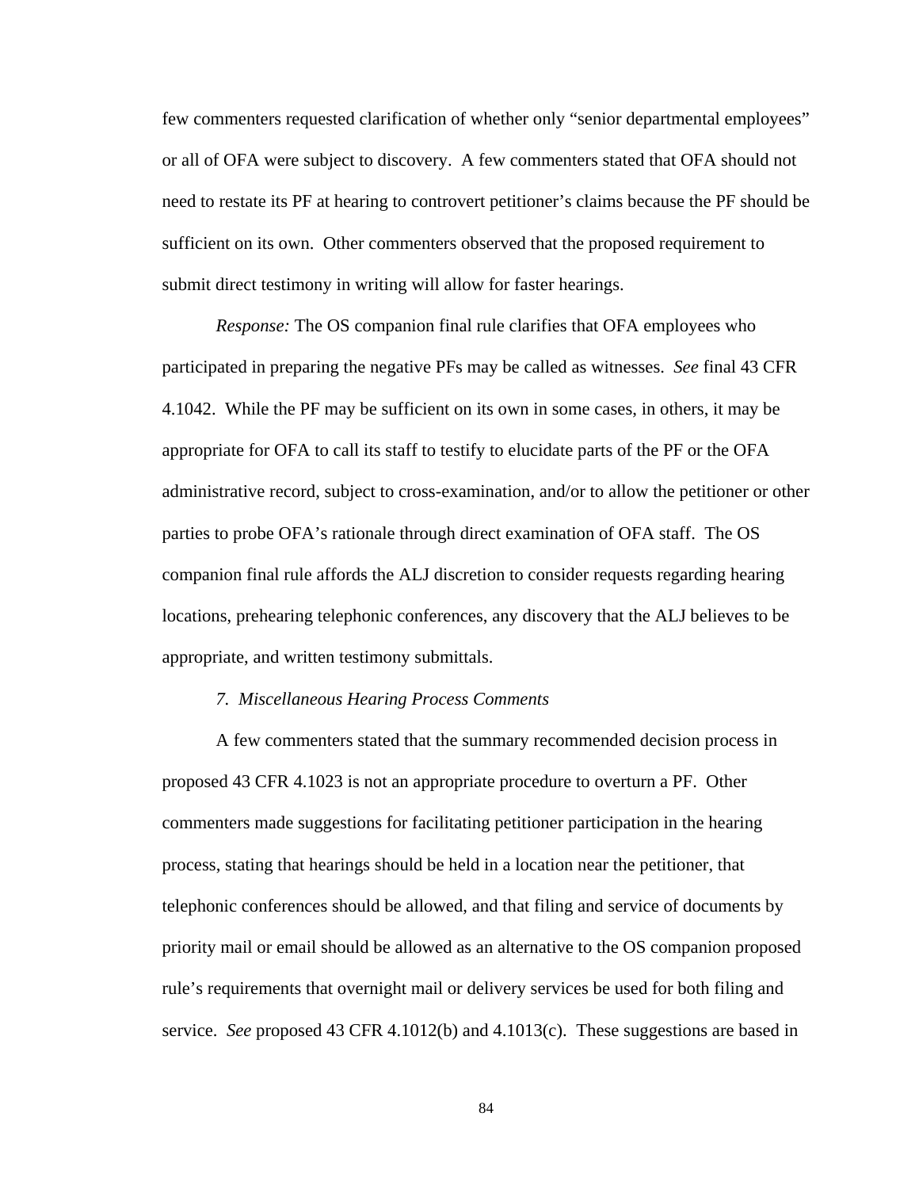few commenters requested clarification of whether only “senior departmental employees” or all of OFA were subject to discovery. A few commenters stated that OFA should not need to restate its PF at hearing to controvert petitioner’s claims because the PF should be sufficient on its own. Other commenters observed that the proposed requirement to submit direct testimony in writing will allow for faster hearings.

*Response:* The OS companion final rule clarifies that OFA employees who participated in preparing the negative PFs may be called as witnesses. *See* final 43 CFR 4.1042. While the PF may be sufficient on its own in some cases, in others, it may be appropriate for OFA to call its staff to testify to elucidate parts of the PF or the OFA administrative record, subject to cross-examination, and/or to allow the petitioner or other parties to probe OFA’s rationale through direct examination of OFA staff. The OS companion final rule affords the ALJ discretion to consider requests regarding hearing locations, prehearing telephonic conferences, any discovery that the ALJ believes to be appropriate, and written testimony submittals.

*7. Miscellaneous Hearing Process Comments*

A few commenters stated that the summary recommended decision process in proposed 43 CFR 4.1023 is not an appropriate procedure to overturn a PF. Other commenters made suggestions for facilitating petitioner participation in the hearing process, stating that hearings should be held in a location near the petitioner, that telephonic conferences should be allowed, and that filing and service of documents by priority mail or email should be allowed as an alternative to the OS companion proposed rule’s requirements that overnight mail or delivery services be used for both filing and service. *See* proposed 43 CFR 4.1012(b) and 4.1013(c). These suggestions are based in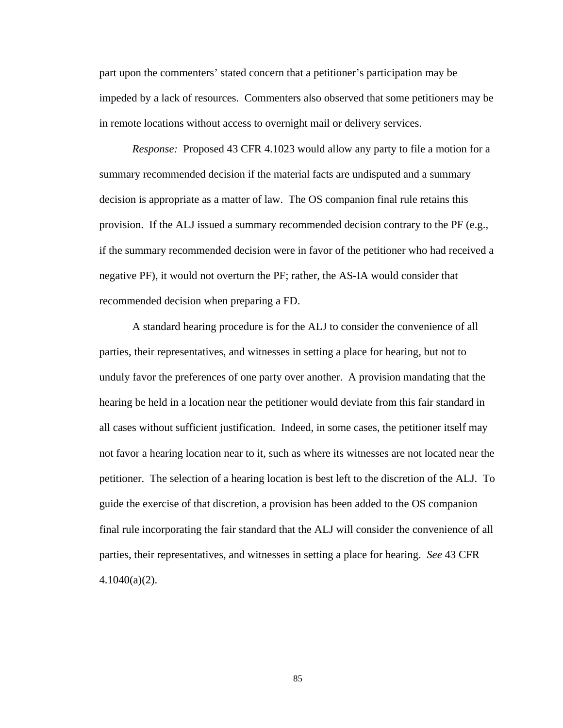part upon the commenters' stated concern that a petitioner's participation may be impeded by a lack of resources. Commenters also observed that some petitioners may be in remote locations without access to overnight mail or delivery services.

*Response:* Proposed 43 CFR 4.1023 would allow any party to file a motion for a summary recommended decision if the material facts are undisputed and a summary decision is appropriate as a matter of law. The OS companion final rule retains this provision. If the ALJ issued a summary recommended decision contrary to the PF (e.g., if the summary recommended decision were in favor of the petitioner who had received a negative PF), it would not overturn the PF; rather, the AS-IA would consider that recommended decision when preparing a FD.

A standard hearing procedure is for the ALJ to consider the convenience of all parties, their representatives, and witnesses in setting a place for hearing, but not to unduly favor the preferences of one party over another. A provision mandating that the hearing be held in a location near the petitioner would deviate from this fair standard in all cases without sufficient justification. Indeed, in some cases, the petitioner itself may not favor a hearing location near to it, such as where its witnesses are not located near the petitioner. The selection of a hearing location is best left to the discretion of the ALJ. To guide the exercise of that discretion, a provision has been added to the OS companion final rule incorporating the fair standard that the ALJ will consider the convenience of all parties, their representatives, and witnesses in setting a place for hearing. *See* 43 CFR 4.1040(a)(2).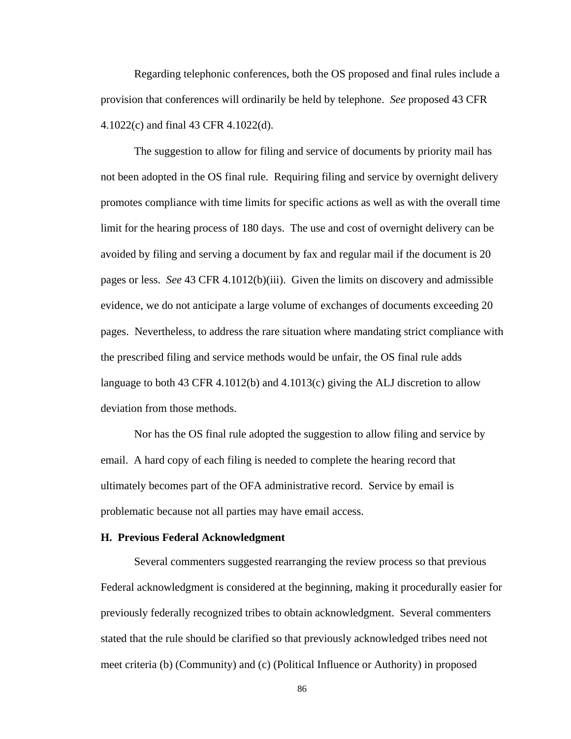Regarding telephonic conferences, both the OS proposed and final rules include a provision that conferences will ordinarily be held by telephone. *See* proposed 43 CFR 4.1022(c) and final 43 CFR 4.1022(d).

The suggestion to allow for filing and service of documents by priority mail has not been adopted in the OS final rule. Requiring filing and service by overnight delivery promotes compliance with time limits for specific actions as well as with the overall time limit for the hearing process of 180 days. The use and cost of overnight delivery can be avoided by filing and serving a document by fax and regular mail if the document is 20 pages or less. *See* 43 CFR 4.1012(b)(iii). Given the limits on discovery and admissible evidence, we do not anticipate a large volume of exchanges of documents exceeding 20 pages. Nevertheless, to address the rare situation where mandating strict compliance with the prescribed filing and service methods would be unfair, the OS final rule adds language to both 43 CFR 4.1012(b) and 4.1013(c) giving the ALJ discretion to allow deviation from those methods.

Nor has the OS final rule adopted the suggestion to allow filing and service by email. A hard copy of each filing is needed to complete the hearing record that ultimately becomes part of the OFA administrative record. Service by email is problematic because not all parties may have email access.

**H. Previous Federal Acknowledgment**

Several commenters suggested rearranging the review process so that previous Federal acknowledgment is considered at the beginning, making it procedurally easier for previously federally recognized tribes to obtain acknowledgment. Several commenters stated that the rule should be clarified so that previously acknowledged tribes need not meet criteria (b) (Community) and (c) (Political Influence or Authority) in proposed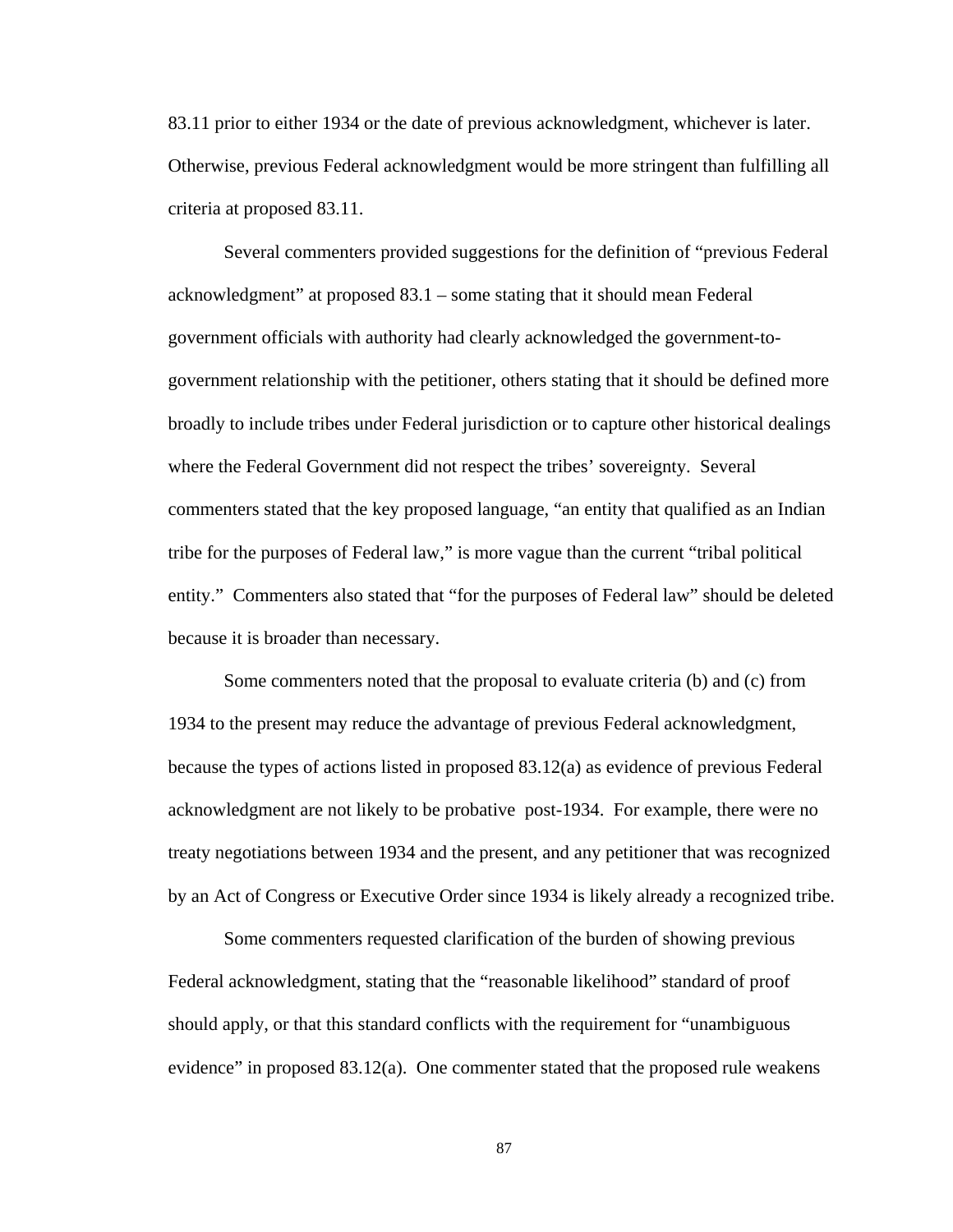83.11 prior to either 1934 or the date of previous acknowledgment, whichever is later. Otherwise, previous Federal acknowledgment would be more stringent than fulfilling all criteria at proposed 83.11.

Several commenters provided suggestions for the definition of "previous Federal acknowledgment" at proposed 83.1 – some stating that it should mean Federal government officials with authority had clearly acknowledged the government-to-government relationship with the petitioner, others stating that it should be defined more broadly to include tribes under Federal jurisdiction or to capture other historical dealings where the Federal Government did not respect the tribes' sovereignty. Several commenters stated that the key proposed language, "an entity that qualified as an Indian tribe for the purposes of Federal law," is more vague than the current "tribal political entity." Commenters also stated that "for the purposes of Federal law" should be deleted because it is broader than necessary.

Some commenters noted that the proposal to evaluate criteria (b) and (c) from 1934 to the present may reduce the advantage of previous Federal acknowledgment, because the types of actions listed in proposed 83.12(a) as evidence of previous Federal acknowledgment are not likely to be probative post-1934. For example, there were no treaty negotiations between 1934 and the present, and any petitioner that was recognized by an Act of Congress or Executive Order since 1934 is likely already a recognized tribe.

Some commenters requested clarification of the burden of showing previous Federal acknowledgment, stating that the "reasonable likelihood" standard of proof should apply, or that this standard conflicts with the requirement for "unambiguous evidence" in proposed 83.12(a). One commenter stated that the proposed rule weakens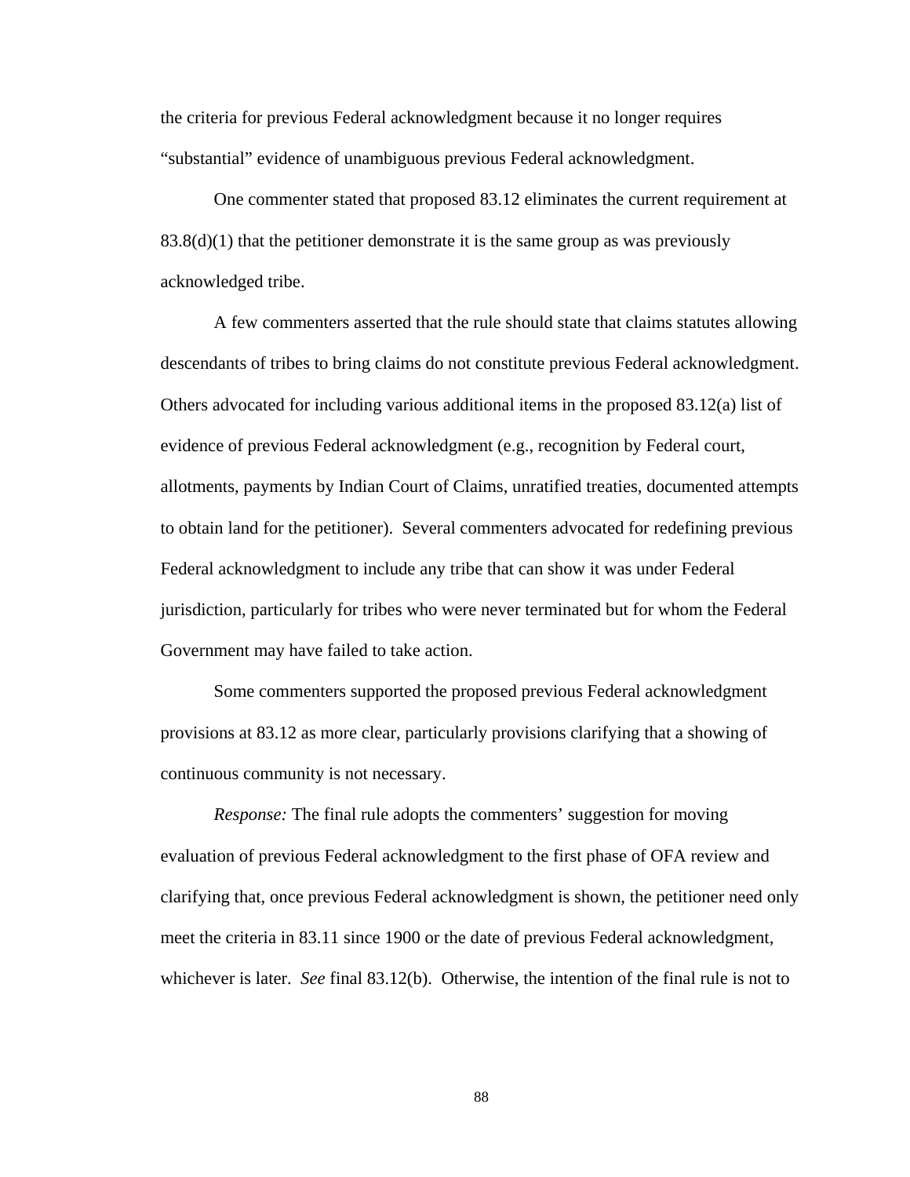the criteria for previous Federal acknowledgment because it no longer requires “substantial” evidence of unambiguous previous Federal acknowledgment.

One commenter stated that proposed 83.12 eliminates the current requirement at 83.8(d)(1) that the petitioner demonstrate it is the same group as was previously acknowledged tribe.

A few commenters asserted that the rule should state that claims statutes allowing descendants of tribes to bring claims do not constitute previous Federal acknowledgment. Others advocated for including various additional items in the proposed 83.12(a) list of evidence of previous Federal acknowledgment (e.g., recognition by Federal court, allotments, payments by Indian Court of Claims, unratified treaties, documented attempts to obtain land for the petitioner). Several commenters advocated for redefining previous Federal acknowledgment to include any tribe that can show it was under Federal jurisdiction, particularly for tribes who were never terminated but for whom the Federal Government may have failed to take action.

Some commenters supported the proposed previous Federal acknowledgment provisions at 83.12 as more clear, particularly provisions clarifying that a showing of continuous community is not necessary.

*Response:* The final rule adopts the commenters’ suggestion for moving evaluation of previous Federal acknowledgment to the first phase of OFA review and clarifying that, once previous Federal acknowledgment is shown, the petitioner need only meet the criteria in 83.11 since 1900 or the date of previous Federal acknowledgment, whichever is later. *See* final 83.12(b). Otherwise, the intention of the final rule is not to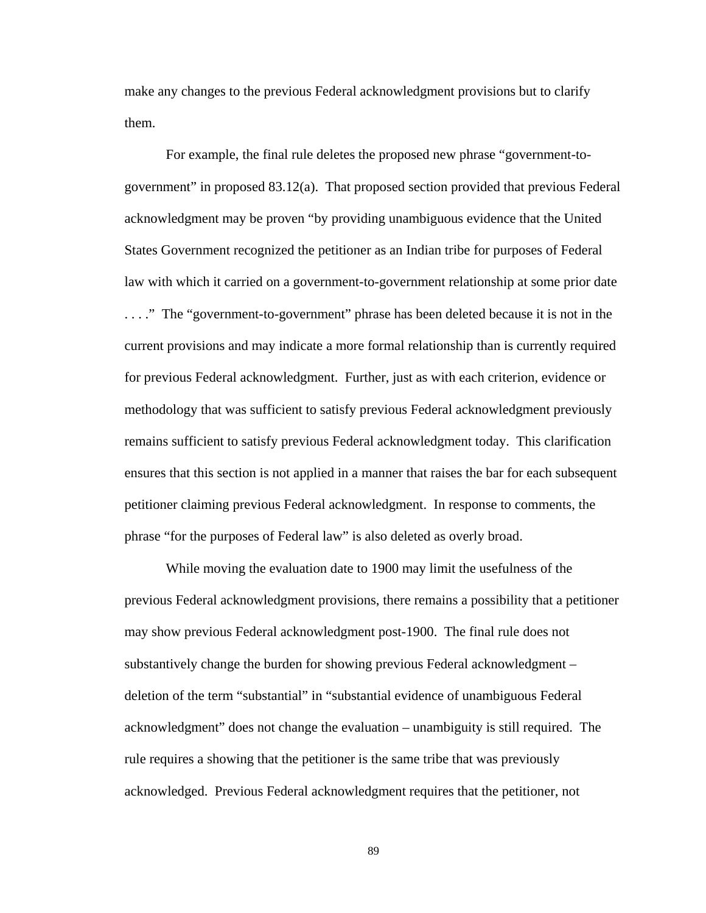make any changes to the previous Federal acknowledgment provisions but to clarify them.

For example, the final rule deletes the proposed new phrase "government-to-government" in proposed 83.12(a). That proposed section provided that previous Federal acknowledgment may be proven "by providing unambiguous evidence that the United States Government recognized the petitioner as an Indian tribe for purposes of Federal law with which it carried on a government-to-government relationship at some prior date . . . ." The "government-to-government" phrase has been deleted because it is not in the current provisions and may indicate a more formal relationship than is currently required for previous Federal acknowledgment. Further, just as with each criterion, evidence or methodology that was sufficient to satisfy previous Federal acknowledgment previously remains sufficient to satisfy previous Federal acknowledgment today. This clarification ensures that this section is not applied in a manner that raises the bar for each subsequent petitioner claiming previous Federal acknowledgment. In response to comments, the phrase "for the purposes of Federal law" is also deleted as overly broad.

While moving the evaluation date to 1900 may limit the usefulness of the previous Federal acknowledgment provisions, there remains a possibility that a petitioner may show previous Federal acknowledgment post-1900. The final rule does not substantively change the burden for showing previous Federal acknowledgment – deletion of the term "substantial" in "substantial evidence of unambiguous Federal acknowledgment" does not change the evaluation – unambiguity is still required. The rule requires a showing that the petitioner is the same tribe that was previously acknowledged. Previous Federal acknowledgment requires that the petitioner, not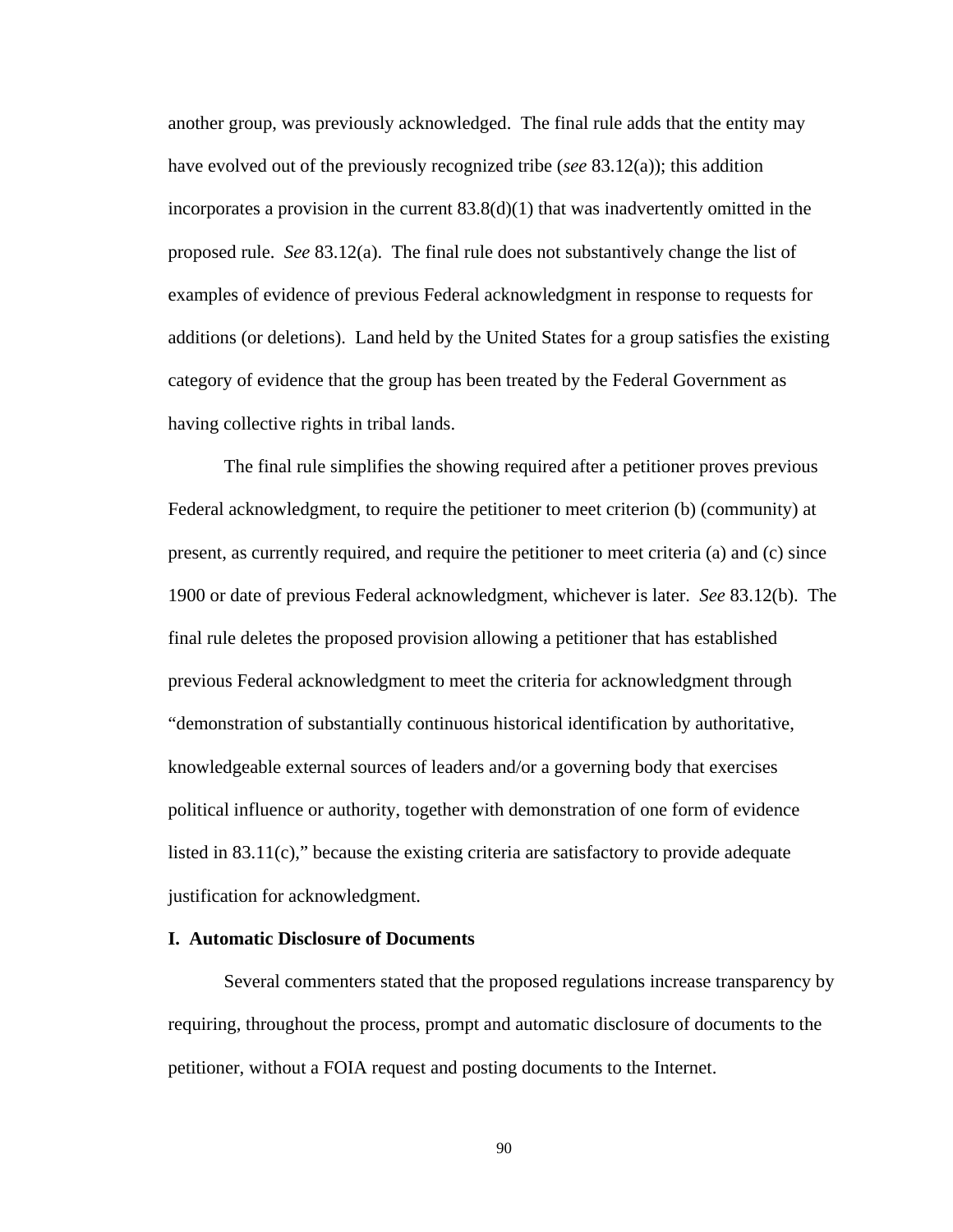another group, was previously acknowledged. The final rule adds that the entity may have evolved out of the previously recognized tribe (*see* 83.12(a)); this addition incorporates a provision in the current 83.8(d)(1) that was inadvertently omitted in the proposed rule. *See* 83.12(a). The final rule does not substantively change the list of examples of evidence of previous Federal acknowledgment in response to requests for additions (or deletions). Land held by the United States for a group satisfies the existing category of evidence that the group has been treated by the Federal Government as having collective rights in tribal lands.

The final rule simplifies the showing required after a petitioner proves previous Federal acknowledgment, to require the petitioner to meet criterion (b) (community) at present, as currently required, and require the petitioner to meet criteria (a) and (c) since 1900 or date of previous Federal acknowledgment, whichever is later. *See* 83.12(b). The final rule deletes the proposed provision allowing a petitioner that has established previous Federal acknowledgment to meet the criteria for acknowledgment through "demonstration of substantially continuous historical identification by authoritative, knowledgeable external sources of leaders and/or a governing body that exercises political influence or authority, together with demonstration of one form of evidence listed in 83.11(c)," because the existing criteria are satisfactory to provide adequate justification for acknowledgment.

**I. Automatic Disclosure of Documents**

Several commenters stated that the proposed regulations increase transparency by requiring, throughout the process, prompt and automatic disclosure of documents to the petitioner, without a FOIA request and posting documents to the Internet.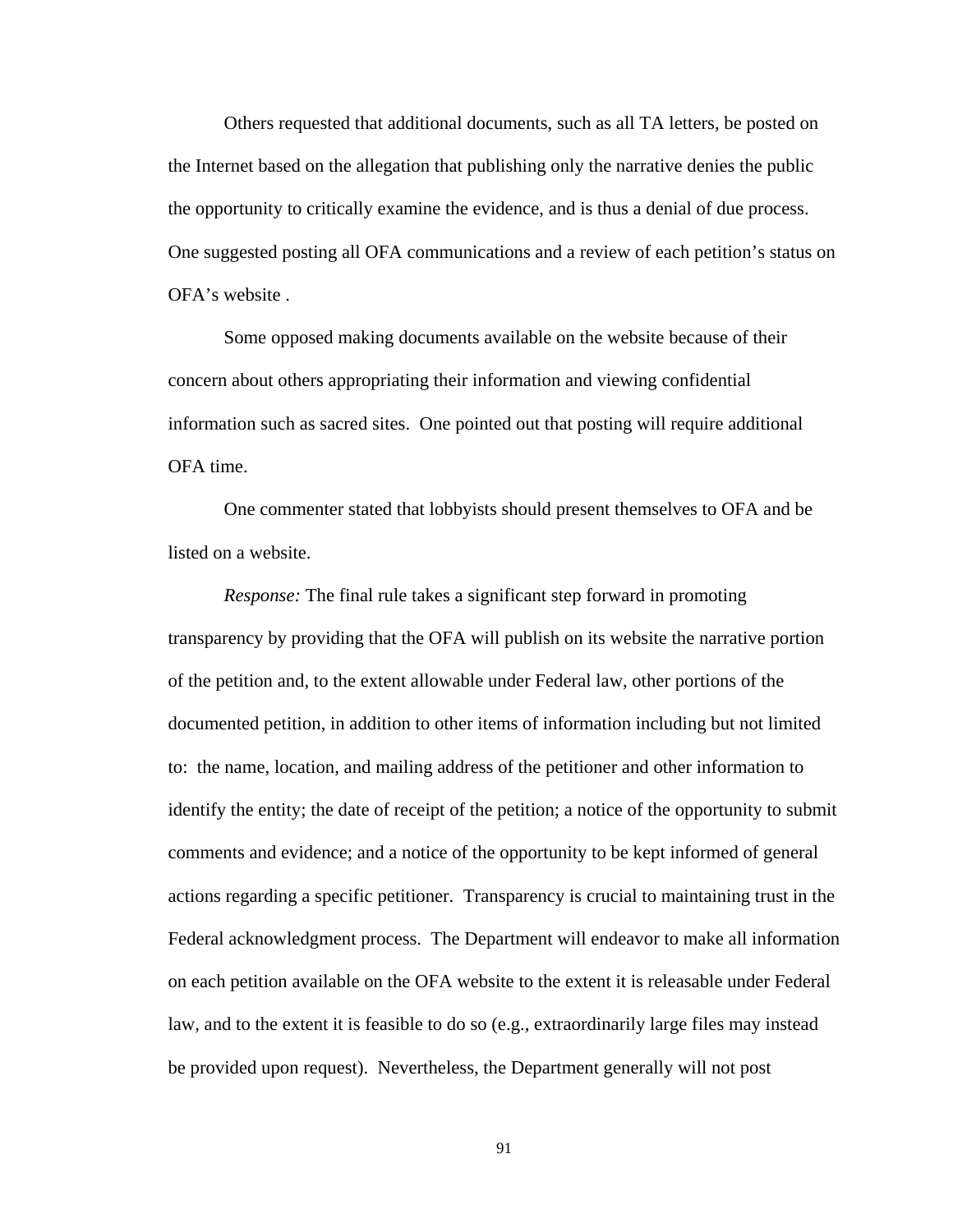Others requested that additional documents, such as all TA letters, be posted on the Internet based on the allegation that publishing only the narrative denies the public the opportunity to critically examine the evidence, and is thus a denial of due process. One suggested posting all OFA communications and a review of each petition's status on OFA's website .

Some opposed making documents available on the website because of their concern about others appropriating their information and viewing confidential information such as sacred sites. One pointed out that posting will require additional OFA time.

One commenter stated that lobbyists should present themselves to OFA and be listed on a website.

*Response:* The final rule takes a significant step forward in promoting transparency by providing that the OFA will publish on its website the narrative portion of the petition and, to the extent allowable under Federal law, other portions of the documented petition, in addition to other items of information including but not limited to: the name, location, and mailing address of the petitioner and other information to identify the entity; the date of receipt of the petition; a notice of the opportunity to submit comments and evidence; and a notice of the opportunity to be kept informed of general actions regarding a specific petitioner. Transparency is crucial to maintaining trust in the Federal acknowledgment process. The Department will endeavor to make all information on each petition available on the OFA website to the extent it is releasable under Federal law, and to the extent it is feasible to do so (e.g., extraordinarily large files may instead be provided upon request). Nevertheless, the Department generally will not post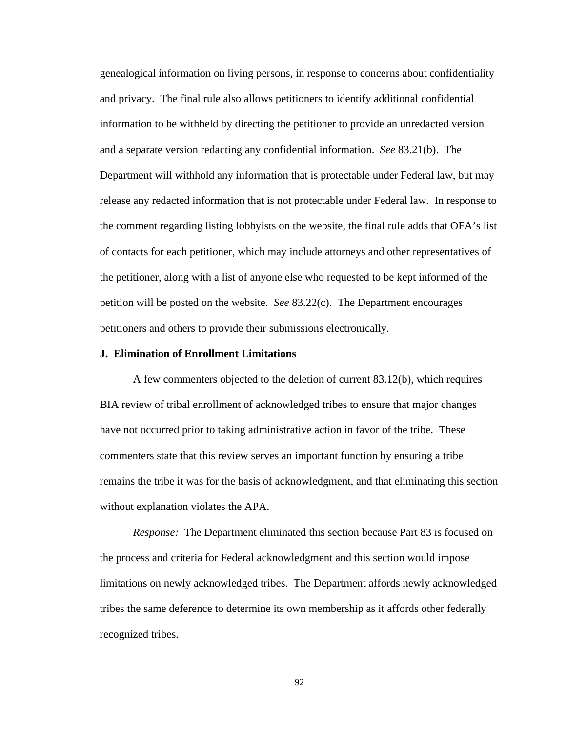genealogical information on living persons, in response to concerns about confidentiality and privacy. The final rule also allows petitioners to identify additional confidential information to be withheld by directing the petitioner to provide an unredacted version and a separate version redacting any confidential information. *See* 83.21(b). The Department will withhold any information that is protectable under Federal law, but may release any redacted information that is not protectable under Federal law. In response to the comment regarding listing lobbyists on the website, the final rule adds that OFA's list of contacts for each petitioner, which may include attorneys and other representatives of the petitioner, along with a list of anyone else who requested to be kept informed of the petition will be posted on the website. *See* 83.22(c). The Department encourages petitioners and others to provide their submissions electronically.

**J. Elimination of Enrollment Limitations**

A few commenters objected to the deletion of current 83.12(b), which requires BIA review of tribal enrollment of acknowledged tribes to ensure that major changes have not occurred prior to taking administrative action in favor of the tribe. These commenters state that this review serves an important function by ensuring a tribe remains the tribe it was for the basis of acknowledgment, and that eliminating this section without explanation violates the APA.

*Response:* The Department eliminated this section because Part 83 is focused on the process and criteria for Federal acknowledgment and this section would impose limitations on newly acknowledged tribes. The Department affords newly acknowledged tribes the same deference to determine its own membership as it affords other federally recognized tribes.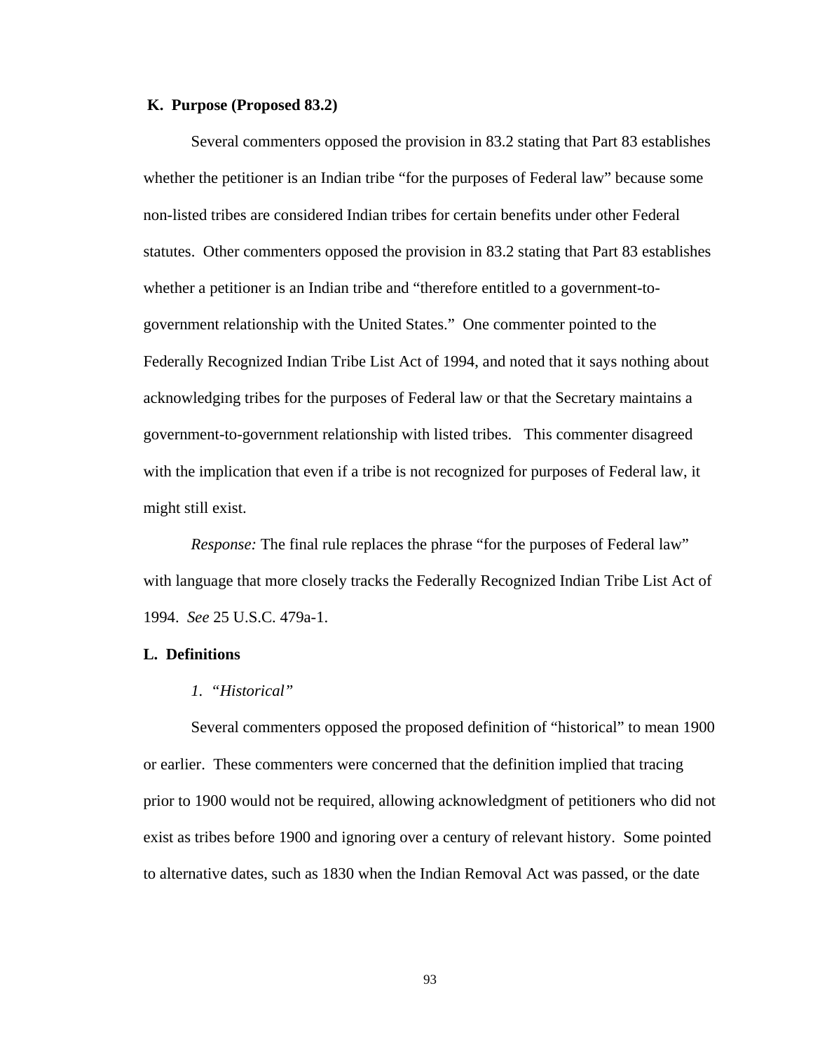### K. Purpose (Proposed 83.2)

Several commenters opposed the provision in 83.2 stating that Part 83 establishes whether the petitioner is an Indian tribe "for the purposes of Federal law" because some non-listed tribes are considered Indian tribes for certain benefits under other Federal statutes. Other commenters opposed the provision in 83.2 stating that Part 83 establishes whether a petitioner is an Indian tribe and "therefore entitled to a government-to-government relationship with the United States." One commenter pointed to the Federally Recognized Indian Tribe List Act of 1994, and noted that it says nothing about acknowledging tribes for the purposes of Federal law or that the Secretary maintains a government-to-government relationship with listed tribes. This commenter disagreed with the implication that even if a tribe is not recognized for purposes of Federal law, it might still exist.

*Response:* The final rule replaces the phrase "for the purposes of Federal law" with language that more closely tracks the Federally Recognized Indian Tribe List Act of 1994. *See* 25 U.S.C. 479a-1.

### L. Definitions

*1. "Historical"*

Several commenters opposed the proposed definition of "historical" to mean 1900 or earlier. These commenters were concerned that the definition implied that tracing prior to 1900 would not be required, allowing acknowledgment of petitioners who did not exist as tribes before 1900 and ignoring over a century of relevant history. Some pointed to alternative dates, such as 1830 when the Indian Removal Act was passed, or the date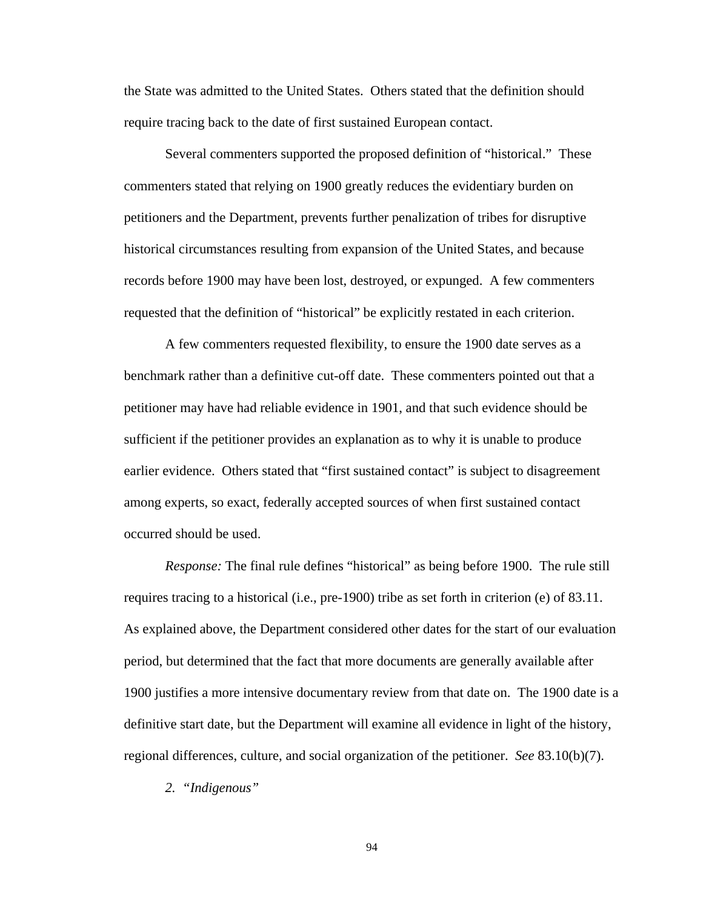the State was admitted to the United States.  Others stated that the definition should require tracing back to the date of first sustained European contact.

Several commenters supported the proposed definition of "historical."  These commenters stated that relying on 1900 greatly reduces the evidentiary burden on petitioners and the Department, prevents further penalization of tribes for disruptive historical circumstances resulting from expansion of the United States, and because records before 1900 may have been lost, destroyed, or expunged.  A few commenters requested that the definition of "historical" be explicitly restated in each criterion.

A few commenters requested flexibility, to ensure the 1900 date serves as a benchmark rather than a definitive cut-off date.  These commenters pointed out that a petitioner may have had reliable evidence in 1901, and that such evidence should be sufficient if the petitioner provides an explanation as to why it is unable to produce earlier evidence.  Others stated that "first sustained contact" is subject to disagreement among experts, so exact, federally accepted sources of when first sustained contact occurred should be used.

*Response:* The final rule defines "historical" as being before 1900.  The rule still requires tracing to a historical (i.e., pre-1900) tribe as set forth in criterion (e) of 83.11.  As explained above, the Department considered other dates for the start of our evaluation period, but determined that the fact that more documents are generally available after 1900 justifies a more intensive documentary review from that date on.  The 1900 date is a definitive start date, but the Department will examine all evidence in light of the history, regional differences, culture, and social organization of the petitioner.  *See* 83.10(b)(7).

*2.  "Indigenous"*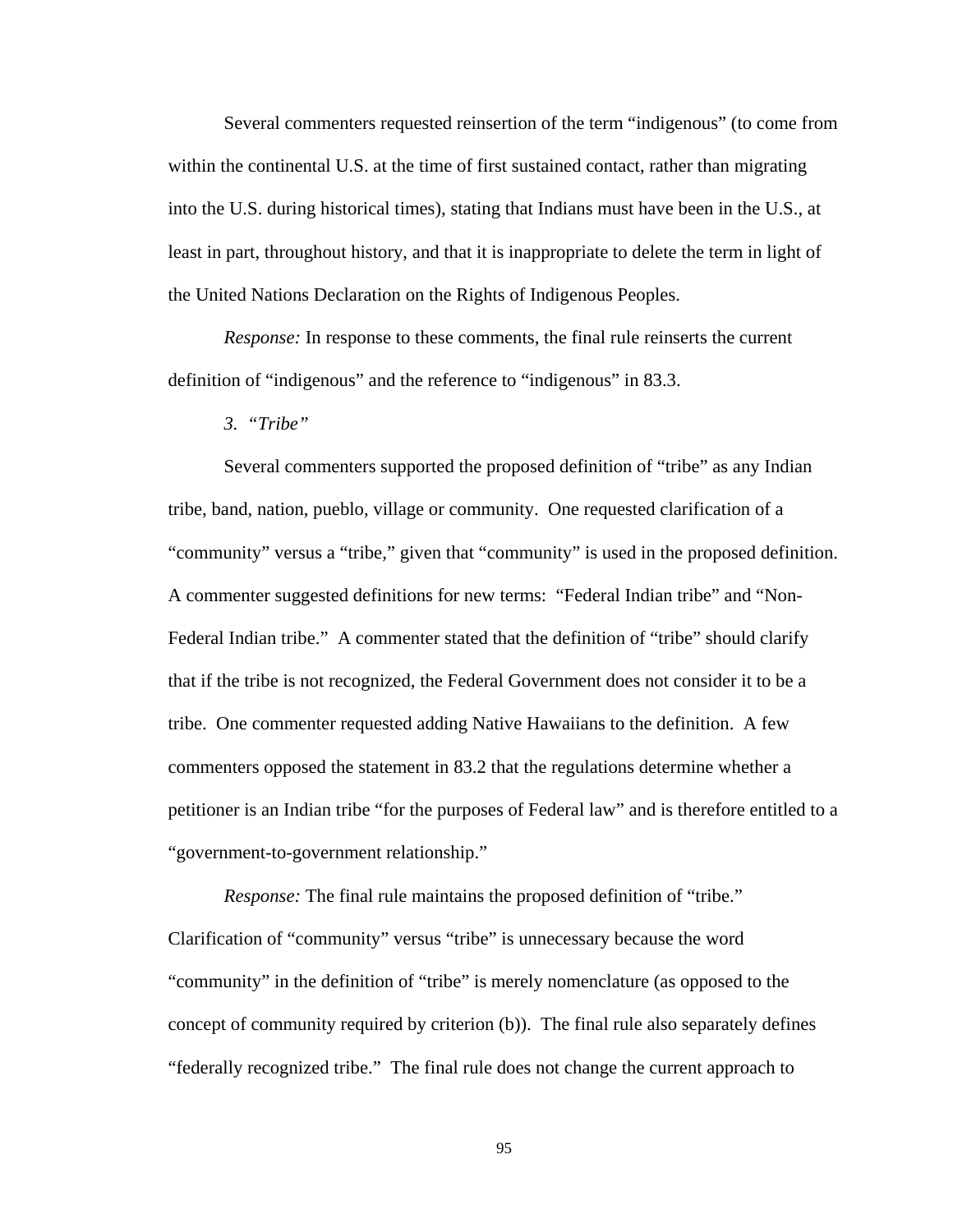Several commenters requested reinsertion of the term "indigenous" (to come from within the continental U.S. at the time of first sustained contact, rather than migrating into the U.S. during historical times), stating that Indians must have been in the U.S., at least in part, throughout history, and that it is inappropriate to delete the term in light of the United Nations Declaration on the Rights of Indigenous Peoples.

*Response:* In response to these comments, the final rule reinserts the current definition of "indigenous" and the reference to "indigenous" in 83.3.

*3. "Tribe"*

Several commenters supported the proposed definition of "tribe" as any Indian tribe, band, nation, pueblo, village or community. One requested clarification of a "community" versus a "tribe," given that "community" is used in the proposed definition. A commenter suggested definitions for new terms: "Federal Indian tribe" and "Non-Federal Indian tribe." A commenter stated that the definition of "tribe" should clarify that if the tribe is not recognized, the Federal Government does not consider it to be a tribe. One commenter requested adding Native Hawaiians to the definition. A few commenters opposed the statement in 83.2 that the regulations determine whether a petitioner is an Indian tribe "for the purposes of Federal law" and is therefore entitled to a "government-to-government relationship."

*Response:* The final rule maintains the proposed definition of "tribe." Clarification of "community" versus "tribe" is unnecessary because the word "community" in the definition of "tribe" is merely nomenclature (as opposed to the concept of community required by criterion (b)). The final rule also separately defines "federally recognized tribe." The final rule does not change the current approach to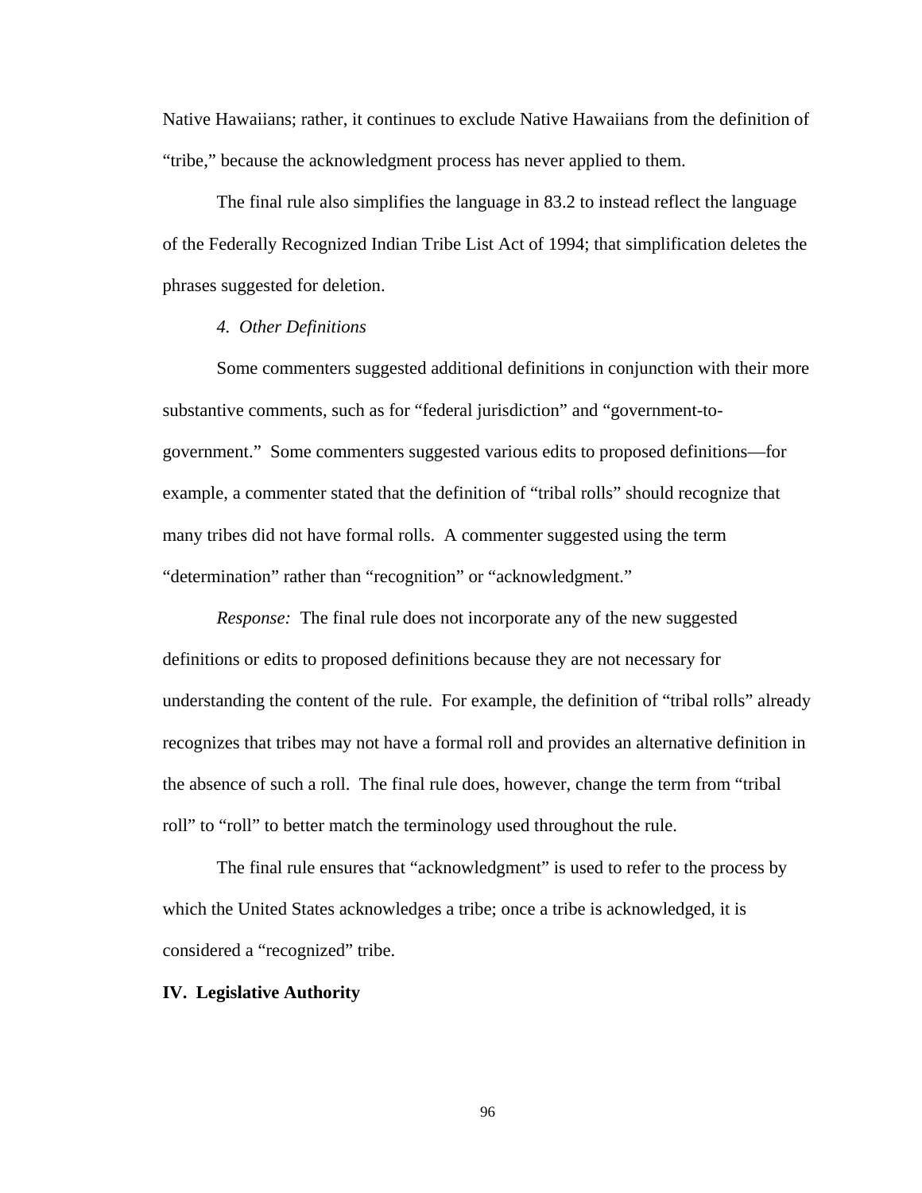Native Hawaiians; rather, it continues to exclude Native Hawaiians from the definition of "tribe," because the acknowledgment process has never applied to them.

The final rule also simplifies the language in 83.2 to instead reflect the language of the Federally Recognized Indian Tribe List Act of 1994; that simplification deletes the phrases suggested for deletion.

*4. Other Definitions*

Some commenters suggested additional definitions in conjunction with their more substantive comments, such as for "federal jurisdiction" and "government-to-government." Some commenters suggested various edits to proposed definitions—for example, a commenter stated that the definition of "tribal rolls" should recognize that many tribes did not have formal rolls. A commenter suggested using the term "determination" rather than "recognition" or "acknowledgment."

*Response:* The final rule does not incorporate any of the new suggested definitions or edits to proposed definitions because they are not necessary for understanding the content of the rule. For example, the definition of "tribal rolls" already recognizes that tribes may not have a formal roll and provides an alternative definition in the absence of such a roll. The final rule does, however, change the term from "tribal roll" to "roll" to better match the terminology used throughout the rule.

The final rule ensures that "acknowledgment" is used to refer to the process by which the United States acknowledges a tribe; once a tribe is acknowledged, it is considered a "recognized" tribe.

## IV. Legislative Authority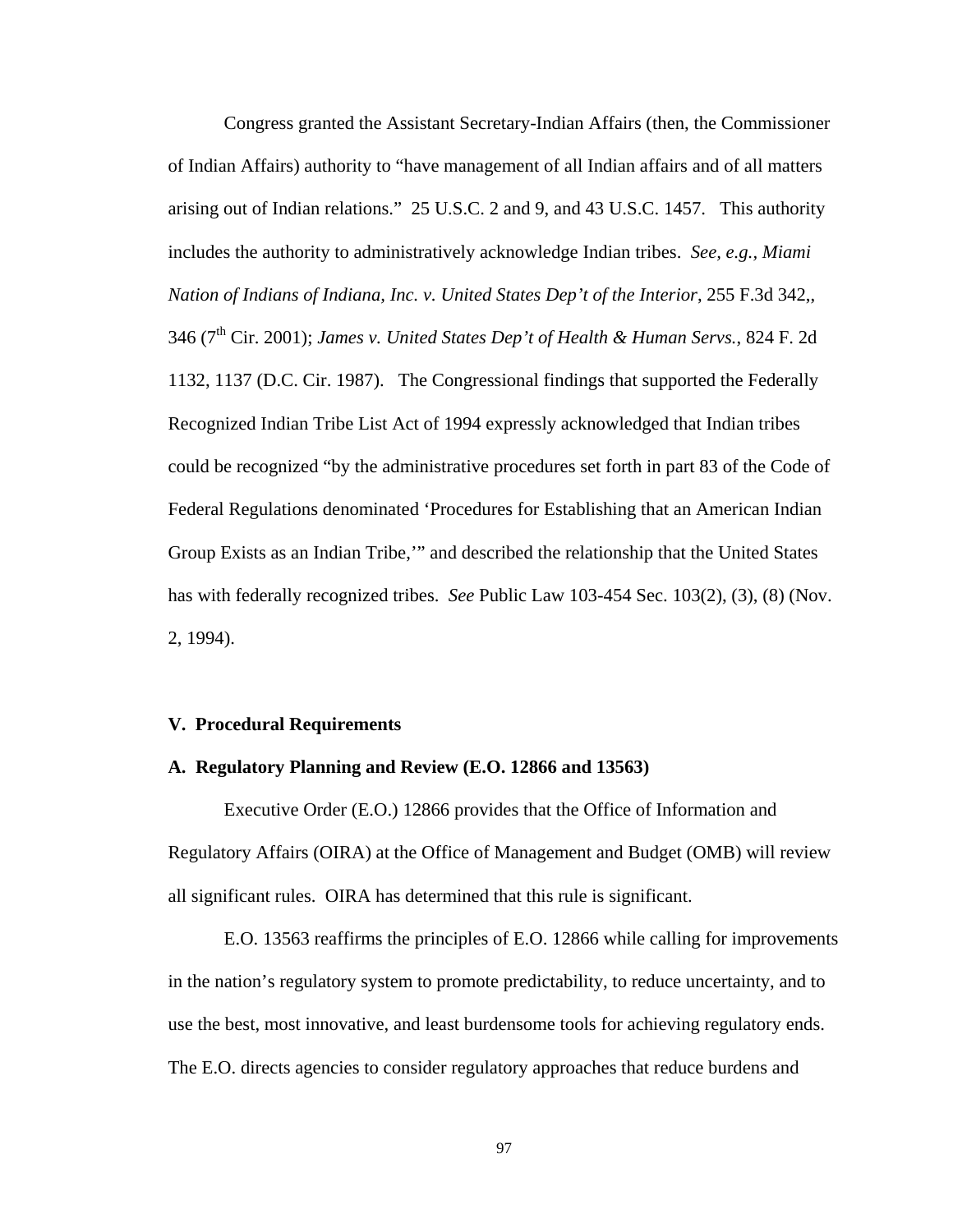Congress granted the Assistant Secretary-Indian Affairs (then, the Commissioner of Indian Affairs) authority to "have management of all Indian affairs and of all matters arising out of Indian relations." 25 U.S.C. 2 and 9, and 43 U.S.C. 1457. This authority includes the authority to administratively acknowledge Indian tribes. *See, e.g., Miami Nation of Indians of Indiana, Inc. v. United States Dep't of the Interior*, 255 F.3d 342,, 346 (7th Cir. 2001); *James v. United States Dep't of Health & Human Servs.*, 824 F. 2d 1132, 1137 (D.C. Cir. 1987). The Congressional findings that supported the Federally Recognized Indian Tribe List Act of 1994 expressly acknowledged that Indian tribes could be recognized "by the administrative procedures set forth in part 83 of the Code of Federal Regulations denominated 'Procedures for Establishing that an American Indian Group Exists as an Indian Tribe,'" and described the relationship that the United States has with federally recognized tribes. *See* Public Law 103-454 Sec. 103(2), (3), (8) (Nov. 2, 1994).

## V. Procedural Requirements

### A. Regulatory Planning and Review (E.O. 12866 and 13563)

Executive Order (E.O.) 12866 provides that the Office of Information and Regulatory Affairs (OIRA) at the Office of Management and Budget (OMB) will review all significant rules. OIRA has determined that this rule is significant.

E.O. 13563 reaffirms the principles of E.O. 12866 while calling for improvements in the nation's regulatory system to promote predictability, to reduce uncertainty, and to use the best, most innovative, and least burdensome tools for achieving regulatory ends. The E.O. directs agencies to consider regulatory approaches that reduce burdens and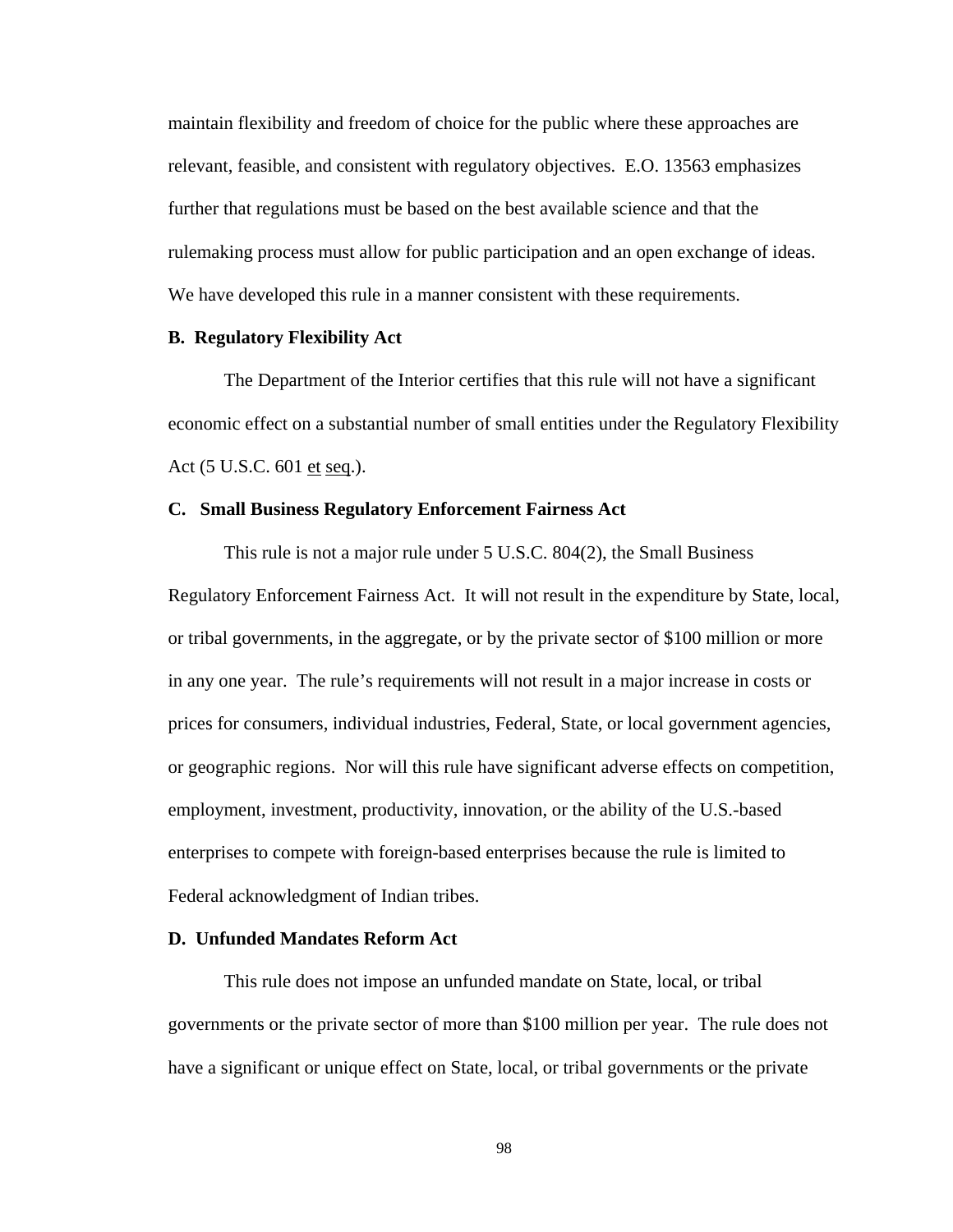maintain flexibility and freedom of choice for the public where these approaches are relevant, feasible, and consistent with regulatory objectives. E.O. 13563 emphasizes further that regulations must be based on the best available science and that the rulemaking process must allow for public participation and an open exchange of ideas. We have developed this rule in a manner consistent with these requirements.

### B. Regulatory Flexibility Act

The Department of the Interior certifies that this rule will not have a significant economic effect on a substantial number of small entities under the Regulatory Flexibility Act (5 U.S.C. 601 et seq.).

### C. Small Business Regulatory Enforcement Fairness Act

This rule is not a major rule under 5 U.S.C. 804(2), the Small Business Regulatory Enforcement Fairness Act. It will not result in the expenditure by State, local, or tribal governments, in the aggregate, or by the private sector of $100 million or more in any one year. The rule's requirements will not result in a major increase in costs or prices for consumers, individual industries, Federal, State, or local government agencies, or geographic regions. Nor will this rule have significant adverse effects on competition, employment, investment, productivity, innovation, or the ability of the U.S.-based enterprises to compete with foreign-based enterprises because the rule is limited to Federal acknowledgment of Indian tribes.

### D. Unfunded Mandates Reform Act

This rule does not impose an unfunded mandate on State, local, or tribal governments or the private sector of more than $100 million per year. The rule does not have a significant or unique effect on State, local, or tribal governments or the private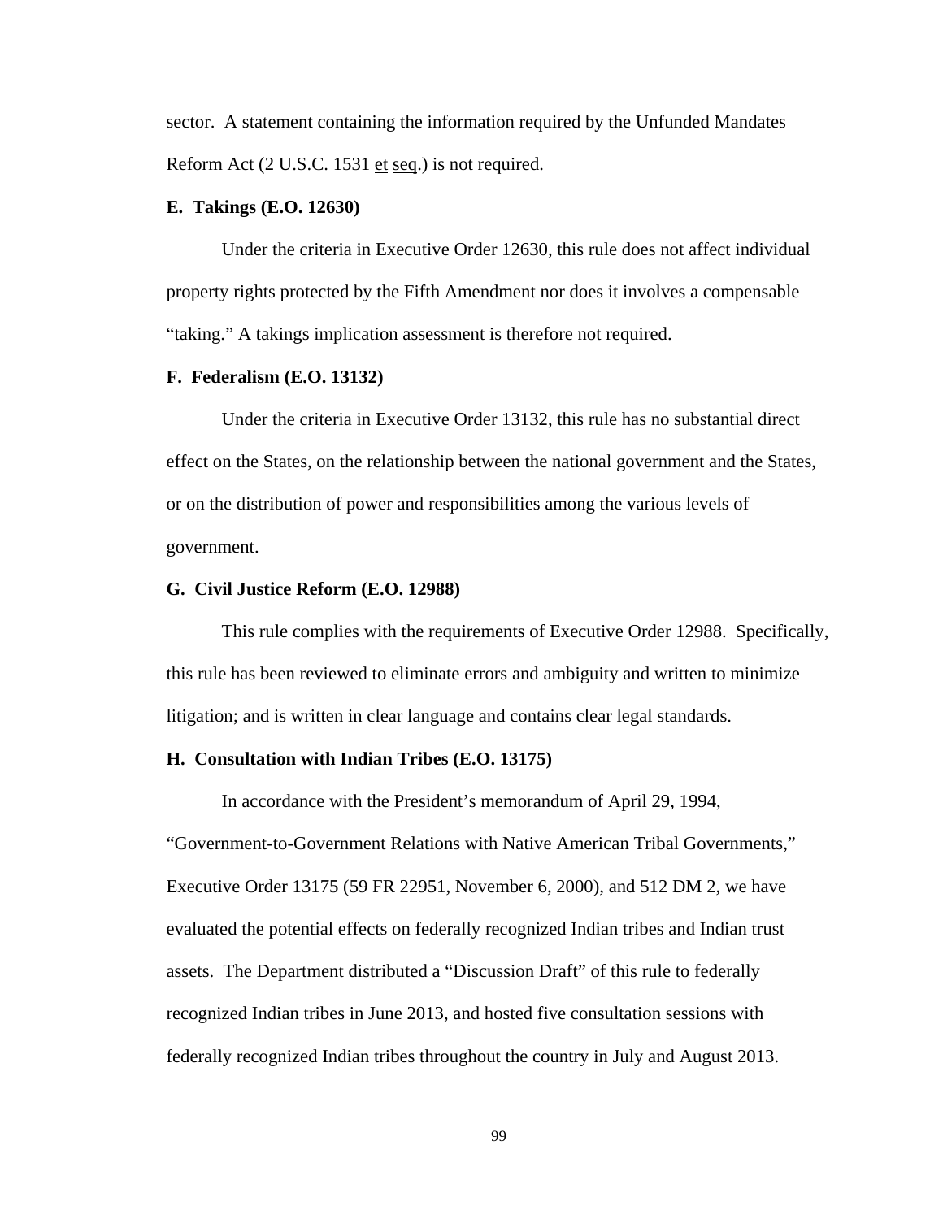sector. A statement containing the information required by the Unfunded Mandates Reform Act (2 U.S.C. 1531 et seq.) is not required.

**E. Takings (E.O. 12630)**

Under the criteria in Executive Order 12630, this rule does not affect individual property rights protected by the Fifth Amendment nor does it involves a compensable "taking." A takings implication assessment is therefore not required.

**F. Federalism (E.O. 13132)**

Under the criteria in Executive Order 13132, this rule has no substantial direct effect on the States, on the relationship between the national government and the States, or on the distribution of power and responsibilities among the various levels of government.

**G. Civil Justice Reform (E.O. 12988)**

This rule complies with the requirements of Executive Order 12988. Specifically, this rule has been reviewed to eliminate errors and ambiguity and written to minimize litigation; and is written in clear language and contains clear legal standards.

**H. Consultation with Indian Tribes (E.O. 13175)**

In accordance with the President's memorandum of April 29, 1994, "Government-to-Government Relations with Native American Tribal Governments," Executive Order 13175 (59 FR 22951, November 6, 2000), and 512 DM 2, we have evaluated the potential effects on federally recognized Indian tribes and Indian trust assets. The Department distributed a "Discussion Draft" of this rule to federally recognized Indian tribes in June 2013, and hosted five consultation sessions with federally recognized Indian tribes throughout the country in July and August 2013.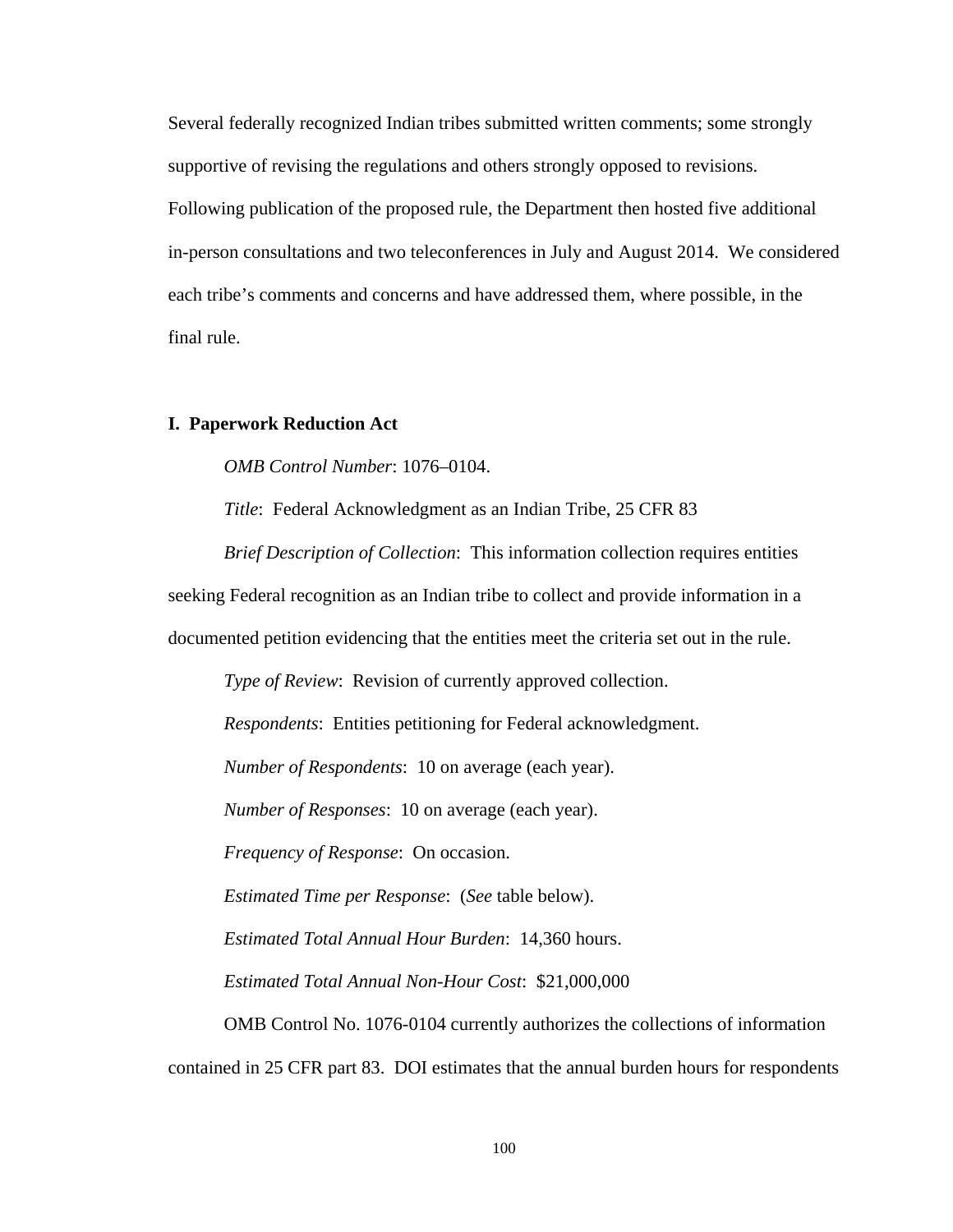Several federally recognized Indian tribes submitted written comments; some strongly supportive of revising the regulations and others strongly opposed to revisions. Following publication of the proposed rule, the Department then hosted five additional in-person consultations and two teleconferences in July and August 2014. We considered each tribe's comments and concerns and have addressed them, where possible, in the final rule.

## I. Paperwork Reduction Act

*OMB Control Number*: 1076–0104.

*Title*: Federal Acknowledgment as an Indian Tribe, 25 CFR 83

*Brief Description of Collection*: This information collection requires entities seeking Federal recognition as an Indian tribe to collect and provide information in a documented petition evidencing that the entities meet the criteria set out in the rule.

*Type of Review*: Revision of currently approved collection.

*Respondents*: Entities petitioning for Federal acknowledgment.

*Number of Respondents*: 10 on average (each year).

*Number of Responses*: 10 on average (each year).

*Frequency of Response*: On occasion.

*Estimated Time per Response*: (*See* table below).

*Estimated Total Annual Hour Burden*: 14,360 hours.

*Estimated Total Annual Non-Hour Cost*: $21,000,000

OMB Control No. 1076-0104 currently authorizes the collections of information contained in 25 CFR part 83. DOI estimates that the annual burden hours for respondents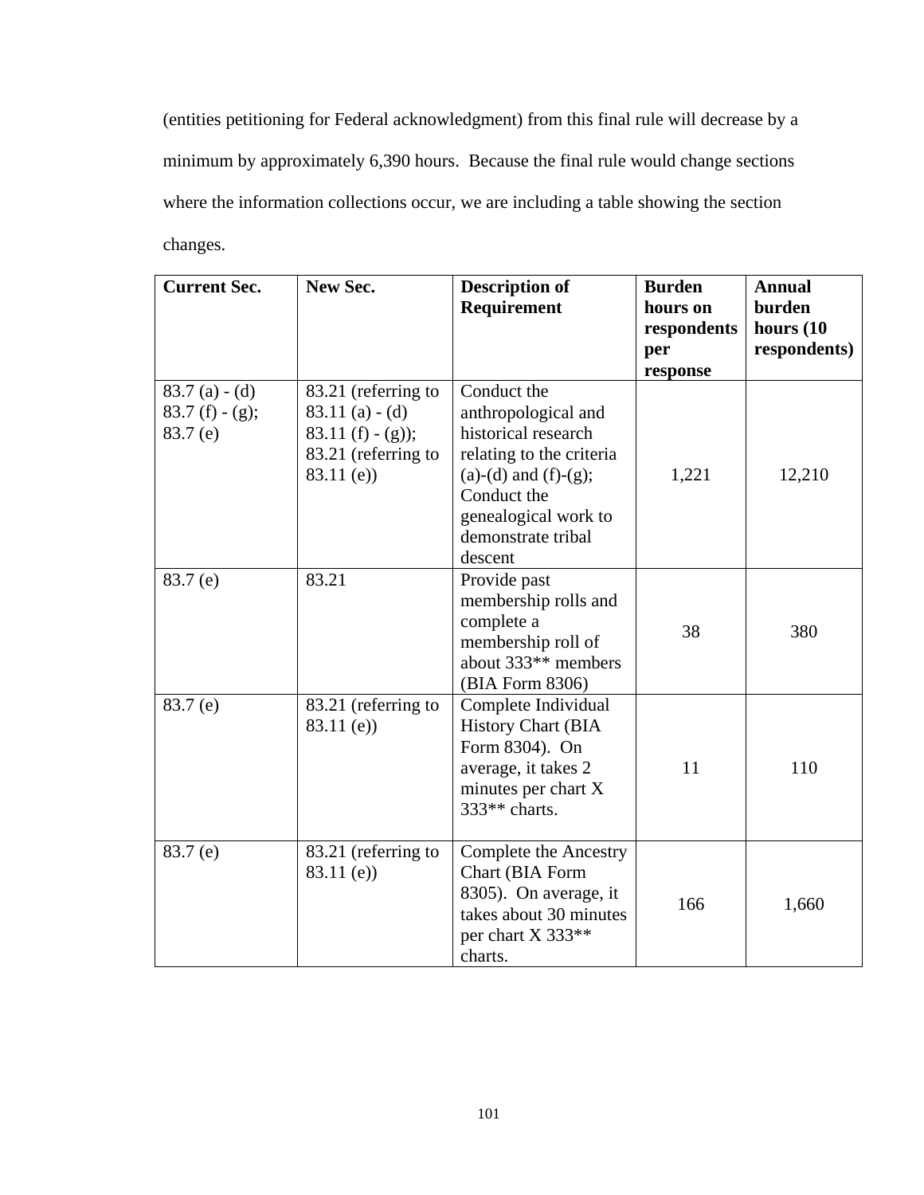(entities petitioning for Federal acknowledgment) from this final rule will decrease by a minimum by approximately 6,390 hours. Because the final rule would change sections where the information collections occur, we are including a table showing the section changes.

| Current Sec. | New Sec. | Description of Requirement | Burden hours on respondents per response | Annual burden hours (10 respondents) |
|---|---|---|---|---|
| 83.7 (a) - (d) 83.7 (f) - (g); 83.7 (e) | 83.21 (referring to 83.11 (a) - (d) 83.11 (f) - (g)); 83.21 (referring to 83.11 (e)) | Conduct the anthropological and historical research relating to the criteria (a)-(d) and (f)-(g); Conduct the genealogical work to demonstrate tribal descent | 1,221 | 12,210 |
| 83.7 (e) | 83.21 | Provide past membership rolls and complete a membership roll of about 333** members (BIA Form 8306) | 38 | 380 |
| 83.7 (e) | 83.21 (referring to 83.11 (e)) | Complete Individual History Chart (BIA Form 8304). On average, it takes 2 minutes per chart X 333** charts. | 11 | 110 |
| 83.7 (e) | 83.21 (referring to 83.11 (e)) | Complete the Ancestry Chart (BIA Form 8305). On average, it takes about 30 minutes per chart X 333** charts. | 166 | 1,660 |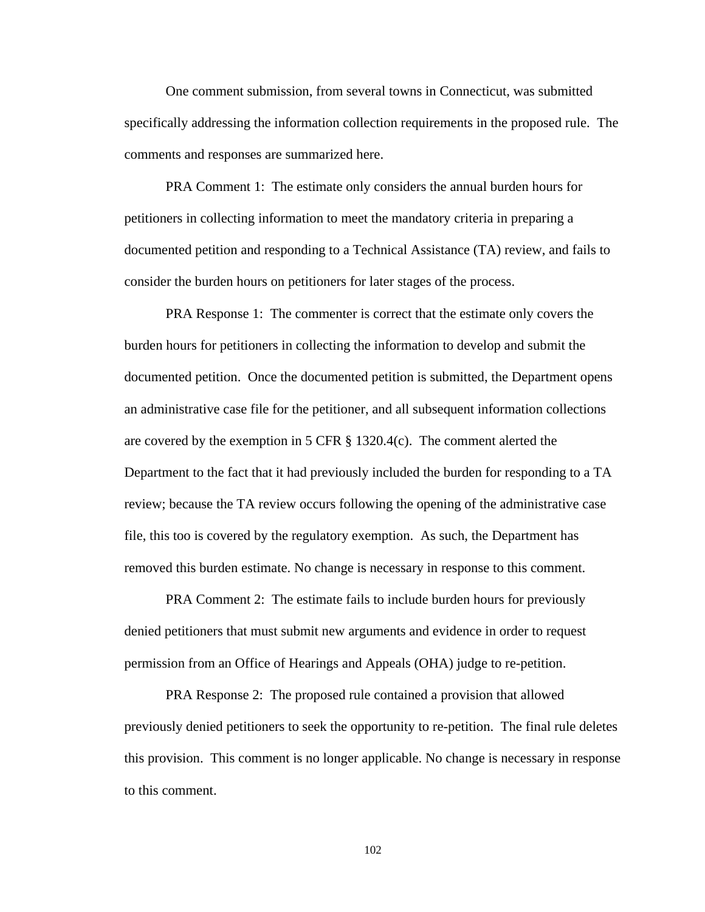One comment submission, from several towns in Connecticut, was submitted specifically addressing the information collection requirements in the proposed rule. The comments and responses are summarized here.

PRA Comment 1: The estimate only considers the annual burden hours for petitioners in collecting information to meet the mandatory criteria in preparing a documented petition and responding to a Technical Assistance (TA) review, and fails to consider the burden hours on petitioners for later stages of the process.

PRA Response 1: The commenter is correct that the estimate only covers the burden hours for petitioners in collecting the information to develop and submit the documented petition. Once the documented petition is submitted, the Department opens an administrative case file for the petitioner, and all subsequent information collections are covered by the exemption in 5 CFR § 1320.4(c). The comment alerted the Department to the fact that it had previously included the burden for responding to a TA review; because the TA review occurs following the opening of the administrative case file, this too is covered by the regulatory exemption. As such, the Department has removed this burden estimate. No change is necessary in response to this comment.

PRA Comment 2: The estimate fails to include burden hours for previously denied petitioners that must submit new arguments and evidence in order to request permission from an Office of Hearings and Appeals (OHA) judge to re-petition.

PRA Response 2: The proposed rule contained a provision that allowed previously denied petitioners to seek the opportunity to re-petition. The final rule deletes this provision. This comment is no longer applicable. No change is necessary in response to this comment.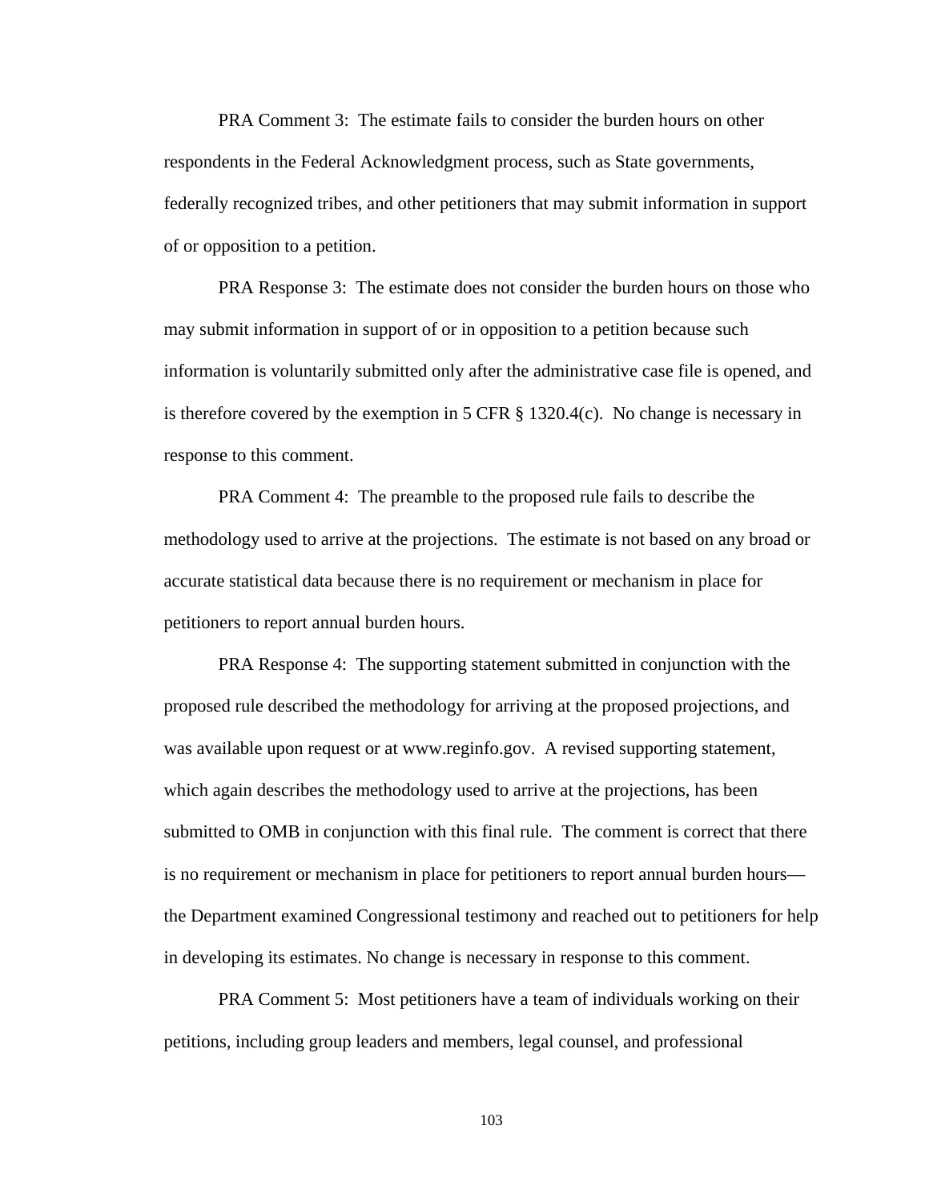PRA Comment 3: The estimate fails to consider the burden hours on other respondents in the Federal Acknowledgment process, such as State governments, federally recognized tribes, and other petitioners that may submit information in support of or opposition to a petition.

PRA Response 3: The estimate does not consider the burden hours on those who may submit information in support of or in opposition to a petition because such information is voluntarily submitted only after the administrative case file is opened, and is therefore covered by the exemption in 5 CFR § 1320.4(c). No change is necessary in response to this comment.

PRA Comment 4: The preamble to the proposed rule fails to describe the methodology used to arrive at the projections. The estimate is not based on any broad or accurate statistical data because there is no requirement or mechanism in place for petitioners to report annual burden hours.

PRA Response 4: The supporting statement submitted in conjunction with the proposed rule described the methodology for arriving at the proposed projections, and was available upon request or at www.reginfo.gov. A revised supporting statement, which again describes the methodology used to arrive at the projections, has been submitted to OMB in conjunction with this final rule. The comment is correct that there is no requirement or mechanism in place for petitioners to report annual burden hours—the Department examined Congressional testimony and reached out to petitioners for help in developing its estimates. No change is necessary in response to this comment.

PRA Comment 5: Most petitioners have a team of individuals working on their petitions, including group leaders and members, legal counsel, and professional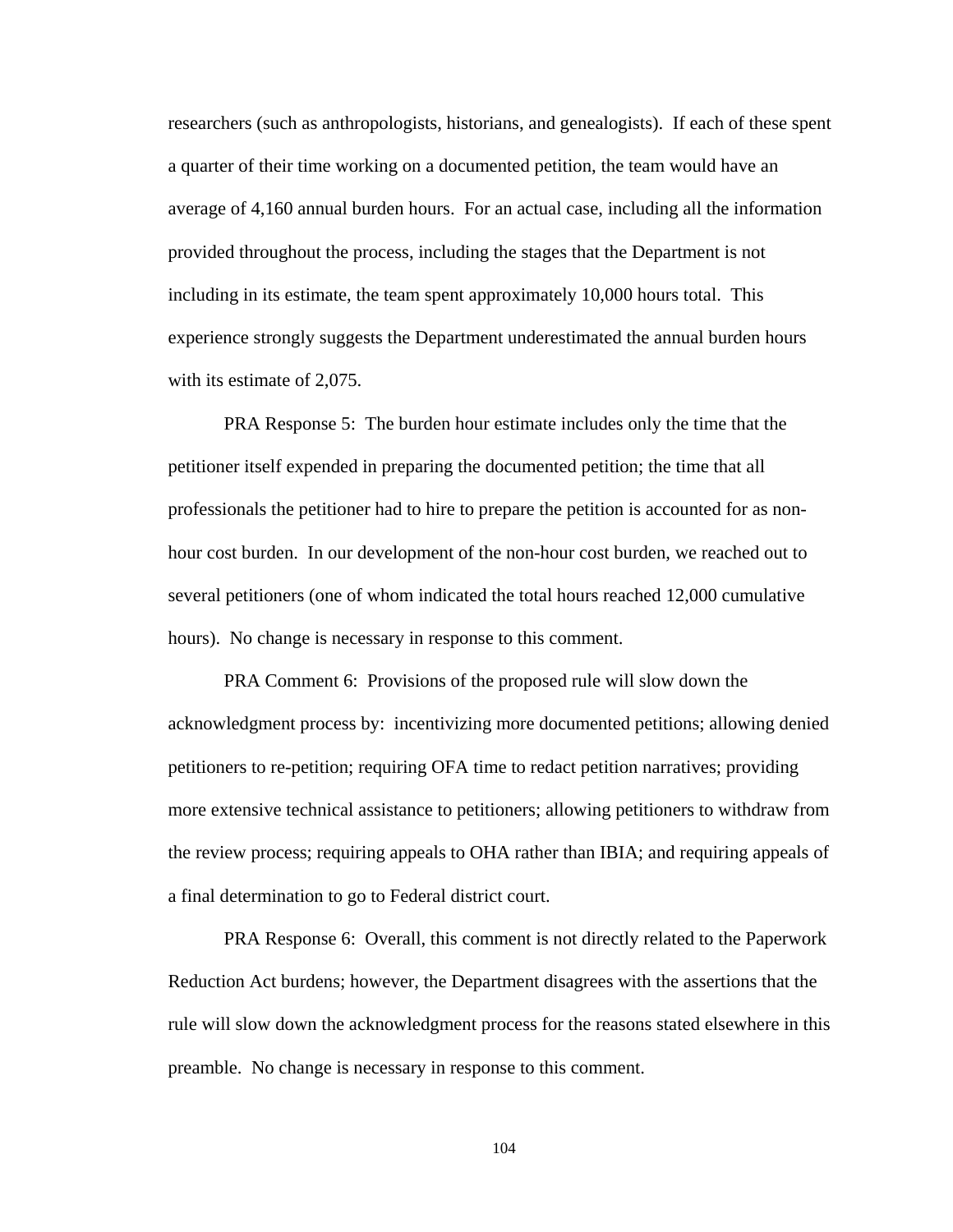researchers (such as anthropologists, historians, and genealogists). If each of these spent a quarter of their time working on a documented petition, the team would have an average of 4,160 annual burden hours. For an actual case, including all the information provided throughout the process, including the stages that the Department is not including in its estimate, the team spent approximately 10,000 hours total. This experience strongly suggests the Department underestimated the annual burden hours with its estimate of 2,075.

PRA Response 5: The burden hour estimate includes only the time that the petitioner itself expended in preparing the documented petition; the time that all professionals the petitioner had to hire to prepare the petition is accounted for as non-hour cost burden. In our development of the non-hour cost burden, we reached out to several petitioners (one of whom indicated the total hours reached 12,000 cumulative hours). No change is necessary in response to this comment.

PRA Comment 6: Provisions of the proposed rule will slow down the acknowledgment process by: incentivizing more documented petitions; allowing denied petitioners to re-petition; requiring OFA time to redact petition narratives; providing more extensive technical assistance to petitioners; allowing petitioners to withdraw from the review process; requiring appeals to OHA rather than IBIA; and requiring appeals of a final determination to go to Federal district court.

PRA Response 6: Overall, this comment is not directly related to the Paperwork Reduction Act burdens; however, the Department disagrees with the assertions that the rule will slow down the acknowledgment process for the reasons stated elsewhere in this preamble. No change is necessary in response to this comment.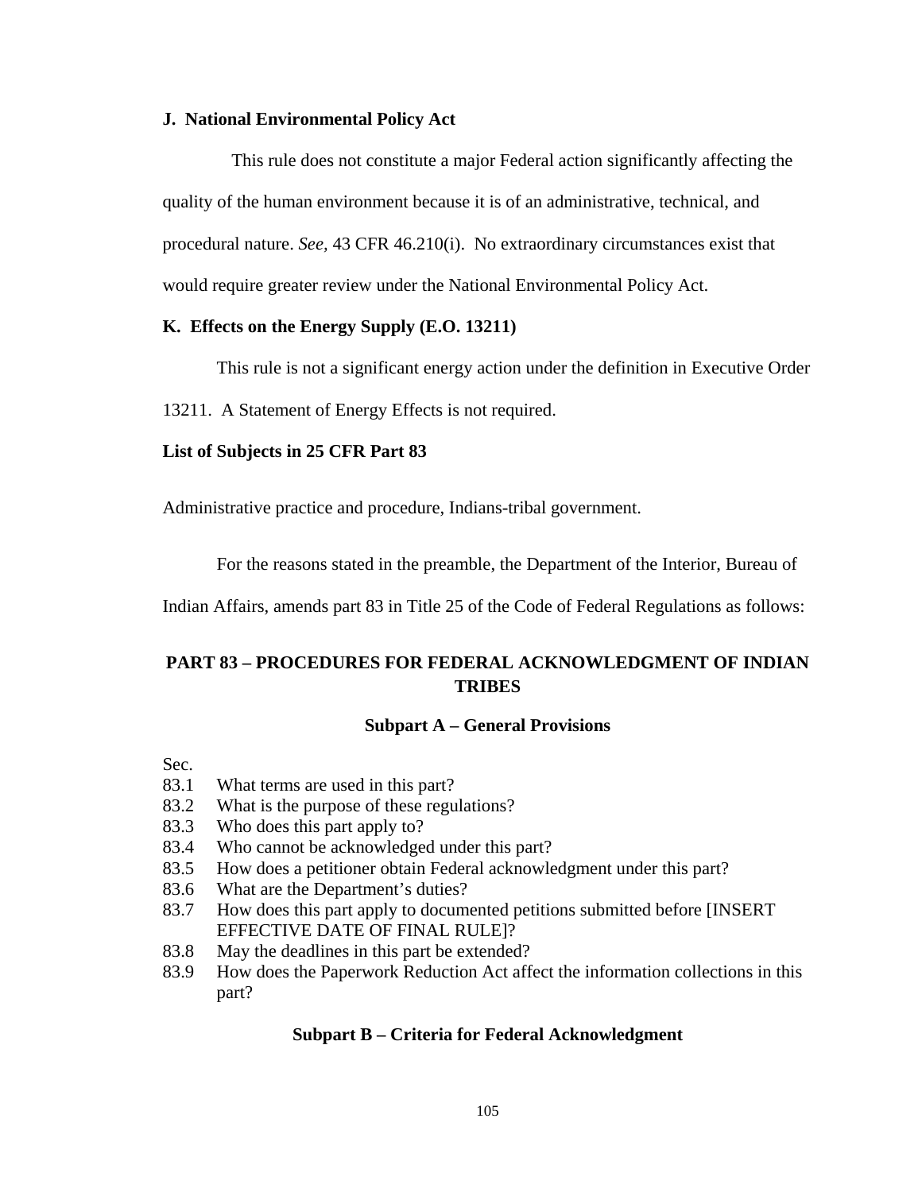### J. National Environmental Policy Act

This rule does not constitute a major Federal action significantly affecting the quality of the human environment because it is of an administrative, technical, and procedural nature. *See*, 43 CFR 46.210(i). No extraordinary circumstances exist that would require greater review under the National Environmental Policy Act.

### K. Effects on the Energy Supply (E.O. 13211)

This rule is not a significant energy action under the definition in Executive Order 13211. A Statement of Energy Effects is not required.

### List of Subjects in 25 CFR Part 83

Administrative practice and procedure, Indians-tribal government.

For the reasons stated in the preamble, the Department of the Interior, Bureau of Indian Affairs, amends part 83 in Title 25 of the Code of Federal Regulations as follows:

## PART 83 – PROCEDURES FOR FEDERAL ACKNOWLEDGMENT OF INDIAN TRIBES

### Subpart A – General Provisions

Sec.
83.1 What terms are used in this part?
83.2 What is the purpose of these regulations?
83.3 Who does this part apply to?
83.4 Who cannot be acknowledged under this part?
83.5 How does a petitioner obtain Federal acknowledgment under this part?
83.6 What are the Department's duties?
83.7 How does this part apply to documented petitions submitted before [INSERT EFFECTIVE DATE OF FINAL RULE]?
83.8 May the deadlines in this part be extended?
83.9 How does the Paperwork Reduction Act affect the information collections in this part?

### Subpart B – Criteria for Federal Acknowledgment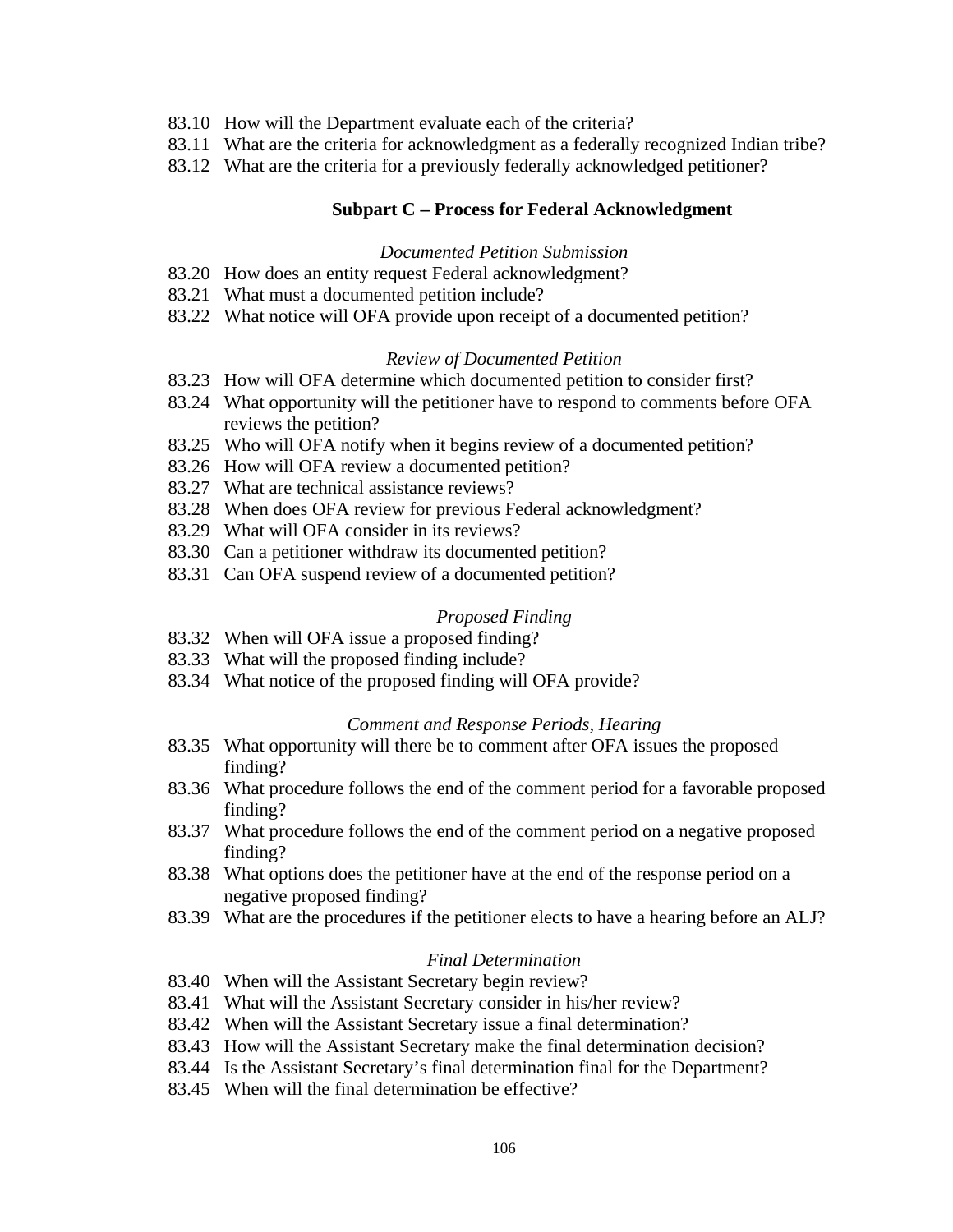83.10 How will the Department evaluate each of the criteria?
83.11 What are the criteria for acknowledgment as a federally recognized Indian tribe?
83.12 What are the criteria for a previously federally acknowledged petitioner?

**Subpart C – Process for Federal Acknowledgment**

*Documented Petition Submission*

83.20 How does an entity request Federal acknowledgment?
83.21 What must a documented petition include?
83.22 What notice will OFA provide upon receipt of a documented petition?

*Review of Documented Petition*

83.23 How will OFA determine which documented petition to consider first?
83.24 What opportunity will the petitioner have to respond to comments before OFA reviews the petition?
83.25 Who will OFA notify when it begins review of a documented petition?
83.26 How will OFA review a documented petition?
83.27 What are technical assistance reviews?
83.28 When does OFA review for previous Federal acknowledgment?
83.29 What will OFA consider in its reviews?
83.30 Can a petitioner withdraw its documented petition?
83.31 Can OFA suspend review of a documented petition?

*Proposed Finding*

83.32 When will OFA issue a proposed finding?
83.33 What will the proposed finding include?
83.34 What notice of the proposed finding will OFA provide?

*Comment and Response Periods, Hearing*

83.35 What opportunity will there be to comment after OFA issues the proposed finding?
83.36 What procedure follows the end of the comment period for a favorable proposed finding?
83.37 What procedure follows the end of the comment period on a negative proposed finding?
83.38 What options does the petitioner have at the end of the response period on a negative proposed finding?
83.39 What are the procedures if the petitioner elects to have a hearing before an ALJ?

*Final Determination*

83.40 When will the Assistant Secretary begin review?
83.41 What will the Assistant Secretary consider in his/her review?
83.42 When will the Assistant Secretary issue a final determination?
83.43 How will the Assistant Secretary make the final determination decision?
83.44 Is the Assistant Secretary's final determination final for the Department?
83.45 When will the final determination be effective?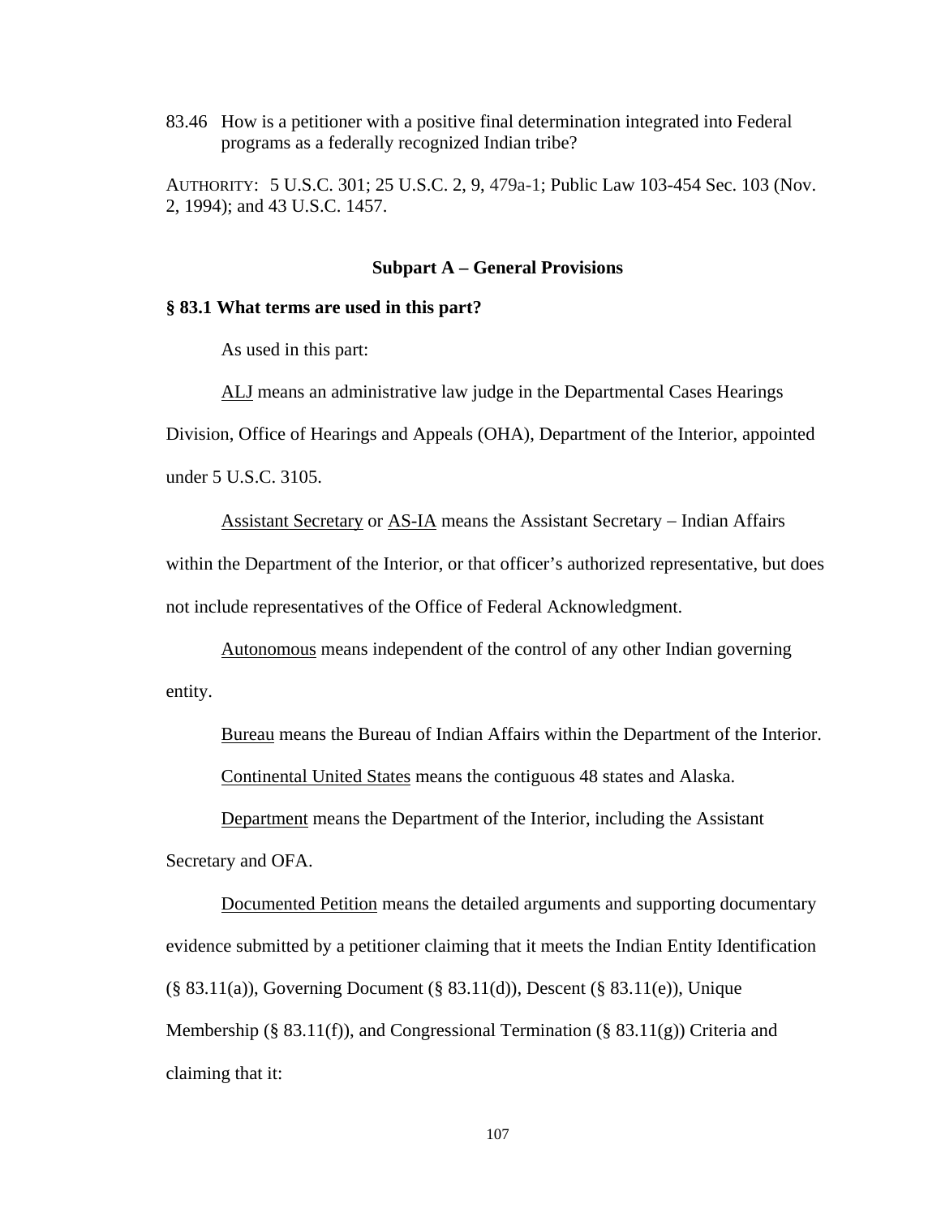83.46 How is a petitioner with a positive final determination integrated into Federal programs as a federally recognized Indian tribe?

AUTHORITY: 5 U.S.C. 301; 25 U.S.C. 2, 9, 479a-1; Public Law 103-454 Sec. 103 (Nov. 2, 1994); and 43 U.S.C. 1457.

### Subpart A – General Provisions

**§ 83.1 What terms are used in this part?**

As used in this part:

ALJ means an administrative law judge in the Departmental Cases Hearings Division, Office of Hearings and Appeals (OHA), Department of the Interior, appointed under 5 U.S.C. 3105.

Assistant Secretary or AS-IA means the Assistant Secretary – Indian Affairs within the Department of the Interior, or that officer's authorized representative, but does not include representatives of the Office of Federal Acknowledgment.

Autonomous means independent of the control of any other Indian governing entity.

Bureau means the Bureau of Indian Affairs within the Department of the Interior.

Continental United States means the contiguous 48 states and Alaska.

Department means the Department of the Interior, including the Assistant Secretary and OFA.

Documented Petition means the detailed arguments and supporting documentary evidence submitted by a petitioner claiming that it meets the Indian Entity Identification (§ 83.11(a)), Governing Document (§ 83.11(d)), Descent (§ 83.11(e)), Unique Membership (§ 83.11(f)), and Congressional Termination (§ 83.11(g)) Criteria and claiming that it: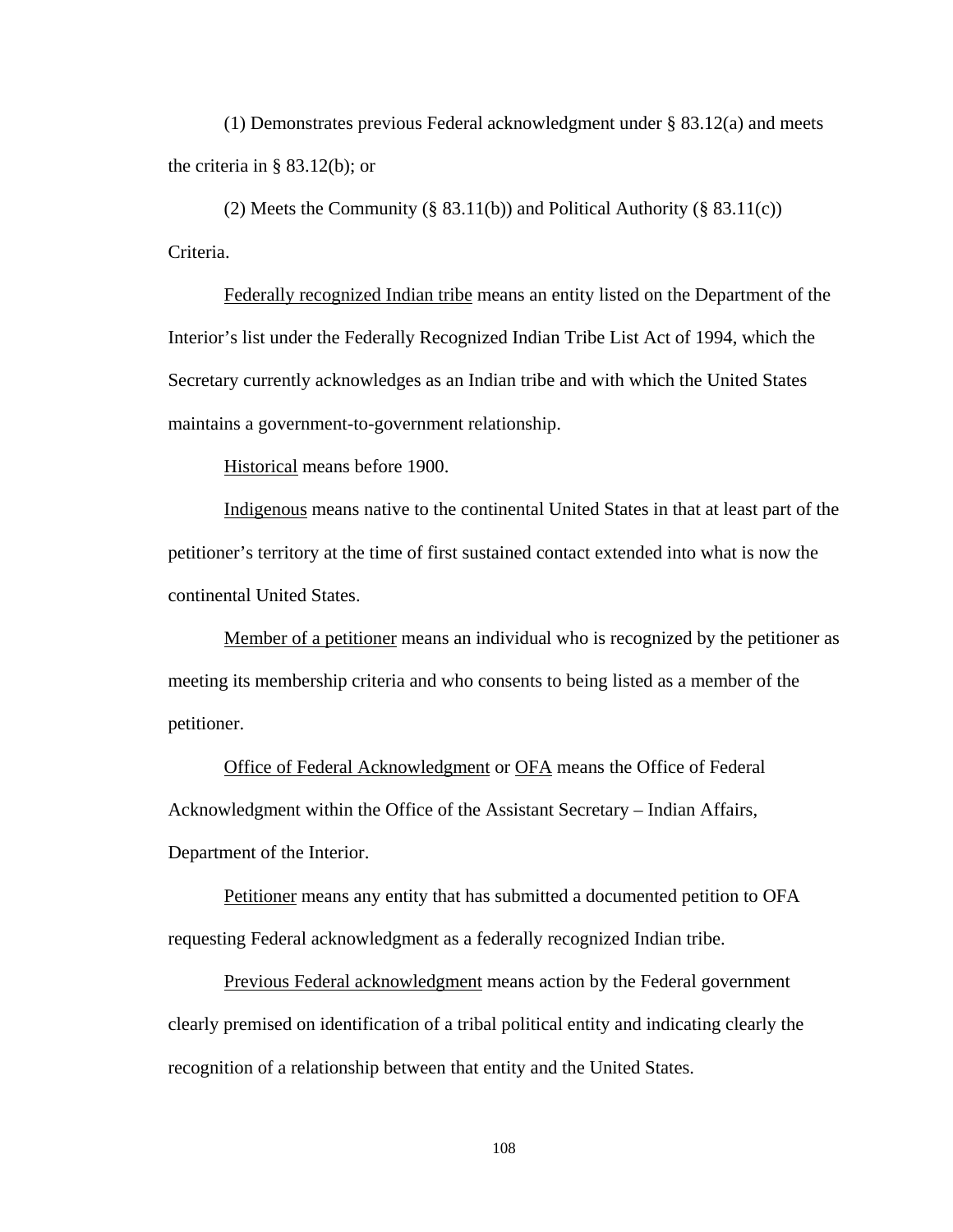(1) Demonstrates previous Federal acknowledgment under § 83.12(a) and meets the criteria in § 83.12(b); or

(2) Meets the Community (§ 83.11(b)) and Political Authority (§ 83.11(c)) Criteria.

<u>Federally recognized Indian tribe</u> means an entity listed on the Department of the Interior's list under the Federally Recognized Indian Tribe List Act of 1994, which the Secretary currently acknowledges as an Indian tribe and with which the United States maintains a government-to-government relationship.

<u>Historical</u> means before 1900.

<u>Indigenous</u> means native to the continental United States in that at least part of the petitioner's territory at the time of first sustained contact extended into what is now the continental United States.

<u>Member of a petitioner</u> means an individual who is recognized by the petitioner as meeting its membership criteria and who consents to being listed as a member of the petitioner.

<u>Office of Federal Acknowledgment</u> or <u>OFA</u> means the Office of Federal Acknowledgment within the Office of the Assistant Secretary – Indian Affairs, Department of the Interior.

<u>Petitioner</u> means any entity that has submitted a documented petition to OFA requesting Federal acknowledgment as a federally recognized Indian tribe.

<u>Previous Federal acknowledgment</u> means action by the Federal government clearly premised on identification of a tribal political entity and indicating clearly the recognition of a relationship between that entity and the United States.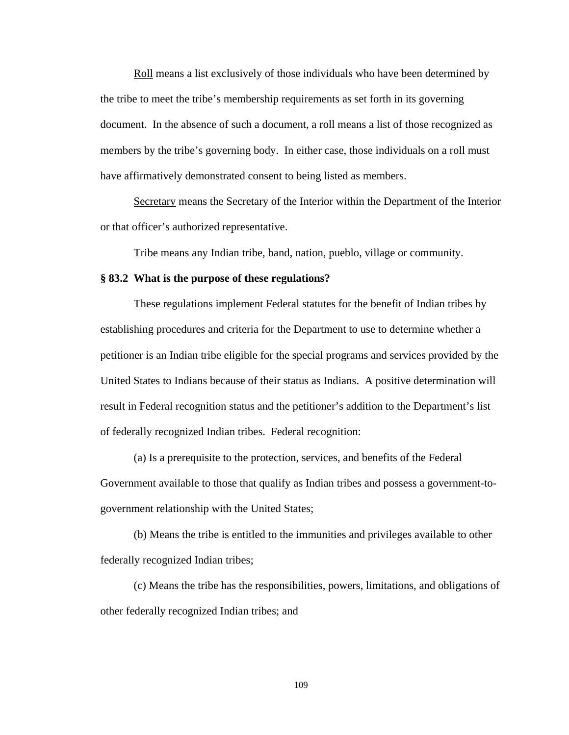Roll means a list exclusively of those individuals who have been determined by the tribe to meet the tribe's membership requirements as set forth in its governing document. In the absence of such a document, a roll means a list of those recognized as members by the tribe's governing body. In either case, those individuals on a roll must have affirmatively demonstrated consent to being listed as members.

Secretary means the Secretary of the Interior within the Department of the Interior or that officer's authorized representative.

Tribe means any Indian tribe, band, nation, pueblo, village or community.

**§ 83.2 What is the purpose of these regulations?**

These regulations implement Federal statutes for the benefit of Indian tribes by establishing procedures and criteria for the Department to use to determine whether a petitioner is an Indian tribe eligible for the special programs and services provided by the United States to Indians because of their status as Indians. A positive determination will result in Federal recognition status and the petitioner's addition to the Department's list of federally recognized Indian tribes. Federal recognition:

(a) Is a prerequisite to the protection, services, and benefits of the Federal Government available to those that qualify as Indian tribes and possess a government-to-government relationship with the United States;

(b) Means the tribe is entitled to the immunities and privileges available to other federally recognized Indian tribes;

(c) Means the tribe has the responsibilities, powers, limitations, and obligations of other federally recognized Indian tribes; and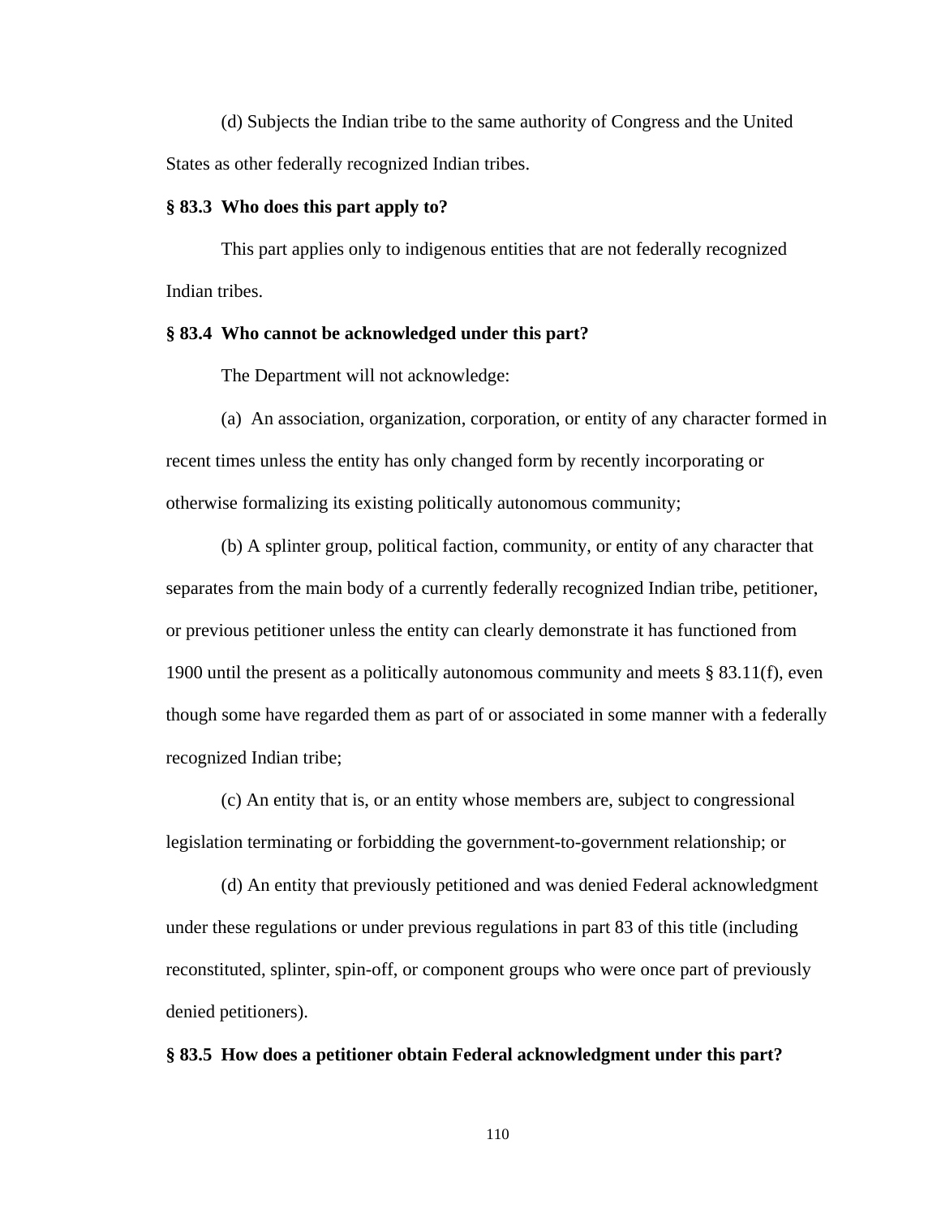(d) Subjects the Indian tribe to the same authority of Congress and the United States as other federally recognized Indian tribes.

**§ 83.3 Who does this part apply to?**

This part applies only to indigenous entities that are not federally recognized Indian tribes.

**§ 83.4 Who cannot be acknowledged under this part?**

The Department will not acknowledge:

(a) An association, organization, corporation, or entity of any character formed in recent times unless the entity has only changed form by recently incorporating or otherwise formalizing its existing politically autonomous community;

(b) A splinter group, political faction, community, or entity of any character that separates from the main body of a currently federally recognized Indian tribe, petitioner, or previous petitioner unless the entity can clearly demonstrate it has functioned from 1900 until the present as a politically autonomous community and meets § 83.11(f), even though some have regarded them as part of or associated in some manner with a federally recognized Indian tribe;

(c) An entity that is, or an entity whose members are, subject to congressional legislation terminating or forbidding the government-to-government relationship; or

(d) An entity that previously petitioned and was denied Federal acknowledgment under these regulations or under previous regulations in part 83 of this title (including reconstituted, splinter, spin-off, or component groups who were once part of previously denied petitioners).

**§ 83.5 How does a petitioner obtain Federal acknowledgment under this part?**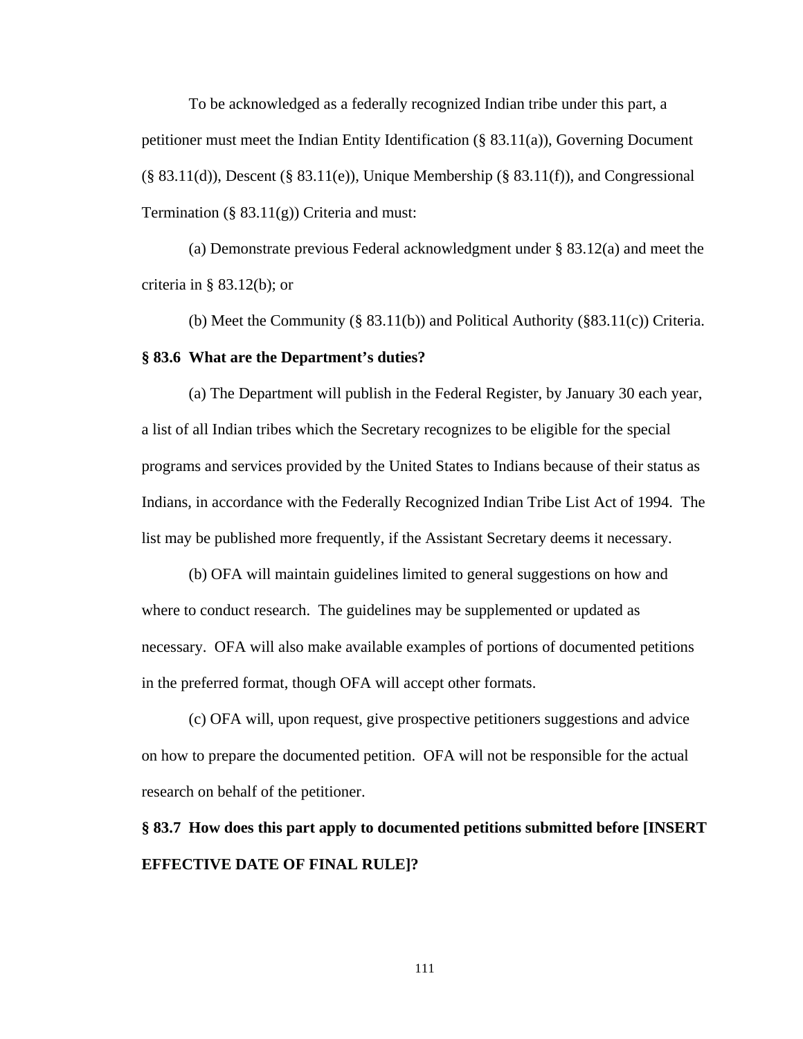To be acknowledged as a federally recognized Indian tribe under this part, a petitioner must meet the Indian Entity Identification (§ 83.11(a)), Governing Document (§ 83.11(d)), Descent (§ 83.11(e)), Unique Membership (§ 83.11(f)), and Congressional Termination (§ 83.11(g)) Criteria and must:

(a) Demonstrate previous Federal acknowledgment under § 83.12(a) and meet the criteria in § 83.12(b); or

(b) Meet the Community (§ 83.11(b)) and Political Authority (§83.11(c)) Criteria.

**§ 83.6 What are the Department's duties?**

(a) The Department will publish in the Federal Register, by January 30 each year, a list of all Indian tribes which the Secretary recognizes to be eligible for the special programs and services provided by the United States to Indians because of their status as Indians, in accordance with the Federally Recognized Indian Tribe List Act of 1994. The list may be published more frequently, if the Assistant Secretary deems it necessary.

(b) OFA will maintain guidelines limited to general suggestions on how and where to conduct research. The guidelines may be supplemented or updated as necessary. OFA will also make available examples of portions of documented petitions in the preferred format, though OFA will accept other formats.

(c) OFA will, upon request, give prospective petitioners suggestions and advice on how to prepare the documented petition. OFA will not be responsible for the actual research on behalf of the petitioner.

**§ 83.7 How does this part apply to documented petitions submitted before [INSERT EFFECTIVE DATE OF FINAL RULE]?**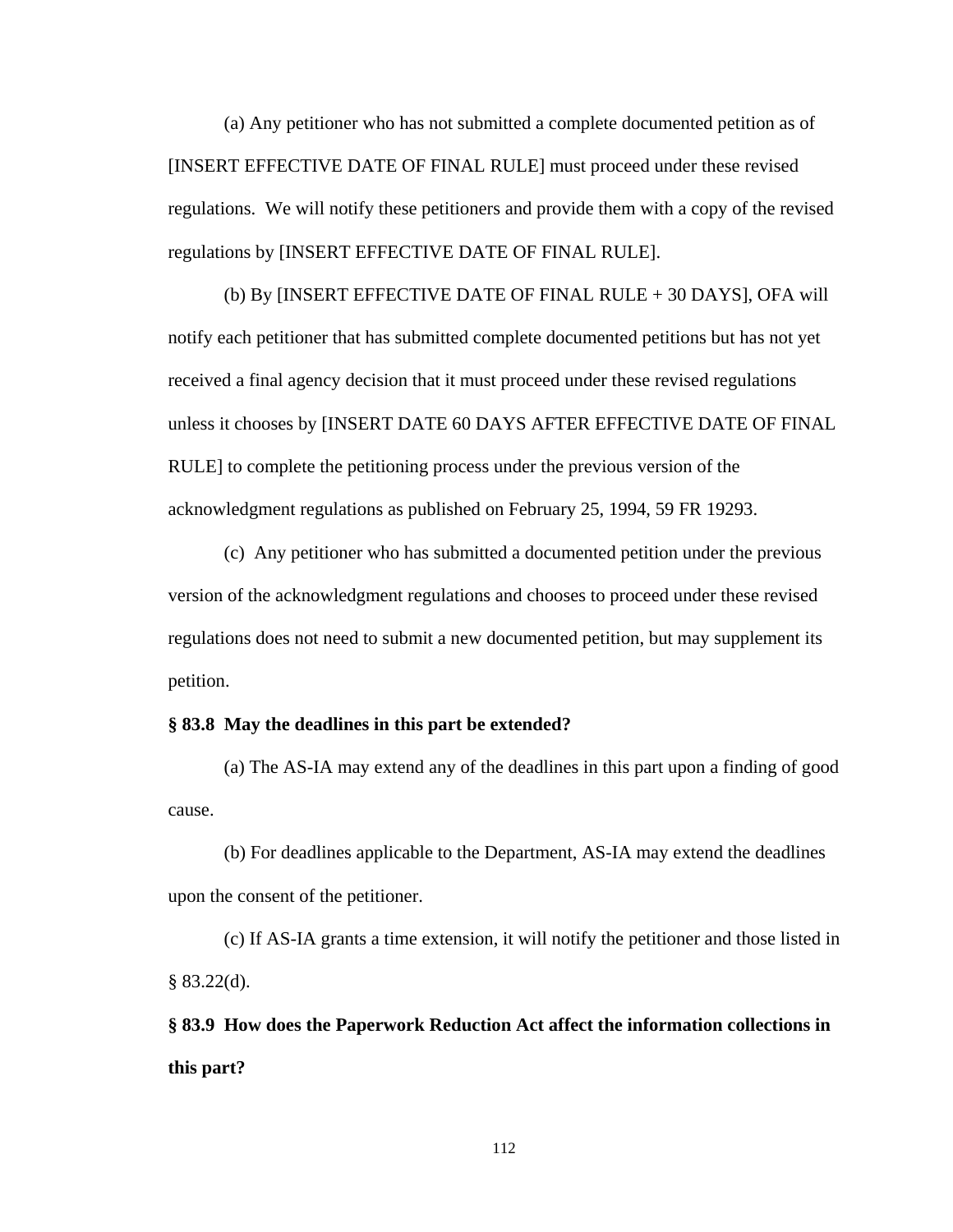(a) Any petitioner who has not submitted a complete documented petition as of [INSERT EFFECTIVE DATE OF FINAL RULE] must proceed under these revised regulations. We will notify these petitioners and provide them with a copy of the revised regulations by [INSERT EFFECTIVE DATE OF FINAL RULE].

(b) By [INSERT EFFECTIVE DATE OF FINAL RULE + 30 DAYS], OFA will notify each petitioner that has submitted complete documented petitions but has not yet received a final agency decision that it must proceed under these revised regulations unless it chooses by [INSERT DATE 60 DAYS AFTER EFFECTIVE DATE OF FINAL RULE] to complete the petitioning process under the previous version of the acknowledgment regulations as published on February 25, 1994, 59 FR 19293.

(c) Any petitioner who has submitted a documented petition under the previous version of the acknowledgment regulations and chooses to proceed under these revised regulations does not need to submit a new documented petition, but may supplement its petition.

**§ 83.8 May the deadlines in this part be extended?**

(a) The AS-IA may extend any of the deadlines in this part upon a finding of good cause.

(b) For deadlines applicable to the Department, AS-IA may extend the deadlines upon the consent of the petitioner.

(c) If AS-IA grants a time extension, it will notify the petitioner and those listed in § 83.22(d).

**§ 83.9 How does the Paperwork Reduction Act affect the information collections in this part?**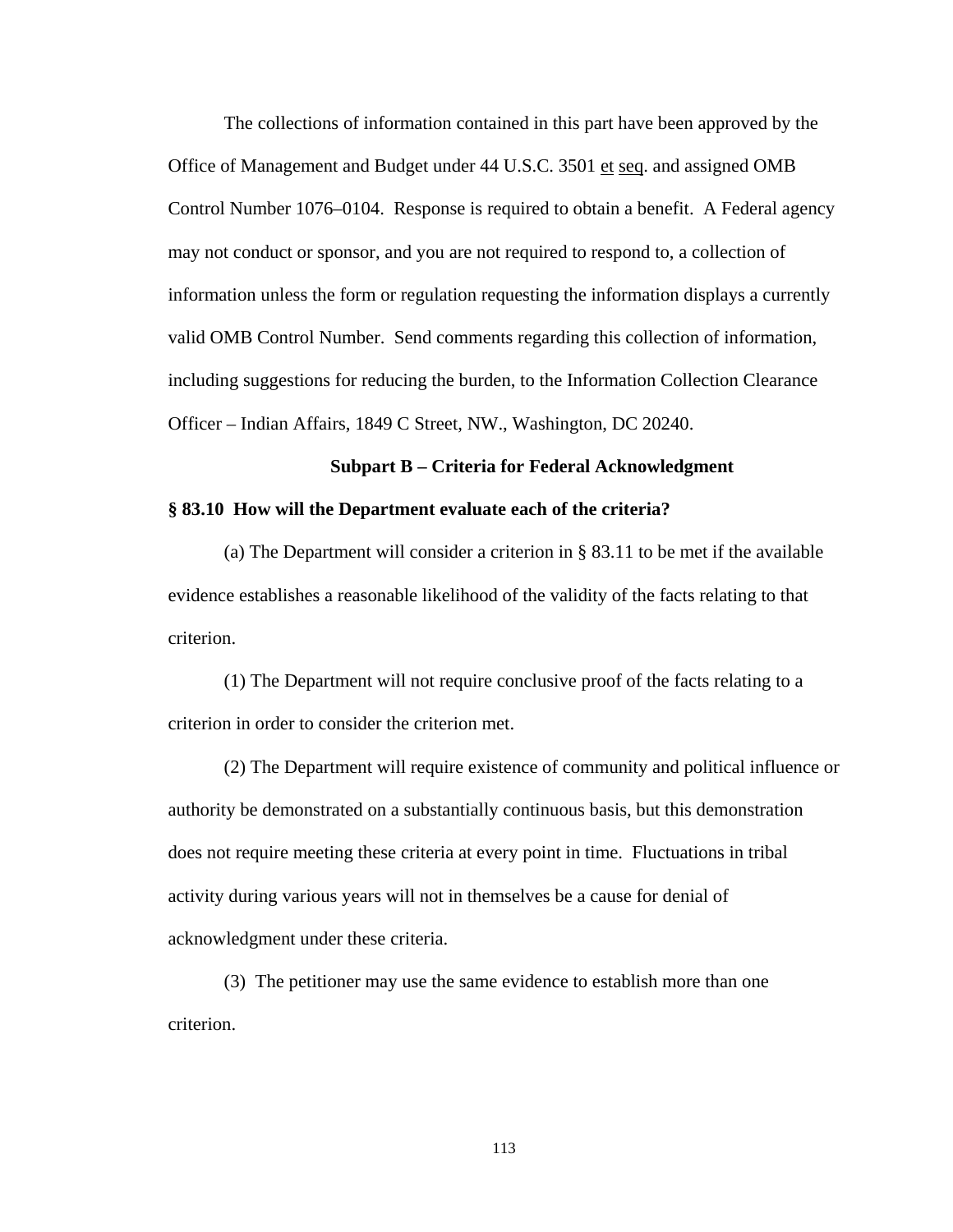The collections of information contained in this part have been approved by the Office of Management and Budget under 44 U.S.C. 3501 et seq. and assigned OMB Control Number 1076–0104. Response is required to obtain a benefit. A Federal agency may not conduct or sponsor, and you are not required to respond to, a collection of information unless the form or regulation requesting the information displays a currently valid OMB Control Number. Send comments regarding this collection of information, including suggestions for reducing the burden, to the Information Collection Clearance Officer – Indian Affairs, 1849 C Street, NW., Washington, DC 20240.

## Subpart B – Criteria for Federal Acknowledgment

### § 83.10 How will the Department evaluate each of the criteria?

(a) The Department will consider a criterion in § 83.11 to be met if the available evidence establishes a reasonable likelihood of the validity of the facts relating to that criterion.

(1) The Department will not require conclusive proof of the facts relating to a criterion in order to consider the criterion met.

(2) The Department will require existence of community and political influence or authority be demonstrated on a substantially continuous basis, but this demonstration does not require meeting these criteria at every point in time. Fluctuations in tribal activity during various years will not in themselves be a cause for denial of acknowledgment under these criteria.

(3) The petitioner may use the same evidence to establish more than one criterion.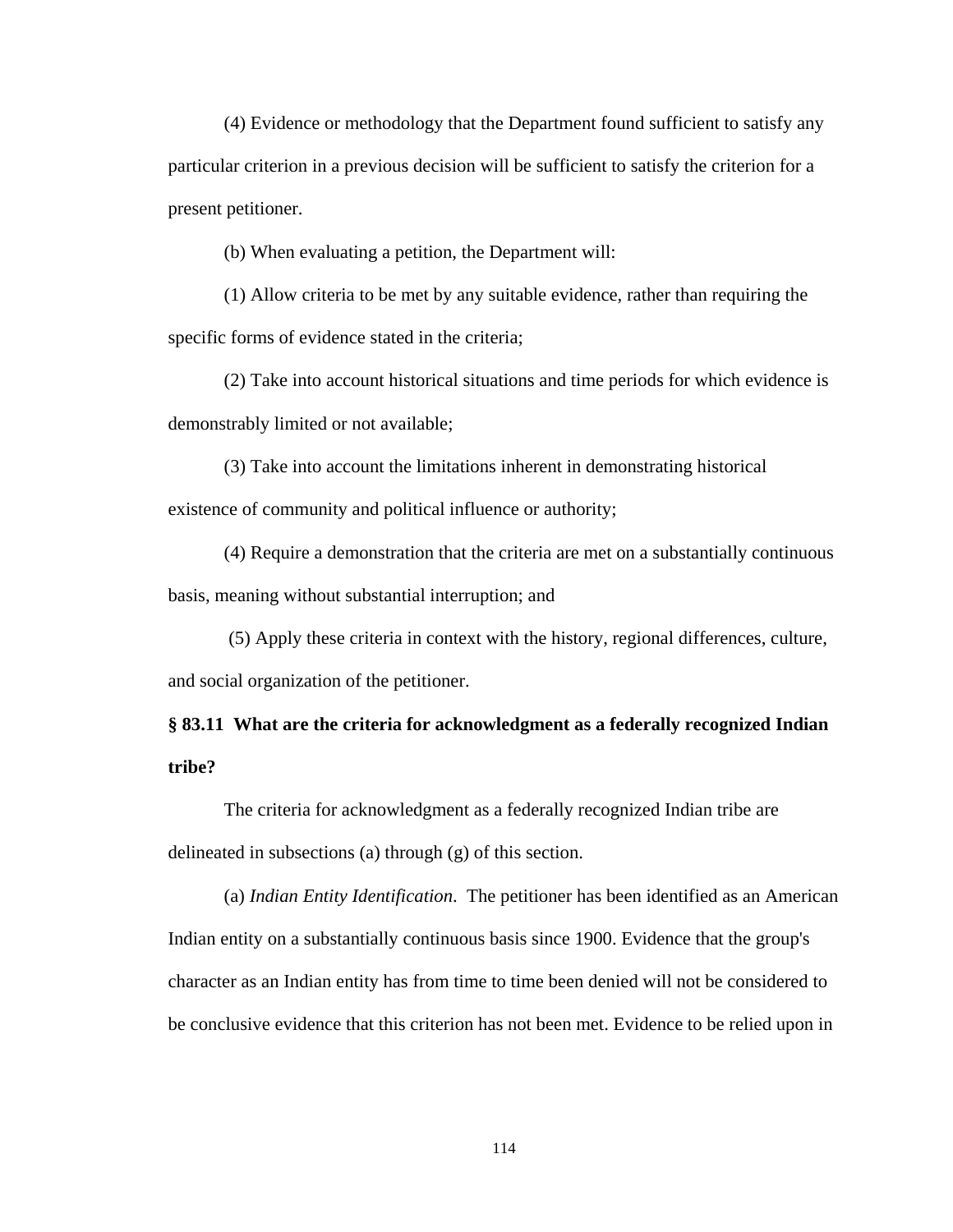(4) Evidence or methodology that the Department found sufficient to satisfy any particular criterion in a previous decision will be sufficient to satisfy the criterion for a present petitioner.

(b) When evaluating a petition, the Department will:

(1) Allow criteria to be met by any suitable evidence, rather than requiring the specific forms of evidence stated in the criteria;

(2) Take into account historical situations and time periods for which evidence is demonstrably limited or not available;

(3) Take into account the limitations inherent in demonstrating historical existence of community and political influence or authority;

(4) Require a demonstration that the criteria are met on a substantially continuous basis, meaning without substantial interruption; and

(5) Apply these criteria in context with the history, regional differences, culture, and social organization of the petitioner.

**§ 83.11 What are the criteria for acknowledgment as a federally recognized Indian tribe?**

The criteria for acknowledgment as a federally recognized Indian tribe are delineated in subsections (a) through (g) of this section.

(a) *Indian Entity Identification*. The petitioner has been identified as an American Indian entity on a substantially continuous basis since 1900. Evidence that the group's character as an Indian entity has from time to time been denied will not be considered to be conclusive evidence that this criterion has not been met. Evidence to be relied upon in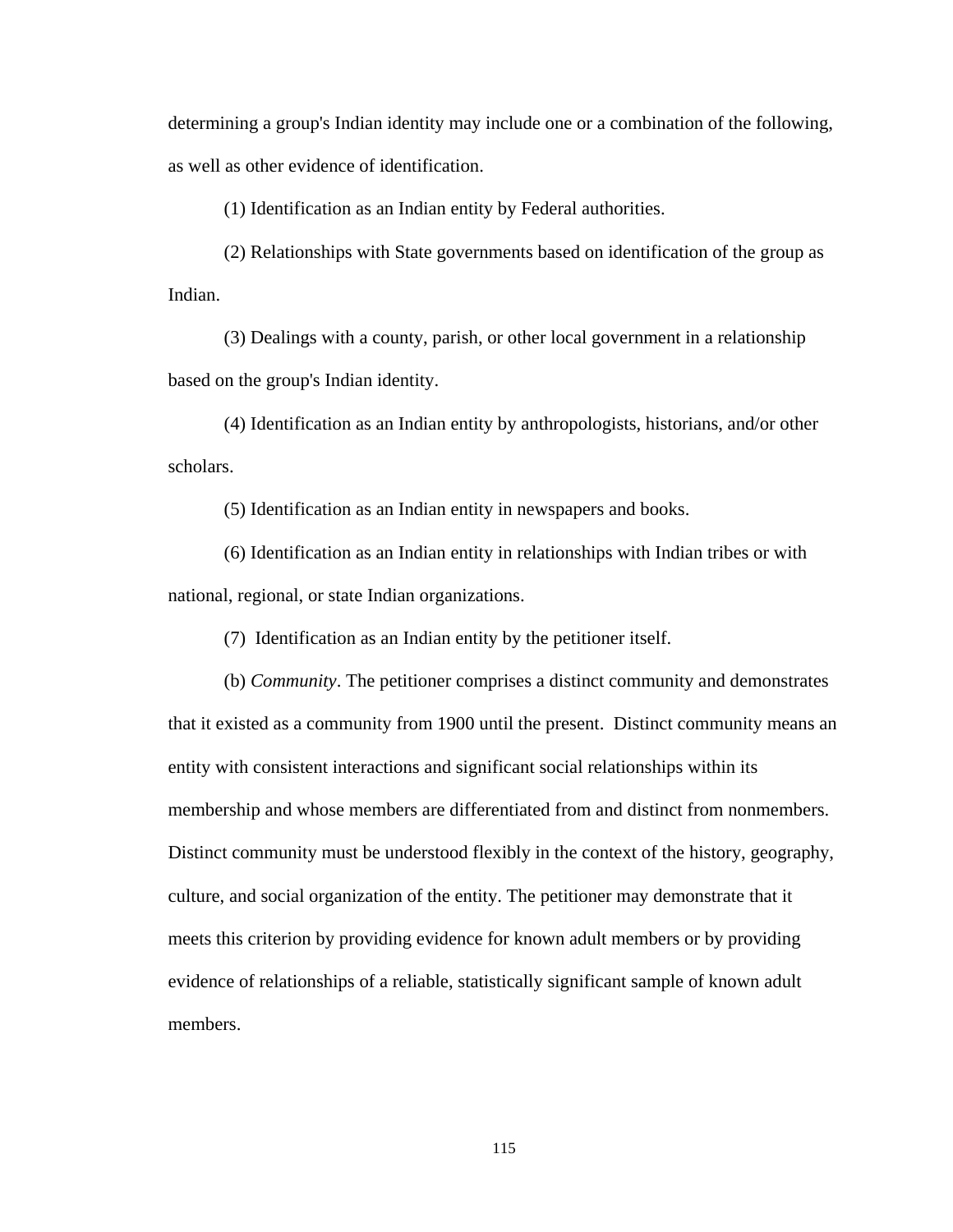determining a group's Indian identity may include one or a combination of the following, as well as other evidence of identification.

(1) Identification as an Indian entity by Federal authorities.

(2) Relationships with State governments based on identification of the group as Indian.

(3) Dealings with a county, parish, or other local government in a relationship based on the group's Indian identity.

(4) Identification as an Indian entity by anthropologists, historians, and/or other scholars.

(5) Identification as an Indian entity in newspapers and books.

(6) Identification as an Indian entity in relationships with Indian tribes or with national, regional, or state Indian organizations.

(7) Identification as an Indian entity by the petitioner itself.

(b) *Community*. The petitioner comprises a distinct community and demonstrates that it existed as a community from 1900 until the present. Distinct community means an entity with consistent interactions and significant social relationships within its membership and whose members are differentiated from and distinct from nonmembers. Distinct community must be understood flexibly in the context of the history, geography, culture, and social organization of the entity. The petitioner may demonstrate that it meets this criterion by providing evidence for known adult members or by providing evidence of relationships of a reliable, statistically significant sample of known adult members.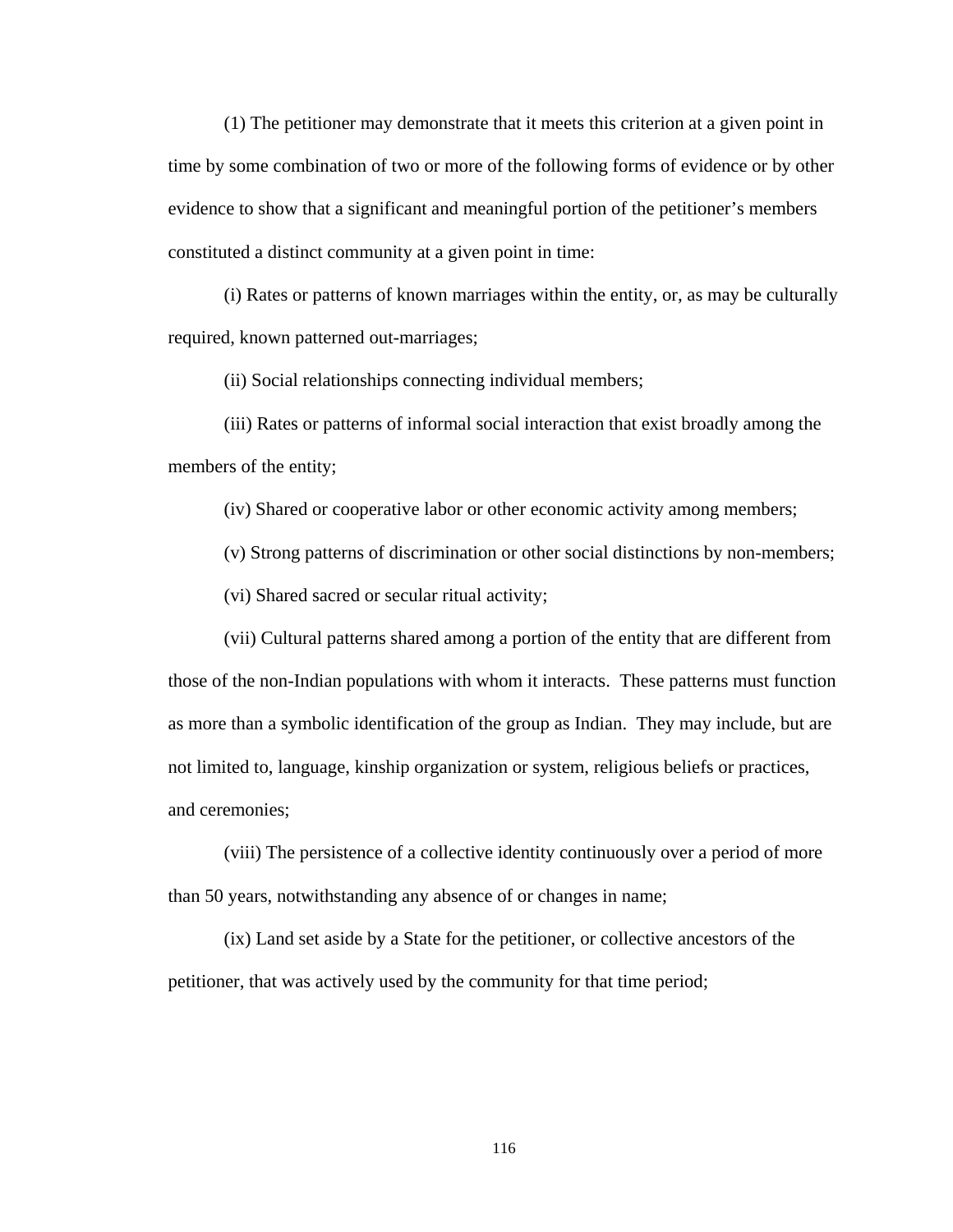(1) The petitioner may demonstrate that it meets this criterion at a given point in time by some combination of two or more of the following forms of evidence or by other evidence to show that a significant and meaningful portion of the petitioner's members constituted a distinct community at a given point in time:

(i) Rates or patterns of known marriages within the entity, or, as may be culturally required, known patterned out-marriages;

(ii) Social relationships connecting individual members;

(iii) Rates or patterns of informal social interaction that exist broadly among the members of the entity;

(iv) Shared or cooperative labor or other economic activity among members;

(v) Strong patterns of discrimination or other social distinctions by non-members;

(vi) Shared sacred or secular ritual activity;

(vii) Cultural patterns shared among a portion of the entity that are different from those of the non-Indian populations with whom it interacts. These patterns must function as more than a symbolic identification of the group as Indian. They may include, but are not limited to, language, kinship organization or system, religious beliefs or practices, and ceremonies;

(viii) The persistence of a collective identity continuously over a period of more than 50 years, notwithstanding any absence of or changes in name;

(ix) Land set aside by a State for the petitioner, or collective ancestors of the petitioner, that was actively used by the community for that time period;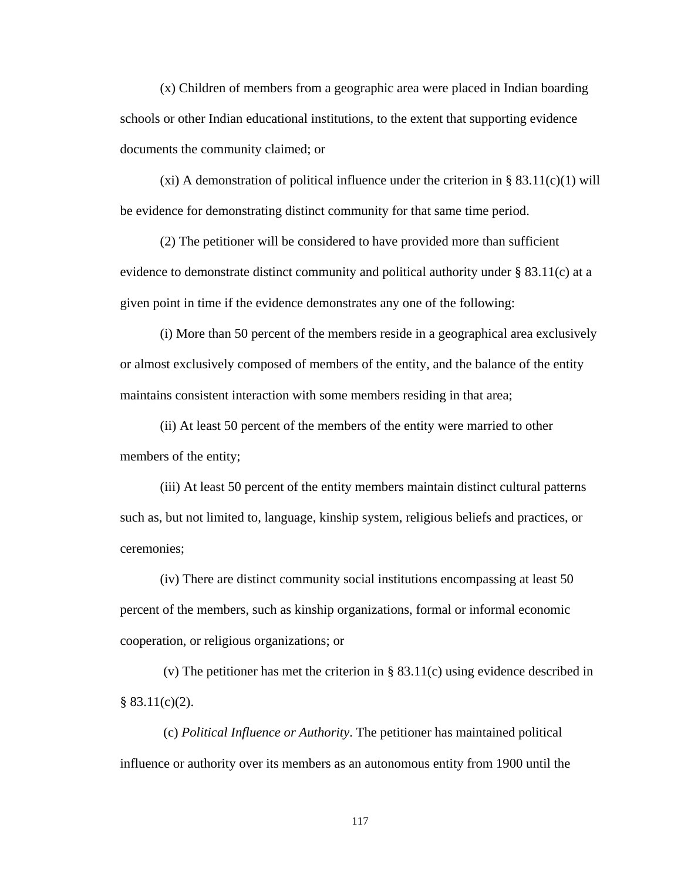(x) Children of members from a geographic area were placed in Indian boarding schools or other Indian educational institutions, to the extent that supporting evidence documents the community claimed; or

(xi) A demonstration of political influence under the criterion in § 83.11(c)(1) will be evidence for demonstrating distinct community for that same time period.

(2) The petitioner will be considered to have provided more than sufficient evidence to demonstrate distinct community and political authority under § 83.11(c) at a given point in time if the evidence demonstrates any one of the following:

(i) More than 50 percent of the members reside in a geographical area exclusively or almost exclusively composed of members of the entity, and the balance of the entity maintains consistent interaction with some members residing in that area;

(ii) At least 50 percent of the members of the entity were married to other members of the entity;

(iii) At least 50 percent of the entity members maintain distinct cultural patterns such as, but not limited to, language, kinship system, religious beliefs and practices, or ceremonies;

(iv) There are distinct community social institutions encompassing at least 50 percent of the members, such as kinship organizations, formal or informal economic cooperation, or religious organizations; or

(v) The petitioner has met the criterion in § 83.11(c) using evidence described in § 83.11(c)(2).

(c) *Political Influence or Authority*. The petitioner has maintained political influence or authority over its members as an autonomous entity from 1900 until the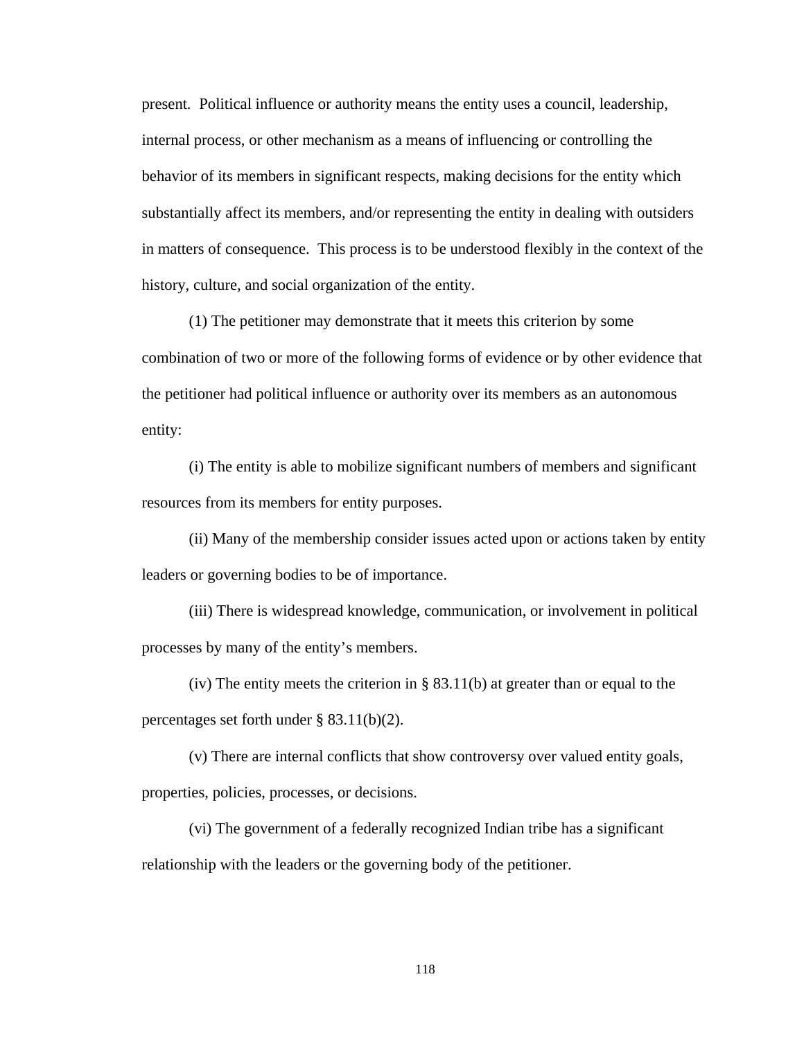present. Political influence or authority means the entity uses a council, leadership, internal process, or other mechanism as a means of influencing or controlling the behavior of its members in significant respects, making decisions for the entity which substantially affect its members, and/or representing the entity in dealing with outsiders in matters of consequence. This process is to be understood flexibly in the context of the history, culture, and social organization of the entity.

(1) The petitioner may demonstrate that it meets this criterion by some combination of two or more of the following forms of evidence or by other evidence that the petitioner had political influence or authority over its members as an autonomous entity:

(i) The entity is able to mobilize significant numbers of members and significant resources from its members for entity purposes.

(ii) Many of the membership consider issues acted upon or actions taken by entity leaders or governing bodies to be of importance.

(iii) There is widespread knowledge, communication, or involvement in political processes by many of the entity's members.

(iv) The entity meets the criterion in § 83.11(b) at greater than or equal to the percentages set forth under § 83.11(b)(2).

(v) There are internal conflicts that show controversy over valued entity goals, properties, policies, processes, or decisions.

(vi) The government of a federally recognized Indian tribe has a significant relationship with the leaders or the governing body of the petitioner.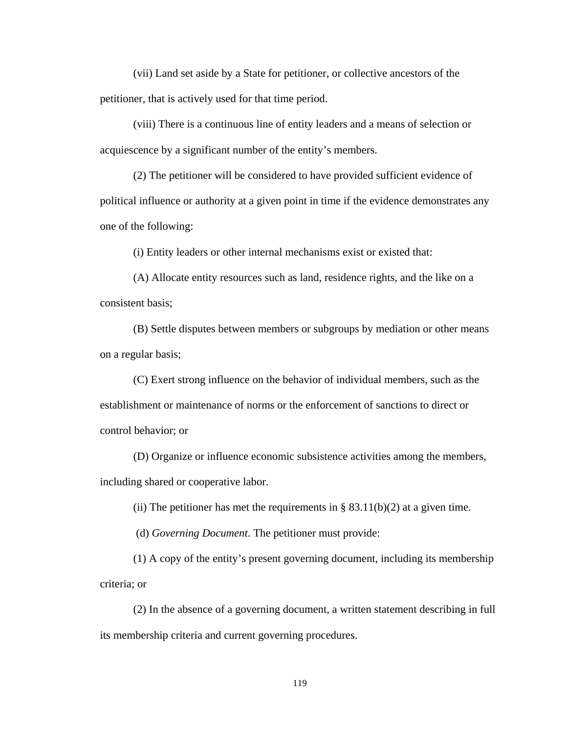(vii) Land set aside by a State for petitioner, or collective ancestors of the petitioner, that is actively used for that time period.

(viii) There is a continuous line of entity leaders and a means of selection or acquiescence by a significant number of the entity's members.

(2) The petitioner will be considered to have provided sufficient evidence of political influence or authority at a given point in time if the evidence demonstrates any one of the following:

(i) Entity leaders or other internal mechanisms exist or existed that:

(A) Allocate entity resources such as land, residence rights, and the like on a consistent basis;

(B) Settle disputes between members or subgroups by mediation or other means on a regular basis;

(C) Exert strong influence on the behavior of individual members, such as the establishment or maintenance of norms or the enforcement of sanctions to direct or control behavior; or

(D) Organize or influence economic subsistence activities among the members, including shared or cooperative labor.

(ii) The petitioner has met the requirements in § 83.11(b)(2) at a given time.

(d) *Governing Document*. The petitioner must provide:

(1) A copy of the entity's present governing document, including its membership criteria; or

(2) In the absence of a governing document, a written statement describing in full its membership criteria and current governing procedures.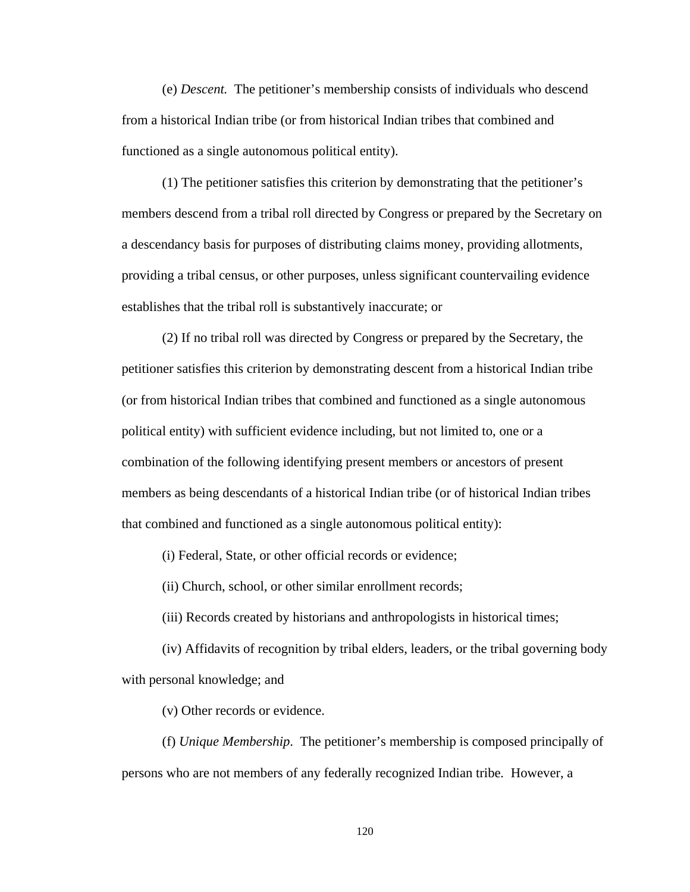(e) *Descent.* The petitioner's membership consists of individuals who descend from a historical Indian tribe (or from historical Indian tribes that combined and functioned as a single autonomous political entity).

(1) The petitioner satisfies this criterion by demonstrating that the petitioner's members descend from a tribal roll directed by Congress or prepared by the Secretary on a descendancy basis for purposes of distributing claims money, providing allotments, providing a tribal census, or other purposes, unless significant countervailing evidence establishes that the tribal roll is substantively inaccurate; or

(2) If no tribal roll was directed by Congress or prepared by the Secretary, the petitioner satisfies this criterion by demonstrating descent from a historical Indian tribe (or from historical Indian tribes that combined and functioned as a single autonomous political entity) with sufficient evidence including, but not limited to, one or a combination of the following identifying present members or ancestors of present members as being descendants of a historical Indian tribe (or of historical Indian tribes that combined and functioned as a single autonomous political entity):

(i) Federal, State, or other official records or evidence;

(ii) Church, school, or other similar enrollment records;

(iii) Records created by historians and anthropologists in historical times;

(iv) Affidavits of recognition by tribal elders, leaders, or the tribal governing body with personal knowledge; and

(v) Other records or evidence.

(f) *Unique Membership*. The petitioner's membership is composed principally of persons who are not members of any federally recognized Indian tribe. However, a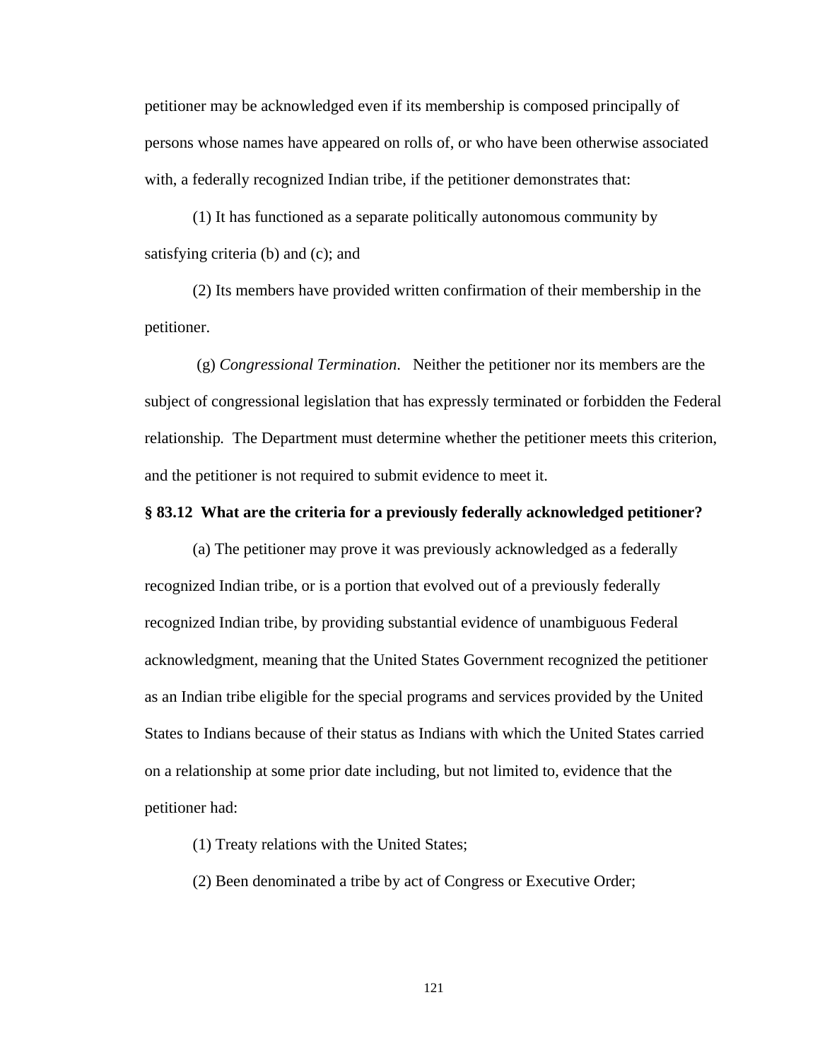petitioner may be acknowledged even if its membership is composed principally of persons whose names have appeared on rolls of, or who have been otherwise associated with, a federally recognized Indian tribe, if the petitioner demonstrates that:

(1) It has functioned as a separate politically autonomous community by satisfying criteria (b) and (c); and

(2) Its members have provided written confirmation of their membership in the petitioner.

(g) *Congressional Termination*. Neither the petitioner nor its members are the subject of congressional legislation that has expressly terminated or forbidden the Federal relationship. The Department must determine whether the petitioner meets this criterion, and the petitioner is not required to submit evidence to meet it.

**§ 83.12 What are the criteria for a previously federally acknowledged petitioner?**

(a) The petitioner may prove it was previously acknowledged as a federally recognized Indian tribe, or is a portion that evolved out of a previously federally recognized Indian tribe, by providing substantial evidence of unambiguous Federal acknowledgment, meaning that the United States Government recognized the petitioner as an Indian tribe eligible for the special programs and services provided by the United States to Indians because of their status as Indians with which the United States carried on a relationship at some prior date including, but not limited to, evidence that the petitioner had:

(1) Treaty relations with the United States;

(2) Been denominated a tribe by act of Congress or Executive Order;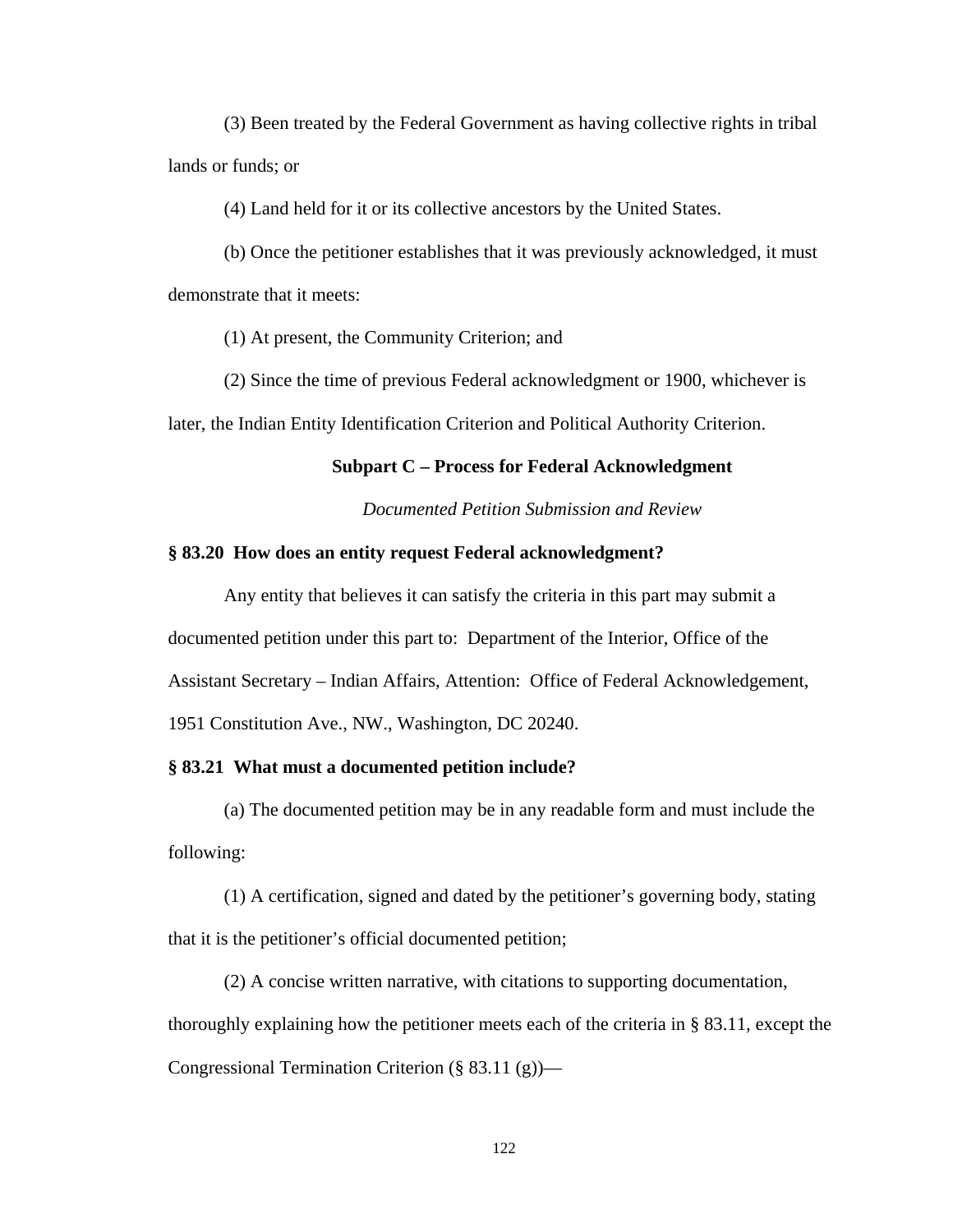(3) Been treated by the Federal Government as having collective rights in tribal lands or funds; or

(4) Land held for it or its collective ancestors by the United States.

(b) Once the petitioner establishes that it was previously acknowledged, it must demonstrate that it meets:

(1) At present, the Community Criterion; and

(2) Since the time of previous Federal acknowledgment or 1900, whichever is later, the Indian Entity Identification Criterion and Political Authority Criterion.

## Subpart C – Process for Federal Acknowledgment

*Documented Petition Submission and Review*

### § 83.20 How does an entity request Federal acknowledgment?

Any entity that believes it can satisfy the criteria in this part may submit a documented petition under this part to: Department of the Interior, Office of the Assistant Secretary – Indian Affairs, Attention: Office of Federal Acknowledgement, 1951 Constitution Ave., NW., Washington, DC 20240.

### § 83.21 What must a documented petition include?

(a) The documented petition may be in any readable form and must include the following:

(1) A certification, signed and dated by the petitioner's governing body, stating that it is the petitioner's official documented petition;

(2) A concise written narrative, with citations to supporting documentation, thoroughly explaining how the petitioner meets each of the criteria in § 83.11, except the Congressional Termination Criterion (§ 83.11 (g))—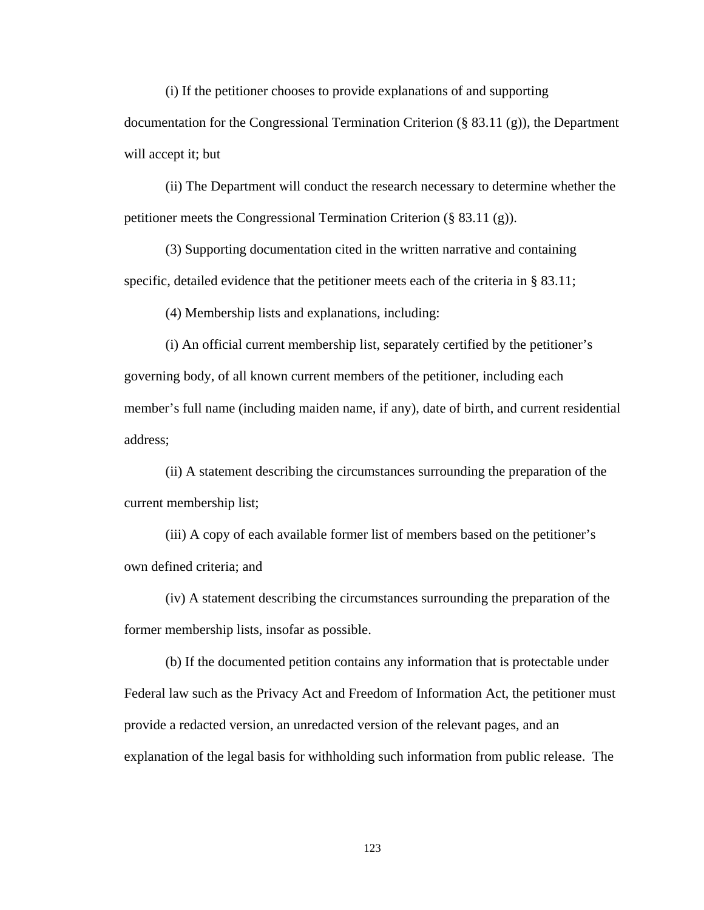(i) If the petitioner chooses to provide explanations of and supporting documentation for the Congressional Termination Criterion (§ 83.11 (g)), the Department will accept it; but

(ii) The Department will conduct the research necessary to determine whether the petitioner meets the Congressional Termination Criterion (§ 83.11 (g)).

(3) Supporting documentation cited in the written narrative and containing specific, detailed evidence that the petitioner meets each of the criteria in § 83.11;

(4) Membership lists and explanations, including:

(i) An official current membership list, separately certified by the petitioner's governing body, of all known current members of the petitioner, including each member's full name (including maiden name, if any), date of birth, and current residential address;

(ii) A statement describing the circumstances surrounding the preparation of the current membership list;

(iii) A copy of each available former list of members based on the petitioner's own defined criteria; and

(iv) A statement describing the circumstances surrounding the preparation of the former membership lists, insofar as possible.

(b) If the documented petition contains any information that is protectable under Federal law such as the Privacy Act and Freedom of Information Act, the petitioner must provide a redacted version, an unredacted version of the relevant pages, and an explanation of the legal basis for withholding such information from public release. The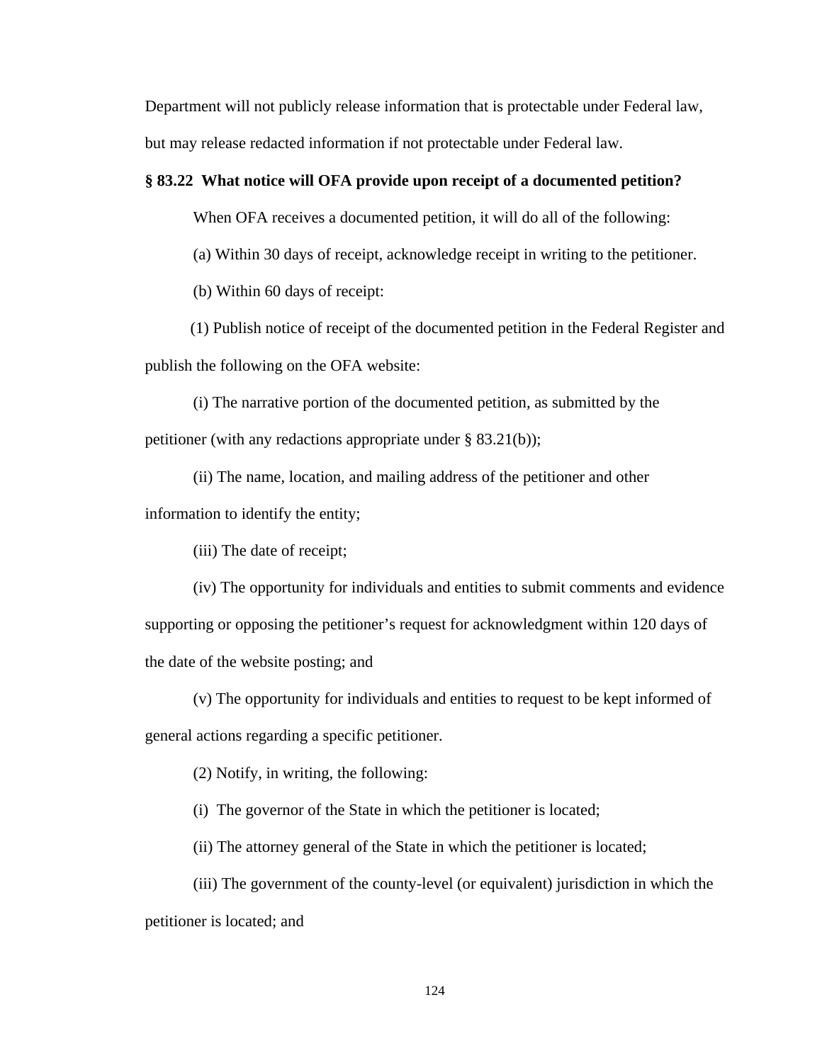Department will not publicly release information that is protectable under Federal law, but may release redacted information if not protectable under Federal law.

**§ 83.22 What notice will OFA provide upon receipt of a documented petition?**

When OFA receives a documented petition, it will do all of the following:

(a) Within 30 days of receipt, acknowledge receipt in writing to the petitioner.

(b) Within 60 days of receipt:

(1) Publish notice of receipt of the documented petition in the Federal Register and publish the following on the OFA website:

(i) The narrative portion of the documented petition, as submitted by the petitioner (with any redactions appropriate under § 83.21(b));

(ii) The name, location, and mailing address of the petitioner and other information to identify the entity;

(iii) The date of receipt;

(iv) The opportunity for individuals and entities to submit comments and evidence supporting or opposing the petitioner's request for acknowledgment within 120 days of the date of the website posting; and

(v) The opportunity for individuals and entities to request to be kept informed of general actions regarding a specific petitioner.

(2) Notify, in writing, the following:

(i) The governor of the State in which the petitioner is located;

(ii) The attorney general of the State in which the petitioner is located;

(iii) The government of the county-level (or equivalent) jurisdiction in which the petitioner is located; and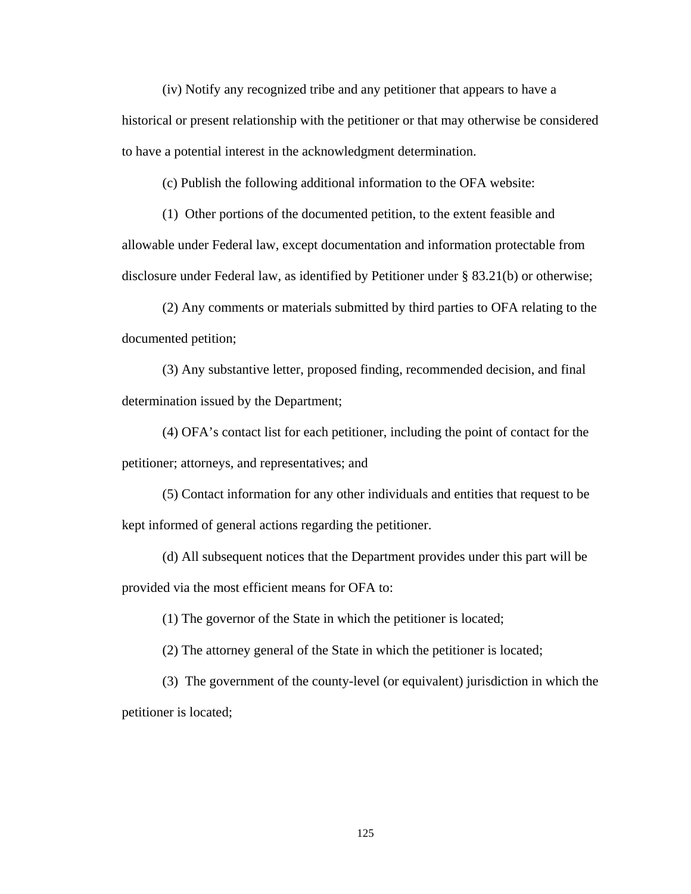(iv) Notify any recognized tribe and any petitioner that appears to have a historical or present relationship with the petitioner or that may otherwise be considered to have a potential interest in the acknowledgment determination.

(c) Publish the following additional information to the OFA website:

(1) Other portions of the documented petition, to the extent feasible and allowable under Federal law, except documentation and information protectable from disclosure under Federal law, as identified by Petitioner under § 83.21(b) or otherwise;

(2) Any comments or materials submitted by third parties to OFA relating to the documented petition;

(3) Any substantive letter, proposed finding, recommended decision, and final determination issued by the Department;

(4) OFA's contact list for each petitioner, including the point of contact for the petitioner; attorneys, and representatives; and

(5) Contact information for any other individuals and entities that request to be kept informed of general actions regarding the petitioner.

(d) All subsequent notices that the Department provides under this part will be provided via the most efficient means for OFA to:

(1) The governor of the State in which the petitioner is located;

(2) The attorney general of the State in which the petitioner is located;

(3) The government of the county-level (or equivalent) jurisdiction in which the petitioner is located;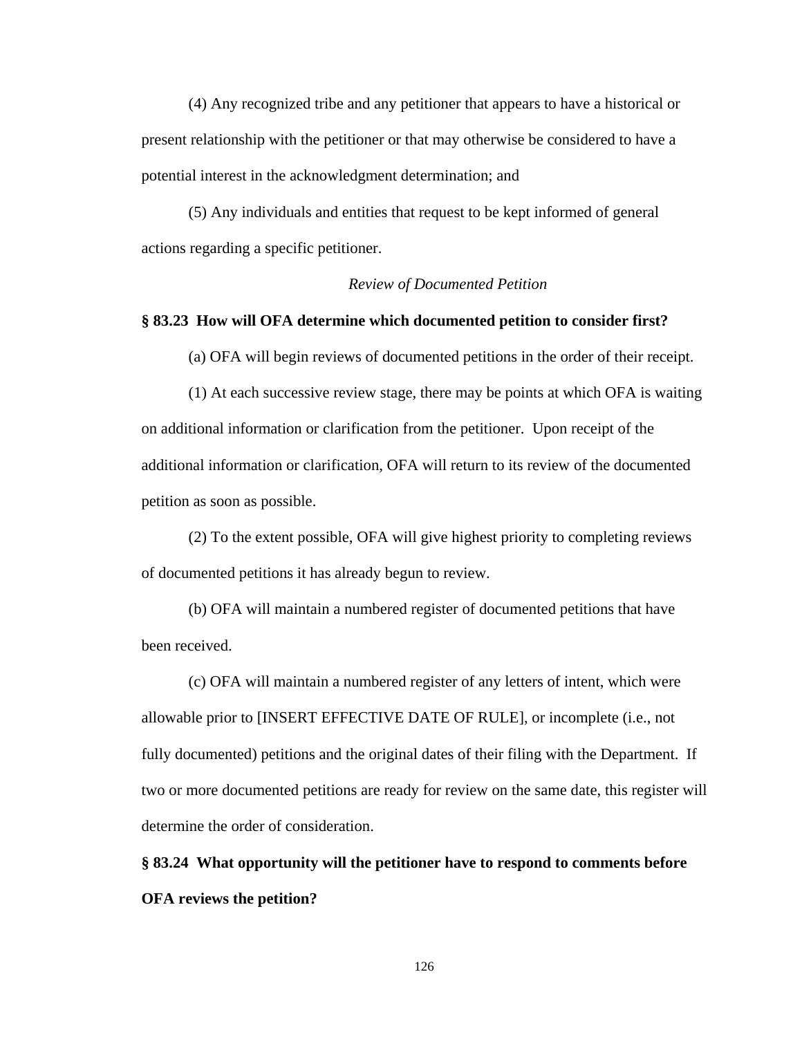(4) Any recognized tribe and any petitioner that appears to have a historical or present relationship with the petitioner or that may otherwise be considered to have a potential interest in the acknowledgment determination; and

(5) Any individuals and entities that request to be kept informed of general actions regarding a specific petitioner.

*Review of Documented Petition*

**§ 83.23 How will OFA determine which documented petition to consider first?**

(a) OFA will begin reviews of documented petitions in the order of their receipt.

(1) At each successive review stage, there may be points at which OFA is waiting on additional information or clarification from the petitioner. Upon receipt of the additional information or clarification, OFA will return to its review of the documented petition as soon as possible.

(2) To the extent possible, OFA will give highest priority to completing reviews of documented petitions it has already begun to review.

(b) OFA will maintain a numbered register of documented petitions that have been received.

(c) OFA will maintain a numbered register of any letters of intent, which were allowable prior to [INSERT EFFECTIVE DATE OF RULE], or incomplete (i.e., not fully documented) petitions and the original dates of their filing with the Department. If two or more documented petitions are ready for review on the same date, this register will determine the order of consideration.

**§ 83.24 What opportunity will the petitioner have to respond to comments before OFA reviews the petition?**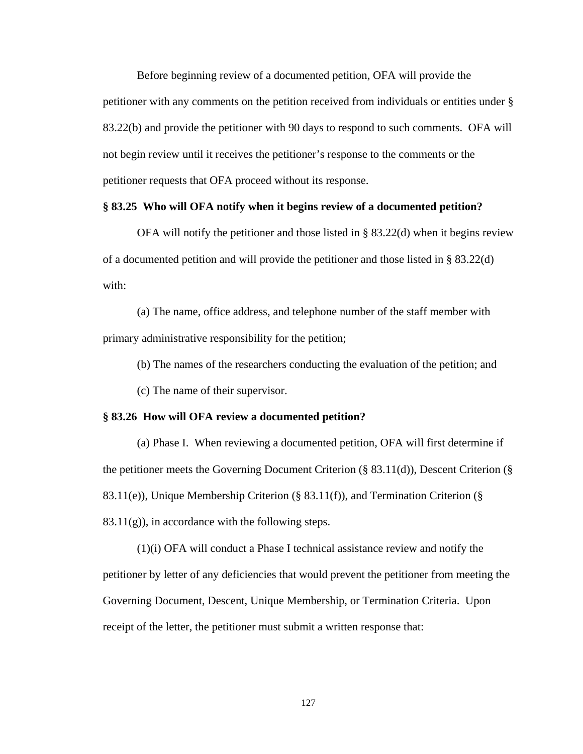Before beginning review of a documented petition, OFA will provide the petitioner with any comments on the petition received from individuals or entities under § 83.22(b) and provide the petitioner with 90 days to respond to such comments. OFA will not begin review until it receives the petitioner's response to the comments or the petitioner requests that OFA proceed without its response.

**§ 83.25 Who will OFA notify when it begins review of a documented petition?**

OFA will notify the petitioner and those listed in § 83.22(d) when it begins review of a documented petition and will provide the petitioner and those listed in § 83.22(d) with:

(a) The name, office address, and telephone number of the staff member with primary administrative responsibility for the petition;

(b) The names of the researchers conducting the evaluation of the petition; and

(c) The name of their supervisor.

**§ 83.26 How will OFA review a documented petition?**

(a) Phase I. When reviewing a documented petition, OFA will first determine if the petitioner meets the Governing Document Criterion (§ 83.11(d)), Descent Criterion (§ 83.11(e)), Unique Membership Criterion (§ 83.11(f)), and Termination Criterion (§ 83.11(g)), in accordance with the following steps.

(1)(i) OFA will conduct a Phase I technical assistance review and notify the petitioner by letter of any deficiencies that would prevent the petitioner from meeting the Governing Document, Descent, Unique Membership, or Termination Criteria. Upon receipt of the letter, the petitioner must submit a written response that: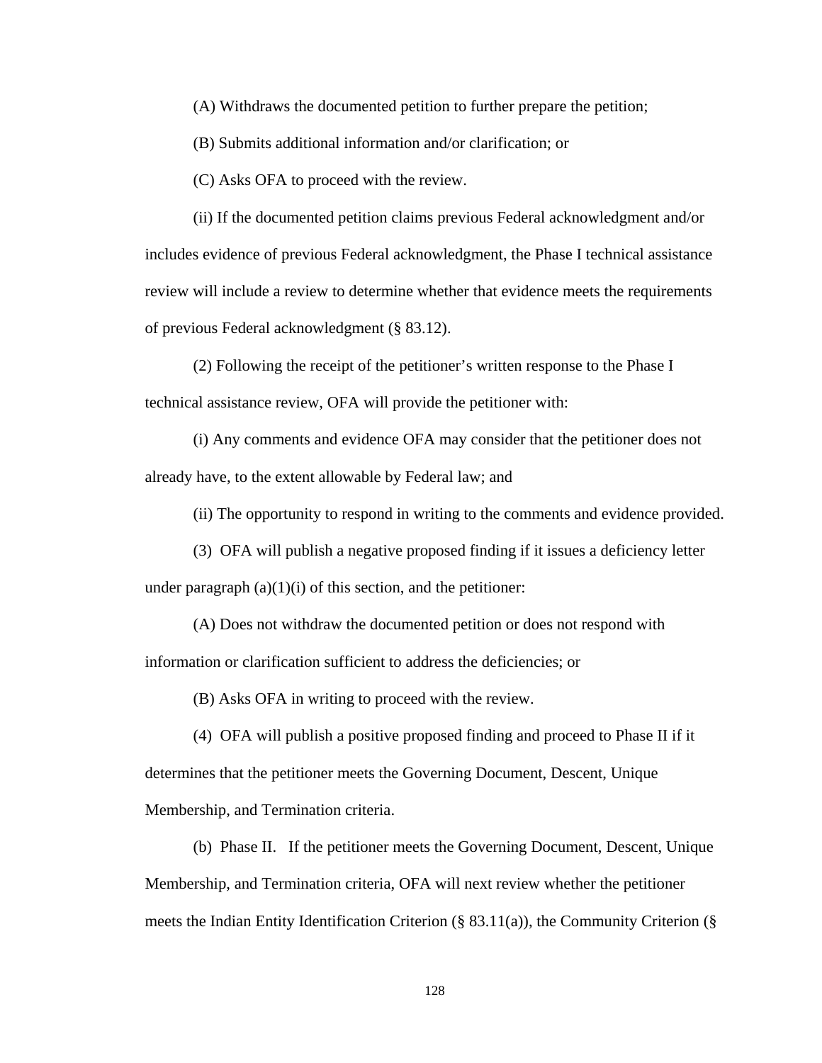(A) Withdraws the documented petition to further prepare the petition;

(B) Submits additional information and/or clarification; or

(C) Asks OFA to proceed with the review.

(ii) If the documented petition claims previous Federal acknowledgment and/or includes evidence of previous Federal acknowledgment, the Phase I technical assistance review will include a review to determine whether that evidence meets the requirements of previous Federal acknowledgment (§ 83.12).

(2) Following the receipt of the petitioner's written response to the Phase I technical assistance review, OFA will provide the petitioner with:

(i) Any comments and evidence OFA may consider that the petitioner does not already have, to the extent allowable by Federal law; and

(ii) The opportunity to respond in writing to the comments and evidence provided.

(3) OFA will publish a negative proposed finding if it issues a deficiency letter under paragraph (a)(1)(i) of this section, and the petitioner:

(A) Does not withdraw the documented petition or does not respond with information or clarification sufficient to address the deficiencies; or

(B) Asks OFA in writing to proceed with the review.

(4) OFA will publish a positive proposed finding and proceed to Phase II if it determines that the petitioner meets the Governing Document, Descent, Unique Membership, and Termination criteria.

(b) Phase II. If the petitioner meets the Governing Document, Descent, Unique Membership, and Termination criteria, OFA will next review whether the petitioner meets the Indian Entity Identification Criterion (§ 83.11(a)), the Community Criterion (§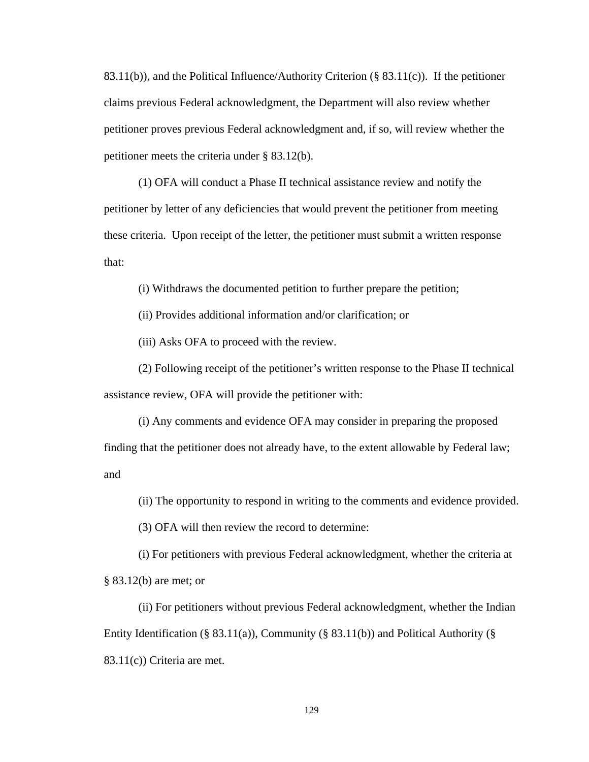83.11(b)), and the Political Influence/Authority Criterion (§ 83.11(c)). If the petitioner claims previous Federal acknowledgment, the Department will also review whether petitioner proves previous Federal acknowledgment and, if so, will review whether the petitioner meets the criteria under § 83.12(b).

(1) OFA will conduct a Phase II technical assistance review and notify the petitioner by letter of any deficiencies that would prevent the petitioner from meeting these criteria. Upon receipt of the letter, the petitioner must submit a written response that:

(i) Withdraws the documented petition to further prepare the petition;

(ii) Provides additional information and/or clarification; or

(iii) Asks OFA to proceed with the review.

(2) Following receipt of the petitioner's written response to the Phase II technical assistance review, OFA will provide the petitioner with:

(i) Any comments and evidence OFA may consider in preparing the proposed finding that the petitioner does not already have, to the extent allowable by Federal law; and

(ii) The opportunity to respond in writing to the comments and evidence provided.

(3) OFA will then review the record to determine:

(i) For petitioners with previous Federal acknowledgment, whether the criteria at § 83.12(b) are met; or

(ii) For petitioners without previous Federal acknowledgment, whether the Indian Entity Identification (§ 83.11(a)), Community (§ 83.11(b)) and Political Authority (§ 83.11(c)) Criteria are met.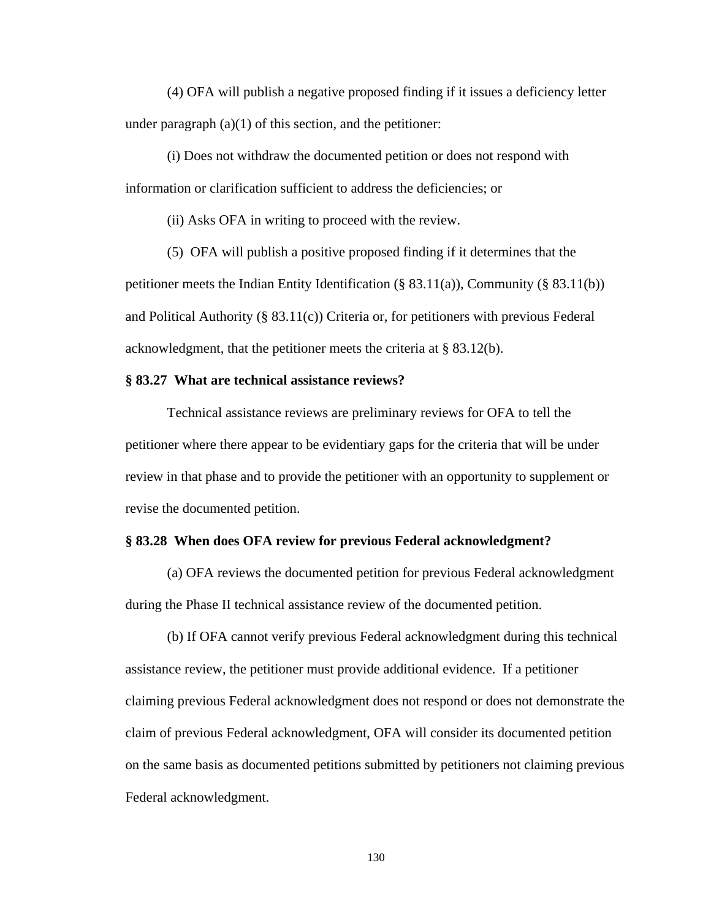(4) OFA will publish a negative proposed finding if it issues a deficiency letter under paragraph (a)(1) of this section, and the petitioner:

(i) Does not withdraw the documented petition or does not respond with information or clarification sufficient to address the deficiencies; or

(ii) Asks OFA in writing to proceed with the review.

(5) OFA will publish a positive proposed finding if it determines that the petitioner meets the Indian Entity Identification (§ 83.11(a)), Community (§ 83.11(b)) and Political Authority (§ 83.11(c)) Criteria or, for petitioners with previous Federal acknowledgment, that the petitioner meets the criteria at § 83.12(b).

**§ 83.27 What are technical assistance reviews?**

Technical assistance reviews are preliminary reviews for OFA to tell the petitioner where there appear to be evidentiary gaps for the criteria that will be under review in that phase and to provide the petitioner with an opportunity to supplement or revise the documented petition.

**§ 83.28 When does OFA review for previous Federal acknowledgment?**

(a) OFA reviews the documented petition for previous Federal acknowledgment during the Phase II technical assistance review of the documented petition.

(b) If OFA cannot verify previous Federal acknowledgment during this technical assistance review, the petitioner must provide additional evidence. If a petitioner claiming previous Federal acknowledgment does not respond or does not demonstrate the claim of previous Federal acknowledgment, OFA will consider its documented petition on the same basis as documented petitions submitted by petitioners not claiming previous Federal acknowledgment.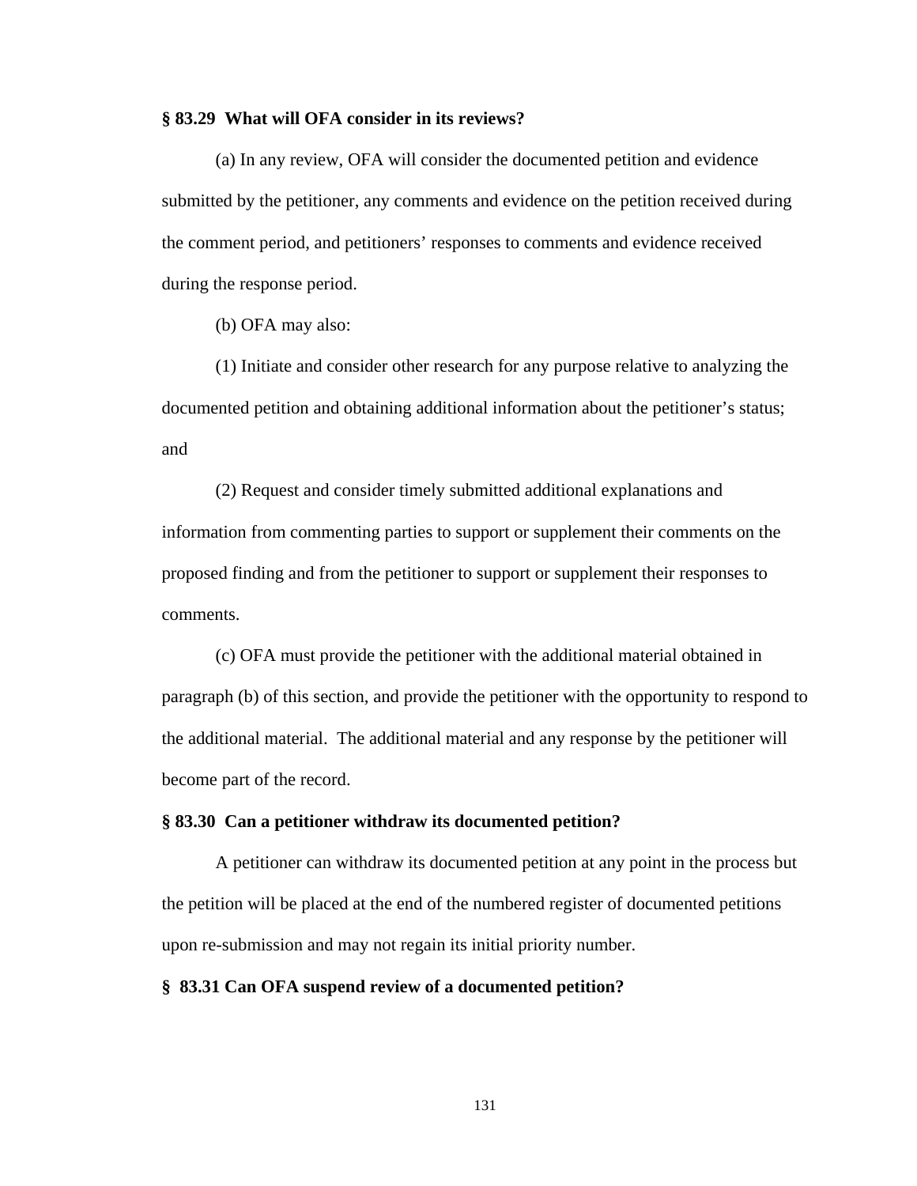**§ 83.29 What will OFA consider in its reviews?**

(a) In any review, OFA will consider the documented petition and evidence submitted by the petitioner, any comments and evidence on the petition received during the comment period, and petitioners' responses to comments and evidence received during the response period.

(b) OFA may also:

(1) Initiate and consider other research for any purpose relative to analyzing the documented petition and obtaining additional information about the petitioner's status; and

(2) Request and consider timely submitted additional explanations and information from commenting parties to support or supplement their comments on the proposed finding and from the petitioner to support or supplement their responses to comments.

(c) OFA must provide the petitioner with the additional material obtained in paragraph (b) of this section, and provide the petitioner with the opportunity to respond to the additional material. The additional material and any response by the petitioner will become part of the record.

**§ 83.30 Can a petitioner withdraw its documented petition?**

A petitioner can withdraw its documented petition at any point in the process but the petition will be placed at the end of the numbered register of documented petitions upon re-submission and may not regain its initial priority number.

**§ 83.31 Can OFA suspend review of a documented petition?**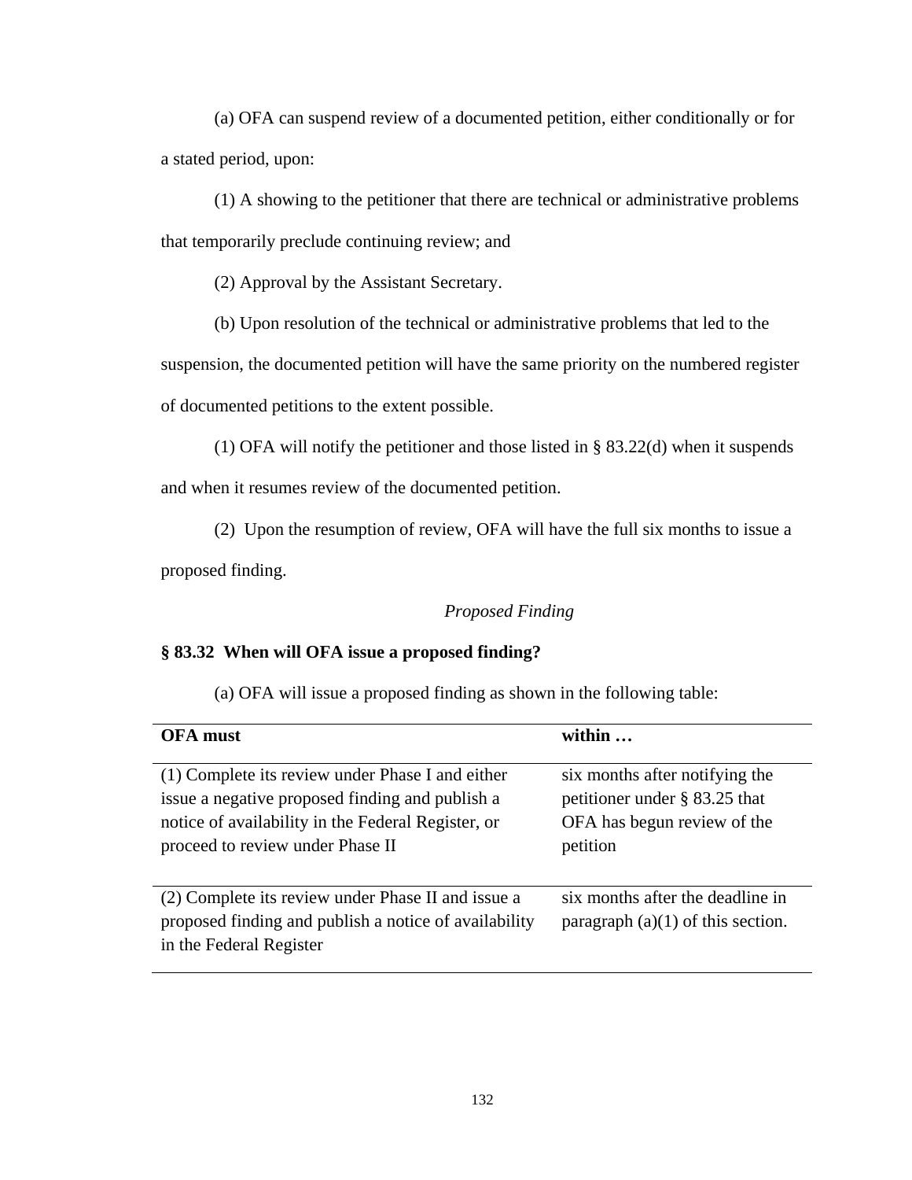(a) OFA can suspend review of a documented petition, either conditionally or for a stated period, upon:

(1) A showing to the petitioner that there are technical or administrative problems that temporarily preclude continuing review; and

(2) Approval by the Assistant Secretary.

(b) Upon resolution of the technical or administrative problems that led to the suspension, the documented petition will have the same priority on the numbered register of documented petitions to the extent possible.

(1) OFA will notify the petitioner and those listed in § 83.22(d) when it suspends and when it resumes review of the documented petition.

(2) Upon the resumption of review, OFA will have the full six months to issue a proposed finding.

*Proposed Finding*

**§ 83.32 When will OFA issue a proposed finding?**

(a) OFA will issue a proposed finding as shown in the following table:

| **OFA must** | **within …** |
|---|---|
| (1) Complete its review under Phase I and either issue a negative proposed finding and publish a notice of availability in the Federal Register, or proceed to review under Phase II | six months after notifying the petitioner under § 83.25 that OFA has begun review of the petition |
| (2) Complete its review under Phase II and issue a proposed finding and publish a notice of availability in the Federal Register | six months after the deadline in paragraph (a)(1) of this section. |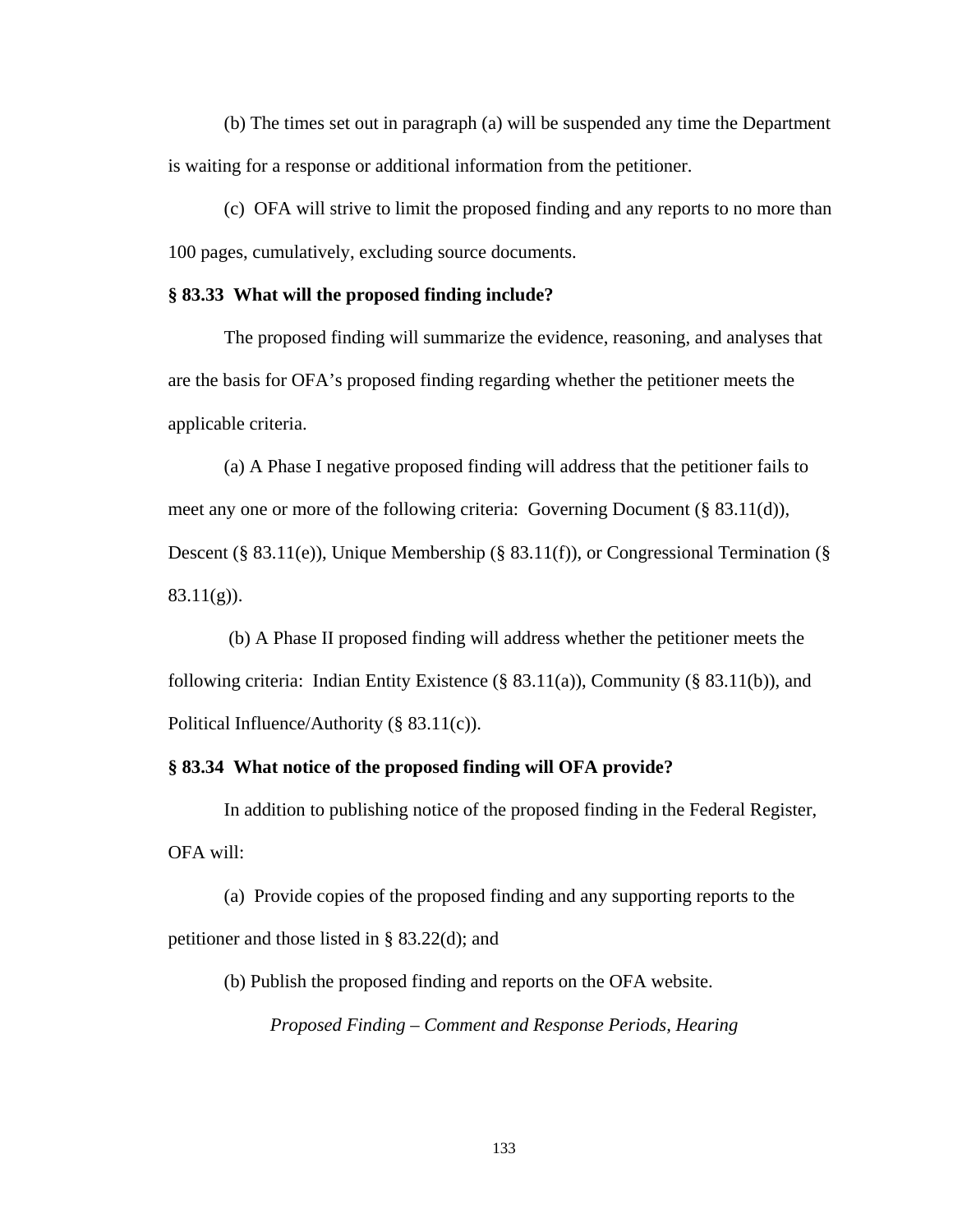(b) The times set out in paragraph (a) will be suspended any time the Department is waiting for a response or additional information from the petitioner.

(c) OFA will strive to limit the proposed finding and any reports to no more than 100 pages, cumulatively, excluding source documents.

**§ 83.33 What will the proposed finding include?**

The proposed finding will summarize the evidence, reasoning, and analyses that are the basis for OFA's proposed finding regarding whether the petitioner meets the applicable criteria.

(a) A Phase I negative proposed finding will address that the petitioner fails to meet any one or more of the following criteria: Governing Document (§ 83.11(d)), Descent (§ 83.11(e)), Unique Membership (§ 83.11(f)), or Congressional Termination (§ 83.11(g)).

(b) A Phase II proposed finding will address whether the petitioner meets the following criteria: Indian Entity Existence (§ 83.11(a)), Community (§ 83.11(b)), and Political Influence/Authority (§ 83.11(c)).

**§ 83.34 What notice of the proposed finding will OFA provide?**

In addition to publishing notice of the proposed finding in the Federal Register, OFA will:

(a) Provide copies of the proposed finding and any supporting reports to the petitioner and those listed in § 83.22(d); and

(b) Publish the proposed finding and reports on the OFA website.

*Proposed Finding – Comment and Response Periods, Hearing*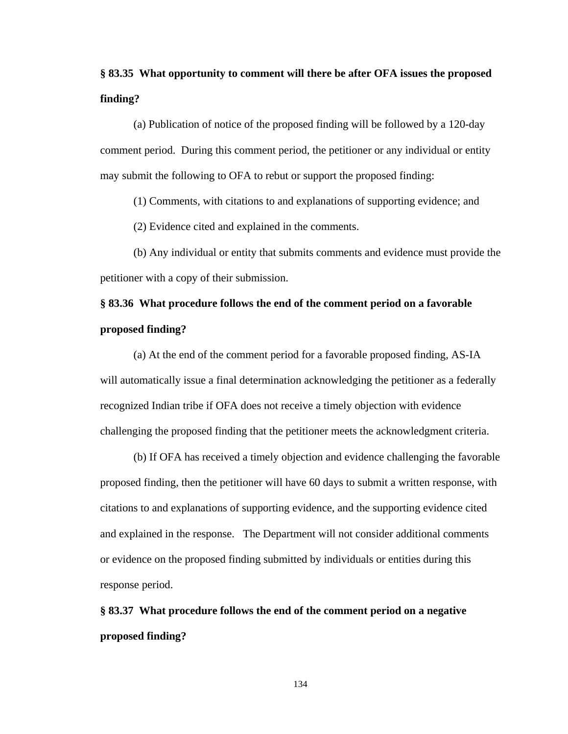**§ 83.35 What opportunity to comment will there be after OFA issues the proposed finding?**

(a) Publication of notice of the proposed finding will be followed by a 120-day comment period. During this comment period, the petitioner or any individual or entity may submit the following to OFA to rebut or support the proposed finding:

(1) Comments, with citations to and explanations of supporting evidence; and

(2) Evidence cited and explained in the comments.

(b) Any individual or entity that submits comments and evidence must provide the petitioner with a copy of their submission.

**§ 83.36 What procedure follows the end of the comment period on a favorable proposed finding?**

(a) At the end of the comment period for a favorable proposed finding, AS-IA will automatically issue a final determination acknowledging the petitioner as a federally recognized Indian tribe if OFA does not receive a timely objection with evidence challenging the proposed finding that the petitioner meets the acknowledgment criteria.

(b) If OFA has received a timely objection and evidence challenging the favorable proposed finding, then the petitioner will have 60 days to submit a written response, with citations to and explanations of supporting evidence, and the supporting evidence cited and explained in the response. The Department will not consider additional comments or evidence on the proposed finding submitted by individuals or entities during this response period.

**§ 83.37 What procedure follows the end of the comment period on a negative proposed finding?**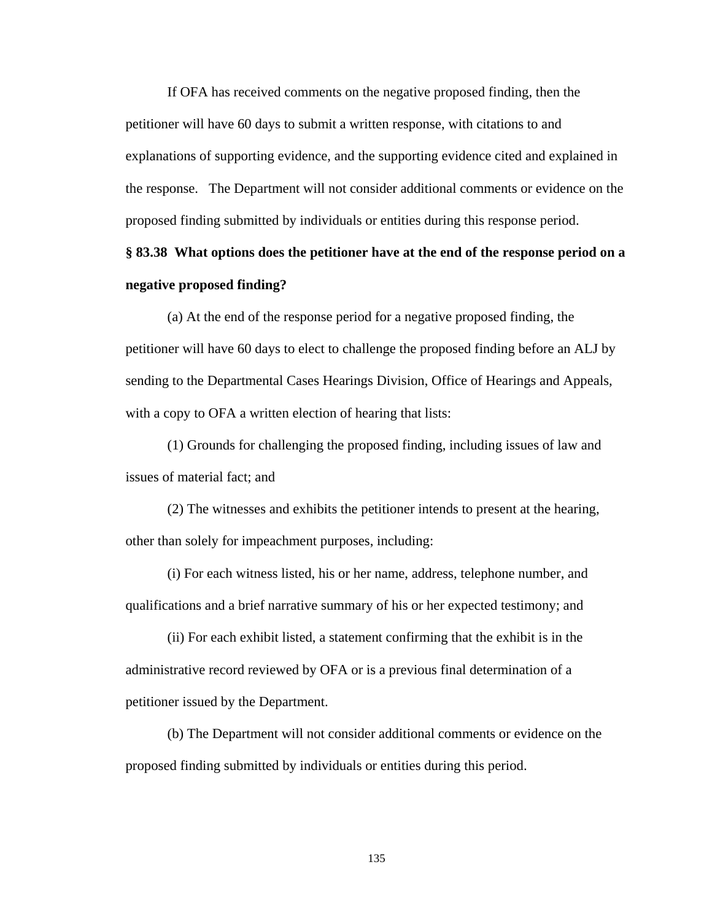If OFA has received comments on the negative proposed finding, then the petitioner will have 60 days to submit a written response, with citations to and explanations of supporting evidence, and the supporting evidence cited and explained in the response. The Department will not consider additional comments or evidence on the proposed finding submitted by individuals or entities during this response period.

**§ 83.38 What options does the petitioner have at the end of the response period on a negative proposed finding?**

(a) At the end of the response period for a negative proposed finding, the petitioner will have 60 days to elect to challenge the proposed finding before an ALJ by sending to the Departmental Cases Hearings Division, Office of Hearings and Appeals, with a copy to OFA a written election of hearing that lists:

(1) Grounds for challenging the proposed finding, including issues of law and issues of material fact; and

(2) The witnesses and exhibits the petitioner intends to present at the hearing, other than solely for impeachment purposes, including:

(i) For each witness listed, his or her name, address, telephone number, and qualifications and a brief narrative summary of his or her expected testimony; and

(ii) For each exhibit listed, a statement confirming that the exhibit is in the administrative record reviewed by OFA or is a previous final determination of a petitioner issued by the Department.

(b) The Department will not consider additional comments or evidence on the proposed finding submitted by individuals or entities during this period.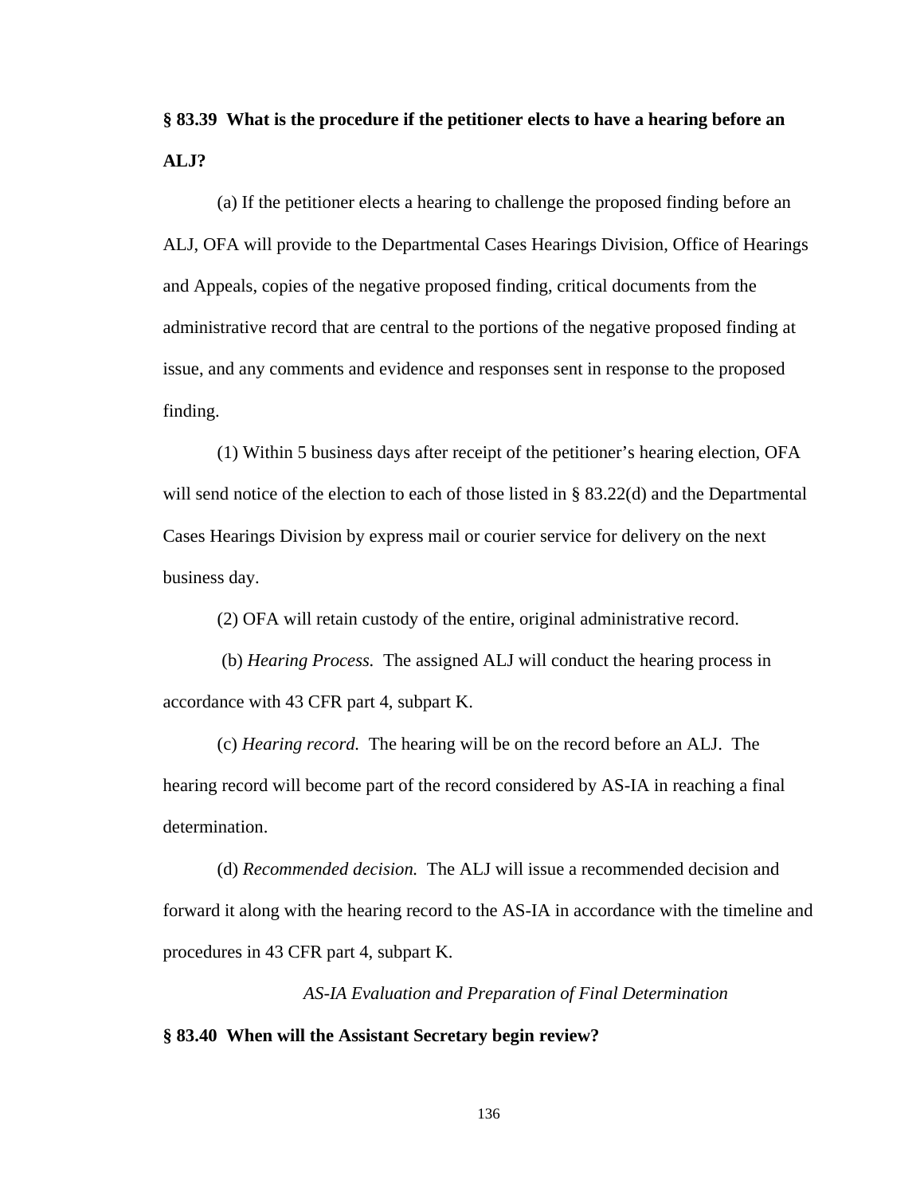**§ 83.39 What is the procedure if the petitioner elects to have a hearing before an ALJ?**

(a) If the petitioner elects a hearing to challenge the proposed finding before an ALJ, OFA will provide to the Departmental Cases Hearings Division, Office of Hearings and Appeals, copies of the negative proposed finding, critical documents from the administrative record that are central to the portions of the negative proposed finding at issue, and any comments and evidence and responses sent in response to the proposed finding.

(1) Within 5 business days after receipt of the petitioner's hearing election, OFA will send notice of the election to each of those listed in § 83.22(d) and the Departmental Cases Hearings Division by express mail or courier service for delivery on the next business day.

(2) OFA will retain custody of the entire, original administrative record.

(b) *Hearing Process.* The assigned ALJ will conduct the hearing process in accordance with 43 CFR part 4, subpart K.

(c) *Hearing record.* The hearing will be on the record before an ALJ. The hearing record will become part of the record considered by AS-IA in reaching a final determination.

(d) *Recommended decision.* The ALJ will issue a recommended decision and forward it along with the hearing record to the AS-IA in accordance with the timeline and procedures in 43 CFR part 4, subpart K.

*AS-IA Evaluation and Preparation of Final Determination*

**§ 83.40 When will the Assistant Secretary begin review?**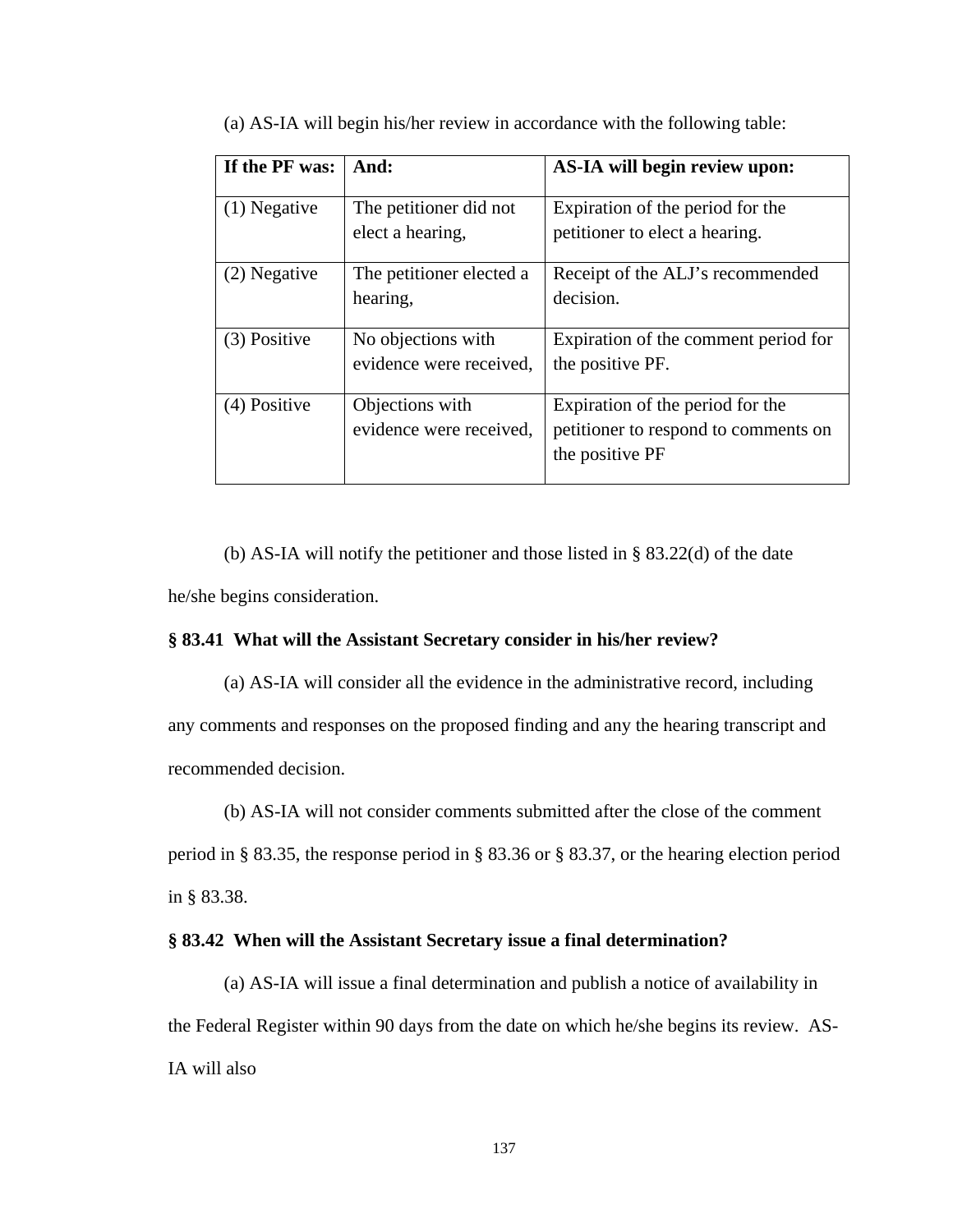(a) AS-IA will begin his/her review in accordance with the following table:

| If the PF was: | And: | AS-IA will begin review upon: |
|---|---|---|
| (1) Negative | The petitioner did not elect a hearing, | Expiration of the period for the petitioner to elect a hearing. |
| (2) Negative | The petitioner elected a hearing, | Receipt of the ALJ's recommended decision. |
| (3) Positive | No objections with evidence were received, | Expiration of the comment period for the positive PF. |
| (4) Positive | Objections with evidence were received, | Expiration of the period for the petitioner to respond to comments on the positive PF |

(b) AS-IA will notify the petitioner and those listed in § 83.22(d) of the date he/she begins consideration.

**§ 83.41 What will the Assistant Secretary consider in his/her review?**

(a) AS-IA will consider all the evidence in the administrative record, including any comments and responses on the proposed finding and any the hearing transcript and recommended decision.

(b) AS-IA will not consider comments submitted after the close of the comment period in § 83.35, the response period in § 83.36 or § 83.37, or the hearing election period in § 83.38.

**§ 83.42 When will the Assistant Secretary issue a final determination?**

(a) AS-IA will issue a final determination and publish a notice of availability in the Federal Register within 90 days from the date on which he/she begins its review. AS-IA will also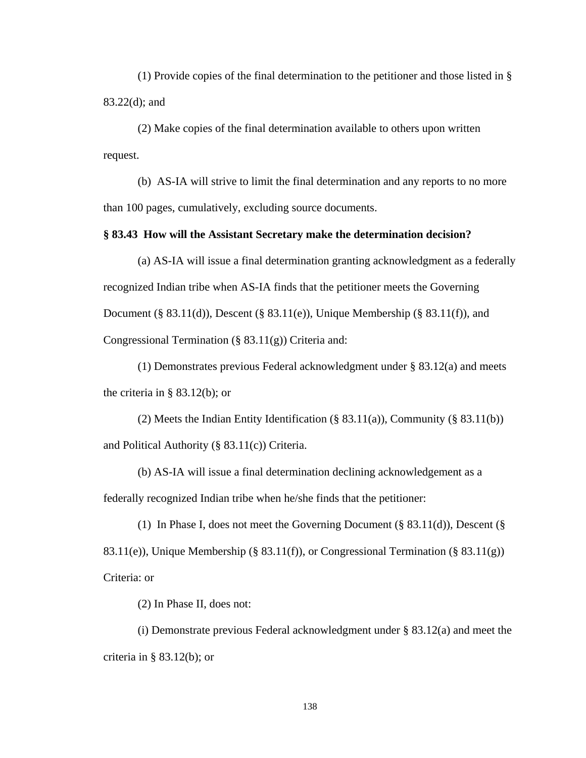(1) Provide copies of the final determination to the petitioner and those listed in § 83.22(d); and

(2) Make copies of the final determination available to others upon written request.

(b) AS-IA will strive to limit the final determination and any reports to no more than 100 pages, cumulatively, excluding source documents.

**§ 83.43 How will the Assistant Secretary make the determination decision?**

(a) AS-IA will issue a final determination granting acknowledgment as a federally recognized Indian tribe when AS-IA finds that the petitioner meets the Governing Document (§ 83.11(d)), Descent (§ 83.11(e)), Unique Membership (§ 83.11(f)), and Congressional Termination (§ 83.11(g)) Criteria and:

(1) Demonstrates previous Federal acknowledgment under § 83.12(a) and meets the criteria in § 83.12(b); or

(2) Meets the Indian Entity Identification (§ 83.11(a)), Community (§ 83.11(b)) and Political Authority (§ 83.11(c)) Criteria.

(b) AS-IA will issue a final determination declining acknowledgement as a federally recognized Indian tribe when he/she finds that the petitioner:

(1) In Phase I, does not meet the Governing Document (§ 83.11(d)), Descent (§ 83.11(e)), Unique Membership (§ 83.11(f)), or Congressional Termination (§ 83.11(g)) Criteria: or

(2) In Phase II, does not:

(i) Demonstrate previous Federal acknowledgment under § 83.12(a) and meet the criteria in § 83.12(b); or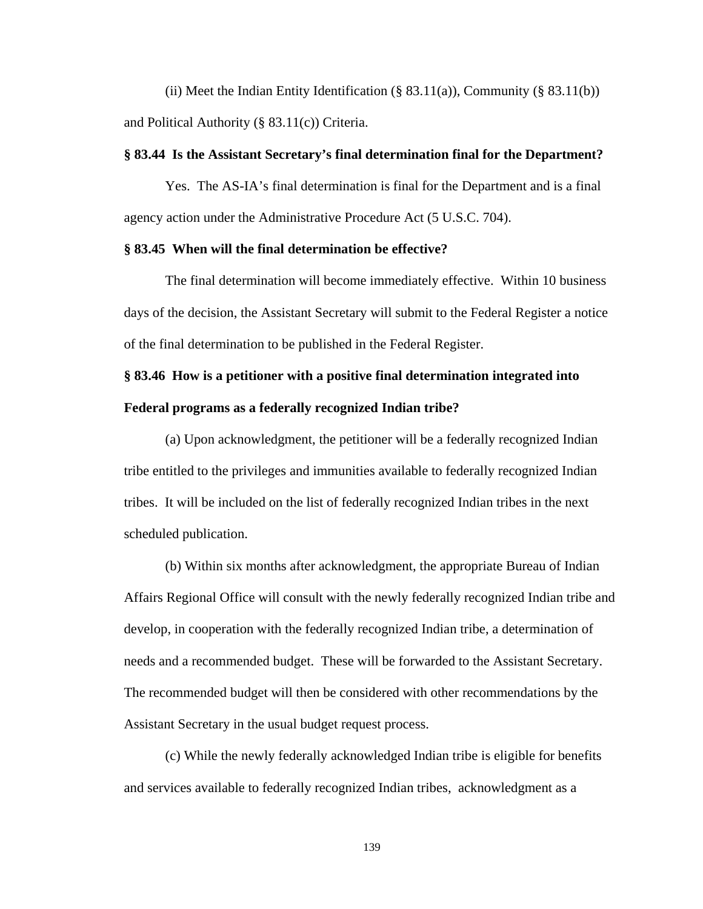(ii) Meet the Indian Entity Identification (§ 83.11(a)), Community (§ 83.11(b)) and Political Authority (§ 83.11(c)) Criteria.

**§ 83.44 Is the Assistant Secretary's final determination final for the Department?**

Yes. The AS-IA's final determination is final for the Department and is a final agency action under the Administrative Procedure Act (5 U.S.C. 704).

**§ 83.45 When will the final determination be effective?**

The final determination will become immediately effective. Within 10 business days of the decision, the Assistant Secretary will submit to the Federal Register a notice of the final determination to be published in the Federal Register.

**§ 83.46 How is a petitioner with a positive final determination integrated into Federal programs as a federally recognized Indian tribe?**

(a) Upon acknowledgment, the petitioner will be a federally recognized Indian tribe entitled to the privileges and immunities available to federally recognized Indian tribes. It will be included on the list of federally recognized Indian tribes in the next scheduled publication.

(b) Within six months after acknowledgment, the appropriate Bureau of Indian Affairs Regional Office will consult with the newly federally recognized Indian tribe and develop, in cooperation with the federally recognized Indian tribe, a determination of needs and a recommended budget. These will be forwarded to the Assistant Secretary. The recommended budget will then be considered with other recommendations by the Assistant Secretary in the usual budget request process.

(c) While the newly federally acknowledged Indian tribe is eligible for benefits and services available to federally recognized Indian tribes, acknowledgment as a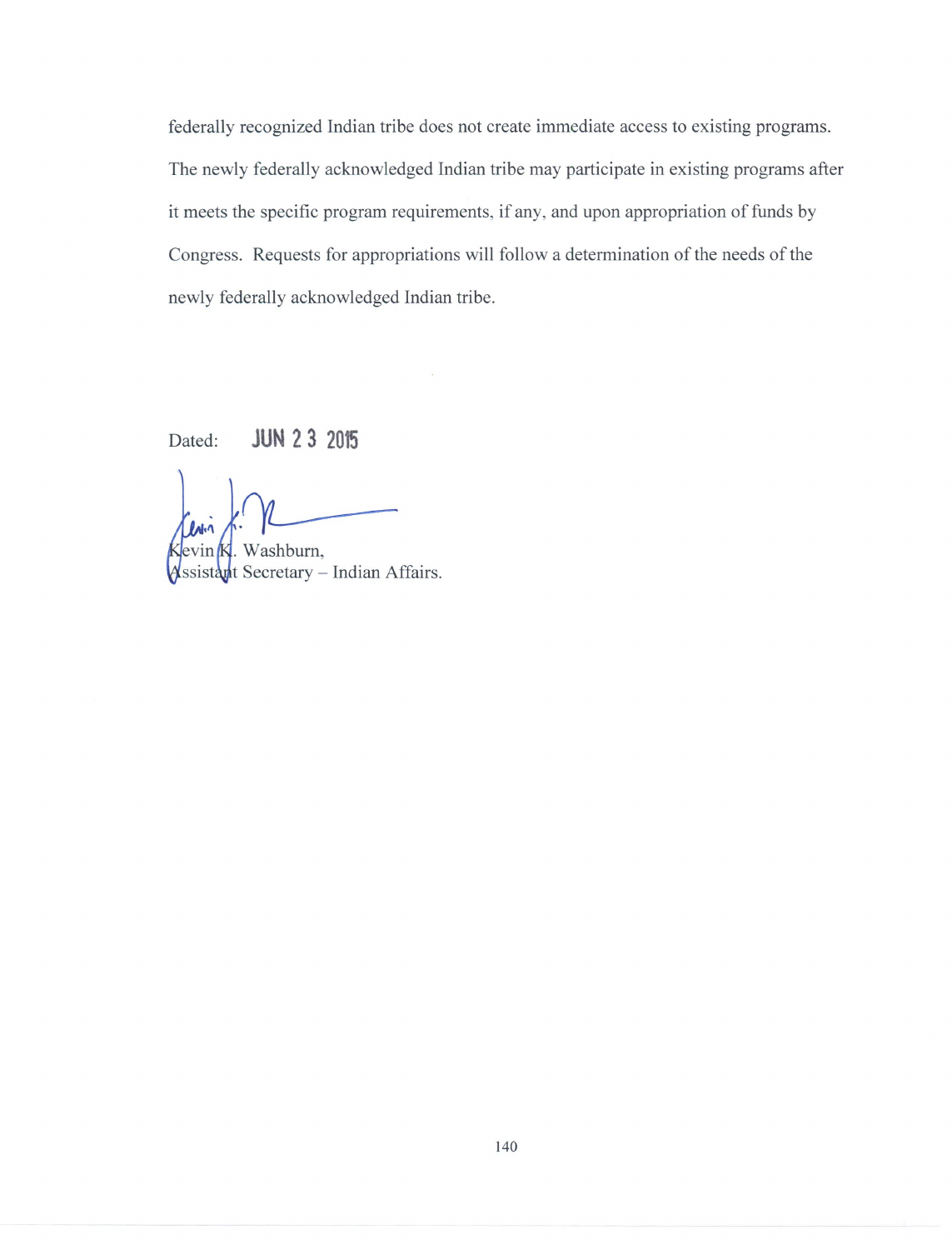federally recognized Indian tribe does not create immediate access to existing programs. The newly federally acknowledged Indian tribe may participate in existing programs after it meets the specific program requirements, if any, and upon appropriation of funds by Congress. Requests for appropriations will follow a determination of the needs of the newly federally acknowledged Indian tribe.

Dated: JUN 2 3 2015

Kevin K. Washburn,
Assistant Secretary – Indian Affairs.